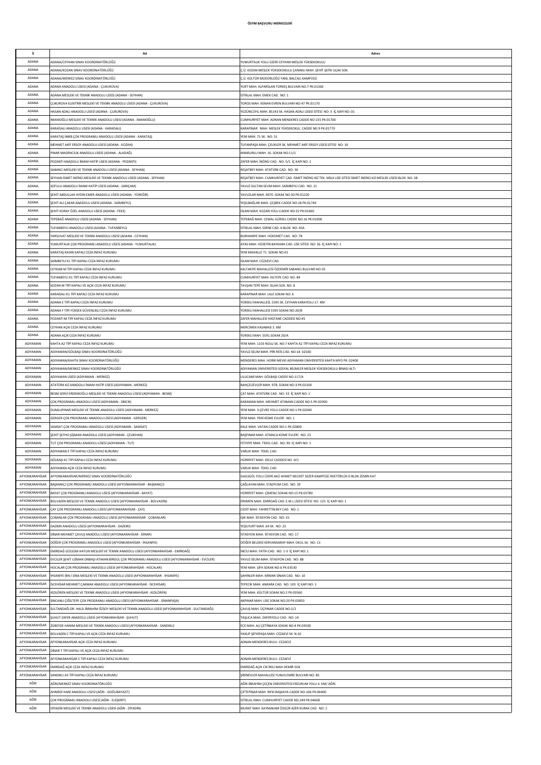**ÖSYM BAŞVURU MERKEZLERİ**

| İl | Ad | Adres |
|---|---|---|
| ADANA | ADANA/CEYHAN SINAV KOORDİNATÖRLÜĞÜ | YUMURTALIK YOLU ÜZERİ CEYHAN MESLEK YÜKSEKOKULU |
| ADANA | ADANA/KOZAN SINAV KOORDİNATÖRLÜĞÜ | Ç.Ü. KOZAN MESLEK YÜKSEKOKULU ÇANAKLI MAH. ŞEHİT ŞEFİK UÇAK SOK. |
| ADANA | ADANA/MERKEZ SINAV KOORDİNATÖRLÜĞÜ | Ç.Ü. KÜLTÜR MÜDÜRLÜĞÜ YANI, BALCALI KAMPÜSÜ |
| ADANA | ADANA ANADOLU LİSESİ (ADANA - ÇUKUROVA) | YURT MAH. ALPARSLAN TÜRKEŞ BULVARI NO:7 PK:01360 |
| ADANA | ADANA MESLEKİ VE TEKNİK ANADOLU LİSESİ (ADANA - SEYHAN) | İSTİKLAL MAH. EMEK CAD. NO: 1 |
| ADANA | ÇUKUROVA ELEKTRİK MESLEKİ VE TEKNİK ANADOLU LİSESİ (ADANA - ÇUKUROVA) | TOROS MAH. KENAN EVREN BULVARI NO:47 PK:01170 |
| ADANA | HASAN ADALI ANADOLU LİSESİ (ADANA - ÇUKUROVA) | YÜZÜNCÜYIL MAH. 85143 SK. HASAN ADALI LİSESİ SİTESİ NO: 3 İÇ KAPI NO: 01 |
| ADANA | İMAMOĞLU MESLEKİ VE TEKNİK ANADOLU LİSESİ (ADANA - İMAMOĞLU) | CUMHURİYET MAH. ADNAN MENDERES CADDE NO:155 PK:01700 |
| ADANA | KARAİSALI ANADOLU LİSESİ (ADANA - KARAİSALI) | KARAPINAR MAH. MESLEK YÜKSEKOKUL CADDE NO:9 PK:01770 |
| ADANA | KARATAŞ İMKB ÇOK PROGRAMLI ANADOLU LİSESİ (ADANA - KARATAŞ) | YENİ MAH. 71 SK. NO: 31 |
| ADANA | MEHMET AKİF ERSOY ANADOLU LİSESİ (ADANA - KOZAN) | TUFANPAŞA MAH. ÇELİKLER SK. MEHMET AKİF ERSOY LİSESİ SİTESİ NO: 10 |
| ADANA | PINAR MADENCİLİK ANADOLU LİSESİ (ADANA - ALADAĞ) | MANSURLU MAH. 16. SOKAK NO:11/1 |
| ADANA | POZANTI ANADOLU İMAM HATİP LİSESİ (ADANA - POZANTI) | ZAFER MAH. İNÖNÜ CAD. NO: 5/1 İÇ KAPI NO: 1 |
| ADANA | SABANCI MESLEKİ VE TEKNİK ANADOLU LİSESİ (ADANA - SEYHAN) | REŞATBEY MAH. ATATÜRK CAD. NO: 30 |
| ADANA | SEYHAN İSMET İNÖNÜ MESLEKİ VE TEKNİK ANADOLU LİSESİ (ADANA - SEYHAN) | REŞATBEY MAH. CUMHURİYET CAD. İSMET İNÖNÜ KIZ TEK. MSLK LİSE SİTESİ İSMET İNÖNÜ KIZ MESLEK LİSESİ BLOK NO: 38 |
| ADANA | SOFULU ANADOLU İMAM HATİP LİSESİ (ADANA - SARIÇAM) | YAVUZ SULTAN SELİM MAH. SAİMBEYLİ CAD. NO: 21 |
| ADANA | ŞEHİT ABDULLAH AYDIN EMER ANADOLU LİSESİ (ADANA - YÜREĞİR) | YAVUZLAR MAH. 4070. SOKAK NO:30 PK:01220 |
| ADANA | ŞEHİT ALİ ÇAKAR ANADOLU LİSESİ (ADANA - SAİMBEYLİ) | YEŞİLBAĞLAR MAH. ÇEŞBEK CADDE NO:18 PK:01740 |
| ADANA | ŞEHİT KORAY ÖZEL ANADOLU LİSESİ (ADANA - FEKE) | İSLAM MAH. KOZAN YOLU CADDE NO:32 PK:01660 |
| ADANA | TEPEBAĞ ANADOLU LİSESİ (ADANA - SEYHAN) | TEPEBAĞ MAH. CEMAL GÜRSEL CADDE NO:16 PK:01000 |
| ADANA | TUFANBEYLİ ANADOLU LİSESİ (ADANA - TUFANBEYLİ) | İSTİKLAL MAH. GİRNE CAD. A BLOK NO: 45A |
| ADANA | YARSUVAT MESLEKİ VE TEKNİK ANADOLU LİSESİ (ADANA - CEYHAN) | BURHANİYE MAH. HÜKÜMET CAD. NO: 78 |
| ADANA | YUMURTALIK ÇOK PROGRAMLI ANADOLU LİSESİ (ADANA - YUMURTALIK) | AYAS MAH. HÜSEYİN BAYKARA CAD. LİSE SİTESİ NO: 36 İÇ KAPI NO: 1 |
| ADANA | KARATAŞ ADNAN KAPALI CEZA İNFAZ KURUMU | YENİ MAHALLE 71. SOKAK NO:61 |
| ADANA | SAİMBEYLİ K1 TİPİ KAPALI CEZA İNFAZ KURUMU | İSLAM MAH. CEZAEVİ CAD. |
| ADANA | CEYHAN M TİPİ KAPALI CEZA İNFAZ KURUMU | KALTAKİYE MAHALLESİ ÖZDEMİR SABANCI BULVARI NO:35 |
| ADANA | TUFANBEYLİ K1 TİPİ KAPALI CEZA İNFAZ KURUMU | CUMHURİYET MAH. KILTEPE CAD. NO. 84 |
| ADANA | KOZAN M TİPİ KAPALI VE AÇIK CEZA İNFAZ KURUMU | TAVŞAN TEPE MAH. ISLAH SOK. NO: 8 |
| ADANA | KARAİSALI K1 TİPİ KAPALI CEZA İNFAZ KURUMU | KARAPINAR MAH. LALE SOKAK NO: 6 |
| ADANA | ADANA E TİPİ KAPALI CEZA İNFAZ KURUMU | YÜREKLİ MAHALLESİ, 5595 SK. CEYHAN KARAYOLU 17. KM |
| ADANA | ADANA F TİPİ YÜKSEK GÜVENLİKLİ CEZA İNFAZ KURUMU | YÜREKLİ MAHALLESİ 5595 SOKAK NO:20/B |
| ADANA | POZANTI M TİPİ KAPALI CEZA İNFAZ KURUMU | ZAFER MAHALLESİ HASTANE CADDESİ NO:45 |
| ADANA | CEYHAN AÇIK CEZA İNFAZ KURUMU | MERCİMEK KASABASI 3. KM |
| ADANA | ADANA AÇIK CEZA İNFAZ KURUMU | YÜREKLİ MAH. 5591.SOKAK 20/A |
| ADIYAMAN | KAHTA A2 TİPİ KAPALI CEZA İNFAZ KURUMU | YENİ MAH. 1103 NOLU SK. NO:7 KAHTA A2 TİPİ KAPALI CEZA İNFAZ KURUMU |
| ADIYAMAN | ADIYAMAN/GÖLBAŞI SINAV KOORDİNATÖRLÜĞÜ | YAVUZ SELİM MAH. PİRİ REİS CAD. NO:18 02500 |
| ADIYAMAN | ADIYAMAN/KAHTA SINAV KOORDİNATÖRLÜĞÜ | MENDERES MAH. HORİK MEVKİ ADIYAMAN ÜNİVERSİTESİ KAHTA MYO PK: 02400 |
| ADIYAMAN | ADIYAMAN/MERKEZ SINAV KOORDİNATÖRLÜĞÜ | ADIYAMAN ÜNİVERSİTESİ SOSYAL BİLİMLER MESLEK YÜKSEKOKULU BİNASI ALTI |
| ADIYAMAN | ADIYAMAN LİSESİ (ADIYAMAN - MERKEZ) | ULUCAMİ MAH. GÖLBAŞI CADDE NO:117/A |
| ADIYAMAN | ATATÜRK KIZ ANADOLU İMAM HATİP LİSESİ (ADIYAMAN - MERKEZ) | BAHÇELİEVLER MAH. 978. SOKAK NO:3 PK:02100 |
| ADIYAMAN | BESNİ SERVİ ERDEMOĞLU MESLEKİ VE TEKNİK ANADOLU LİSESİ (ADIYAMAN - BESNİ) | ÇAT MAH. ATATÜRK CAD. NO: 53 İÇ KAPI NO: 1 |
| ADIYAMAN | ÇOK PROGRAMLI ANADOLU LİSESİ (ADIYAMAN - SİNCİK) | KARAMAN MAH. MEHMET ATAMAN CADDE NO:5 PK:02900 |
| ADIYAMAN | DUMLUPINAR MESLEKİ VE TEKNİK ANADOLU LİSESİ (ADIYAMAN - MERKEZ) | YENİ MAH. 3.ÇEVRE YOLU CADDE NO:1 PK:02040 |
| ADIYAMAN | GERGER ÇOK PROGRAMLI ANADOLU LİSESİ (ADIYAMAN - GERGER) | YENİ MAH. YENİ KÜME EVLERİ NO: 1 |
| ADIYAMAN | SAMSAT ÇOK PROGRAMLI ANADOLU LİSESİ (ADIYAMAN - SAMSAT) | KALE MAH. VATAN CADDE NO:1 PK:02800 |
| ADIYAMAN | ŞEHİT ŞEYHO ŞİŞMAN ANADOLU LİSESİ (ADIYAMAN - ÇELİKHAN) | BAŞPINAR MAH. ATMACA KÜME EVLERİ NO: 23 |
| ADIYAMAN | TUT ÇOK PROGRAMLI ANADOLU LİSESİ (ADIYAMAN - TUT) | FETHİYE MAH. TEKEL CAD. NO: 90 İÇ KAPI NO: 1 |
| ADIYAMAN | ADIYAMAN E TİPİ KAPALI CEZA İNFAZ KURUMU | VARLIK MAH. TEKEL CAD. |
| ADIYAMAN | GÖLBAŞI K1 TİPİ KAPALI CEZA İNFAZ KURUMU | HÜRRİYET MAH. DİCLE CADDESİ NO :9/1 |
| ADIYAMAN | ADIYAMAN AÇIK CEZA İNFAZ KURUMU | VARLIK MAH. TEKEL CAD. |
| AFYONKARAHİSAR | AFYONKARAHİSAR/MERKEZ SINAV KOORDİNATÖRLÜĞÜ | GAZLIGÖL YOLU ÜZERİ AKÜ AHMET NECDET SEZER KAMPÜSÜ REKTÖRLÜK D BLOK ZEMİN KAT |
| AFYONKARAHİSAR | BAŞMAKÇI ÇOK PROGRAMLI ANADOLU LİSESİ (AFYONKARAHİSAR - BAŞMAKÇI) | ÇAĞLAYAN MAH. STADYUM CAD. NO: 20 |
| AFYONKARAHİSAR | BAYAT ÇOK PROGRAMLI ANADOLU LİSESİ (AFYONKARAHİSAR - BAYAT) | HÜRRİYET MAH. ÇİMENLİ SOKAK NO:15 PK:03780 |
| AFYONKARAHİSAR | BOLVADİN MESLEKİ VE TEKNİK ANADOLU LİSESİ (AFYONKARAHİSAR - BOLVADİN) | ERKMEN MAH. EMİRDAĞ CAD. E.M.L LİSESİ SİTESİ NO: 125 İÇ KAPI NO: 1 |
| AFYONKARAHİSAR | ÇAY ÇOK PROGRAMLI ANADOLU LİSESİ (AFYONKARAHİSAR - ÇAY) | CEDİT MAH. FAHRETTİN BEY CAD. NO: 1 |
| AFYONKARAHİSAR | ÇOBANLAR ÇOK PROGRAMLI ANADOLU LİSESİ (AFYONKARAHİSAR - ÇOBANLAR) | IŞIK MAH. İSTASYON CAD. NO: 55 |
| AFYONKARAHİSAR | DAZKIRI ANADOLU LİSESİ (AFYONKARAHİSAR - DAZKIRI) | YEŞİLYURT MAH. 64 SK. NO: 23 |
| AFYONKARAHİSAR | DİNAR MEHMET ÇAVUŞ ANADOLU LİSESİ (AFYONKARAHİSAR - DİNAR) | İSTASYON MAH. İSTASYON CAD. NO: 17 |
| AFYONKARAHİSAR | DÖĞER ÇOK PROGRAMLI ANADOLU LİSESİ (AFYONKARAHİSAR - İHSANİYE) | DÖĞER BELDESİ KERVANSARAY MAH. OKUL SK. NO: 13 |
| AFYONKARAHİSAR | EMİRDAĞ GÜLSÜM HATUN MESLEKİ VE TEKNİK ANADOLU LİSESİ (AFYONKARAHİSAR - EMİRDAĞ) | İNCİLİ MAH. FATİH CAD. NO: 1-3 İÇ KAPI NO: 1 |
| AFYONKARAHİSAR | EVCİLER ŞEHİT UZMAN ONBAŞI ATAKAN BİRGÜL ÇOK PROGRAMLI ANADOLU LİSESİ (AFYONKARAHİSAR - EVCİLER) | YAVUZ SELİM MAH. İSTASYON CAD. NO: 88 |
| AFYONKARAHİSAR | HOCALAR ÇOK PROGRAMLI ANADOLU LİSESİ (AFYONKARAHİSAR - HOCALAR) | YENİ MAH. ŞİFA SOKAK NO:6 PK:03530 |
| AFYONKARAHİSAR | İHSANİYE İBN-İ SİNA MESLEKİ VE TEKNİK ANADOLU LİSESİ (AFYONKARAHİSAR - İHSANİYE) | ŞAHİNLER MAH. MİMAR SİNAN CAD. NO: 10 |
| AFYONKARAHİSAR | İSCEHİSAR MEHMET ÇAKMAK ANADOLU LİSESİ (AFYONKARAHİSAR - İSCEHİSAR) | TEPECİK MAH. ANKARA CAD. NO: 103 İÇ KAPI NO: 1 |
| AFYONKARAHİSAR | KIZILÖREN MESLEKİ VE TEKNİK ANADOLU LİSESİ (AFYONKARAHİSAR - KIZILÖREN) | YENİ MAH. KÜLTÜR SOKAK NO:2 PK:03560 |
| AFYONKARAHİSAR | SİNCANLI ÇİĞİLTEPE ÇOK PROGRAMLI ANADOLU LİSESİ (AFYONKARAHİSAR - SİNANPAŞA) | AKPINAR MAH. LİSE SOKAK NO:20 PK:03850 |
| AFYONKARAHİSAR | SULTANDAĞI DR. HALİL İBRAHİM ÖZSOY MESLEKİ VE TEKNİK ANADOLU LİSESİ (AFYONKARAHİSAR - SULTANDAĞI) | ÇAVUŞ MAH. ÜÇPINAR CADDE NO:2/2 |
| AFYONKARAHİSAR | ŞUHUT ZAFER ANADOLU LİSESİ (AFYONKARAHİSAR - ŞUHUT) | TAŞLICA MAH. ZAFERYOLU CAD. NO: 14 |
| AFYONKARAHİSAR | ZÜBEYDE HANIM MESLEKİ VE TEKNİK ANADOLU LİSESİ (AFYONKARAHİSAR - SANDIKLI) | ECE MAH. ALİ ÇETİNKAYA SOKAK NO:4 PK:03500 |
| AFYONKARAHİSAR | BOLVADİN C TİPİ KAPALI VE AÇIK CEZA İNFAZ KURUMU | YAKUP ŞEFKİPAŞA MAH. CEZAEVİ SK. N:10 |
| AFYONKARAHİSAR | AFYONKARAHİSAR AÇIK CEZA İNFAZ KURUMU | ADNAN MENDERES BULV. CEZAEVİ |
| AFYONKARAHİSAR | DİNAR T TİPİ KAPALI VE AÇIK CEZA İNFAZ KURUMU | |
| AFYONKARAHİSAR | AFYONKARAHİSAR E TİPİ KAPALI CEZA İNFAZ KURUMU | ADNAN MENDERES BULV. CEZAEVİ |
| AFYONKARAHİSAR | EMİRDAĞ AÇIK CEZA İNFAZ KURUMU | EMİRDAĞ AÇIK CİK İNİLİ MAH DEMİR SOK |
| AFYONKARAHİSAR | SANDIKLI A3 TİPİ KAPALI CEZA İNFAZ KURUMU | ŞİRİNEVLER MAHALLESİ YUNUS EMRE BULVARI NO: 85 |
| AĞRI | AĞRI/MERKEZ SINAV KOORDİNATÖRLÜĞÜ | AĞRI İBRAHİM ÇEÇEN ÜNİVERSİTESİ ERZURUM YOLU 4. KM/ AĞRI. |
| AĞRI | AHMEDİ HANİ ANADOLU LİSESİ (AĞRI - DOĞUBAYAZIT) | ÇİFTEPINAR MAH. RIFKI BAŞKAYA CADDE NO:106 PK:04400 |
| AĞRI | ÇOK PROGRAMLI ANADOLU LİSESİ (AĞRI - ELEŞKİRT) | İSTİKLAL MAH. CUMHURİYET CADDE NO:249 PK:04600 |
| AĞRI | DİYADİN MESLEKİ VE TEKNİK ANADOLU LİSESİ (AĞRI - DİYADİN) | MURAT MAH. KAYMAKAM ÖZGÜR AZER KURAK CAD. NO: 1 |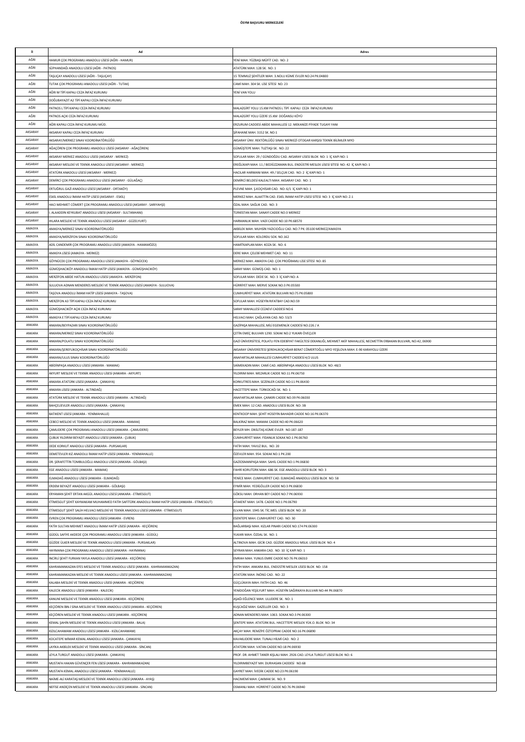# ÖSYM BAŞVURU MERKEZLERİ

| İl | Ad | Adres |
|---|---|---|
| AĞRI | HAMUR ÇOK PROGRAMLI ANADOLU LİSESİ (AĞRI - HAMUR) | YENİ MAH. YÜZBAŞI MÜFİT CAD. NO: 2 |
| AĞRI | SÜPHANDAĞI ANADOLU LİSESİ (AĞRI - PATNOS) | ATATÜRK MAH. 128 SK. NO: 1 |
| AĞRI | TAŞLIÇAY ANADOLU LİSESİ (AĞRI - TAŞLIÇAY) | 15 TEMMUZ ŞEHİTLER MAH. 3.NOLU KÜME EVLER NO:24 PK:04800 |
| AĞRI | TUTAK ÇOK PROGRAMLI ANADOLU LİSESİ (AĞRI - TUTAK) | CAMİ MAH. 304 SK. LİSE SİTESİ NO: 23 |
| AĞRI | AĞRI M TİPİ KAPALI CEZA İNFAZ KURUMU | YENİ VAN YOLU |
| AĞRI | DOĞUBAYAZIT A2 TİPİ KAPALI CEZA İNFAZ KURUMU | |
| AĞRI | PATNOS L TİPİ KAPALI CEZA İNFAZ KURUMU | MALAZGİRT YOLU 15.KM PATNOS L TİPİ KAPALI CEZA İNFAZ KURUMU |
| AĞRI | PATNOS AÇIK CEZA İNFAZ KURUMU | MALAZGİRT YOLU ÜZERİ 15.KM DOĞANSU KÖYÜ |
| AĞRI | AĞRI KAPALI CEZA İNFAZ KURUMU MÜD. | ERZURUM CADDESİ ABİDE MAHALLESİ 12. MEKANİZE PİYADE TUGAYI YANI |
| AKSARAY | AKSARAY KAPALI CEZA İNFAZ KURUMU | ŞİFAHANE MAH. 3152 SK. NO:1 |
| AKSARAY | AKSARAY/MERKEZ SINAV KOORDİNATÖRLÜĞÜ | AKSARAY ÜNV. REKTÖRLÜĞÜ SINAV MERKEZİ OTOGAR KARŞISI TEKNİK BİLİMLER MYO |
| AKSARAY | AĞAÇÖREN ÇOK PROGRAMLI ANADOLU LİSESİ (AKSARAY - AĞAÇÖREN) | GÜMÜŞTEPE MAH. TUZTAŞI SK. NO: 22 |
| AKSARAY | AKSARAY MERKEZ ANADOLU LİSESİ (AKSARAY - MERKEZ) | SOFULAR MAH. 29 / GÜNDOĞDU CAD. AKSARAY LİSESİ BLOK NO: 1 İÇ KAPI NO: 1 |
| AKSARAY | AKSARAY MESLEKİ VE TEKNİK ANADOLU LİSESİ (AKSARAY - MERKEZ) | EREĞLİKAPI MAH. 11 / BEDİÜZZAMAN BUL. ENDÜSTRİ MESLEK LİSESİ SİTESİ NO: 42 İÇ KAPI NO: 1 |
| AKSARAY | ATATÜRK ANADOLU LİSESİ (AKSARAY - MERKEZ) | HACILAR HARMANI MAH. 49 / SELÇUK CAD. NO: 2 İÇ KAPI NO: 1 |
| AKSARAY | DEMİRCİ ÇOK PROGRAMLI ANADOLU LİSESİ (AKSARAY - GÜLAĞAÇ) | DEMİRCİ BELDESİ KALEALTI MAH. AKSARAY CAD. NO: 1 |
| AKSARAY | ERTUĞRUL GAZİ ANADOLU LİSESİ (AKSARAY - ORTAKÖY) | PLEVNE MAH. Ş.KOÇHİSAR CAD. NO: 6/1 İÇ KAPI NO: 1 |
| AKSARAY | ESKİL ANADOLU İMAM HATİP LİSESİ (AKSARAY - ESKİL) | MERKEZ MAH. ALAATTİN CAD. ESKİL İMAM HATİP LİSESİ SİTESİ NO: 3 İÇ KAPI NO: Z-1 |
| AKSARAY | HACI MEHMET CÖMERT ÇOK PROGRAMLI ANADOLU LİSESİ (AKSARAY - SARIYAHŞİ) | ÖZAL MAH. SAĞLIK CAD. NO: 3 |
| AKSARAY | I. ALAADDİN KEYKUBAT ANADOLU LİSESİ (AKSARAY - SULTANHANI) | TÜRKİSTAN MAH. SANAYİ CADDE NO:3 MERKEZ |
| AKSARAY | IHLARA MESLEKİ VE TEKNİK ANADOLU LİSESİ (AKSARAY - GÜZELYURT) | HARMANLIK MAH. VADİ CADDE NO:10 PK:68570 |
| AMASYA | AMASYA/MERKEZ SINAV KOORDİNATÖRLÜĞÜ | AKBİLEK MAH. MUHSİN YAZICIOĞLU CAD. NO:7 PK: 05100 MERKEZ/AMASYA |
| AMASYA | AMASYA/MERZİFON SINAV KOORDİNATÖRLÜĞÜ | SOFULAR MAH. KOLORDU SOK. NO.162 |
| AMASYA | ADİL CANDEMİR ÇOK PROGRAMLI ANADOLU LİSESİ (AMASYA - HAMAMÖZÜ) | HAMİTKAPLAN MAH. KOZA SK. NO: 6 |
| AMASYA | AMASYA LİSESİ (AMASYA - MERKEZ) | DERE MAH. ÇELEBİ MEHMET CAD. NO: 11 |
| AMASYA | GÖYNÜCEK ÇOK PROGRAMLI ANADOLU LİSESİ (AMASYA - GÖYNÜCEK) | MERKEZ MAH. AMASYA CAD. ÇOK PROĞRAMLI LİSE SİTESİ NO: 85 |
| AMASYA | GÜMÜŞHACIKÖY ANADOLU İMAM HATİP LİSESİ (AMASYA - GÜMÜŞHACIKÖY) | SARAY MAH. GÜMÜŞ CAD. NO: 1 |
| AMASYA | MERZİFON ABİDE HATUN ANADOLU LİSESİ (AMASYA - MERZİFON) | SOFULAR MAH. DEDE SK. NO: 3 İÇ KAPI NO: A |
| AMASYA | SULUOVA ADNAN MENDERES MESLEKİ VE TEKNİK ANADOLU LİSESİ (AMASYA - SULUOVA) | HÜRRİYET MAH. MERVE SOKAK NO:3 PK:05500 |
| AMASYA | TAŞOVA ANADOLU İMAM HATİP LİSESİ (AMASYA - TAŞOVA) | CUMHURİYET MAH. ATATÜRK BULVARI NO:75 PK:05800 |
| AMASYA | MERZİFON A3 TİPİ KAPALI CEZA İNFAZ KURUMU | SOFULAR MAH. HÜSEYİN RIFATBAY CAD.NO:59 |
| AMASYA | GÜMÜŞHACIKÖY AÇIK CEZA İNFAZ KURUMU | SARAY MAHALLESİ CEZAEVİ CADDESİ NO:6 |
| AMASYA | AMASYA E TİPİ KAPALI CEZA İNFAZ KURUMU | HELVACI MAH. ÇAĞLAYAN CAD. NO: 53/3 |
| ANKARA | ANKARA/BEYPAZARI SINAV KOORDİNATÖRLÜĞÜ | GAZİPAŞA MAHALLESİ, MİLİ EGEMENLİK CADDESİ NO:226 / A |
| ANKARA | ANKARA/MERKEZ SINAV KOORDİNATÖRLÜĞÜ | ÇETİN EMEÇ BULVARI 1290. SOKAK NO:2 YUKARI ÖVEÇLER |
| ANKARA | ANKARA/POLATLI SINAV KOORDİNATÖRLÜĞÜ | GAZİ ÜNİVERSİTESİ, POLATLI FEN EDEBİYAT FAKÜLTESİ DEKANLIĞI, MEHMET AKİF MAHALLESİ, NECMETTİN ERBAKAN BULVARI, NO:42, 06900 |
| ANKARA | ANKARA/ŞEREFLİKOÇHİSAR SINAV KOORDİNATÖRLÜĞÜ | AKSARAY ÜNİVERSİTESİ ŞEREFLİKOÇHİSAR BERAT CÖMERTOĞLU MYO YEŞİLOVA MAH. E-90 KARAYOLU ÜZERİ |
| ANKARA | ANKARA/ULUS SINAV KOORDİNATÖRLÜĞÜ | ANAFARTALAR MAHALLESİ CUMHURİYET CADDESİ 4/2 ULUS |
| ANKARA | ABİDİNPAŞA ANADOLU LİSESİ (ANKARA - MAMAK) | SAİMEKADIN MAH. CAMİ CAD. ABİDİNPAŞA ANADOLU LİSESİ BLOK NO: 48/2 |
| ANKARA | AKYURT MESLEKİ VE TEKNİK ANADOLU LİSESİ (ANKARA - AKYURT) | YILDIRIM MAH. MEZARLIK CADDE NO:11 PK:06750 |
| ANKARA | ANKARA ATATÜRK LİSESİ (ANKARA - ÇANKAYA) | KORKUTREİS MAH. SEZENLER CADDE NO:11 PK:06430 |
| ANKARA | ANKARA LİSESİ (ANKARA - ALTINDAĞ) | HACETTEPE MAH. TÜRKOCAĞI SK. NO: 1 |
| ANKARA | ATATÜRK MESLEKİ VE TEKNİK ANADOLU LİSESİ (ANKARA - ALTINDAĞ) | ANAFARTALAR MAH. ÇANKIRI CADDE NO:39 PK:06030 |
| ANKARA | BAHÇELİEVLER ANADOLU LİSESİ (ANKARA - ÇANKAYA) | EMEK MAH. 12 CAD. ANADOLU LİSESİ BLOK NO: 3B |
| ANKARA | BATIKENT LİSESİ (ANKARA - YENİMAHALLE) | KENTKOOP MAH. ŞEHİT HÜSEYİN BAHADIR CADDE NO:16 PK:06370 |
| ANKARA | CEBECİ MESLEKİ VE TEKNİK ANADOLU LİSESİ (ANKARA - MAMAK) | BALKİRAZ MAH. MAMAK CADDE NO:40 PK:06620 |
| ANKARA | ÇAMLIDERE ÇOK PROGRAMLI ANADOLU LİSESİ (ANKARA - ÇAMLIDERE) | BEYLER MH. DİKİLİTAŞ KÜME EVLER NO:187-187 |
| ANKARA | ÇUBUK YILDIRIM BEYAZIT ANADOLU LİSESİ (ANKARA - ÇUBUK) | CUMHURİYET MAH. FİDANLIK SOKAK NO:1 PK:06760 |
| ANKARA | DEDE KORKUT ANADOLU LİSESİ (ANKARA - PURSAKLAR) | FATİH MAH. YAVUZ BUL. NO: 20 |
| ANKARA | DEMETEVLER KIZ ANADOLU İMAM HATİP LİSESİ (ANKARA - YENİMAHALLE) | ÖZEVLER MAH. 954. SOKAK NO:1 PK:200 |
| ANKARA | DR. ŞERAFETTİN TOMBULOĞLU ANADOLU LİSESİ (ANKARA - GÖLBAŞI) | GAZİOSMANPAŞA MAH. SAHİL CADDE NO:1 PK:06830 |
| ANKARA | EGE ANADOLU LİSESİ (ANKARA - MAMAK) | FAHRİ KORUTÜRK MAH. 686 SK. EGE ANADOLU LİSESİ BLOK NO: 3 |
| ANKARA | ELMADAĞ ANADOLU LİSESİ (ANKARA - ELMADAĞ) | YENİCE MAH. CUMHURİYET CAD. ELMADAĞ ANADOLU LİSESİ BLOK NO: 58 |
| ANKARA | ERDEM BEYAZIT ANADOLU LİSESİ (ANKARA - GÖLBAŞI) | EYMİR MAH. YEDİGÖLLER CADDE NO:3 PK:06830 |
| ANKARA | ERYAMAN ŞEHİT ERTAN AKGÜL ANADOLU LİSESİ (ANKARA - ETİMESGUT) | GÖKSU MAH. ORHAN BEY CADDE NO:7 PK:06930 |
| ANKARA | ETİMESGUT ŞEHİT KAYMAKAM MUHAMMED FATİH SAFİTÜRK ANADOLU İMAM HATİP LİSESİ (ANKARA - ETİMESGUT) | ATAKENT MAH. 1478. CADDE NO:1 PK:06790 |
| ANKARA | ETİMESGUT ŞEHİT SALİH HELVACI MESLEKİ VE TEKNİK ANADOLU LİSESİ (ANKARA - ETİMESGUT) | ELVAN MAH. 1945 SK. TİC.MES. LİSESİ BLOK NO: 20 |
| ANKARA | EVREN ÇOK PROGRAMLI ANADOLU LİSESİ (ANKARA - EVREN) | ESENTEPE MAH. CUMHURİYET CAD. NO: 30 |
| ANKARA | FATİH SULTAN MEHMET ANADOLU İMAM HATİP LİSESİ (ANKARA - KEÇİÖREN) | BAĞLARBAŞI MAH. KIZLAR PINARI CADDE NO:174 PK:06300 |
| ANKARA | GÜDÜL SAFİYE AKDEDE ÇOK PROGRAMLI ANADOLU LİSESİ (ANKARA - GÜDÜL) | YUKARI MAH. ÖZDAL SK. NO: 1 |
| ANKARA | GÜZİDE ÜLKER MESLEKİ VE TEKNİK ANADOLU LİSESİ (ANKARA - PURSAKLAR) | ALTINOVA MAH. GİCİK CAD. GÜZİDE ANADOLU MSLK. LİSESİ BLOK NO: 4 |
| ANKARA | HAYMANA ÇOK PROGRAMLI ANADOLU LİSESİ (ANKARA - HAYMANA) | SEYRAN MAH. ANKARA CAD. NO: 10 İÇ KAPI NO: 1 |
| ANKARA | İNCİRLİ ŞEHİT FURKAN YAYLA ANADOLU LİSESİ (ANKARA - KEÇİÖREN) | EMRAH MAH. YUNUS EMRE CADDE NO:76 PK:06010 |
| ANKARA | KAHRAMANKAZAN EFES MESLEKİ VE TEKNİK ANADOLU LİSESİ (ANKARA - KAHRAMANKAZAN) | FATİH MAH. ANKARA BUL. ENDÜSTRİ MESLEK LİSESİ BLOK NO: 158 |
| ANKARA | KAHRAMANKAZAN MESLEKİ VE TEKNİK ANADOLU LİSESİ (ANKARA - KAHRAMANKAZAN) | ATATÜRK MAH. İNÖNÜ CAD. NO: 22 |
| ANKARA | KALABA MESLEKİ VE TEKNİK ANADOLU LİSESİ (ANKARA - KEÇİÖREN) | GÜÇLÜKAYA MAH. FATİH CAD. NO: 46 |
| ANKARA | KALECİK ANADOLU LİSESİ (ANKARA - KALECİK) | YENİDOĞAN YEŞİLYURT MAH. HÜSEYİN SAĞIRKAYA BULVARI NO:44 PK:06870 |
| ANKARA | KANUNİ MESLEKİ VE TEKNİK ANADOLU LİSESİ (ANKARA - KEÇİÖREN) | AŞAĞI EĞLENCE MAH. ULUDERE SK. NO: 1 |
| ANKARA | KEÇİÖREN İBN-İ SİNA MESLEKİ VE TEKNİK ANADOLU LİSESİ (ANKARA - KEÇİÖREN) | KUŞCAĞIZ MAH. GAZELLER CAD. NO: 3 |
| ANKARA | KEÇİÖREN MESLEKİ VE TEKNİK ANADOLU LİSESİ (ANKARA - KEÇİÖREN) | ADNAN MENDERES MAH. 1063. SOKAK NO:3 PK:06300 |
| ANKARA | KEMAL ŞAHİN MESLEKİ VE TEKNİK ANADOLU LİSESİ (ANKARA - BALA) | ŞENTEPE MAH. ATATÜRK BUL. HACETTEPE MESLEK YÜK.O. BLOK NO: 34 |
| ANKARA | KIZILCAHAMAM ANADOLU LİSESİ (ANKARA - KIZILCAHAMAM) | AKÇAY MAH. REMZİYE ÖZTOPRAK CADDE NO:16 PK:06890 |
| ANKARA | KOCATEPE MİMAR KEMAL ANADOLU LİSESİ (ANKARA - ÇANKAYA) | KAVAKLIDERE MAH. TUNALI HİLMİ CAD. NO: 2 |
| ANKARA | LAYİKA AKBİLEK MESLEKİ VE TEKNİK ANADOLU LİSESİ (ANKARA - SİNCAN) | ATATÜRK MAH. VATAN CADDE NO:18 PK:06930 |
| ANKARA | LEYLA TURGUT ANADOLU LİSESİ (ANKARA - ÇANKAYA) | PROF. DR. AHMET TANER KIŞLALI MAH. 2926 CAD. LEYLA TURGUT LİSESİ BLOK NO: 6 |
| ANKARA | MUSTAFA HAKAN GÜVENÇER FEN LİSESİ (ANKARA - KAHRAMANKAZAN) | YILDIRIMBEYAZIT MH. DURHASAN CADDESİ NO:68 |
| ANKARA | MUSTAFA KEMAL ANADOLU LİSESİ (ANKARA - YENİMAHALLE) | GAYRET MAH. İVEDİK CADDE NO:23 PK:06190 |
| ANKARA | NAİME-ALİ KARATAŞ MESLEKİ VE TEKNİK ANADOLU LİSESİ (ANKARA - AYAŞ) | HACIMEMİ MAH. ÇAKMAK SK. NO: 9 |
| ANKARA | NEFİSE ANDİÇEN MESLEKİ VE TEKNİK ANADOLU LİSESİ (ANKARA - SİNCAN) | OSMANLI MAH. HÜRRİYET CADDE NO:76 PK:06940 |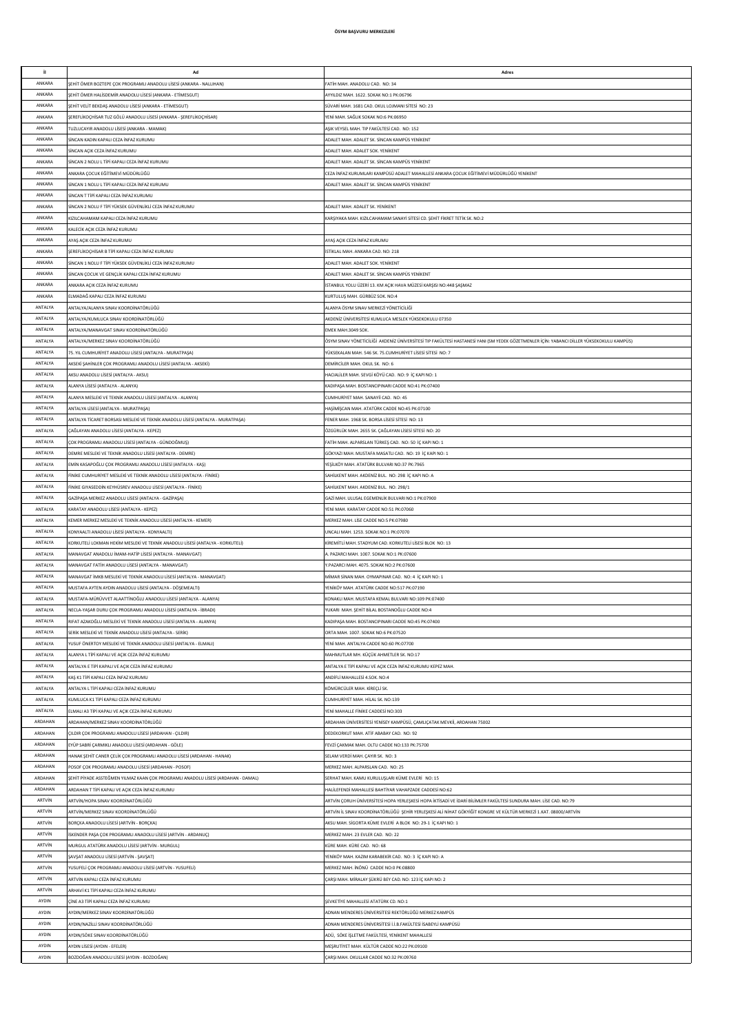**ÖSYM BAŞVURU MERKEZLERİ**

| İl | Ad | Adres |
|---|---|---|
| ANKARA | ŞEHİT ÖMER BOZTEPE ÇOK PROGRAMLI ANADOLU LİSESİ (ANKARA - NALLIHAN) | FATİH MAH. ANADOLU CAD. NO: 34 |
| ANKARA | ŞEHİT ÖMER HALİSDEMİR ANADOLU LİSESİ (ANKARA - ETİMESGUT) | AYYILDIZ MAH. 1622. SOKAK NO:1 PK:06796 |
| ANKARA | ŞEHİT VELİT BEKDAŞ ANADOLU LİSESİ (ANKARA - ETİMESGUT) | SÜVARİ MAH. 1681 CAD. OKUL LOJMANI SİTESİ NO: 23 |
| ANKARA | ŞEREFLİKOÇHİSAR TUZ GÖLÜ ANADOLU LİSESİ (ANKARA - ŞEREFLİKOÇHİSAR) | YENİ MAH. SAĞLIK SOKAK NO:6 PK:06950 |
| ANKARA | TUZLUCAYIR ANADOLU LİSESİ (ANKARA - MAMAK) | AŞIK VEYSEL MAH. TIP FAKÜLTESİ CAD. NO: 152 |
| ANKARA | SİNCAN KADIN KAPALI CEZA İNFAZ KURUMU | ADALET MAH. ADALET SK. SİNCAN KAMPÜS YENİKENT |
| ANKARA | SİNCAN AÇIK CEZA İNFAZ KURUMU | ADALET MAH. ADALET SOK. YENİKENT |
| ANKARA | SİNCAN 2 NOLU L TİPİ KAPALI CEZA İNFAZ KURUMU | ADALET MAH. ADALET SK. SİNCAN KAMPÜS YENİKENT |
| ANKARA | ANKARA ÇOCUK EĞİTİMEVİ MÜDÜRLÜĞÜ | CEZA İNFAZ KURUMLARI KAMPÜSÜ ADALET MAHALLESİ ANKARA ÇOCUK EĞİTİMEVİ MÜDÜRLÜĞÜ YENİKENT |
| ANKARA | SİNCAN 1 NOLU L TİPİ KAPALI CEZA İNFAZ KURUMU | ADALET MAH. ADALET SK. SİNCAN KAMPÜS YENİKENT |
| ANKARA | SİNCAN T TİPİ KAPALI CEZA İNFAZ KURUMU | |
| ANKARA | SİNCAN 2 NOLU F TİPİ YÜKSEK GÜVENLİKLİ CEZA İNFAZ KURUMU | ADALET MAH. ADALET SK. YENİKENT |
| ANKARA | KIZILCAHAMAM KAPALI CEZA İNFAZ KURUMU | KARŞIYAKA MAH. KIZILCAHAMAM SANAYİ SİTESİ CD. ŞEHİT FİKRET TETİK SK. NO:2 |
| ANKARA | KALECİK AÇIK CEZA İNFAZ KURUMU | |
| ANKARA | AYAŞ AÇIK CEZA İNFAZ KURUMU | AYAŞ AÇIK CEZA İNFAZ KURUMU |
| ANKARA | ŞEREFLİKOÇHİSAR B TİPİ KAPALI CEZA İNFAZ KURUMU | İSTİKLAL MAH. ANKARA CAD. NO: 218 |
| ANKARA | SİNCAN 1 NOLU F TİPİ YÜKSEK GÜVENLİKLİ CEZA İNFAZ KURUMU | ADALET MAH. ADALET SOK. YENİKENT |
| ANKARA | SİNCAN ÇOCUK VE GENÇLİK KAPALI CEZA İNFAZ KURUMU | ADALET MAH. ADALET SK. SİNCAN KAMPÜS YENİKENT |
| ANKARA | ANKARA AÇIK CEZA İNFAZ KURUMU | İSTANBUL YOLU ÜZERİ 13. KM AÇIK HAVA MÜZESİ KARŞISI NO:448 ŞAŞMAZ |
| ANKARA | ELMADAĞ KAPALI CEZA İNFAZ KURUMU | KURTULUŞ MAH. GÜRBÜZ SOK. NO:4 |
| ANTALYA | ANTALYA/ALANYA SINAV KOORDİNATÖRLÜĞÜ | ALANYA ÖSYM SINAV MERKEZİ YÖNETİCİLİĞİ |
| ANTALYA | ANTALYA/KUMLUCA SINAV KOORDİNATÖRLÜĞÜ | AKDENİZ ÜNİVERSİTESİ KUMLUCA MESLEK YÜKSEKOKULU 07350 |
| ANTALYA | ANTALYA/MANAVGAT SINAV KOORDİNATÖRLÜĞÜ | EMEK MAH.3049 SOK. |
| ANTALYA | ANTALYA/MERKEZ SINAV KOORDİNATÖRLÜĞÜ | ÖSYM SINAV YÖNETİCİLİĞİ AKDENİZ ÜNİVERSİTESİ TIP FAKÜLTESİ HASTANESİ YANI (SM YEDEK GÖZETMENLER İÇİN: YABANCI DİLLER YÜKSEKOKULU KAMPÜS) |
| ANTALYA | 75. YIL CUMHURİYET ANADOLU LİSESİ (ANTALYA - MURATPAŞA) | YÜKSEKALAN MAH. 546 SK. 75.CUMHURİYET LİSESİ SİTESİ NO: 7 |
| ANTALYA | AKSEKİ ŞAHİNLER ÇOK PROGRAMLI ANADOLU LİSESİ (ANTALYA - AKSEKİ) | DEMİRCİLER MAH. OKUL SK. NO: 6 |
| ANTALYA | AKSU ANADOLU LİSESİ (ANTALYA - AKSU) | HACIALİLER MAH. SEVGİ KÖYÜ CAD. NO: 9 İÇ KAPI NO: 1 |
| ANTALYA | ALANYA LİSESİ (ANTALYA - ALANYA) | KADIPAŞA MAH. BOSTANCIPINARI CADDE NO:41 PK:07400 |
| ANTALYA | ALANYA MESLEKİ VE TEKNİK ANADOLU LİSESİ (ANTALYA - ALANYA) | CUMHURİYET MAH. SANAYİİ CAD. NO: 45 |
| ANTALYA | ANTALYA LİSESİ (ANTALYA - MURATPAŞA) | HAŞİMİŞCAN MAH. ATATÜRK CADDE NO:45 PK:07100 |
| ANTALYA | ANTALYA TİCARET BORSASI MESLEKİ VE TEKNİK ANADOLU LİSESİ (ANTALYA - MURATPAŞA) | FENER MAH. 1968 SK. BORSA LİSESİ SİTESİ NO: 13 |
| ANTALYA | ÇAĞLAYAN ANADOLU LİSESİ (ANTALYA - KEPEZ) | ÖZGÜRLÜK MAH. 2655 SK. ÇAĞLAYAN LİSESİ SİTESİ NO: 20 |
| ANTALYA | ÇOK PROGRAMLI ANADOLU LİSESİ (ANTALYA - GÜNDOĞMUŞ) | FATİH MAH. ALPARSLAN TÜRKEŞ CAD. NO: 50 İÇ KAPI NO: 1 |
| ANTALYA | DEMRE MESLEKİ VE TEKNİK ANADOLU LİSESİ (ANTALYA - DEMRE) | GÖKYAZI MAH. MUSTAFA MASATLI CAD. NO: 19 İÇ KAPI NO: 1 |
| ANTALYA | EMİN KASAPOĞLU ÇOK PROGRAMLI ANADOLU LİSESİ (ANTALYA - KAŞ) | YEŞİLKÖY MAH. ATATÜRK BULVARI NO:37 PK:7965 |
| ANTALYA | FİNİKE CUMHURİYET MESLEKİ VE TEKNİK ANADOLU LİSESİ (ANTALYA - FİNİKE) | SAHİLKENT MAH. AKDENİZ BUL. NO: 298 İÇ KAPI NO: A |
| ANTALYA | FİNİKE GIYASEDDİN KEYHÜSREV ANADOLU LİSESİ (ANTALYA - FİNİKE) | SAHİLKENT MAH. AKDENİZ BUL. NO: 298/1 |
| ANTALYA | GAZİPAŞA MERKEZ ANADOLU LİSESİ (ANTALYA - GAZİPAŞA) | GAZİ MAH. ULUSAL EGEMENLİK BULVARI NO:1 PK:07900 |
| ANTALYA | KARATAY ANADOLU LİSESİ (ANTALYA - KEPEZ) | YENİ MAH. KARATAY CADDE NO:51 PK:07060 |
| ANTALYA | KEMER MERKEZ MESLEKİ VE TEKNİK ANADOLU LİSESİ (ANTALYA - KEMER) | MERKEZ MAH. LİSE CADDE NO:5 PK:07980 |
| ANTALYA | KONYAALTI ANADOLU LİSESİ (ANTALYA - KONYAALTI) | UNCALI MAH. 1253. SOKAK NO:1 PK:07070 |
| ANTALYA | KORKUTELİ LOKMAN HEKİM MESLEKİ VE TEKNİK ANADOLU LİSESİ (ANTALYA - KORKUTELİ) | KİREMİTLİ MAH. STADYUM CAD. KORKUTELİ LİSESİ BLOK NO: 13 |
| ANTALYA | MANAVGAT ANADOLU İMAM-HATİP LİSESİ (ANTALYA - MANAVGAT) | A. PAZARCI MAH. 1007. SOKAK NO:1 PK:07600 |
| ANTALYA | MANAVGAT FATİH ANADOLU LİSESİ (ANTALYA - MANAVGAT) | Y.PAZARCI MAH. 4075. SOKAK NO:2 PK:07600 |
| ANTALYA | MANAVGAT İMKB MESLEKİ VE TEKNİK ANADOLU LİSESİ (ANTALYA - MANAVGAT) | MİMAR SİNAN MAH. OYMAPINAR CAD. NO: 4 İÇ KAPI NO: 1 |
| ANTALYA | MUSTAFA AYTEN AYDIN ANADOLU LİSESİ (ANTALYA - DÖŞEMEALTI) | YENİKÖY MAH. ATATÜRK CADDE NO:517 PK:07190 |
| ANTALYA | MUSTAFA-MÜRÜVVET ALAATTİNOĞLU ANADOLU LİSESİ (ANTALYA - ALANYA) | KONAKLI MAH. MUSTAFA KEMAL BULVARI NO:109 PK:07400 |
| ANTALYA | NECLA-YAŞAR DURU ÇOK PROGRAMLI ANADOLU LİSESİ (ANTALYA - İBRADI) | YUKARI MAH. ŞEHİT BİLAL BOSTANOĞLU CADDE NO:4 |
| ANTALYA | RIFAT AZAKOĞLU MESLEKİ VE TEKNİK ANADOLU LİSESİ (ANTALYA - ALANYA) | KADIPAŞA MAH. BOSTANCIPINARI CADDE NO:45 PK:07400 |
| ANTALYA | SERİK MESLEKİ VE TEKNİK ANADOLU LİSESİ (ANTALYA - SERİK) | ORTA MAH. 1007. SOKAK NO:6 PK:07520 |
| ANTALYA | YUSUF ÖNERTOY MESLEKİ VE TEKNİK ANADOLU LİSESİ (ANTALYA - ELMALI) | YENİ MAH. ANTALYA CADDE NO:60 PK:07700 |
| ANTALYA | ALANYA L TİPİ KAPALI VE AÇIK CEZA İNFAZ KURUMU | MAHMUTLAR MH. KÜÇÜK AHMETLER SK. NO:17 |
| ANTALYA | ANTALYA E TİPİ KAPALI VE AÇIK CEZA İNFAZ KURUMU | ANTALYA E TİPİ KAPALI VE AÇIK CEZA İNFAZ KURUMU KEPEZ MAH. |
| ANTALYA | KAŞ K1 TİPİ KAPALI CEZA İNFAZ KURUMU | ANDİFLİ MAHALLESİ 4.SOK. NO:4 |
| ANTALYA | ANTALYA L TİPİ KAPALI CEZA İNFAZ KURUMU | KÖMÜRCÜLER MAH. KİREÇLİ SK. |
| ANTALYA | KUMLUCA K1 TİPİ KAPALI CEZA İNFAZ KURUMU | CUMHURİYET MAH. HİLAL SK. NO:139 |
| ANTALYA | ELMALI A3 TİPİ KAPALI VE AÇIK CEZA İNFAZ KURUMU | YENİ MAHALLE FİNİKE CADDESİ NO:303 |
| ARDAHAN | ARDAHAN/MERKEZ SINAV KOORDİNATÖRLÜĞÜ | ARDAHAN ÜNİVERSİTESİ YENİSEY KAMPÜSÜ, ÇAMLIÇATAK MEVKİİ, ARDAHAN 75002 |
| ARDAHAN | ÇILDIR ÇOK PROGRAMLI ANADOLU LİSESİ (ARDAHAN - ÇILDIR) | DEDEKORKUT MAH. ATİF ABABAY CAD. NO: 92 |
| ARDAHAN | EYÜP SABRİ ÇARMIKLI ANADOLU LİSESİ (ARDAHAN - GÖLE) | FEVZİ ÇAKMAK MAH. OLTU CADDE NO:133 PK:75700 |
| ARDAHAN | HANAK ŞEHİT CANER ÇELİK ÇOK PROGRAMLI ANADOLU LİSESİ (ARDAHAN - HANAK) | SELAM VERDİ MAH. ÇAYIR SK. NO: 3 |
| ARDAHAN | POSOF ÇOK PROGRAMLI ANADOLU LİSESİ (ARDAHAN - POSOF) | MERKEZ MAH. ALPARSLAN CAD. NO: 25 |
| ARDAHAN | ŞEHİT PİYADE ASSTEĞMEN YILMAZ KAAN ÇOK PROGRAMLI ANADOLU LİSESİ (ARDAHAN - DAMAL) | SERHAT MAH. KAMU KURULUŞLARI KÜME EVLERİ NO: 15 |
| ARDAHAN | ARDAHAN T TİPİ KAPALI VE AÇIK CEZA İNFAZ KURUMU | HALİLEFENDİ MAHALLESİ BAHTİYAR VAHAPZADE CADDESİ NO:62 |
| ARTVİN | ARTVİN/HOPA SINAV KOORDİNATÖRLÜĞÜ | ARTVİN ÇORUH ÜNİVERSİTESİ HOPA YERLEŞKESİ HOPA İKTİSADİ VE İDARİ BİLİMLER FAKÜLTESİ SUNDURA MAH. LİSE CAD. NO:79 |
| ARTVİN | ARTVİN/MERKEZ SINAV KOORDİNATÖRLÜĞÜ | ARTVİN İL SINAV KOORDİNATÖRLÜĞÜ ŞEHİR YERLEŞKESİ ALİ NİHAT GÖKYİĞİT KONGRE VE KÜLTÜR MERKEZİ 1.KAT. 08000/ARTVİN |
| ARTVİN | BORÇKA ANADOLU LİSESİ (ARTVİN - BORÇKA) | AKSU MAH. SİGORTA KÜME EVLERİ A BLOK NO: 29-1 İÇ KAPI NO: 1 |
| ARTVİN | İSKENDER PAŞA ÇOK PROGRAMLI ANADOLU LİSESİ (ARTVİN - ARDANUÇ) | MERKEZ MAH. 23 EVLER CAD. NO: 22 |
| ARTVİN | MURGUL ATATÜRK ANADOLU LİSESİ (ARTVİN - MURGUL) | KÜRE MAH. KÜRE CAD. NO: 68 |
| ARTVİN | ŞAVŞAT ANADOLU LİSESİ (ARTVİN - ŞAVŞAT) | YENİKÖY MAH. KAZIM KARABEKİR CAD. NO: 3 İÇ KAPI NO: A |
| ARTVİN | YUSUFELİ ÇOK PROGRAMLI ANADOLU LİSESİ (ARTVİN - YUSUFELİ) | MERKEZ MAH. İNÖNÜ CADDE NO:0 PK:08800 |
| ARTVİN | ARTVİN KAPALI CEZA İNFAZ KURUMU | ÇARŞI MAH. MİRALAY ŞÜKRÜ BEY CAD. NO: 123 İÇ KAPI NO: 2 |
| ARTVİN | ARHAVİ K1 TİPİ KAPALI CEZA İNFAZ KURUMU | |
| AYDIN | ÇİNE A3 TİPİ KAPALI CEZA İNFAZ KURUMU | ŞEVKETİYE MAHALLESİ ATATÜRK CD. NO:1 |
| AYDIN | AYDIN/MERKEZ SINAV KOORDİNATÖRLÜĞÜ | ADNAN MENDERES ÜNİVERSİTESİ REKTÖRLÜĞÜ MERKEZ KAMPÜS |
| AYDIN | AYDIN/NAZİLLİ SINAV KOORDİNATÖRLÜĞÜ | ADNAN MENDERES ÜNİVERSİTESİ İ.İ.B.FAKÜLTESİ ISABEYLİ KAMPÜSÜ |
| AYDIN | AYDIN/SÖKE SINAV KOORDİNATÖRLÜĞÜ | ADÜ, SÖKE İŞLETME FAKÜLTESİ, YENİKENT MAHALLESİ |
| AYDIN | AYDIN LİSESİ (AYDIN - EFELER) | MEŞRUTİYET MAH. KÜLTÜR CADDE NO:22 PK:09100 |
| AYDIN | BOZDOĞAN ANADOLU LİSESİ (AYDIN - BOZDOĞAN) | ÇARŞI MAH. OKULLAR CADDE NO:32 PK:09760 |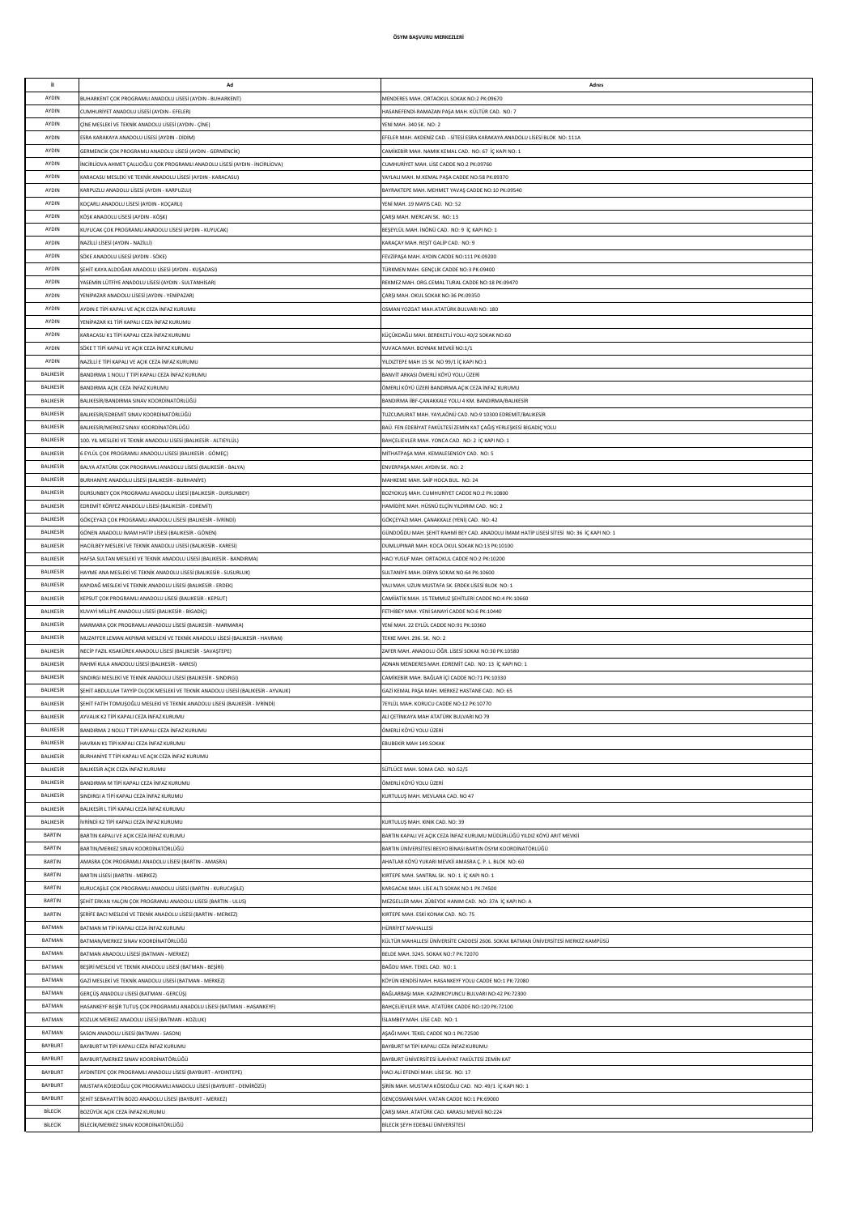# ÖSYM BAŞVURU MERKEZLERİ

| İl | Ad | Adres |
|---|---|---|
| AYDIN | BUHARKENT ÇOK PROGRAMLI ANADOLU LİSESİ (AYDIN - BUHARKENT) | MENDERES MAH. ORTAOKUL SOKAK NO:2 PK:09670 |
| AYDIN | CUMHURİYET ANADOLU LİSESİ (AYDIN - EFELER) | HASANEFENDİ-RAMAZAN PAŞA MAH. KÜLTÜR CAD. NO: 7 |
| AYDIN | ÇİNE MESLEKİ VE TEKNİK ANADOLU LİSESİ (AYDIN - ÇİNE) | YENİ MAH. 340 SK. NO: 2 |
| AYDIN | ESRA KARAKAYA ANADOLU LİSESİ (AYDIN - DİDİM) | EFELER MAH. AKDENİZ CAD. - SİTESİ ESRA KARAKAYA ANADOLU LİSESİ BLOK NO: 111A |
| AYDIN | GERMENCİK ÇOK PROGRAMLI ANADOLU LİSESİ (AYDIN - GERMENCİK) | CAMİKEBİR MAH. NAMIK KEMAL CAD. NO: 67 İÇ KAPI NO: 1 |
| AYDIN | İNCİRLİOVA AHMET ÇALLIOĞLU ÇOK PROGRAMLI ANADOLU LİSESİ (AYDIN - İNCİRLİOVA) | CUMHURİYET MAH. LİSE CADDE NO:2 PK:09760 |
| AYDIN | KARACASU MESLEKİ VE TEKNİK ANADOLU LİSESİ (AYDIN - KARACASU) | YAYLALI MAH. M.KEMAL PAŞA CADDE NO:58 PK:09370 |
| AYDIN | KARPUZLU ANADOLU LİSESİ (AYDIN - KARPUZLU) | BAYRAKTEPE MAH. MEHMET YAVAŞ CADDE NO:10 PK:09540 |
| AYDIN | KOÇARLI ANADOLU LİSESİ (AYDIN - KOÇARLI) | YENİ MAH. 19 MAYIS CAD. NO: 52 |
| AYDIN | KÖŞK ANADOLU LİSESİ (AYDIN - KÖŞK) | ÇARŞI MAH. MERCAN SK. NO: 13 |
| AYDIN | KUYUCAK ÇOK PROGRAMLI ANADOLU LİSESİ (AYDIN - KUYUCAK) | BEŞEYLÜL MAH. İNÖNÜ CAD. NO: 9 İÇ KAPI NO: 1 |
| AYDIN | NAZİLLİ LİSESİ (AYDIN - NAZİLLİ) | KARAÇAY MAH. REŞİT GALİP CAD. NO: 9 |
| AYDIN | SÖKE ANADOLU LİSESİ (AYDIN - SÖKE) | FEVZİPAŞA MAH. AYDIN CADDE NO:111 PK:09200 |
| AYDIN | ŞEHİT KAYA ALDOĞAN ANADOLU LİSESİ (AYDIN - KUŞADASI) | TÜRKMEN MAH. GENÇLİK CADDE NO:3 PK:09400 |
| AYDIN | YASEMİN LÜTFİYE ANADOLU LİSESİ (AYDIN - SULTANHİSAR) | REKMEZ MAH. ORG.CEMAL TURAL CADDE NO:18 PK:09470 |
| AYDIN | YENİPAZAR ANADOLU LİSESİ (AYDIN - YENİPAZAR) | ÇARŞI MAH. OKUL SOKAK NO:36 PK:09350 |
| AYDIN | AYDIN E TİPİ KAPALI VE AÇIK CEZA İNFAZ KURUMU | OSMAN YOZGAT MAH.ATATÜRK BULVARI NO: 180 |
| AYDIN | YENİPAZAR K1 TİPİ KAPALI CEZA İNFAZ KURUMU | |
| AYDIN | KARACASU K1 TİPİ KAPALI CEZA İNFAZ KURUMU | KÜÇÜKDAĞLI MAH. BEREKETLİ YOLU 40/2 SOKAK NO:60 |
| AYDIN | SÖKE T TİPİ KAPALI VE AÇIK CEZA İNFAZ KURUMU | YUVACA MAH. BOYNAK MEVKİİ NO:1/1 |
| AYDIN | NAZİLLİ E TİPİ KAPALI VE AÇIK CEZA İNFAZ KURUMU | YILDIZTEPE MAH 15 SK NO 99/1 İÇ KAPI NO:1 |
| BALIKESİR | BANDIRMA 1 NOLU T TİPİ KAPALI CEZA İNFAZ KURUMU | BANVİT ARKASI ÖMERLİ KÖYÜ YOLU ÜZERİ |
| BALIKESİR | BANDIRMA AÇIK CEZA İNFAZ KURUMU | ÖMERLİ KÖYÜ ÜZERİ BANDIRMA AÇIK CEZA İNFAZ KURUMU |
| BALIKESİR | BALIKESİR/BANDIRMA SINAV KOORDİNATÖRLÜĞÜ | BANDIRMA İİBF-ÇANAKKALE YOLU 4 KM. BANDIRMA/BALIKESİR |
| BALIKESİR | BALIKESİR/EDREMİT SINAV KOORDİNATÖRLÜĞÜ | TUZCUMURAT MAH. YAYLAÖNÜ CAD. NO:9 10300 EDREMİT/BALIKESİR |
| BALIKESİR | BALIKESİR/MERKEZ SINAV KOORDİNATÖRLÜĞÜ | BAÜ. FEN EDEBİYAT FAKÜLTESİ ZEMİN KAT ÇAĞIŞ YERLEŞKESİ BİGADİÇ YOLU |
| BALIKESİR | 100. YIL MESLEKİ VE TEKNİK ANADOLU LİSESİ (BALIKESİR - ALTIEYLÜL) | BAHÇELİEVLER MAH. YONCA CAD. NO: 2 İÇ KAPI NO: 1 |
| BALIKESİR | 6 EYLÜL ÇOK PROGRAMLI ANADOLU LİSESİ (BALIKESİR - GÖMEÇ) | MİTHATPAŞA MAH. KEMALESENSOY CAD. NO: 5 |
| BALIKESİR | BALYA ATATÜRK ÇOK PROGRAMLI ANADOLU LİSESİ (BALIKESİR - BALYA) | ENVERPAŞA MAH. AYDIN SK. NO: 2 |
| BALIKESİR | BURHANİYE ANADOLU LİSESİ (BALIKESİR - BURHANİYE) | MAHKEME MAH. SAİP HOCA BUL. NO: 24 |
| BALIKESİR | DURSUNBEY ÇOK PROGRAMLI ANADOLU LİSESİ (BALIKESİR - DURSUNBEY) | BOZYOKUŞ MAH. CUMHURİYET CADDE NO:2 PK:10800 |
| BALIKESİR | EDREMİT KÖRFEZ ANADOLU LİSESİ (BALIKESİR - EDREMİT) | HAMİDİYE MAH. HÜSNÜ ELÇİN YILDIRIM CAD. NO: 2 |
| BALIKESİR | GÖKÇEYAZI ÇOK PROGRAMLI ANADOLU LİSESİ (BALIKESİR - İVRİNDİ) | GÖKÇEYAZI MAH. ÇANAKKALE (YENİ) CAD. NO: 42 |
| BALIKESİR | GÖNEN ANADOLU İMAM HATİP LİSESİ (BALIKESİR - GÖNEN) | GÜNDOĞDU MAH. ŞEHİT RAHMİ BEY CAD. ANADOLU İMAM HATİP LİSESİ SİTESİ NO: 36 İÇ KAPI NO: 1 |
| BALIKESİR | HACIİLBEY MESLEKİ VE TEKNİK ANADOLU LİSESİ (BALIKESİR - KARESİ) | DUMLUPINAR MAH. KOCA OKUL SOKAK NO:13 PK:10100 |
| BALIKESİR | HAFSA SULTAN MESLEKİ VE TEKNİK ANADOLU LİSESİ (BALIKESİR - BANDIRMA) | HACI YUSUF MAH. ORTAOKUL CADDE NO:2 PK:10200 |
| BALIKESİR | HAYME ANA MESLEKİ VE TEKNİK ANADOLU LİSESİ (BALIKESİR - SUSURLUK) | SULTANİYE MAH. DERYA SOKAK NO:64 PK:10600 |
| BALIKESİR | KAPIDAĞ MESLEKİ VE TEKNİK ANADOLU LİSESİ (BALIKESİR - ERDEK) | YALI MAH. UZUN MUSTAFA SK. ERDEK LİSESİ BLOK NO: 1 |
| BALIKESİR | KEPSUT ÇOK PROGRAMLI ANADOLU LİSESİ (BALIKESİR - KEPSUT) | CAMİİATİK MAH. 15 TEMMUZ ŞEHİTLERİ CADDE NO:4 PK:10660 |
| BALIKESİR | KUVAYİ MİLLİYE ANADOLU LİSESİ (BALIKESİR - BİGADİÇ) | FETHİBEY MAH. YENİ SANAYİ CADDE NO:6 PK:10440 |
| BALIKESİR | MARMARA ÇOK PROGRAMLI ANADOLU LİSESİ (BALIKESİR - MARMARA) | YENİ MAH. 22 EYLÜL CADDE NO:91 PK:10360 |
| BALIKESİR | MUZAFFER LEMAN AKPINAR MESLEKİ VE TEKNİK ANADOLU LİSESİ (BALIKESİR - HAVRAN) | TEKKE MAH. 296. SK. NO: 2 |
| BALIKESİR | NECİP FAZIL KISAKÜREK ANADOLU LİSESİ (BALIKESİR - SAVAŞTEPE) | ZAFER MAH. ANADOLU ÖĞR. LİSESİ SOKAK NO:30 PK:10580 |
| BALIKESİR | RAHMİ KULA ANADOLU LİSESİ (BALIKESİR - KARESİ) | ADNAN MENDERES MAH. EDREMİT CAD. NO: 13 İÇ KAPI NO: 1 |
| BALIKESİR | SINDIRGI MESLEKİ VE TEKNİK ANADOLU LİSESİ (BALIKESİR - SINDIRGI) | CAMİKEBİR MAH. BAĞLAR İÇİ CADDE NO:71 PK:10330 |
| BALIKESİR | ŞEHİT ABDULLAH TAYYİP OLÇOK MESLEKİ VE TEKNİK ANADOLU LİSESİ (BALIKESİR - AYVALIK) | GAZİ KEMAL PAŞA MAH. MERKEZ HASTANE CAD. NO: 65 |
| BALIKESİR | ŞEHİT FATİH TOMUŞOĞLU MESLEKİ VE TEKNİK ANADOLU LİSESİ (BALIKESİR - İVRİNDİ) | 7EYLÜL MAH. KORUCU CADDE NO:12 PK:10770 |
| BALIKESİR | AYVALIK K2 TİPİ KAPALI CEZA İNFAZ KURUMU | ALİ ÇETİNKAYA MAH ATATÜRK BULVARI NO 79 |
| BALIKESİR | BANDIRMA 2 NOLU T TİPİ KAPALI CEZA İNFAZ KURUMU | ÖMERLİ KÖYÜ YOLU ÜZERİ |
| BALIKESİR | HAVRAN K1 TİPİ KAPALI CEZA İNFAZ KURUMU | EBUBEKİR MAH 149.SOKAK |
| BALIKESİR | BURHANİYE T TİPİ KAPALI VE AÇIK CEZA İNFAZ KURUMU | |
| BALIKESİR | BALIKESİR AÇIK CEZA İNFAZ KURUMU | SÜTLÜCE MAH. SOMA CAD. NO:52/5 |
| BALIKESİR | BANDIRMA M TİPİ KAPALI CEZA İNFAZ KURUMU | ÖMERLİ KÖYÜ YOLU ÜZERİ |
| BALIKESİR | SINDIRGI A TİPİ KAPALI CEZA İNFAZ KURUMU | KURTULUŞ MAH. MEVLANA CAD. NO 47 |
| BALIKESİR | BALIKESİR L TİPİ KAPALI CEZA İNFAZ KURUMU | |
| BALIKESİR | İVRİNDİ K2 TİPİ KAPALI CEZA İNFAZ KURUMU | KURTULUŞ MAH. KINIK CAD. NO: 39 |
| BARTIN | BARTIN KAPALI VE AÇIK CEZA İNFAZ KURUMU | BARTIN KAPALI VE AÇIK CEZA İNFAZ KURUMU MÜDÜRLÜĞÜ YILDIZ KÖYÜ ARIT MEVKİİ |
| BARTIN | BARTIN/MERKEZ SINAV KOORDİNATÖRLÜĞÜ | BARTIN ÜNİVERSİTESİ BESYO BİNASI BARTIN ÖSYM KOORDİNATÖRLÜĞÜ |
| BARTIN | AMASRA ÇOK PROGRAMLI ANADOLU LİSESİ (BARTIN - AMASRA) | AHATLAR KÖYÜ YUKARI MEVKİİ AMASRA Ç. P. L. BLOK NO: 60 |
| BARTIN | BARTIN LİSESİ (BARTIN - MERKEZ) | KIRTEPE MAH. SANTRAL SK. NO: 1 İÇ KAPI NO: 1 |
| BARTIN | KURUCAŞİLE ÇOK PROGRAMLI ANADOLU LİSESİ (BARTIN - KURUCAŞİLE) | KARGACAK MAH. LİSE ALTI SOKAK NO:1 PK:74500 |
| BARTIN | ŞEHİT ERKAN YALÇIN ÇOK PROGRAMLI ANADOLU LİSESİ (BARTIN - ULUS) | MEZGELLER MAH. ZÜBEYDE HANIM CAD. NO: 37A İÇ KAPI NO: A |
| BARTIN | ŞERİFE BACI MESLEKİ VE TEKNİK ANADOLU LİSESİ (BARTIN - MERKEZ) | KIRTEPE MAH. ESKİ KONAK CAD. NO: 75 |
| BATMAN | BATMAN M TİPİ KAPALI CEZA İNFAZ KURUMU | HÜRRİYET MAHALLESİ |
| BATMAN | BATMAN/MERKEZ SINAV KOORDİNATÖRLÜĞÜ | KÜLTÜR MAHALLESİ ÜNİVERSİTE CADDESİ 2606. SOKAK BATMAN ÜNİVERSİTESİ MERKEZ KAMPÜSÜ |
| BATMAN | BATMAN ANADOLU LİSESİ (BATMAN - MERKEZ) | BELDE MAH. 3245. SOKAK NO:7 PK:72070 |
| BATMAN | BEŞİRİ MESLEKİ VE TEKNİK ANADOLU LİSESİ (BATMAN - BEŞİRİ) | BAĞDU MAH. TEKEL CAD. NO: 1 |
| BATMAN | GAZİ MESLEKİ VE TEKNİK ANADOLU LİSESİ (BATMAN - MERKEZ) | KÖYÜN KENDİSİ MAH. HASANKEYF YOLU CADDE NO:1 PK:72080 |
| BATMAN | GERCÜŞ ANADOLU LİSESİ (BATMAN - GERCÜŞ) | BAĞLARBAŞI MAH. KAZIMKOYUNCU BULVARI NO:42 PK:72300 |
| BATMAN | HASANKEYF BEŞİR TUTUŞ ÇOK PROGRAMLI ANADOLU LİSESİ (BATMAN - HASANKEYF) | BAHÇELİEVLER MAH. ATATÜRK CADDE NO:120 PK:72100 |
| BATMAN | KOZLUK MERKEZ ANADOLU LİSESİ (BATMAN - KOZLUK) | İSLAMBEY MAH. LİSE CAD. NO: 1 |
| BATMAN | SASON ANADOLU LİSESİ (BATMAN - SASON) | AŞAĞI MAH. TEKEL CADDE NO:1 PK:72500 |
| BAYBURT | BAYBURT M TİPİ KAPALI CEZA İNFAZ KURUMU | BAYBURT M TİPİ KAPALI CEZA İNFAZ KURUMU |
| BAYBURT | BAYBURT/MERKEZ SINAV KOORDİNATÖRLÜĞÜ | BAYBURT ÜNİVERSİTESİ İLAHİYAT FAKÜLTESİ ZEMİN KAT |
| BAYBURT | AYDINTEPE ÇOK PROGRAMLI ANADOLU LİSESİ (BAYBURT - AYDINTEPE) | HACI ALİ EFENDİ MAH. LİSE SK. NO: 17 |
| BAYBURT | MUSTAFA KÖSEOĞLU ÇOK PROGRAMLI ANADOLU LİSESİ (BAYBURT - DEMİRÖZÜ) | ŞİRİN MAH. MUSTAFA KÖSEOĞLU CAD. NO: 49/1 İÇ KAPI NO: 1 |
| BAYBURT | ŞEHİT SEBAHATTİN BOZO ANADOLU LİSESİ (BAYBURT - MERKEZ) | GENÇOSMAN MAH. VATAN CADDE NO:1 PK:69000 |
| BİLECİK | BOZÜYÜK AÇIK CEZA İNFAZ KURUMU | ÇARŞI MAH. ATATÜRK CAD. KARASU MEVKİİ NO:224 |
| BİLECİK | BİLECİK/MERKEZ SINAV KOORDİNATÖRLÜĞÜ | BİLECİK ŞEYH EDEBALİ ÜNİVERSİTESİ |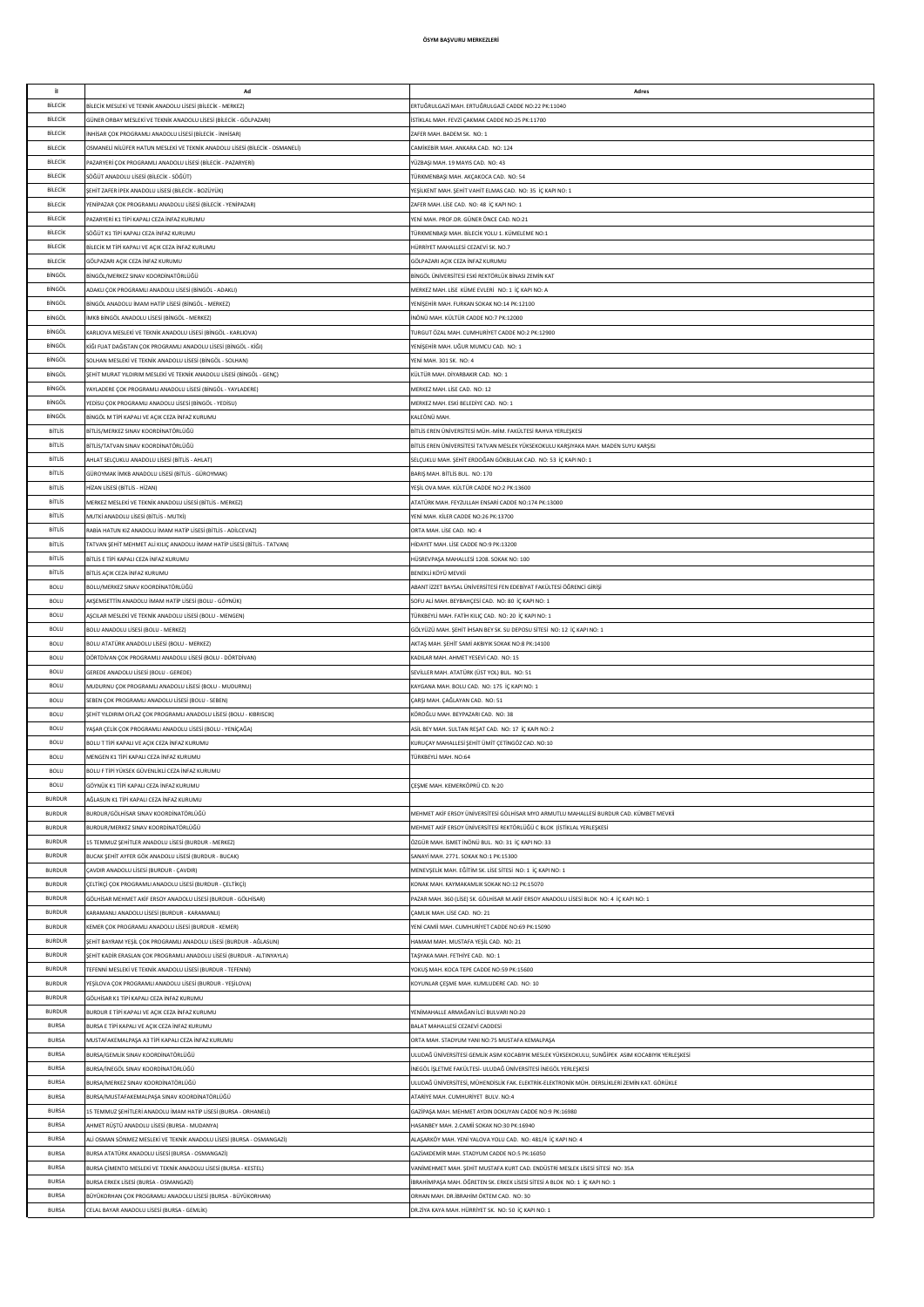**ÖSYM BAŞVURU MERKEZLERİ**

| İl | Ad | Adres |
|---|---|---|
| BİLECİK | BİLECİK MESLEKİ VE TEKNİK ANADOLU LİSESİ (BİLECİK - MERKEZ) | ERTUĞRULGAZİ MAH. ERTUĞRULGAZİ CADDE NO:22 PK:11040 |
| BİLECİK | GÜNER ORBAY MESLEKİ VE TEKNİK ANADOLU LİSESİ (BİLECİK - GÖLPAZARI) | İSTİKLAL MAH. FEVZİ ÇAKMAK CADDE NO:25 PK:11700 |
| BİLECİK | İNHİSAR ÇOK PROGRAMLI ANADOLU LİSESİ (BİLECİK - İNHİSAR) | ZAFER MAH. BADEM SK. NO: 1 |
| BİLECİK | OSMANELİ NİLÜFER HATUN MESLEKİ VE TEKNİK ANADOLU LİSESİ (BİLECİK - OSMANELİ) | CAMİKEBİR MAH. ANKARA CAD. NO: 124 |
| BİLECİK | PAZARYERİ ÇOK PROGRAMLI ANADOLU LİSESİ (BİLECİK - PAZARYERİ) | YÜZBAŞI MAH. 19 MAYIS CAD. NO: 43 |
| BİLECİK | SÖĞÜT ANADOLU LİSESİ (BİLECİK - SÖĞÜT) | TÜRKMENBAŞI MAH. AKÇAKOCA CAD. NO: 54 |
| BİLECİK | ŞEHİT ZAFER İPEK ANADOLU LİSESİ (BİLECİK - BOZÜYÜK) | YEŞİLKENT MAH. ŞEHİT VAHİT ELMAS CAD. NO: 35 İÇ KAPI NO: 1 |
| BİLECİK | YENİPAZAR ÇOK PROGRAMLI ANADOLU LİSESİ (BİLECİK - YENİPAZAR) | ZAFER MAH. LİSE CAD. NO: 48 İÇ KAPI NO: 1 |
| BİLECİK | PAZARYERİ K1 TİPİ KAPALI CEZA İNFAZ KURUMU | YENİ MAH. PROF.DR. GÜNER ÖNCE CAD. NO:21 |
| BİLECİK | SÖĞÜT K1 TİPİ KAPALI CEZA İNFAZ KURUMU | TÜRKMENBAŞI MAH. BİLECİK YOLU 1. KÜMELEME NO:1 |
| BİLECİK | BİLECİK M TİPİ KAPALI VE AÇIK CEZA İNFAZ KURUMU | HÜRRİYET MAHALLESİ CEZAEVİ SK. NO.7 |
| BİLECİK | GÖLPAZARI AÇIK CEZA İNFAZ KURUMU | GÖLPAZARI AÇIK CEZA İNFAZ KURUMU |
| BİNGÖL | BİNGÖL/MERKEZ SINAV KOORDİNATÖRLÜĞÜ | BİNGÖL ÜNİVERSİTESİ ESKİ REKTÖRLÜK BİNASI ZEMİN KAT |
| BİNGÖL | ADAKLI ÇOK PROGRAMLI ANADOLU LİSESİ (BİNGÖL - ADAKLI) | MERKEZ MAH. LİSE KÜME EVLERİ NO: 1 İÇ KAPI NO: A |
| BİNGÖL | BİNGÖL ANADOLU İMAM HATİP LİSESİ (BİNGÖL - MERKEZ) | YENİŞEHİR MAH. FURKAN SOKAK NO:14 PK:12100 |
| BİNGÖL | İMKB BİNGÖL ANADOLU LİSESİ (BİNGÖL - MERKEZ) | İNÖNÜ MAH. KÜLTÜR CADDE NO:7 PK:12000 |
| BİNGÖL | KARLIOVA MESLEKİ VE TEKNİK ANADOLU LİSESİ (BİNGÖL - KARLIOVA) | TURGUT ÖZAL MAH. CUMHURİYET CADDE NO:2 PK:12900 |
| BİNGÖL | KİĞI FUAT DAĞISTAN ÇOK PROGRAMLI ANADOLU LİSESİ (BİNGÖL - KİĞI) | YENİŞEHİR MAH. UĞUR MUMCU CAD. NO: 1 |
| BİNGÖL | SOLHAN MESLEKİ VE TEKNİK ANADOLU LİSESİ (BİNGÖL - SOLHAN) | YENİ MAH. 301 SK. NO: 4 |
| BİNGÖL | ŞEHİT MURAT YILDIRIM MESLEKİ VE TEKNİK ANADOLU LİSESİ (BİNGÖL - GENÇ) | KÜLTÜR MAH. DİYARBAKIR CAD. NO: 1 |
| BİNGÖL | YAYLADERE ÇOK PROGRAMLI ANADOLU LİSESİ (BİNGÖL - YAYLADERE) | MERKEZ MAH. LİSE CAD. NO: 12 |
| BİNGÖL | YEDİSU ÇOK PROGRAMLI ANADOLU LİSESİ (BİNGÖL - YEDİSU) | MERKEZ MAH. ESKİ BELEDİYE CAD. NO: 1 |
| BİNGÖL | BİNGÖL M TİPİ KAPALI VE AÇIK CEZA İNFAZ KURUMU | KALEÖNÜ MAH. |
| BİTLİS | BİTLİS/MERKEZ SINAV KOORDİNATÖRLÜĞÜ | BİTLİS EREN ÜNİVERSİTESİ MÜH.-MİM. FAKÜLTESİ RAHVA YERLEŞKESİ |
| BİTLİS | BİTLİS/TATVAN SINAV KOORDİNATÖRLÜĞÜ | BİTLİS EREN ÜNİVERSİTESİ TATVAN MESLEK YÜKSEKOKULU KARŞIYAKA MAH. MADEN SUYU KARŞISI |
| BİTLİS | AHLAT SELÇUKLU ANADOLU LİSESİ (BİTLİS - AHLAT) | SELÇUKLU MAH. ŞEHİT ERDOĞAN GÖKBULAK CAD. NO: 53 İÇ KAPI NO: 1 |
| BİTLİS | GÜROYMAK İMKB ANADOLU LİSESİ (BİTLİS - GÜROYMAK) | BARIŞ MAH. BİTLİS BUL. NO: 170 |
| BİTLİS | HİZAN LİSESİ (BİTLİS - HİZAN) | YEŞİL OVA MAH. KÜLTÜR CADDE NO:2 PK:13600 |
| BİTLİS | MERKEZ MESLEKİ VE TEKNİK ANADOLU LİSESİ (BİTLİS - MERKEZ) | ATATÜRK MAH. FEYZULLAH ENSARİ CADDE NO:174 PK:13000 |
| BİTLİS | MUTKİ ANADOLU LİSESİ (BİTLİS - MUTKİ) | YENİ MAH. KİLER CADDE NO:26 PK:13700 |
| BİTLİS | RABİA HATUN KIZ ANADOLU İMAM HATİP LİSESİ (BİTLİS - ADİLCEVAZ) | ORTA MAH. LİSE CAD. NO: 4 |
| BİTLİS | TATVAN ŞEHİT MEHMET ALİ KILIÇ ANADOLU İMAM HATİP LİSESİ (BİTLİS - TATVAN) | HİDAYET MAH. LİSE CADDE NO:9 PK:13200 |
| BİTLİS | BİTLİS E TİPİ KAPALI CEZA İNFAZ KURUMU | HÜSREVPAŞA MAHALLESİ 1208. SOKAK NO: 100 |
| BİTLİS | BİTLİS AÇIK CEZA İNFAZ KURUMU | BENEKLİ KÖYÜ MEVKİİ |
| BOLU | BOLU/MERKEZ SINAV KOORDİNATÖRLÜĞÜ | ABANT İZZET BAYSAL ÜNİVERSİTESİ FEN EDEBİYAT FAKÜLTESİ ÖĞRENCİ GİRİŞİ |
| BOLU | AKŞEMSETTİN ANADOLU İMAM HATİP LİSESİ (BOLU - GÖYNÜK) | SOFU ALİ MAH. BEYBAHÇESİ CAD. NO: 80 İÇ KAPI NO: 1 |
| BOLU | AŞCILAR MESLEKİ VE TEKNİK ANADOLU LİSESİ (BOLU - MENGEN) | TÜRKBEYLİ MAH. FATİH KILIÇ CAD. NO: 20 İÇ KAPI NO: 1 |
| BOLU | BOLU ANADOLU LİSESİ (BOLU - MERKEZ) | GÖLYÜZÜ MAH. ŞEHİT İHSAN BEY SK. SU DEPOSU SİTESİ NO: 12 İÇ KAPI NO: 1 |
| BOLU | BOLU ATATÜRK ANADOLU LİSESİ (BOLU - MERKEZ) | AKTAŞ MAH. ŞEHİT SAMİ AKBIYIK SOKAK NO:8 PK:14100 |
| BOLU | DÖRTDİVAN ÇOK PROGRAMLI ANADOLU LİSESİ (BOLU - DÖRTDİVAN) | KADILAR MAH. AHMET YESEVİ CAD. NO: 15 |
| BOLU | GEREDE ANADOLU LİSESİ (BOLU - GEREDE) | SEVİLLER MAH. ATATÜRK (ÜST YOL) BUL. NO: 51 |
| BOLU | MUDURNU ÇOK PROGRAMLI ANADOLU LİSESİ (BOLU - MUDURNU) | KAYGANA MAH. BOLU CAD. NO: 175 İÇ KAPI NO: 1 |
| BOLU | SEBEN ÇOK PROGRAMLI ANADOLU LİSESİ (BOLU - SEBEN) | ÇARŞI MAH. ÇAĞLAYAN CAD. NO: 51 |
| BOLU | ŞEHİT YILDIRIM OFLAZ ÇOK PROGRAMLI ANADOLU LİSESİ (BOLU - KIBRISCIK) | KÖROĞLU MAH. BEYPAZARI CAD. NO: 38 |
| BOLU | YAŞAR ÇELİK ÇOK PROGRAMLI ANADOLU LİSESİ (BOLU - YENİÇAĞA) | ASİL BEY MAH. SULTAN REŞAT CAD. NO: 17 İÇ KAPI NO: 2 |
| BOLU | BOLU T TİPİ KAPALI VE AÇIK CEZA İNFAZ KURUMU | KURUÇAY MAHALLESİ ŞEHİT ÜMİT ÇETİNGÖZ CAD. NO:10 |
| BOLU | MENGEN K1 TİPİ KAPALI CEZA İNFAZ KURUMU | TÜRKBEYLİ MAH. NO:64 |
| BOLU | BOLU F TİPİ YÜKSEK GÜVENLİKLİ CEZA İNFAZ KURUMU | |
| BOLU | GÖYNÜK K1 TİPİ KAPALI CEZA İNFAZ KURUMU | ÇEŞME MAH. KEMERKÖPRÜ CD. N:20 |
| BURDUR | AĞLASUN K1 TİPİ KAPALI CEZA İNFAZ KURUMU | |
| BURDUR | BURDUR/GÖLHİSAR SINAV KOORDİNATÖRLÜĞÜ | MEHMET AKİF ERSOY ÜNİVERSİTESİ GÖLHİSAR MYO ARMUTLU MAHALLESİ BURDUR CAD. KÜMBET MEVKİİ |
| BURDUR | BURDUR/MERKEZ SINAV KOORDİNATÖRLÜĞÜ | MEHMET AKİF ERSOY ÜNİVERSİTESİ REKTÖRLÜĞÜ C BLOK (İSTİKLAL YERLEŞKESİ |
| BURDUR | 15 TEMMUZ ŞEHİTLER ANADOLU LİSESİ (BURDUR - MERKEZ) | ÖZGÜR MAH. İSMET İNÖNÜ BUL. NO: 31 İÇ KAPI NO: 33 |
| BURDUR | BUCAK ŞEHİT AYFER GÖK ANADOLU LİSESİ (BURDUR - BUCAK) | SANAYİ MAH. 2771. SOKAK NO:1 PK:15300 |
| BURDUR | ÇAVDIR ANADOLU LİSESİ (BURDUR - ÇAVDIR) | MENEVŞELİK MAH. EĞİTİM SK. LİSE SİTESİ NO: 1 İÇ KAPI NO: 1 |
| BURDUR | ÇELTİKÇİ ÇOK PROGRAMLI ANADOLU LİSESİ (BURDUR - ÇELTİKÇİ) | KONAK MAH. KAYMAKAMLIK SOKAK NO:12 PK:15070 |
| BURDUR | GÖLHİSAR MEHMET AKİF ERSOY ANADOLU LİSESİ (BURDUR - GÖLHİSAR) | PAZAR MAH. 360 (LİSE) SK. GÖLHİSAR M.AKİF ERSOY ANADOLU LİSESİ BLOK NO: 4 İÇ KAPI NO: 1 |
| BURDUR | KARAMANLI ANADOLU LİSESİ (BURDUR - KARAMANLI) | ÇAMLIK MAH. LİSE CAD. NO: 21 |
| BURDUR | KEMER ÇOK PROGRAMLI ANADOLU LİSESİ (BURDUR - KEMER) | YENİ CAMİİ MAH. CUMHURİYET CADDE NO:69 PK:15090 |
| BURDUR | ŞEHİT BAYRAM YEŞİL ÇOK PROGRAMLI ANADOLU LİSESİ (BURDUR - AĞLASUN) | HAMAM MAH. MUSTAFA YEŞİL CAD. NO: 21 |
| BURDUR | ŞEHİT KADİR ERASLAN ÇOK PROGRAMLI ANADOLU LİSESİ (BURDUR - ALTINYAYLA) | TAŞYAKA MAH. FETHİYE CAD. NO: 1 |
| BURDUR | TEFENNİ MESLEKİ VE TEKNİK ANADOLU LİSESİ (BURDUR - TEFENNİ) | YOKUŞ MAH. KOCA TEPE CADDE NO:59 PK:15600 |
| BURDUR | YEŞİLOVA ÇOK PROGRAMLI ANADOLU LİSESİ (BURDUR - YEŞİLOVA) | KOYUNLAR ÇEŞME MAH. KUMLUDERE CAD. NO: 10 |
| BURDUR | GÖLHİSAR K1 TİPİ KAPALI CEZA İNFAZ KURUMU | |
| BURDUR | BURDUR E TİPİ KAPALI VE AÇIK CEZA İNFAZ KURUMU | YENİMAHALLE ARMAĞAN İLCİ BULVARI NO:20 |
| BURSA | BURSA E TİPİ KAPALI VE AÇIK CEZA İNFAZ KURUMU | BALAT MAHALLESİ CEZAEVİ CADDESİ |
| BURSA | MUSTAFAKEMALPAŞA A3 TİPİ KAPALI CEZA İNFAZ KURUMU | ORTA MAH. STADYUM YANI NO:75 MUSTAFA KEMALPAŞA |
| BURSA | BURSA/GEMLİK SINAV KOORDİNATÖRLÜĞÜ | ULUDAĞ ÜNİVERSİTESİ GEMLİK ASIM KOCABIYIK MESLEK YÜKSEKOKULU, SUNĞİPEK ASIM KOCABIYIK YERLEŞKESİ |
| BURSA | BURSA/İNEGÖL SINAV KOORDİNATÖRLÜĞÜ | İNEGÖL İŞLETME FAKÜLTESİ- ULUDAĞ ÜNİVERSİTESİ İNEGÖL YERLEŞKESİ |
| BURSA | BURSA/MERKEZ SINAV KOORDİNATÖRLÜĞÜ | ULUDAĞ ÜNİVERSİTESİ, MÜHENDİSLİK FAK. ELEKTRİK-ELEKTRONİK MÜH. DERSLİKLERİ ZEMİN KAT. GÖRÜKLE |
| BURSA | BURSA/MUSTAFAKEMALPAŞA SINAV KOORDİNATÖRLÜĞÜ | ATARİYE MAH. CUMHURİYET BULV. NO:4 |
| BURSA | 15 TEMMUZ ŞEHİTLERİ ANADOLU İMAM HATİP LİSESİ (BURSA - ORHANELİ) | GAZİPAŞA MAH. MEHMET AYDIN DOKUYAN CADDE NO:9 PK:16980 |
| BURSA | AHMET RÜŞTÜ ANADOLU LİSESİ (BURSA - MUDANYA) | HASANBEY MAH. 2.CAMİİ SOKAK NO:30 PK:16940 |
| BURSA | ALİ OSMAN SÖNMEZ MESLEKİ VE TEKNİK ANADOLU LİSESİ (BURSA - OSMANGAZİ) | ALAŞARKÖY MAH. YENİ YALOVA YOLU CAD. NO: 481/4 İÇ KAPI NO: 4 |
| BURSA | BURSA ATATÜRK ANADOLU LİSESİ (BURSA - OSMANGAZİ) | GAZİAKDEMİR MAH. STADYUM CADDE NO:5 PK:16050 |
| BURSA | BURSA ÇİMENTO MESLEKİ VE TEKNİK ANADOLU LİSESİ (BURSA - KESTEL) | VANİMEHMET MAH. ŞEHİT MUSTAFA KURT CAD. ENDÜSTRİ MESLEK LİSESİ SİTESİ NO: 35A |
| BURSA | BURSA ERKEK LİSESİ (BURSA - OSMANGAZİ) | İBRAHİMPAŞA MAH. ÖĞRETEN SK. ERKEK LİSESİ SİTESİ A BLOK NO: 1 İÇ KAPI NO: 1 |
| BURSA | BÜYÜKORHAN ÇOK PROGRAMLI ANADOLU LİSESİ (BURSA - BÜYÜKORHAN) | ORHAN MAH. DR.İBRAHİM ÖKTEM CAD. NO: 30 |
| BURSA | CELAL BAYAR ANADOLU LİSESİ (BURSA - GEMLİK) | DR.ZİYA KAYA MAH. HÜRRİYET SK. NO: 50 İÇ KAPI NO: 1 |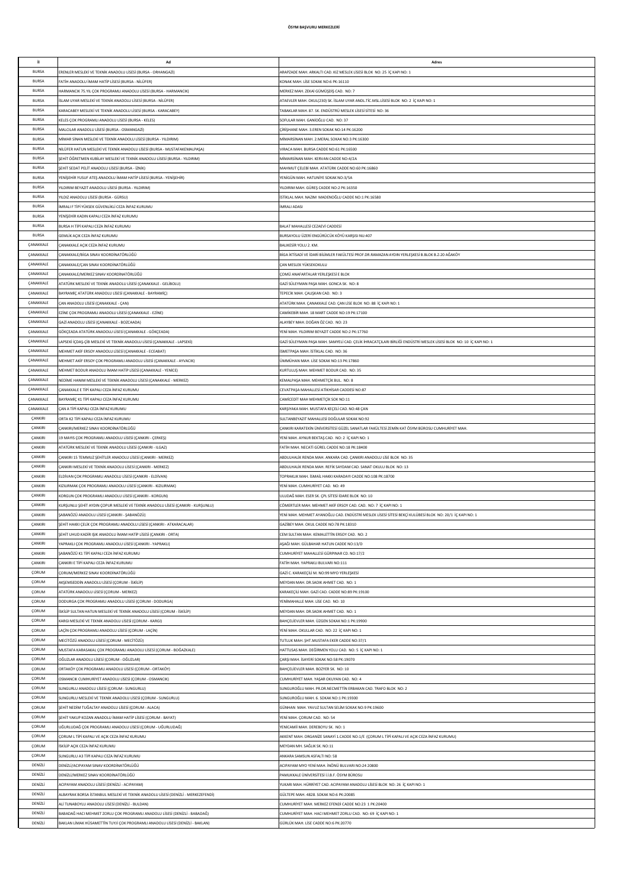# ÖSYM BAŞVURU MERKEZLERİ

| İl | Ad | Adres |
|---|---|---|
| BURSA | ERENLER MESLEKİ VE TEKNİK ANADOLU LİSESİ (BURSA - ORHANGAZİ) | ARAPZADE MAH. ARKALTI CAD. KIZ MESLEK LİSESİ BLOK NO: 25 İÇ KAPI NO: 1 |
| BURSA | FATİH ANADOLU İMAM HATİP LİSESİ (BURSA - NİLÜFER) | KONAK MAH. LİSE SOKAK NO:6 PK:16110 |
| BURSA | HARMANCIK 75.YIL ÇOK PROGRAMLI ANADOLU LİSESİ (BURSA - HARMANCIK) | MERKEZ MAH. ZEKAİ GÜMÜŞDİŞ CAD. NO: 7 |
| BURSA | İSLAM UYAR MESLEKİ VE TEKNİK ANADOLU LİSESİ (BURSA - NİLÜFER) | ATAEVLER MAH. OKUL(230) SK. İSLAM UYAR ANDL.TİC.MSL.LİSESİ BLOK NO: 2 İÇ KAPI NO: 1 |
| BURSA | KARACABEY MESLEKİ VE TEKNİK ANADOLU LİSESİ (BURSA - KARACABEY) | TABAKLAR MAH. 87. SK. ENDÜSTRÜ MESLEK LİSESİ SİTESİ NO: 36 |
| BURSA | KELES ÇOK PROGRAMLI ANADOLU LİSESİ (BURSA - KELES) | SOFULAR MAH. GANİOĞLU CAD. NO: 37 |
| BURSA | MALCILAR ANADOLU LİSESİ (BURSA - OSMANGAZİ) | ÇİRİŞHANE MAH. 3.EREN SOKAK NO:14 PK:16200 |
| BURSA | MİMAR SİNAN MESLEKİ VE TEKNİK ANADOLU LİSESİ (BURSA - YILDIRIM) | MİMARSİNAN MAH. 2.MERAL SOKAK NO:3 PK:16300 |
| BURSA | NİLÜFER HATUN MESLEKİ VE TEKNİK ANADOLU LİSESİ (BURSA - MUSTAFAKEMALPAŞA) | VIRACA MAH. BURSA CADDE NO:61 PK:16500 |
| BURSA | ŞEHİT ÖĞRETMEN KUBİLAY MESLEKİ VE TEKNİK ANADOLU LİSESİ (BURSA - YILDIRIM) | MİMARSİNAN MAH. KERVAN CADDE NO:4/2A |
| BURSA | ŞEHİT SEDAT PELİT ANADOLU LİSESİ (BURSA - İZNİK) | MAHMUT ÇELEBİ MAH. ATATÜRK CADDE NO:60 PK:16860 |
| BURSA | YENİŞEHİR YUSUF ATEŞ ANADOLU İMAM HATİP LİSESİ (BURSA - YENİŞEHİR) | YENİGÜN MAH. HATUNİYE SOKAK NO:3/5A |
| BURSA | YILDIRIM BEYAZIT ANADOLU LİSESİ (BURSA - YILDIRIM) | YILDIRIM MAH. GÜREŞ CADDE NO:2 PK:16350 |
| BURSA | YILDIZ ANADOLU LİSESİ (BURSA - GÜRSU) | İSTİKLAL MAH. NAZIM MADENOĞLU CADDE NO:1 PK:16580 |
| BURSA | İMRALI F TİPİ YÜKSEK GÜVENLİKLİ CEZA İNFAZ KURUMU | İMRALI ADASI |
| BURSA | YENİŞEHİR KADIN KAPALI CEZA İNFAZ KURUMU | |
| BURSA | BURSA H TİPİ KAPALI CEZA İNFAZ KURUMU | BALAT MAHALLESİ CEZAEVİ CADDESİ |
| BURSA | GEMLİK AÇIK CEZA İNFAZ KURUMU | BURSAYOLU ÜZERİ ENGÜRÜCÜK KÖYÜ KARŞISI NU:407 |
| ÇANAKKALE | ÇANAKKALE AÇIK CEZA İNFAZ KURUMU | BALIKESİR YOLU 2. KM. |
| ÇANAKKALE | ÇANAKKALE/BİGA SINAV KOORDİNATÖRLÜĞÜ | BİGA İKTİSADİ VE İDARİ BİLİMLER FAKÜLTESİ PROF.DR.RAMAZAN AYDIN YERLEŞKESİ B.BLOK B.Z-20 AĞAKÖY |
| ÇANAKKALE | ÇANAKKALE/ÇAN SINAV KOORDİNATÖRLÜĞÜ | ÇAN MESLEK YÜKSEKOKULU |
| ÇANAKKALE | ÇANAKKALE/MERKEZ SINAV KOORDİNATÖRLÜĞÜ | ÇOMÜ ANAFARTALAR YERLEŞKESİ E BLOK |
| ÇANAKKALE | ATATÜRK MESLEKİ VE TEKNİK ANADOLU LİSESİ (ÇANAKKALE - GELİBOLU) | GAZİ SÜLEYMAN PAŞA MAH. GONCA SK. NO: 8 |
| ÇANAKKALE | BAYRAMİÇ ATATÜRK ANADOLU LİSESİ (ÇANAKKALE - BAYRAMİÇ) | TEPECİK MAH. ÇALIŞKAN CAD. NO: 3 |
| ÇANAKKALE | ÇAN ANADOLU LİSESİ (ÇANAKKALE - ÇAN) | ATATÜRK MAH. ÇANAKKALE CAD. ÇAN LİSE BLOK NO: 88 İÇ KAPI NO: 1 |
| ÇANAKKALE | EZİNE ÇOK PROGRAMLI ANADOLU LİSESİ (ÇANAKKALE - EZİNE) | CAMİKEBİR MAH. 18 MART CADDE NO:19 PK:17100 |
| ÇANAKKALE | GAZİ ANADOLU LİSESİ (ÇANAKKALE - BOZCAADA) | ALAYBEY MAH. DOĞAN ÖZ CAD. NO: 23 |
| ÇANAKKALE | GÖKÇEADA ATATÜRK ANADOLU LİSESİ (ÇANAKKALE - GÖKÇEADA) | YENİ MAH. YILDIRIM BEYAZIT CADDE NO:2 PK:17760 |
| ÇANAKKALE | LAPSEKİ İÇDAŞ-ÇİB MESLEKİ VE TEKNİK ANADOLU LİSESİ (ÇANAKKALE - LAPSEKİ) | GAZİ SÜLEYMAN PAŞA MAH. SAMYELİ CAD. ÇELİK İHRACATÇILARI BİRLİĞİ ENDÜSTRİ MESLEK LİSESİ BLOK NO: 10 İÇ KAPI NO: 1 |
| ÇANAKKALE | MEHMET AKİF ERSOY ANADOLU LİSESİ (ÇANAKKALE - ECEABAT) | İSMETPAŞA MAH. İSTİKLAL CAD. NO: 36 |
| ÇANAKKALE | MEHMET AKİF ERSOY ÇOK PROGRAMLI ANADOLU LİSESİ (ÇANAKKALE - AYVACIK) | ÜMMÜHAN MAH. LİSE SOKAK NO:13 PK:17860 |
| ÇANAKKALE | MEHMET BODUR ANADOLU İMAM HATİP LİSESİ (ÇANAKKALE - YENİCE) | KURTULUŞ MAH. MEHMET BODUR CAD. NO: 35 |
| ÇANAKKALE | NEDİME HANIM MESLEKİ VE TEKNİK ANADOLU LİSESİ (ÇANAKKALE - MERKEZ) | KEMALPAŞA MAH. MEHMETÇİK BUL. NO: 8 |
| ÇANAKKALE | ÇANAKKALE E TİPİ KAPALI CEZA İNFAZ KURUMU | CEVATPAŞA MAHALLESİ ATİKHİSAR CADDESİ NO:87 |
| ÇANAKKALE | BAYRAMİÇ K1 TİPİ KAPALI CEZA İNFAZ KURUMU | CAMİCEDİT MAH MEHMETÇİK SOK NO:11 |
| ÇANAKKALE | ÇAN A TİPİ KAPALI CEZA İNFAZ KURUMU | KARŞIYAKA MAH. MUSTAFA KEÇELİ CAD. NO:48 ÇAN |
| ÇANKIRI | ORTA K2 TİPİ KAPALI CEZA İNFAZ KURUMU | SULTANBEYAZIT MAHALLESİ DOĞULAR SOKAK NO:92 |
| ÇANKIRI | ÇANKIRI/MERKEZ SINAV KOORDİNATÖRLÜĞÜ | ÇANKIRI KARATEKİN ÜNİVERSİTESİ GÜZEL SANATLAR FAKÜLTESİ ZEMİN KAT ÖSYM BÜROSU CUMHURİYET MAH. |
| ÇANKIRI | 19 MAYIS ÇOK PROGRAMLI ANADOLU LİSESİ (ÇANKIRI - ÇERKEŞ) | YENİ MAH. AYNUR BEKTAŞ CAD. NO: 2 İÇ KAPI NO: 1 |
| ÇANKIRI | ATATÜRK MESLEKİ VE TEKNİK ANADOLU LİSESİ (ÇANKIRI - ILGAZ) | FATİH MAH. NECATİ GÜREL CADDE NO:18 PK:18400 |
| ÇANKIRI | ÇANKIRI 15 TEMMUZ ŞEHİTLER ANADOLU LİSESİ (ÇANKIRI - MERKEZ) | ABDULHALİK RENDA MAH. ANKARA CAD. ÇANKIRI ANADOLU LİSE BLOK NO: 35 |
| ÇANKIRI | ÇANKIRI MESLEKİ VE TEKNİK ANADOLU LİSESİ (ÇANKIRI - MERKEZ) | ABDULHALİK RENDA MAH. REFİK SAYDAM CAD. SANAT OKULU BLOK NO: 13 |
| ÇANKIRI | ELDİVAN ÇOK PROGRAMLI ANADOLU LİSESİ (ÇANKIRI - ELDİVAN) | TOPRAKLIK MAH. İSMAİL HAKKI KARADAYI CADDE NO:108 PK:18700 |
| ÇANKIRI | KIZILIRMAK ÇOK PROGRAMLI ANADOLU LİSESİ (ÇANKIRI - KIZILIRMAK) | YENİ MAH. CUMHURİYET CAD. NO: 49 |
| ÇANKIRI | KORGUN ÇOK PROGRAMLI ANADOLU LİSESİ (ÇANKIRI - KORGUN) | ULUDAĞ MAH. ESER SK. ÇPL SİTESİ İDARE BLOK NO: 10 |
| ÇANKIRI | KURŞUNLU ŞEHİT AYDIN ÇOPUR MESLEKİ VE TEKNİK ANADOLU LİSESİ (ÇANKIRI - KURŞUNLU) | CÖMERTLER MAH. MEHMET AKİF ERSOY CAD. CAD. NO: 7 İÇ KAPI NO: 1 |
| ÇANKIRI | ŞABANÖZÜ ANADOLU LİSESİ (ÇANKIRI - ŞABANÖZÜ) | YENİ MAH. MEHMET AYANOĞLU CAD. ENDÜSTRİ MESLEK LİSESİ SİTESİ BEKÇİ KULÜBESİ BLOK NO: 20/1 İÇ KAPI NO: 1 |
| ÇANKIRI | ŞEHİT HAKKI ÇELİK ÇOK PROGRAMLI ANADOLU LİSESİ (ÇANKIRI - ATKARACALAR) | GAZİBEY MAH. OKUL CADDE NO:78 PK:18310 |
| ÇANKIRI | ŞEHİT UHUD KADİR IŞIK ANADOLU İMAM HATİP LİSESİ (ÇANKIRI - ORTA) | CEM SULTAN MAH. KEMALETTİN ERSOY CAD. NO: 2 |
| ÇANKIRI | YAPRAKLI ÇOK PROGRAMLI ANADOLU LİSESİ (ÇANKIRI - YAPRAKLI) | AŞAĞI MAH. GÜLBAHAR HATUN CADDE NO:13/D |
| ÇANKIRI | ŞABANÖZÜ K1 TİPİ KAPALI CEZA İNFAZ KURUMU | CUMHURİYET MAHALLESİ GÜRPINAR CD. NO:17/2 |
| ÇANKIRI | ÇANKIRI E TİPİ KAPALI CEZA İNFAZ KURUMU | FATİH MAH. YAPRAKLI BULVARI NO:111 |
| ÇORUM | ÇORUM/MERKEZ SINAV KOORDİNATÖRLÜĞÜ | GAZİ C. KARAKEÇİLİ M. NO:99 MYO YERLEŞKESİ |
| ÇORUM | AKŞEMSEDDİN ANADOLU LİSESİ (ÇORUM - İSKİLİP) | MEYDAN MAH. DR.SADIK AHMET CAD. NO: 1 |
| ÇORUM | ATATÜRK ANADOLU LİSESİ (ÇORUM - MERKEZ) | KARAKEÇİLİ MAH. GAZİ CAD. CADDE NO:89 PK:19100 |
| ÇORUM | DODURGA ÇOK PROGRAMLI ANADOLU LİSESİ (ÇORUM - DODURGA) | YENİMAHALLE MAH. LİSE CAD. NO: 10 |
| ÇORUM | İSKİLİP SULTAN HATUN MESLEKİ VE TEKNİK ANADOLU LİSESİ (ÇORUM - İSKİLİP) | MEYDAN MAH. DR.SADIK AHMET CAD. NO: 1 |
| ÇORUM | KARGI MESLEKİ VE TEKNİK ANADOLU LİSESİ (ÇORUM - KARGI) | BAHÇELİEVLER MAH. ÜZGEN SOKAK NO:1 PK:19900 |
| ÇORUM | LAÇİN ÇOK PROGRAMLI ANADOLU LİSESİ (ÇORUM - LAÇİN) | YENİ MAH. OKULLAR CAD. NO: 22 İÇ KAPI NO: 1 |
| ÇORUM | MECİTÖZÜ ANADOLU LİSESİ (ÇORUM - MECİTÖZÜ) | TUTLUK MAH. ŞHT.MUSTAFA EKER CADDE NO:37/1 |
| ÇORUM | MUSTAFA KARASAKAL ÇOK PROGRAMLI ANADOLU LİSESİ (ÇORUM - BOĞAZKALE) | HATTUSAS MAH. DEĞİRMEN YOLU CAD. NO: 5 İÇ KAPI NO: 1 |
| ÇORUM | OĞUZLAR ANADOLU LİSESİ (ÇORUM - OĞUZLAR) | ÇARŞI MAH. İSAYERİ SOKAK NO:58 PK:19070 |
| ÇORUM | ORTAKÖY ÇOK PROGRAMLI ANADOLU LİSESİ (ÇORUM - ORTAKÖY) | BAHÇELİEVLER MAH. BOZYER SK. NO: 10 |
| ÇORUM | OSMANCIK CUMHURİYET ANADOLU LİSESİ (ÇORUM - OSMANCIK) | CUMHURİYET MAH. YAŞAR OKUYAN CAD. NO: 4 |
| ÇORUM | SUNGURLU ANADOLU LİSESİ (ÇORUM - SUNGURLU) | SUNGUROĞLU MAH. PR.DR.NECMETTİN ERBAKAN CAD. TRAFO BLOK NO: 2 |
| ÇORUM | SUNGURLU MESLEKİ VE TEKNİK ANADOLU LİSESİ (ÇORUM - SUNGURLU) | SUNGUROĞLU MAH. 6. SOKAK NO:1 PK:19300 |
| ÇORUM | ŞEHİT NEDİM TUĞALTAY ANADOLU LİSESİ (ÇORUM - ALACA) | GÜNHAN MAH. YAVUZ SULTAN SELİM SOKAK NO:9 PK:19600 |
| ÇORUM | ŞEHİT YAKUP KOZAN ANADOLU İMAM HATİP LİSESİ (ÇORUM - BAYAT) | YENİ MAH. ÇORUM CAD. NO: 54 |
| ÇORUM | UĞURLUDAĞ ÇOK PROGRAMLI ANADOLU LİSESİ (ÇORUM - UĞURLUDAĞ) | YENİCAMİİ MAH. DEREBOYU SK. NO: 1 |
| ÇORUM | ÇORUM L TİPİ KAPALI VE AÇIK CEZA İNFAZ KURUMU | AKKENT MAH. ORGANİZE SANAYİ 1.CADDE NO:1/E (ÇORUM L TİPİ KAPALI VE AÇIK CEZA İNFAZ KURUMU) |
| ÇORUM | İSKİLİP AÇIK CEZA İNFAZ KURUMU | MEYDAN MH. SAĞLIK SK. NO:11 |
| ÇORUM | SUNGURLU A3 TİPİ KAPALI CEZA İNFAZ KURUMU | ANKARA SAMSUN ASFALTI NO: 58 |
| DENİZLİ | DENİZLİ/ACIPAYAM SINAV KOORDİNATÖRLÜĞÜ | ACIPAYAM MYO YENİ MAH. İNÖNÜ BULVARI NO:24 20800 |
| DENİZLİ | DENİZLİ/MERKEZ SINAV KOORDİNATÖRLÜĞÜ | PAMUKKALE ÜNİVERSİTESİ İ.İ.B.F. ÖSYM BÜROSU |
| DENİZLİ | ACIPAYAM ANADOLU LİSESİ (DENİZLİ - ACIPAYAM) | YUKARI MAH. HÜRRİYET CAD. ACIPAYAM ANADOLU LİSESİ BLOK NO: 26 İÇ KAPI NO: 1 |
| DENİZLİ | ALBAYRAK BORSA İSTANBUL MESLEKİ VE TEKNİK ANADOLU LİSESİ (DENİZLİ - MERKEZEFENDİ) | GÜLTEPE MAH. 4828. SOKAK NO:6 PK:20085 |
| DENİZLİ | ALİ TUNABOYLU ANADOLU LİSESİ (DENİZLİ - BULDAN) | CUMHURİYET MAH. MERKEZ EFENDİ CADDE NO:23 1 PK:20400 |
| DENİZLİ | BABADAĞ HACI MEHMET ZORLU ÇOK PROGRAMLI ANADOLU LİSESİ (DENİZLİ - BABADAĞ) | CUMHURİYET MAH. HACI MEHMET ZORLU CAD. NO: 69 İÇ KAPI NO: 1 |
| DENİZLİ | BAKLAN LİMAK HÜSAMETTİN TUYJI ÇOK PROGRAMLI ANADOLU LİSESİ (DENİZLİ - BAKLAN) | GÜRLÜK MAH. LİSE CADDE NO:6 PK:20770 |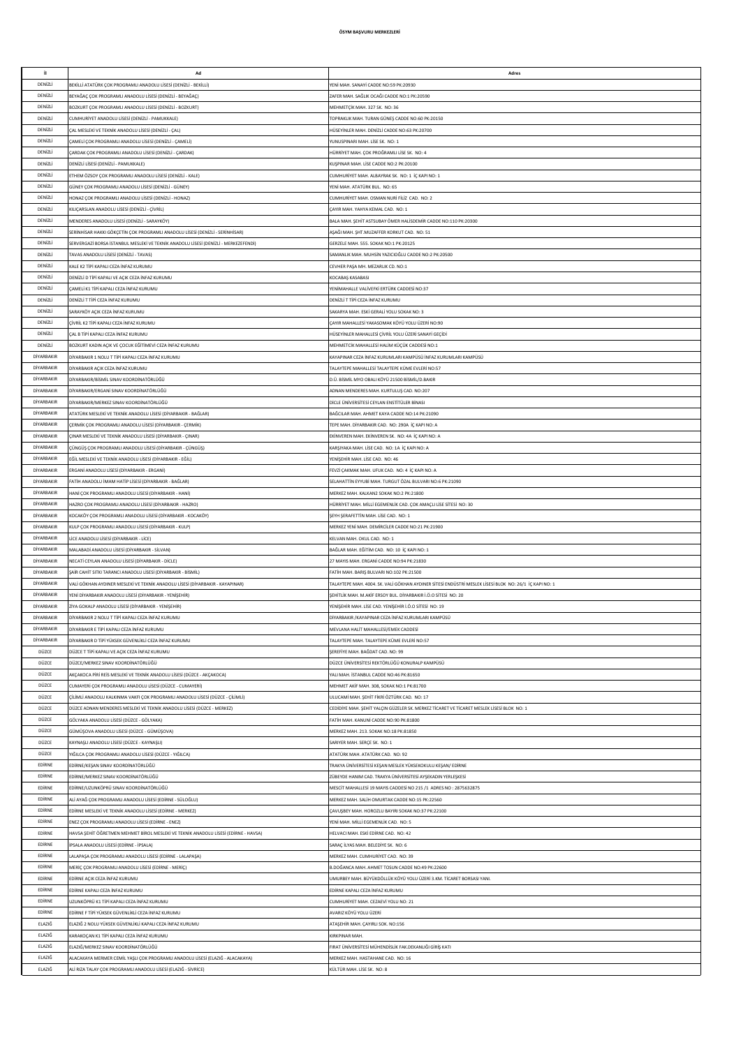**ÖSYM BAŞVURU MERKEZLERİ**

| İl | Ad | Adres |
|---|---|---|
| DENİZLİ | BEKİLLİ ATATÜRK ÇOK PROGRAMLI ANADOLU LİSESİ (DENİZLİ - BEKİLLİ) | YENİ MAH. SANAYİ CADDE NO:59 PK:20930 |
| DENİZLİ | BEYAĞAÇ ÇOK PROGRAMLI ANADOLU LİSESİ (DENİZLİ - BEYAĞAÇ) | ZAFER MAH. SAĞLIK OCAĞI CADDE NO:1 PK:20590 |
| DENİZLİ | BOZKURT ÇOK PROGRAMLI ANADOLU LİSESİ (DENİZLİ - BOZKURT) | MEHMETÇİK MAH. 327 SK NO: 36 |
| DENİZLİ | CUMHURİYET ANADOLU LİSESİ (DENİZLİ - PAMUKKALE) | TOPRAKLIK MAH. TURAN GÜNEŞ CADDE NO:60 PK:20150 |
| DENİZLİ | ÇAL MESLEKİ VE TEKNİK ANADOLU LİSESİ (DENİZLİ - ÇAL) | HÜSEYİNLER MAH. DENİZLİ CADDE NO:63 PK:20700 |
| DENİZLİ | ÇAMELİ ÇOK PROGRAMLI ANADOLU LİSESİ (DENİZLİ - ÇAMELİ) | YUNUSPINARI MAH. LİSE SK. NO: 1 |
| DENİZLİ | ÇARDAK ÇOK PROGRAMLI ANADOLU LİSESİ (DENİZLİ - ÇARDAK) | HÜRRİYET MAH. ÇOK PROĞRAMLI LİSE SK. NO: 4 |
| DENİZLİ | DENİZLİ LİSESİ (DENİZLİ - PAMUKKALE) | KUŞPINAR MAH. LİSE CADDE NO:2 PK:20100 |
| DENİZLİ | ETHEM ÖZSOY ÇOK PROGRAMLI ANADOLU LİSESİ (DENİZLİ - KALE) | CUMHURİYET MAH. ALBAYRAK SK. NO: 1 İÇ KAPI NO: 1 |
| DENİZLİ | GÜNEY ÇOK PROGRAMLI ANADOLU LİSESİ (DENİZLİ - GÜNEY) | YENİ MAH. ATATÜRK BUL. NO: 65 |
| DENİZLİ | HONAZ ÇOK PROGRAMLI ANADOLU LİSESİ (DENİZLİ - HONAZ) | CUMHURİYET MAH. OSMAN NURİ FİLİZ CAD. NO: 2 |
| DENİZLİ | KILIÇARSLAN ANADOLU LİSESİ (DENİZLİ - ÇİVRİL) | ÇAYIR MAH. YAHYA KEMAL CAD. NO: 1 |
| DENİZLİ | MENDERES ANADOLU LİSESİ (DENİZLİ - SARAYKÖY) | BALA MAH. ŞEHİT ASTSUBAY ÖMER HALİSDEMİR CADDE NO:110 PK:20300 |
| DENİZLİ | SERİNHİSAR HAKKI GÖKÇETİN ÇOK PROGRAMLI ANADOLU LİSESİ (DENİZLİ - SERİNHİSAR) | AŞAĞI MAH. ŞHT.MUZAFFER KORKUT CAD. NO: 51 |
| DENİZLİ | SERVERGAZİ BORSA İSTANBUL MESLEKİ VE TEKNİK ANADOLU LİSESİ (DENİZLİ - MERKEZEFENDİ) | GERZELE MAH. 555. SOKAK NO:1 PK:20125 |
| DENİZLİ | TAVAS ANADOLU LİSESİ (DENİZLİ - TAVAS) | SAMANLIK MAH. MUHSİN YAZICIOĞLU CADDE NO:2 PK:20500 |
| DENİZLİ | KALE K2 TİPİ KAPALI CEZA İNFAZ KURUMU | CEVHER PAŞA MH. MEZARLIK CD. NO:1 |
| DENİZLİ | DENİZLİ D TİPİ KAPALI VE AÇIK CEZA İNFAZ KURUMU | KOCABAŞ KASABASI |
| DENİZLİ | ÇAMELİ K1 TİPİ KAPALI CEZA İNFAZ KURUMU | YENİMAHALLE VALİVEFKİ ERTÜRK CADDESİ NO:37 |
| DENİZLİ | DENİZLİ T TİPİ CEZA İNFAZ KURUMU | DENİZLİ T TİPİ CEZA İNFAZ KURUMU |
| DENİZLİ | SARAYKÖY AÇIK CEZA İNFAZ KURUMU | SAKARYA MAH. ESKİ GERALİ YOLU SOKAK NO: 3 |
| DENİZLİ | ÇİVRİL K2 TİPİ KAPALI CEZA İNFAZ KURUMU | ÇAYIR MAHALLESİ YAKASOMAK KÖYÜ YOLU ÜZERİ NO:90 |
| DENİZLİ | ÇAL B TİPİ KAPALI CEZA İNFAZ KURUMU | HÜSEYİNLER MAHALLESİ ÇİVRİL YOLU ÜZERİ SANAYİ GEÇİDİ |
| DENİZLİ | BOZKURT KADIN AÇIK VE ÇOCUK EĞİTİMEVİ CEZA İNFAZ KURUMU | MEHMETCİK MAHALLESİ HALİM KÜÇÜK CADDESİ NO:1 |
| DİYARBAKIR | DİYARBAKIR 1 NOLU T TİPİ KAPALI CEZA İNFAZ KURUMU | KAYAPINAR CEZA İNFAZ KURUMLARI KAMPÜSÜ İNFAZ KURUMLARI KAMPÜSÜ |
| DİYARBAKIR | DİYARBAKIR AÇIK CEZA İNFAZ KURUMU | TALAYTEPE MAHALLESİ TALAYTEPE KÜME EVLERİ NO:57 |
| DİYARBAKIR | DİYARBAKIR/BİSMİL SINAV KOORDİNATÖRLÜĞÜ | D.Ü. BİSMİL MYO OBALI KÖYÜ 21500 BİSMİL/D.BAKIR |
| DİYARBAKIR | DİYARBAKIR/ERGANİ SINAV KOORDİNATÖRLÜĞÜ | ADNAN MENDERES MAH. KURTULUŞ CAD. NO:207 |
| DİYARBAKIR | DİYARBAKIR/MERKEZ SINAV KOORDİNATÖRLÜĞÜ | DİCLE ÜNİVERSİTESİ CEYLAN ENSTİTÜLER BİNASI |
| DİYARBAKIR | ATATÜRK MESLEKİ VE TEKNİK ANADOLU LİSESİ (DİYARBAKIR - BAĞLAR) | BAĞCILAR MAH. AHMET KAYA CADDE NO:14 PK:21090 |
| DİYARBAKIR | ÇERMİK ÇOK PROGRAMLI ANADOLU LİSESİ (DİYARBAKIR - ÇERMİK) | TEPE MAH. DİYARBAKIR CAD. NO: 290A İÇ KAPI NO: A |
| DİYARBAKIR | ÇINAR MESLEKİ VE TEKNİK ANADOLU LİSESİ (DİYARBAKIR - ÇINAR) | EKİNVEREN MAH. EKİNVEREN SK. NO: 4A İÇ KAPI NO: A |
| DİYARBAKIR | ÇÜNGÜŞ ÇOK PROGRAMLI ANADOLU LİSESİ (DİYARBAKIR - ÇÜNGÜŞ) | KARŞIYAKA MAH. LİSE CAD. NO: 1A İÇ KAPI NO: A |
| DİYARBAKIR | EĞİL MESLEKİ VE TEKNİK ANADOLU LİSESİ (DİYARBAKIR - EĞİL) | YENİŞEHİR MAH. LİSE CAD. NO: 46 |
| DİYARBAKIR | ERGANİ ANADOLU LİSESİ (DİYARBAKIR - ERGANİ) | FEVZİ ÇAKMAK MAH. UFUK CAD. NO: 4 İÇ KAPI NO: A |
| DİYARBAKIR | FATİH ANADOLU İMAM HATİP LİSESİ (DİYARBAKIR - BAĞLAR) | SELAHATTİN EYYUBİ MAH. TURGUT ÖZAL BULVARI NO:6 PK:21090 |
| DİYARBAKIR | HANİ ÇOK PROGRAMLI ANADOLU LİSESİ (DİYARBAKIR - HANİ) | MERKEZ MAH. KALKAN2 SOKAK NO:2 PK:21800 |
| DİYARBAKIR | HAZRO ÇOK PROGRAMLI ANADOLU LİSESİ (DİYARBAKIR - HAZRO) | HÜRRİYET MAH. MİLLİ EGEMENLİK CAD. ÇOK AMAÇLI LİSE SİTESİ NO: 30 |
| DİYARBAKIR | KOCAKÖY ÇOK PROGRAMLI ANADOLU LİSESİ (DİYARBAKIR - KOCAKÖY) | ŞEYH ŞERAFETTİN MAH. LİSE CAD. NO: 1 |
| DİYARBAKIR | KULP ÇOK PROGRAMLI ANADOLU LİSESİ (DİYARBAKIR - KULP) | MERKEZ YENİ MAH. DEMİRCİLER CADDE NO:21 PK:21900 |
| DİYARBAKIR | LİCE ANADOLU LİSESİ (DİYARBAKIR - LİCE) | KELVAN MAH. OKUL CAD. NO: 1 |
| DİYARBAKIR | MALABADİ ANADOLU LİSESİ (DİYARBAKIR - SİLVAN) | BAĞLAR MAH. EĞİTİM CAD. NO: 10 İÇ KAPI NO: 1 |
| DİYARBAKIR | NECATİ CEYLAN ANADOLU LİSESİ (DİYARBAKIR - DİCLE) | 27 MAYIS MAH. ERGANİ CADDE NO:94 PK:21830 |
| DİYARBAKIR | ŞAİR CAHİT SITKI TARANCI ANADOLU LİSESİ (DİYARBAKIR - BİSMİL) | FATİH MAH. BARIŞ BULVARI NO:102 PK:21500 |
| DİYARBAKIR | VALİ GÖKHAN AYDINER MESLEKİ VE TEKNİK ANADOLU LİSESİ (DİYARBAKIR - KAYAPINAR) | TALAYTEPE MAH. 4004. SK. VALİ GÖKHAN AYDINER SİTESİ ENDÜSTRİ MESLEK LİSESİ BLOK NO: 26/1 İÇ KAPI NO: 1 |
| DİYARBAKIR | YENİ DİYARBAKIR ANADOLU LİSESİ (DİYARBAKIR - YENİŞEHİR) | ŞEHİTLİK MAH. M.AKİF ERSOY BUL. DİYARBAKIR İ.Ö.O SİTESİ NO: 20 |
| DİYARBAKIR | ZİYA GOKALP ANADOLU LİSESİ (DİYARBAKIR - YENİŞEHİR) | YENİŞEHİR MAH. LİSE CAD. YENİŞEHİR İ.Ö.O SİTESİ NO: 19 |
| DİYARBAKIR | DİYARBAKIR 2 NOLU T TİPİ KAPALI CEZA İNFAZ KURUMU | DİYARBAKIR /KAYAPINAR CEZA İNFAZ KURUMLARI KAMPÜSÜ |
| DİYARBAKIR | DİYARBAKIR E TİPİ KAPALI CEZA İNFAZ KURUMU | MEVLANA HALİT MAHALLESİ/EMEK CADDESİ |
| DİYARBAKIR | DİYARBAKIR D TİPİ YÜKSEK GÜVENLİKLİ CEZA İNFAZ KURUMU | TALAYTEPE MAH. TALAYTEPE KÜME EVLERİ NO:57 |
| DÜZCE | DÜZCE T TİPİ KAPALI VE AÇIK CEZA İNFAZ KURUMU | ŞEREFİYE MAH. BAĞDAT CAD. NO: 99 |
| DÜZCE | DÜZCE/MERKEZ SINAV KOORDİNATÖRLÜĞÜ | DÜZCE ÜNİVERSİTESİ REKTÖRLÜĞÜ KONURALP KAMPÜSÜ |
| DÜZCE | AKÇAKOCA PİRİ REİS MESLEKİ VE TEKNİK ANADOLU LİSESİ (DÜZCE - AKÇAKOCA) | YALI MAH. İSTANBUL CADDE NO:46 PK:81650 |
| DÜZCE | CUMAYERİ ÇOK PROGRAMLI ANADOLU LİSESİ (DÜZCE - CUMAYERİ) | MEHMET AKİF MAH. 308, SOKAK NO:1 PK:81700 |
| DÜZCE | ÇİLİMLİ ANADOLU KALKINMA VAKFI ÇOK PROGRAMLI ANADOLU LİSESİ (DÜZCE - ÇİLİMLİ) | ULUCAMİ MAH. ŞEHİT FİKRİ ÖZTÜRK CAD. NO: 17 |
| DÜZCE | DÜZCE ADNAN MENDERES MESLEKİ VE TEKNİK ANADOLU LİSESİ (DÜZCE - MERKEZ) | CEDİDİYE MAH. ŞEHİT YALÇIN GÜZELER SK. MERKEZ TİCARET VE TİCARET MESLEK LİSESİ BLOK NO: 1 |
| DÜZCE | GÖLYAKA ANADOLU LİSESİ (DÜZCE - GÖLYAKA) | FATİH MAH. KANUNİ CADDE NO:90 PK:81800 |
| DÜZCE | GÜMÜŞOVA ANADOLU LİSESİ (DÜZCE - GÜMÜŞOVA) | MERKEZ MAH. 213. SOKAK NO:18 PK:81850 |
| DÜZCE | KAYNAŞLI ANADOLU LİSESİ (DÜZCE - KAYNAŞLI) | SARIYER MAH. SERÇE SK. NO: 1 |
| DÜZCE | YIĞILCA ÇOK PROGRAMLI ANADOLU LİSESİ (DÜZCE - YIĞILCA) | ATATÜRK MAH. ATATÜRK CAD. NO: 92 |
| EDİRNE | EDİRNE/KEŞAN SINAV KOORDİNATÖRLÜĞÜ | TRAKYA ÜNİVERSİTESİ KEŞAN MESLEK YÜKSEKOKULU KEŞAN/ EDİRNE |
| EDİRNE | EDİRNE/MERKEZ SINAV KOORDİNATÖRLÜĞÜ | ZÜBEYDE HANIM CAD. TRAKYA ÜNİVERSİTESİ AYŞEKADIN YERLEŞKESİ |
| EDİRNE | EDİRNE/UZUNKÖPRÜ SINAV KOORDİNATÖRLÜĞÜ | MESCİT MAHALLESİ 19 MAYIS CADDESİ NO 215 /1 ADRES NO : 2875632875 |
| EDİRNE | ALİ AYAĞ ÇOK PROGRAMLI ANADOLU LİSESİ (EDİRNE - SÜLOĞLU) | MERKEZ MAH. SALİH OMURTAK CADDE NO:15 PK:22560 |
| EDİRNE | EDİRNE MESLEKİ VE TEKNİK ANADOLU LİSESİ (EDİRNE - MERKEZ) | ÇAVUŞBEY MAH. HOROZLU BAYIRI SOKAK NO:37 PK:22100 |
| EDİRNE | ENEZ ÇOK PROGRAMLI ANADOLU LİSESİ (EDİRNE - ENEZ) | YENİ MAH. MİLLİ EGEMENLİK CAD. NO: 5 |
| EDİRNE | HAVSA ŞEHİT ÖĞRETMEN MEHMET BİROL MESLEKİ VE TEKNİK ANADOLU LİSESİ (EDİRNE - HAVSA) | HELVACI MAH. ESKİ EDİRNE CAD. NO: 42 |
| EDİRNE | İPSALA ANADOLU LİSESİ (EDİRNE - İPSALA) | SARAÇ İLYAS MAH. BELEDİYE SK. NO: 6 |
| EDİRNE | LALAPAŞA ÇOK PROGRAMLI ANADOLU LİSESİ (EDİRNE - LALAPAŞA) | MERKEZ MAH. CUMHURİYET CAD. NO: 39 |
| EDİRNE | MERİÇ ÇOK PROGRAMLI ANADOLU LİSESİ (EDİRNE - MERİÇ) | B.DOĞANCA MAH. AHMET TOSUN CADDE NO:49 PK:22600 |
| EDİRNE | EDİRNE AÇIK CEZA İNFAZ KURUMU | UMURBEY MAH. BÜYÜKDÖLLÜK KÖYÜ YOLU ÜZERİ 3.KM. TİCARET BORSASI YANI. |
| EDİRNE | EDİRNE KAPALI CEZA İNFAZ KURUMU | EDİRNE KAPALI CEZA İNFAZ KURUMU |
| EDİRNE | UZUNKÖPRÜ K1 TİPİ KAPALI CEZA İNFAZ KURUMU | CUMHURİYET MAH. CEZAEVİ YOLU NO: 21 |
| EDİRNE | EDİRNE F TİPİ YÜKSEK GÜVENLİKLİ CEZA İNFAZ KURUMU | AVARIZ KÖYÜ YOLU ÜZERİ |
| ELAZIĞ | ELAZIĞ 2 NOLU YÜKSEK GÜVENLİKLİ KAPALI CEZA İNFAZ KURUMU | ATAŞEHİR MAH. ÇAYIRLI SOK. NO:156 |
| ELAZIĞ | KARAKOÇAN K1 TİPİ KAPALI CEZA İNFAZ KURUMU | KIRKPINAR MAH. |
| ELAZIĞ | ELAZIĞ/MERKEZ SINAV KOORDİNATÖRLÜĞÜ | FIRAT ÜNİVERSİTESİ MÜHENDİSLİK FAK.DEKANLIĞI GİRİŞ KATI |
| ELAZIĞ | ALACAKAYA MERMER CEMİL YAŞLI ÇOK PROGRAMLI ANADOLU LİSESİ (ELAZIĞ - ALACAKAYA) | MERKEZ MAH. HASTAHANE CAD. NO: 16 |
| ELAZIĞ | ALİ RIZA TALAY ÇOK PROGRAMLI ANADOLU LİSESİ (ELAZIĞ - SİVRİCE) | KÜLTÜR MAH. LİSE SK. NO: 8 |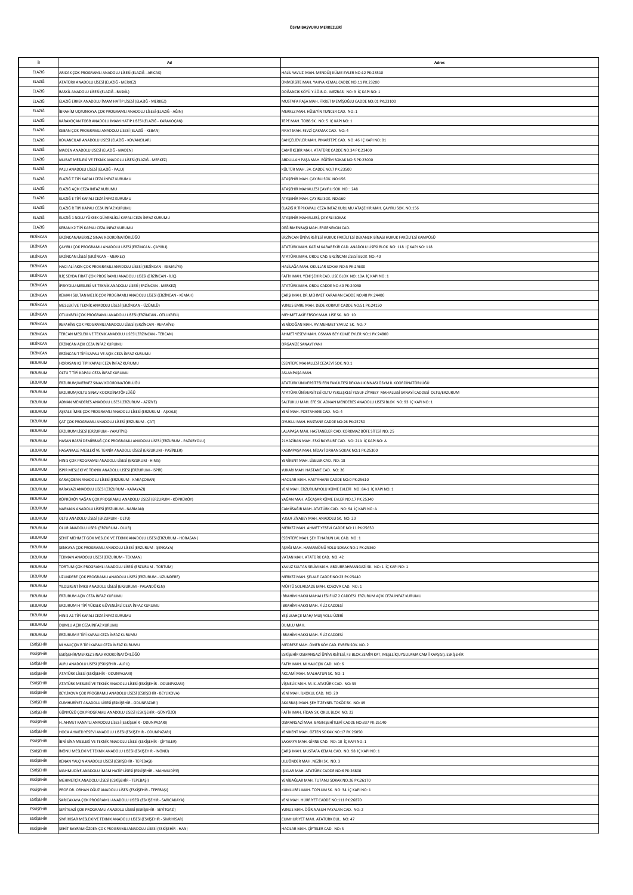**ÖSYM BAŞVURU MERKEZLERİ**

| İl | Ad | Adres |
|---|---|---|
| ELAZIĞ | ARICAK ÇOK PROGRAMLI ANADOLU LİSESİ (ELAZIĞ - ARICAK) | HALİL YAVUZ MAH. MENDÜŞ KÜME EVLER NO:12 PK:23510 |
| ELAZIĞ | ATATÜRK ANADOLU LİSESİ (ELAZIĞ - MERKEZ) | ÜNİVERSİTE MAH. YAHYA KEMAL CADDE NO:11 PK:23200 |
| ELAZIĞ | BASKİL ANADOLU LİSESİ (ELAZIĞ - BASKİL) | DOĞANCIK KÖYÜ Y.İ.Ö.B.O. MEZRASI NO: 9 İÇ KAPI NO: 1 |
| ELAZIĞ | ELAZIĞ ERKEK ANADOLU İMAM HATİP LİSESİ (ELAZIĞ - MERKEZ) | MUSTAFA PAŞA MAH. FİKRET MEMİŞOĞLU CADDE NO:01 PK:23100 |
| ELAZIĞ | İBRAHİM UÇKUNKAYA ÇOK PROGRAMLI ANADOLU LİSESİ (ELAZIĞ - AĞIN) | MERKEZ MAH. HÜSEYİN TUNCER CAD. NO: 1 |
| ELAZIĞ | KARAKOÇAN TOBB ANADOLU İMAM HATİP LİSESİ (ELAZIĞ - KARAKOÇAN) | TEPE MAH. TOBB SK. NO: 5 İÇ KAPI NO: 1 |
| ELAZIĞ | KEBAN ÇOK PROGRAMLI ANADOLU LİSESİ (ELAZIĞ - KEBAN) | FIRAT MAH. FEVZİ ÇAKMAK CAD. NO: 4 |
| ELAZIĞ | KOVANCILAR ANADOLU LİSESİ (ELAZIĞ - KOVANCILAR) | BAHÇELİEVLER MAH. PINARTEPE CAD. NO: 46 İÇ KAPI NO: 01 |
| ELAZIĞ | MADEN ANADOLU LİSESİ (ELAZIĞ - MADEN) | CAMİİ KEBİR MAH. ATATÜRK CADDE NO:34 PK:23400 |
| ELAZIĞ | MURAT MESLEKİ VE TEKNİK ANADOLU LİSESİ (ELAZIĞ - MERKEZ) | ABDULLAH PAŞA MAH. EĞİTİM SOKAK NO:5 PK:23000 |
| ELAZIĞ | PALU ANADOLU LİSESİ (ELAZIĞ - PALU) | KÜLTÜR MAH. 34. CADDE NO:7 PK:23500 |
| ELAZIĞ | ELAZIĞ T TİPİ KAPALI CEZA İNFAZ KURUMU | ATAŞEHİR MAH. ÇAYIRLI SOK. NO:156 |
| ELAZIĞ | ELAZIĞ AÇIK CEZA İNFAZ KURUMU | ATAŞEHİR MAHALLESİ ÇAYIRLI SOK NO : 248 |
| ELAZIĞ | ELAZIĞ E TİPİ KAPALI CEZA İNFAZ KURUMU | ATAŞEHİR MAH. ÇAYIRLI SOK. NO:160 |
| ELAZIĞ | ELAZIĞ R TİPİ KAPALI CEZA İNFAZ KURUMU | ELAZIĞ R TİPİ KAPALI CEZA İNFAZ KURUMU ATAŞEHİR MAH. ÇAYIRLI SOK. NO:156 |
| ELAZIĞ | ELAZIĞ 1 NOLU YÜKSEK GÜVENLİKLİ KAPALI CEZA İNFAZ KURUMU | ATAŞEHİR MAHALLESİ, ÇAYIRLI SOKAK |
| ELAZIĞ | KEBAN K2 TİPİ KAPALI CEZA İNFAZ KURUMU | DEĞİRMENBAŞI MAH. ERGENEKON CAD. |
| ERZİNCAN | ERZİNCAN/MERKEZ SINAV KOORDİNATÖRLÜĞÜ | ERZİNCAN ÜNİVERSİTESİ HUKUK FAKÜLTESİ DEKANLIK BİNASI HUKUK FAKÜLTESİ KAMPÜSÜ |
| ERZİNCAN | ÇAYIRLI ÇOK PROGRAMLI ANADOLU LİSESİ (ERZİNCAN - ÇAYIRLI) | ATATÜRK MAH. KAZIM KARABEKİR CAD. ANADOLU LİSESİ BLOK NO: 118 İÇ KAPI NO: 118 |
| ERZİNCAN | ERZİNCAN LİSESİ (ERZİNCAN - MERKEZ) | ATATÜRK MAH. ORDU CAD. ERZİNCAN LİSESİ BLOK NO: 40 |
| ERZİNCAN | HACI ALİ AKIN ÇOK PROGRAMLI ANADOLU LİSESİ (ERZİNCAN - KEMALİYE) | HALİLAĞA MAH. OKULLAR SOKAK NO:5 PK:24600 |
| ERZİNCAN | İLİÇ SEYDA FIRAT ÇOK PROGRAMLI ANADOLU LİSESİ (ERZİNCAN - İLİÇ) | FATİH MAH. YENİ ŞEHİR CAD. LİSE BLOK NO: 10A İÇ KAPI NO: 1 |
| ERZİNCAN | İPEKYOLU MESLEKİ VE TEKNİK ANADOLU LİSESİ (ERZİNCAN - MERKEZ) | ATATÜRK MAH. ORDU CADDE NO:40 PK:24030 |
| ERZİNCAN | KEMAH SULTAN MELİK ÇOK PROGRAMLI ANADOLU LİSESİ (ERZİNCAN - KEMAH) | ÇARŞI MAH. DR.MEHMET KARAHAN CADDE NO:48 PK:24400 |
| ERZİNCAN | MESLEKİ VE TEKNİK ANADOLU LİSESİ (ERZİNCAN - ÜZÜMLÜ) | YUNUS EMRE MAH. DEDE KORKUT CADDE NO:51 PK:24150 |
| ERZİNCAN | OTLUKBELİ ÇOK PROGRAMLI ANADOLU LİSESİ (ERZİNCAN - OTLUKBELİ) | MEHMET AKİF ERSOY MAH. LİSE SK. NO: 10 |
| ERZİNCAN | REFAHİYE ÇOK PROGRAMLI ANADOLU LİSESİ (ERZİNCAN - REFAHİYE) | YENİDOĞAN MAH. AV.MEHMET YAVUZ SK. NO: 7 |
| ERZİNCAN | TERCAN MESLEKİ VE TEKNİK ANADOLU LİSESİ (ERZİNCAN - TERCAN) | AHMET YESEVİ MAH. OSMAN BEY KÜME EVLER NO:1 PK:24800 |
| ERZİNCAN | ERZİNCAN AÇIK CEZA İNFAZ KURUMU | ORGANİZE SANAYİ YANI |
| ERZİNCAN | ERZİNCAN T TİPİ KAPALI VE AÇIK CEZA İNFAZ KURUMU | |
| ERZURUM | HORASAN K2 TİPİ KAPALI CEZA İNFAZ KURUMU | ESENTEPE MAHALLESİ CEZAEVİ SOK. NO:1 |
| ERZURUM | OLTU T TİPİ KAPALI CEZA İNFAZ KURUMU | ASLANPAŞA MAH. |
| ERZURUM | ERZURUM/MERKEZ SINAV KOORDİNATÖRLÜĞÜ | ATATÜRK ÜNİVERSİTESİ FEN FAKÜLTESİ DEKANLIK BİNASI ÖSYM İL KOORDİNATÖRLÜĞÜ |
| ERZURUM | ERZURUM/OLTU SINAV KOORDİNATÖRLÜĞÜ | ATATÜRK ÜNİVERSİTESİ OLTU YERLEŞKESİ YUSUF ZİYABEY MAHALLESİ SANAYİ CADDESİ OLTU/ERZURUM |
| ERZURUM | ADNAN MENDERES ANADOLU LİSESİ (ERZURUM - AZİZİYE) | SALTUKLU MAH. EFE SK. ADNAN MENDERES ANADOLU LİSESİ BLOK NO: 93 İÇ KAPI NO: 1 |
| ERZURUM | AŞKALE İMKB ÇOK PROGRAMLI ANADOLU LİSESİ (ERZURUM - AŞKALE) | YENİ MAH. POSTAHANE CAD. NO: 4 |
| ERZURUM | ÇAT ÇOK PROGRAMLI ANADOLU LİSESİ (ERZURUM - ÇAT) | OYUKLU MAH. HASTANE CADDE NO:26 PK:25750 |
| ERZURUM | ERZURUM LİSESİ (ERZURUM - YAKUTİYE) | LALAPAŞA MAH. HASTANELER CAD. KORKMAZ BÜFE SİTESİ NO: 25 |
| ERZURUM | HASAN BASRİ DEMİRBAĞ ÇOK PROGRAMLI ANADOLU LİSESİ (ERZURUM - PAZARYOLU) | 21HAZİRAN MAH. ESKİ BAYBURT CAD. NO: 21A İÇ KAPI NO: A |
| ERZURUM | HASANKALE MESLEKİ VE TEKNİK ANADOLU LİSESİ (ERZURUM - PASİNLER) | KASIMPAŞA MAH. NİDAYİ ORHAN SOKAK NO:1 PK:25300 |
| ERZURUM | HINIS ÇOK PROGRAMLI ANADOLU LİSESİ (ERZURUM - HINIS) | YENİKENT MAH. LİSELER CAD. NO: 18 |
| ERZURUM | İSPİR MESLEKİ VE TEKNİK ANADOLU LİSESİ (ERZURUM - İSPİR) | YUKARI MAH. HASTANE CAD. NO: 26 |
| ERZURUM | KARAÇOBAN ANADOLU LİSESİ (ERZURUM - KARAÇOBAN) | HACILAR MAH. HASTAHANE CADDE NO:0 PK:25610 |
| ERZURUM | KARAYAZI ANADOLU LİSESİ (ERZURUM - KARAYAZI) | YENİ MAH. ERZURUMYOLU KÜME EVLERİ NO: 84-1 İÇ KAPI NO: 1 |
| ERZURUM | KÖPRÜKÖY YAĞAN ÇOK PROGRAMLI ANADOLU LİSESİ (ERZURUM - KÖPRÜKÖY) | YAĞAN MAH. AĞCAŞAR KÜME EVLER NO:17 PK:25340 |
| ERZURUM | NARMAN ANADOLU LİSESİ (ERZURUM - NARMAN) | CAMİİSAĞIR MAH. ATATÜRK CAD. NO: 94 İÇ KAPI NO: A |
| ERZURUM | OLTU ANADOLU LİSESİ (ERZURUM - OLTU) | YUSUF ZİYABEY MAH. ANADOLU SK. NO: 20 |
| ERZURUM | OLUR ANADOLU LİSESİ (ERZURUM - OLUR) | MERKEZ MAH. AHMET YESEVİ CADDE NO:11 PK:25650 |
| ERZURUM | ŞEHİT MEHMET GÖK MESLEKİ VE TEKNİK ANADOLU LİSESİ (ERZURUM - HORASAN) | ESENTEPE MAH. ŞEHİT HARUN LAL CAD. NO: 1 |
| ERZURUM | ŞENKAYA ÇOK PROGRAMLI ANADOLU LİSESİ (ERZURUM - ŞENKAYA) | AŞAĞI MAH. HAMAMÖNÜ YOLU SOKAK NO:1 PK:25360 |
| ERZURUM | TEKMAN ANADOLU LİSESİ (ERZURUM - TEKMAN) | VATAN MAH. ATATÜRK CAD. NO: 42 |
| ERZURUM | TORTUM ÇOK PROGRAMLI ANADOLU LİSESİ (ERZURUM - TORTUM) | YAVUZ SULTAN SELİM MAH. ABDURRAHMANGAZİ SK. NO: 1 İÇ KAPI NO: 1 |
| ERZURUM | UZUNDERE ÇOK PROGRAMLI ANADOLU LİSESİ (ERZURUM - UZUNDERE) | MERKEZ MAH. ŞELALE CADDE NO:23 PK:25440 |
| ERZURUM | YILDIZKENT İMKB ANADOLU LİSESİ (ERZURUM - PALANDÖKEN) | MÜFTÜ SOLAKZADE MAH. KOSOVA CAD. NO: 1 |
| ERZURUM | ERZURUM AÇIK CEZA İNFAZ KURUMU | İBRAHİM HAKKI MAHALLESİ FİLİZ 2 CADDESİ ERZURUM AÇIK CEZA İNFAZ KURUMU |
| ERZURUM | ERZURUM H TİPİ YÜKSEK GÜVENLİKLİ CEZA İNFAZ KURUMU | İBRAHİM HAKKI MAH. FİLİZ CADDESİ |
| ERZURUM | HINIS A1 TİPİ KAPALI CEZA İNFAZ KURUMU | YEŞİLBAHÇE MAH/ MUŞ YOLU ÜZERİ |
| ERZURUM | DUMLU AÇIK CEZA İNFAZ KURUMU | DUMLU MAH. |
| ERZURUM | ERZURUM E TİPİ KAPALI CEZA İNFAZ KURUMU | İBRAHİM HAKKI MAH. FİLİZ CADDESİ |
| ESKİŞEHİR | MİHALIÇÇIK B TİPİ KAPALI CEZA İNFAZ KURUMU | MEDRESE MAH. ÖMER KÖY CAD. EVREN SOK. NO. 2 |
| ESKİŞEHİR | ESKİŞEHİR/MERKEZ SINAV KOORDİNATÖRLÜĞÜ | ESKİŞEHİR OSMANGAZİ ÜNİVERSİTESİ, F3 BLOK ZEMİN KAT, MEŞELİK(UYGULAMA CAMİİ KARŞISI), ESKİŞEHİR |
| ESKİŞEHİR | ALPU ANADOLU LİSESİ (ESKİŞEHİR - ALPU) | FATİH MAH. MİHALIÇÇIK CAD. NO: 6 |
| ESKİŞEHİR | ATATÜRK LİSESİ (ESKİŞEHİR - ODUNPAZARI) | AKCAMİ MAH. MALHATUN SK. NO: 1 |
| ESKİŞEHİR | ATATÜRK MESLEKİ VE TEKNİK ANADOLU LİSESİ (ESKİŞEHİR - ODUNPAZARI) | VİŞNELİK MAH. M. K. ATATÜRK CAD. NO: 55 |
| ESKİŞEHİR | BEYLİKOVA ÇOK PROGRAMLI ANADOLU LİSESİ (ESKİŞEHİR - BEYLİKOVA) | YENİ MAH. İLKOKUL CAD. NO: 29 |
| ESKİŞEHİR | CUMHURİYET ANADOLU LİSESİ (ESKİŞEHİR - ODUNPAZARI) | AKARBAŞI MAH. ŞEHİT ZEYNEL TOKÖZ SK. NO: 49 |
| ESKİŞEHİR | GÜNYÜZÜ ÇOK PROGRAMLI ANADOLU LİSESİ (ESKİŞEHİR - GÜNYÜZÜ) | FATİH MAH. FİDAN SK. OKUL BLOK NO: 23 |
| ESKİŞEHİR | H. AHMET KANATLI ANADOLU LİSESİ (ESKİŞEHİR - ODUNPAZARI) | OSMANGAZİ MAH. BASIN ŞEHİTLERİ CADDE NO:337 PK:26140 |
| ESKİŞEHİR | HOCA AHMED YESEVİ ANADOLU LİSESİ (ESKİŞEHİR - ODUNPAZARI) | YENİKENT MAH. ÖZTEN SOKAK NO:17 PK:26050 |
| ESKİŞEHİR | İBNİ SİNA MESLEKİ VE TEKNİK ANADOLU LİSESİ (ESKİŞEHİR - ÇİFTELER) | SAKARYA MAH. GİRNE CAD. NO: 10 İÇ KAPI NO: 1 |
| ESKİŞEHİR | İNÖNÜ MESLEKİ VE TEKNİK ANADOLU LİSESİ (ESKİŞEHİR - İNÖNÜ) | ÇARŞI MAH. MUSTAFA KEMAL CAD. NO: 98 İÇ KAPI NO: 1 |
| ESKİŞEHİR | KENAN YALÇIN ANADOLU LİSESİ (ESKİŞEHİR - TEPEBAŞI) | ULUÖNDER MAH. NEZİH SK. NO: 3 |
| ESKİŞEHİR | MAHMUDİYE ANADOLU İMAM HATİP LİSESİ (ESKİŞEHİR - MAHMUDİYE) | IŞIKLAR MAH. ATATÜRK CADDE NO:6 PK:26800 |
| ESKİŞEHİR | MEHMETÇİK ANADOLU LİSESİ (ESKİŞEHİR - TEPEBAŞI) | YENİBAĞLAR MAH. TUTANLI SOKAK NO:26 PK:26170 |
| ESKİŞEHİR | PROF.DR. ORHAN OĞUZ ANADOLU LİSESİ (ESKİŞEHİR - TEPEBAŞI) | KUMLUBEL MAH. TOPLUM SK. NO: 34 İÇ KAPI NO: 1 |
| ESKİŞEHİR | SARICAKAYA ÇOK PROGRAMLI ANADOLU LİSESİ (ESKİŞEHİR - SARICAKAYA) | YENİ MAH. HÜRRİYET CADDE NO:111 PK:26870 |
| ESKİŞEHİR | SEYİTGAZİ ÇOK PROGRAMLI ANADOLU LİSESİ (ESKİŞEHİR - SEYİTGAZİ) | YUNUS MAH. ÖĞR.NASUH YAYALAN CAD. NO: 2 |
| ESKİŞEHİR | SİVRİHİSAR MESLEKİ VE TEKNİK ANADOLU LİSESİ (ESKİŞEHİR - SİVRİHİSAR) | CUMHURİYET MAH. ATATÜRK BUL. NO: 47 |
| ESKİŞEHİR | ŞEHİT BAYRAM ÖZDEN ÇOK PROGRAMLI ANADOLU LİSESİ (ESKİŞEHİR - HAN) | HACILAR MAH. ÇİFTELER CAD. NO: 5 |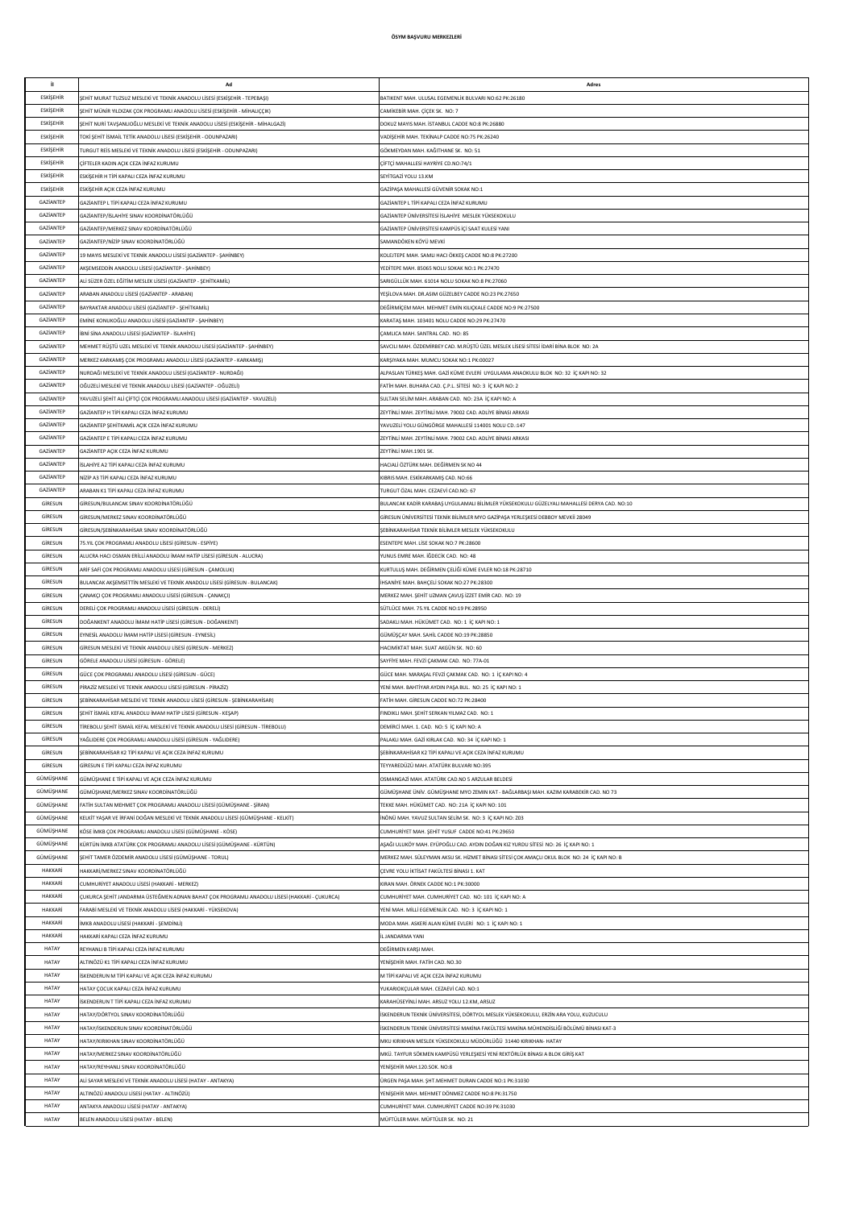# ÖSYM BAŞVURU MERKEZLERİ

| İl | Ad | Adres |
|---|---|---|
| ESKİŞEHİR | ŞEHİT MURAT TUZSUZ MESLEKİ VE TEKNİK ANADOLU LİSESİ (ESKİŞEHİR - TEPEBAŞI) | BATIKENT MAH. ULUSAL EGEMENLİK BULVARI NO:62 PK:26180 |
| ESKİŞEHİR | ŞEHİT MÜNİR YILDIZAK ÇOK PROGRAMLI ANADOLU LİSESİ (ESKİŞEHİR - MİHALIÇÇIK) | CAMİKEBİR MAH. ÇİÇEK SK. NO: 7 |
| ESKİŞEHİR | ŞEHİT NURİ TAVŞANLIOĞLU MESLEKİ VE TEKNİK ANADOLU LİSESİ (ESKİŞEHİR - MİHALGAZİ) | DOKUZ MAYIS MAH. İSTANBUL CADDE NO:8 PK:26880 |
| ESKİŞEHİR | TOKİ ŞEHİT İSMAİL TETİK ANADOLU LİSESİ (ESKİŞEHİR - ODUNPAZARI) | VADİŞEHİR MAH. TEKİNALP CADDE NO:75 PK:26240 |
| ESKİŞEHİR | TURGUT REİS MESLEKİ VE TEKNİK ANADOLU LİSESİ (ESKİŞEHİR - ODUNPAZARI) | GÖKMEYDAN MAH. KAĞITHANE SK. NO: 51 |
| ESKİŞEHİR | ÇİFTELER KADIN AÇIK CEZA İNFAZ KURUMU | ÇİFTÇİ MAHALLESİ HAYRİYE CD.NO:74/1 |
| ESKİŞEHİR | ESKİŞEHİR H TİPİ KAPALI CEZA İNFAZ KURUMU | SEYİTGAZİ YOLU 13.KM |
| ESKİŞEHİR | ESKİŞEHİR AÇIK CEZA İNFAZ KURUMU | GAZİPAŞA MAHALLESİ GÜVENİR SOKAK NO:1 |
| GAZİANTEP | GAZİANTEP L TİPİ KAPALI CEZA İNFAZ KURUMU | GAZİANTEP L TİPİ KAPALI CEZA İNFAZ KURUMU |
| GAZİANTEP | GAZİANTEP/İSLAHİYE SINAV KOORDİNATÖRLÜĞÜ | GAZİANTEP ÜNİVERSİTESİ İSLAHİYE MESLEK YÜKSEKOKULU |
| GAZİANTEP | GAZİANTEP/MERKEZ SINAV KOORDİNATÖRLÜĞÜ | GAZİANTEP ÜNİVERSİTESİ KAMPÜS İÇİ SAAT KULESİ YANI |
| GAZİANTEP | GAZİANTEP/NİZİP SINAV KOORDİNATÖRLÜĞÜ | SAMANDÖKEN KÖYÜ MEVKİ |
| GAZİANTEP | 19 MAYIS MESLEKİ VE TEKNİK ANADOLU LİSESİ (GAZİANTEP - ŞAHİNBEY) | KOLEJTEPE MAH. SAMLI HACI ÖKKEŞ CADDE NO:8 PK:27200 |
| GAZİANTEP | AKŞEMSEDDİN ANADOLU LİSESİ (GAZİANTEP - ŞAHİNBEY) | YEDİTEPE MAH. 85065 NOLU SOKAK NO:1 PK:27470 |
| GAZİANTEP | ALİ SÜZER ÖZEL EĞİTİM MESLEK LİSESİ (GAZİANTEP - ŞEHİTKAMİL) | SARIGÜLLÜK MAH. 61014 NOLU SOKAK NO:8 PK:27060 |
| GAZİANTEP | ARABAN ANADOLU LİSESİ (GAZİANTEP - ARABAN) | YEŞİLOVA MAH. DR.ASIM GÜZELBEY CADDE NO:23 PK:27650 |
| GAZİANTEP | BAYRAKTAR ANADOLU LİSESİ (GAZİANTEP - ŞEHİTKAMİL) | DEĞİRMİÇEM MAH. MEHMET EMİN KILIÇKALE CADDE NO:9 PK:27500 |
| GAZİANTEP | EMİNE KONUKOĞLU ANADOLU LİSESİ (GAZİANTEP - ŞAHİNBEY) | KARATAŞ MAH. 103401 NOLU CADDE NO:29 PK:27470 |
| GAZİANTEP | İBNİ SİNA ANADOLU LİSESİ (GAZİANTEP - İSLAHİYE) | CAMLICA MAH. SANTRAL CAD. NO: 85 |
| GAZİANTEP | MEHMET RÜŞTÜ UZEL MESLEKİ VE TEKNİK ANADOLU LİSESİ (GAZİANTEP - ŞAHİNBEY) | SAVCILI MAH. ÖZDEMİRBEY CAD. M.RÜŞTÜ ÖZEL MESLEK LİSESİ SİTESİ İDARİ BİNA BLOK NO: 2A |
| GAZİANTEP | MERKEZ KARKAMIŞ ÇOK PROGRAMLI ANADOLU LİSESİ (GAZİANTEP - KARKAMIŞ) | KARŞIYAKA MAH. MUMCU SOKAK NO:1 PK:00027 |
| GAZİANTEP | NURDAĞI MESLEKİ VE TEKNİK ANADOLU LİSESİ (GAZİANTEP - NURDAĞI) | ALPASLAN TÜRKEŞ MAH. GAZİ KÜME EVLERİ UYGULAMA ANAOKULU BLOK NO: 32 İÇ KAPI NO: 32 |
| GAZİANTEP | OĞUZELİ MESLEKİ VE TEKNİK ANADOLU LİSESİ (GAZİANTEP - OĞUZELİ) | FATİH MAH. BUHARA CAD. Ç.P.L. SİTESİ NO: 3 İÇ KAPI NO: 2 |
| GAZİANTEP | YAVUZELİ ŞEHİT ALİ ÇİFTÇİ ÇOK PROGRAMLI ANADOLU LİSESİ (GAZİANTEP - YAVUZELİ) | SULTAN SELİM MAH. ARABAN CAD. NO: 23A İÇ KAPI NO: A |
| GAZİANTEP | GAZİANTEP H TİPİ KAPALI CEZA İNFAZ KURUMU | ZEYTİNLİ MAH. ZEYTİNLİ MAH. 79002 CAD. ADLİYE BİNASI ARKASI |
| GAZİANTEP | GAZİANTEP ŞEHİTKAMİL AÇIK CEZA İNFAZ KURUMU | YAVUZELİ YOLU GÜNGÖRGE MAHALLESİ 114001 NOLU CD.:147 |
| GAZİANTEP | GAZİANTEP E TİPİ KAPALI CEZA İNFAZ KURUMU | ZEYTİNLİ MAH. ZEYTİNLİ MAH. 79002 CAD. ADLİYE BİNASI ARKASI |
| GAZİANTEP | GAZİANTEP AÇIK CEZA İNFAZ KURUMU | ZEYTİNLİ MAH.1901 SK. |
| GAZİANTEP | İSLAHİYE A2 TİPİ KAPALI CEZA İNFAZ KURUMU | HACIALİ ÖZTÜRK MAH. DEĞİRMEN SK NO 44 |
| GAZİANTEP | NİZİP A3 TİPİ KAPALI CEZA İNFAZ KURUMU | KIBRIS MAH. ESKİKARKAMIŞ CAD. NO:66 |
| GAZİANTEP | ARABAN K1 TİPİ KAPALI CEZA İNFAZ KURUMU | TURGUT ÖZAL MAH. CEZAEVİ CAD.NO: 67 |
| GİRESUN | GİRESUN/BULANCAK SINAV KOORDİNATÖRLÜĞÜ | BULANCAK KADIR KARABAŞ UYGULAMALI BİLİMLER YÜKSEKOKULU GÜZELYALI MAHALLESİ DERYA CAD. NO:10 |
| GİRESUN | GİRESUN/MERKEZ SINAV KOORDİNATÖRLÜĞÜ | GİRESUN ÜNİVERSİTESİ TEKNİK BİLİMLER MYO GAZİPAŞA YERLEŞKESİ DEBBOY MEVKİİ 28049 |
| GİRESUN | GİRESUN/ŞEBİNKARAHİSAR SINAV KOORDİNATÖRLÜĞÜ | ŞEBİNKARAHİSAR TEKNİK BİLİMLER MESLEK YÜKSEKOKULU |
| GİRESUN | 75.YIL ÇOK PROGRAMLI ANADOLU LİSESİ (GİRESUN - ESPİYE) | ESENTEPE MAH. LİSE SOKAK NO:7 PK:28600 |
| GİRESUN | ALUCRA HACI OSMAN ERİLLİ ANADOLU İMAM HATİP LİSESİ (GİRESUN - ALUCRA) | YUNUS EMRE MAH. İĞDECİK CAD. NO: 48 |
| GİRESUN | ARİF SAFİ ÇOK PROGRAMLI ANADOLU LİSESİ (GİRESUN - ÇAMOLUK) | KURTULUŞ MAH. DEĞİRMEN ÇELİĞİ KÜME EVLER NO:18 PK:28710 |
| GİRESUN | BULANCAK AKŞEMSETTİN MESLEKİ VE TEKNİK ANADOLU LİSESİ (GİRESUN - BULANCAK) | İHSANİYE MAH. BAHÇELİ SOKAK NO:27 PK:28300 |
| GİRESUN | ÇANAKÇI ÇOK PROGRAMLI ANADOLU LİSESİ (GİRESUN - ÇANAKÇI) | MERKEZ MAH. ŞEHİT UZMAN ÇAVUŞ İZZET EMİR CAD. NO: 19 |
| GİRESUN | DERELİ ÇOK PROGRAMLI ANADOLU LİSESİ (GİRESUN - DERELİ) | SÜTLÜCE MAH. 75.YIL CADDE NO:19 PK:28950 |
| GİRESUN | DOĞANKENT ANADOLU İMAM HATİP LİSESİ (GİRESUN - DOĞANKENT) | SADAKLI MAH. HÜKÜMET CAD. NO: 1 İÇ KAPI NO: 1 |
| GİRESUN | EYNESİL ANADOLU İMAM HATİP LİSESİ (GİRESUN - EYNESİL) | GÜMÜŞÇAY MAH. SAHİL CADDE NO:19 PK:28850 |
| GİRESUN | GİRESUN MESLEKİ VE TEKNİK ANADOLU LİSESİ (GİRESUN - MERKEZ) | HACIMİKTAT MAH. SUAT AKGÜN SK. NO: 60 |
| GİRESUN | GÖRELE ANADOLU LİSESİ (GİRESUN - GÖRELE) | SAYFİYE MAH. FEVZİ ÇAKMAK CAD. NO: 77A-01 |
| GİRESUN | GÜCE ÇOK PROGRAMLI ANADOLU LİSESİ (GİRESUN - GÜCE) | GÜCE MAH. MARAŞAL FEVZİ ÇAKMAK CAD. NO: 1 İÇ KAPI NO: 4 |
| GİRESUN | PİRAZİZ MESLEKİ VE TEKNİK ANADOLU LİSESİ (GİRESUN - PİRAZİZ) | YENİ MAH. BAHTİYAR AYDIN PAŞA BUL. NO: 25 İÇ KAPI NO: 1 |
| GİRESUN | ŞEBİNKARAHİSAR MESLEKİ VE TEKNİK ANADOLU LİSESİ (GİRESUN - ŞEBİNKARAHİSAR) | FATİH MAH. GİRESUN CADDE NO:72 PK:28400 |
| GİRESUN | ŞEHİT İSMAİL KEFAL ANADOLU İMAM HATİP LİSESİ (GİRESUN - KEŞAP) | FINDIKLI MAH. ŞEHİT SERKAN YILMAZ CAD. NO: 1 |
| GİRESUN | TİREBOLU ŞEHİT İSMAİL KEFAL MESLEKİ VE TEKNİK ANADOLU LİSESİ (GİRESUN - TİREBOLU) | DEMİRCİ MAH. 1. CAD. NO: 5 İÇ KAPI NO: A |
| GİRESUN | YAĞLIDERE ÇOK PROGRAMLI ANADOLU LİSESİ (GİRESUN - YAĞLIDERE) | PALAKLI MAH. GAZİ KIRLAK CAD. NO: 34 İÇ KAPI NO: 1 |
| GİRESUN | ŞEBİNKARAHİSAR K2 TİPİ KAPALI VE AÇIK CEZA İNFAZ KURUMU | ŞEBİNKARAHİSAR K2 TİPİ KAPALI VE AÇIK CEZA İNFAZ KURUMU |
| GİRESUN | GİRESUN E TİPİ KAPALI CEZA İNFAZ KURUMU | TEYYAREDÜZÜ MAH. ATATÜRK BULVARI NO:395 |
| GÜMÜŞHANE | GÜMÜŞHANE E TİPİ KAPALI VE AÇIK CEZA İNFAZ KURUMU | OSMANGAZİ MAH. ATATÜRK CAD.NO 5 ARZULAR BELDESİ |
| GÜMÜŞHANE | GÜMÜŞHANE/MERKEZ SINAV KOORDİNATÖRLÜĞÜ | GÜMÜŞHANE ÜNİV. GÜMÜŞHANE MYO ZEMİN KAT - BAĞLARBAŞI MAH. KAZIM KARABEKİR CAD. NO 73 |
| GÜMÜŞHANE | FATİH SULTAN MEHMET ÇOK PROGRAMLI ANADOLU LİSESİ (GÜMÜŞHANE - ŞİRAN) | TEKKE MAH. HÜKÜMET CAD. NO: 21A İÇ KAPI NO: 101 |
| GÜMÜŞHANE | KELKİT YAŞAR VE İRFANİ DOĞAN MESLEKİ VE TEKNİK ANADOLU LİSESİ (GÜMÜŞHANE - KELKİT) | İNÖNÜ MAH. YAVUZ SULTAN SELİM SK. NO: 3 İÇ KAPI NO: 203 |
| GÜMÜŞHANE | KÖSE İMKB ÇOK PROGRAMLI ANADOLU LİSESİ (GÜMÜŞHANE - KÖSE) | CUMHURİYET MAH. ŞEHİT YUSUF CADDE NO:41 PK:29650 |
| GÜMÜŞHANE | KÜRTÜN İMKB ATATÜRK ÇOK PROGRAMLI ANADOLU LİSESİ (GÜMÜŞHANE - KÜRTÜN) | AŞAĞI ULUKÖY MAH. EYÜPOĞLU CAD. AYDIN DOĞAN KIZ YURDU SİTESİ NO: 26 İÇ KAPI NO: 1 |
| GÜMÜŞHANE | ŞEHİT TAMER ÖZDEMİR ANADOLU LİSESİ (GÜMÜŞHANE - TORUL) | MERKEZ MAH. SÜLEYMAN AKSU SK. HİZMET BİNASI SİTESİ ÇOK AMAÇLI OKUL BLOK NO: 24 İÇ KAPI NO: B |
| HAKKARİ | HAKKARİ/MERKEZ SINAV KOORDİNATÖRLÜĞÜ | ÇEVRE YOLU İKTİSAT FAKÜLTESİ BİNASI 1. KAT |
| HAKKARİ | CUMHURİYET ANADOLU LİSESİ (HAKKARİ - MERKEZ) | KIRAN MAH. ÖRNEK CADDE NO:1 PK:30000 |
| HAKKARİ | ÇUKURCA ŞEHİT JANDARMA ÜSTEĞMEN ADNAN BAHAT ÇOK PROGRAMLI ANADOLU LİSESİ (HAKKARİ - ÇUKURCA) | CUMHURİYET MAH. CUMHURİYET CAD. NO: 101 İÇ KAPI NO: A |
| HAKKARİ | FARABİ MESLEKİ VE TEKNİK ANADOLU LİSESİ (HAKKARİ - YÜKSEKOVA) | YENİ MAH. MİLLİ EGEMENLİK CAD. NO: 3 İÇ KAPI NO: 1 |
| HAKKARİ | İMKB ANADOLU LİSESİ (HAKKARİ - ŞEMDİNLİ) | MODA MAH. ASKERİ ALAN KÜME EVLERİ NO: 1 İÇ KAPI NO: 1 |
| HAKKARİ | HAKKARİ KAPALI CEZA İNFAZ KURUMU | İL JANDARMA YANI |
| HATAY | REYHANLI B TİPİ KAPALI CEZA İNFAZ KURUMU | DEĞİRMEN KARŞI MAH. |
| HATAY | ALTINÖZÜ K1 TİPİ KAPALI CEZA İNFAZ KURUMU | YENİŞEHİR MAH. FATİH CAD. NO.30 |
| HATAY | İSKENDERUN M TİPİ KAPALI VE AÇIK CEZA İNFAZ KURUMU | M TİPİ KAPALI VE AÇIK CEZA İNFAZ KURUMU |
| HATAY | HATAY ÇOCUK KAPALI CEZA İNFAZ KURUMU | YUKARIOKÇULAR MAH. CEZAEVİ CAD. NO:1 |
| HATAY | İSKENDERUN T TİPİ KAPALI CEZA İNFAZ KURUMU | KARAHÜSEYİNLİ MAH. ARSUZ YOLU 12.KM, ARSUZ |
| HATAY | HATAY/DÖRTYOL SINAV KOORDİNATÖRLÜĞÜ | İSKENDERUN TEKNİK ÜNİVERSİTESİ, DÖRTYOL MESLEK YÜKSEKOKULU, ERZİN ARA YOLU, KUZUCULU |
| HATAY | HATAY/İSKENDERUN SINAV KOORDİNATÖRLÜĞÜ | İSKENDERUN TEKNİK ÜNİVERSİTESİ MAKİNA FAKÜLTESİ MAKİNA MÜHENDİSLİĞİ BÖLÜMÜ BİNASI KAT-3 |
| HATAY | HATAY/KIRIKHAN SINAV KOORDİNATÖRLÜĞÜ | MKÜ KIRIKHAN MESLEK YÜKSEKOKULU MÜDÜRLÜĞÜ 31440 KIRIKHAN- HATAY |
| HATAY | HATAY/MERKEZ SINAV KOORDİNATÖRLÜĞÜ | MKÜ. TAYFUR SÖKMEN KAMPÜSÜ YERLEŞKESİ YENİ REKTÖRLÜK BİNASI A BLOK GİRİŞ KAT |
| HATAY | HATAY/REYHANLI SINAV KOORDİNATÖRLÜĞÜ | YENİŞEHİR MAH.120.SOK. NO:8 |
| HATAY | ALİ SAYAR MESLEKİ VE TEKNİK ANADOLU LİSESİ (HATAY - ANTAKYA) | ÜRGEN PAŞA MAH. ŞHT.MEHMET DURAN CADDE NO:1 PK:31030 |
| HATAY | ALTINÖZÜ ANADOLU LİSESİ (HATAY - ALTINÖZÜ) | YENİŞEHİR MAH. MEHMET DÖNMEZ CADDE NO:8 PK:31750 |
| HATAY | ANTAKYA ANADOLU LİSESİ (HATAY - ANTAKYA) | CUMHURİYET MAH. CUMHURİYET CADDE NO:39 PK:31030 |
| HATAY | BELEN ANADOLU LİSESİ (HATAY - BELEN) | MÜFTÜLER MAH. MÜFTÜLER SK. NO: 21 |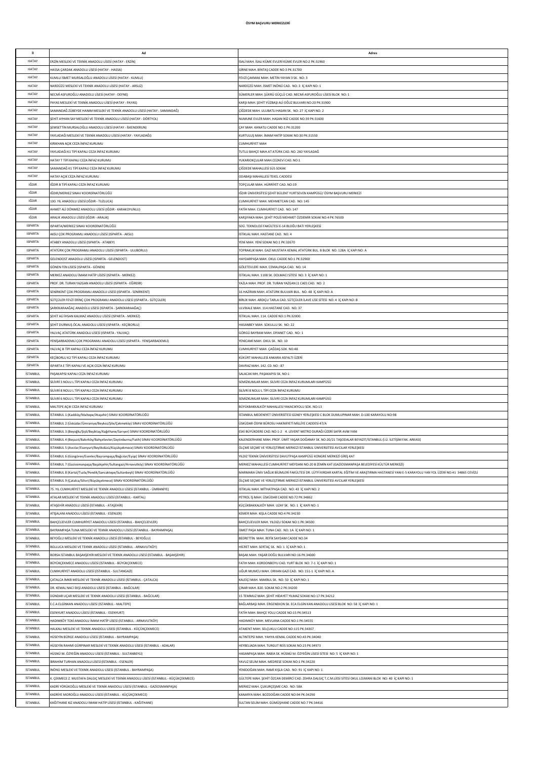# ÖSYM BAŞVURU MERKEZLERİ

| İl | Ad | Adres |
|---|---|---|
| HATAY | ERZİN MESLEKİ VE TEKNİK ANADOLU LİSESİ (HATAY - ERZİN) | İSALİ MAH. İSALI KÜME EVLERİ KÜME EVLER NO:2 PK:31960 |
| HATAY | HASSA ÇARDAK ANADOLU LİSESİ (HATAY - HASSA) | GİRNE MAH. BİNTAŞ CADDE NO:3 PK:31700 |
| HATAY | KUMLU İSMET MURSALOĞLU ANADOLU LİSESİ (HATAY - KUMLU) | FEVZİ ÇAKMAK MAH. METİN YAYAN 3 SK. NO: 3 |
| HATAY | NARDÜZÜ MESLEKİ VE TEKNİK ANADOLU LİSESİ (HATAY - ARSUZ) | NARDÜZÜ MAH. İSMET İNÖNÜ CAD. NO: 3 İÇ KAPI NO: 1 |
| HATAY | NECMİ ASFUROĞLU ANADOLU LİSESİ (HATAY - DEFNE) | SÜMERLER MAH. ŞÜKRÜ GÜÇLÜ CAD. NECMİ ASFUROĞLU LİSESİ BLOK NO: 1 |
| HATAY | PAYAS MESLEKİ VE TEKNİK ANADOLU LİSESİ (HATAY - PAYAS) | KARŞI MAH. ŞEHİT YÜZBAŞI ALİ OĞUZ BULVARI NO:20 PK:31900 |
| HATAY | SAMANDAĞ ZÜBEYDE HANIM MESLEKİ VE TEKNİK ANADOLU LİSESİ (HATAY - SAMANDAĞ) | ÇİĞDEDE MAH. ULUBATLI HASAN SK. NO: 27 İÇ KAPI NO: 2 |
| HATAY | ŞEHİT AYHAN SAY MESLEKİ VE TEKNİK ANADOLU LİSESİ (HATAY - DÖRTYOL) | NUMUNE EVLER MAH. HASAN İKİZ CADDE NO:39 PK:31600 |
| HATAY | ŞEMSETTİN MURSALOĞLU ANADOLU LİSESİ (HATAY - İSKENDERUN) | ÇAY MAH. KANATLI CADDE NO:1 PK:31200 |
| HATAY | YAYLADAĞI MESLEKİ VE TEKNİK ANADOLU LİSESİ (HATAY - YAYLADAĞI) | KURTULUŞ MAH. İMAM HATİP SOKAK NO:30 PK:31550 |
| HATAY | KIRIKHAN AÇIK CEZA İNFAZ KURUMU | CUMHURİYET MAH |
| HATAY | YAYLADAĞI K1 TİPİ KAPALI CEZA İNFAZ KURUMU | TUTLU BAHÇE MAH.AT ATÜRK CAD. NO. 260 YAYLADAĞ |
| HATAY | HATAY T TİPİ KAPALI CEZA İNFAZ KURUMU | YUKARIOKÇULAR MAH.CEZAEVİ CAD. NO:1 |
| HATAY | SAMANDAĞ K1 TİPİ KAPALI CEZA İNFAZ KURUMU | ÇİĞDEDE MAHALLESİ SÜS SOKAK |
| HATAY | HATAY AÇIK CEZA İNFAZ KURUMU | ODABAŞI MAHALLESİ TEKEL CADDESİ |
| IĞDIR | IĞDIR B TİPİ KAPALI CEZA İNFAZ KURUMU | TOPÇULAR MAH. HÜRRİYET CAD. NO:19 |
| IĞDIR | IĞDIR/MERKEZ SINAV KOORDİNATÖRLÜĞÜ | IĞDIR ÜNİVERSİTESİ ŞEHİT BÜLENT YURTSEVEN KAMPÜSÜ/ ÖSYM BAŞVURU MERKEZİ |
| IĞDIR | 100. YIL ANADOLU LİSESİ (IĞDIR - TUZLUCA) | CUMHURİYET MAH. MEHMETCAN CAD. NO: 145 |
| IĞDIR | AHMET ALİ DÖNMEZ ANADOLU LİSESİ (IĞDIR - KARAKOYUNLU) | FATİH MAH. CUMHURİYET CAD. NO: 147 |
| IĞDIR | ARALIK ANADOLU LİSESİ (IĞDIR - ARALIK) | KARŞIYAKA MAH. ŞEHİT POLİS MEHMET ÖZDEMİR SOKAK NO:4 PK:76500 |
| ISPARTA | ISPARTA/MERKEZ SINAV KOORDİNATÖRLÜĞÜ | SDÜ. TEKNOLOJİ FAKÜLTESİ E-14 BLOĞU BATI YERLEŞKESİ |
| ISPARTA | AKSU ÇOK PROGRAMLI ANADOLU LİSESİ (ISPARTA - AKSU) | İSTİKLAL MAH. HASTANE CAD. NO: 4 |
| ISPARTA | ATABEY ANADOLU LİSESİ (ISPARTA - ATABEY) | YENİ MAH. YENİ SOKAK NO:1 PK:32670 |
| ISPARTA | ATATÜRK ÇOK PROGRAMLI ANADOLU LİSESİ (ISPARTA - ULUBORLU) | TOPRAKLIK MAH. GAZİ MUSTAFA KEMAL ATATÜRK BUL. B BLOK NO: 128A İÇ KAPI NO: A |
| ISPARTA | GELENDOST ANADOLU LİSESİ (ISPARTA - GELENDOST) | HAYDARPAŞA MAH. OKUL CADDE NO:1 PK:32900 |
| ISPARTA | GÖNEN FEN LİSESİ (ISPARTA - GÖNEN) | GÖLETEVLERİ MAH. CEMALPAŞA CAD. NO: 14 |
| ISPARTA | MERKEZ ANADOLU İMAM HATİP LİSESİ (ISPARTA - MERKEZ) | İSTİKLAL MAH. 1108 SK. DOLMACI SİTESİ NO: 3 İÇ KAPI NO: 1 |
| ISPARTA | PROF. DR. TURAN YAZGAN ANADOLU LİSESİ (ISPARTA - EĞİRDİR) | YAZLA MAH. PROF. DR. TURAN YAZGAN (1 CAD) CAD. NO: 2 |
| ISPARTA | SENİRKENT ÇOK PROGRAMLI ANADOLU LİSESİ (ISPARTA - SENİRKENT) | 16 HAZİRAN MAH. ATATÜRK BULVARI BUL. NO: 48 İÇ KAPI NO: A |
| ISPARTA | SÜTÇÜLER FEVZİ ERİNÇ ÇOK PROGRAMLI ANADOLU LİSESİ (ISPARTA - SÜTÇÜLER) | BİRLİK MAH. ARDIÇLI TARLA CAD. SÜTÇÜLER İLAVE LİSE SİTESİ NO: 4 İÇ KAPI NO: B |
| ISPARTA | ŞARKİKARAAĞAÇ ANADOLU LİSESİ (ISPARTA - ŞARKİKARAAĞAÇ) | ULVİKALE MAH. 114.HASTANE CAD. NO: 37 |
| ISPARTA | ŞEHİT ALİ İHSAN KALMAZ ANADOLU LİSESİ (ISPARTA - MERKEZ) | İSTİKLAL MAH. 114. CADDE NO:1 PK:32000 |
| ISPARTA | ŞEHİT DURMUŞ ÖCAL ANADOLU LİSESİ (ISPARTA - KEÇİBORLU) | HASANBEY MAH. SOKULLU SK. NO: 22 |
| ISPARTA | YALVAÇ ATATÜRK ANADOLU LİSESİ (ISPARTA - YALVAÇ) | GÖRGÜ BAYRAM MAH. DİYANET CAD. NO: 1 |
| ISPARTA | YENİŞARBADEMLİ ÇOK PROGRAMLI ANADOLU LİSESİ (ISPARTA - YENİŞARBADEMLİ) | YENİCAMİ MAH. OKUL SK. NO: 10 |
| ISPARTA | YALVAÇ B TİPİ KAPALI CEZA İNFAZ KURUMU | CUMHURİYET MAH. ÇAĞDAŞ SOK. NO:48 |
| ISPARTA | KEÇİBORLU K2 TİPİ KAPALI CEZA İNFAZ KURUMU | KÜKÜRT MAHALLESİ ANKARA ASFALTI ÜZERİ |
| ISPARTA | ISPARTA E TİPİ KAPALI VE AÇIK CEZA İNFAZ KURUMU | DAVRAZ MAH. 142. CD. NO : 87 |
| İSTANBUL | PAŞAKAPISI KAPALI CEZA İNFAZ KURUMU | SALACAK MH. PAŞAKAPISI SK. NO:1 |
| İSTANBUL | SİLİVRİ 3 NOLU L TİPİ KAPALI CEZA İNFAZ KURUMU | SEMİZKUMLAR MAH. SİLİVRİ CEZA İNFAZ KURUMLARI KAMPÜSÜ |
| İSTANBUL | SİLİVRİ 8 NOLU L TİPİ KAPALI CEZA İNFAZ KURUMU | SİLİVRİ 8 NOLU L TİPİ CEZA İNFAZ KURUMU |
| İSTANBUL | SİLİVRİ 6 NOLU L TİPİ KAPALI CEZA İNFAZ KURUMU | SEMİZKUMLAR MAH. SİLİVRİ CEZA İNFAZ KURUMLARI KAMPÜSÜ |
| İSTANBUL | MALTEPE AÇIK CEZA İNFAZ KURUMU | BÜYÜKBAKKALKÖY MAHALLESİ YAKACIKYOLU SOK. NO:13 |
| İSTANBUL | İSTANBUL 1 (Kadıköy/Maltepe/Ataşehir) SINAV KOORDİNATÖRLÜĞÜ | İSTANBUL MEDENİYET ÜNİVERSİTESİ GÜNEY YERLEŞKESİ C BLOK DUMLUPINAR MAH. D-100 KARAYOLU NO:98 |
| İSTANBUL | İSTANBUL 2 (Üsküdar/Ümraniye/Beykoz/Şile/Çekmeköy) SINAV KOORDİNATÖRLÜĞÜ | ÜSKÜDAR ÖSYM BÜROSU HAKİMİYETİ MİLLİYE CADDESİ 47/A |
| İSTANBUL | İSTANBUL 3 (Beyoğlu/Şişli/Beşiktaş/Kağıthane/Sarıyer) SINAV KOORDİNATÖRLÜĞÜ | ESKİ BÜYÜKDERE CAD. NO:1-2 4. LEVENT METRO DURAĞI ÜZERİ SAFİR AVM YANI |
| İSTANBUL | İSTANBUL 4 (Beyazıt/Bakırköy/Bahçelievler/Zeytinburnu/Fatih) SINAV KOORDİNATÖRLÜĞÜ | KALENDERHANE MAH. PROF. ÜMİT YAŞAR DOĞANAY SK. NO:20/21 TAŞODALAR BEYAZIT/İSTANBUL (İ.Ü. İLETİŞİM FAK. ARKASI) |
| İSTANBUL | İSTANBUL 5 (Avcılar/Esenyurt/Beylikdüzü/Küçükçekmece) SINAV KOORDİNATÖRLÜĞÜ | ÖLÇME SEÇME VE YERLEŞTİRME MERKEZİ İSTANBUL ÜNİVERSİTESİ AVCILAR YERLEŞKESİ |
| İSTANBUL | İSTANBUL 6 (Güngören/Esenler/Bayrampaşa/Bağcılar/Eyüp) SINAV KOORDİNATÖRLÜĞÜ | YILDIZ TEKNİK ÜNİVERSİTESİ DAVUTPAŞA KAMPÜSÜ KONGRE MERKEZİ GİRİŞ KAT |
| İSTANBUL | İSTANBUL 7 (Gaziosmanpaşa/Başakşehir/Sultangazi/Arnavutköy) SINAV KOORDİNATÖRLÜĞÜ | MERKEZ MAHALLESİ CUMHURİYET MEYDANI NO:20 B ZEMİN KAT (GAZİOSMANPAŞA BELEDİYESİ KÜLTÜR MERKEZİ) |
| İSTANBUL | İSTANBUL 8 (Kartal/Tuzla/Pendik/Sancaktepe/Sultanbeyli) SINAV KOORDİNATÖRLÜĞÜ | MARMARA ÜNİV SAĞLIK BİLİMLERİ FAKÜLTESİ DR. LÜTFİ KIRDAR KARTAL EĞİTİM VE ARAŞTIRMA HASTANESİ YANI E-5 KARAYOLU YAN YOL ÜZERİ NO:41 34865 CEVİZLİ |
| İSTANBUL | İSTANBUL 9 (Çatalca/Silivri/Büyükçekmece) SINAV KOORDİNATÖRLÜĞÜ | ÖLÇME SEÇME VE YERLEŞTİRME MERKEZİ İSTANBUL ÜNİVERSİTESİ AVCILAR YERLEŞKESİ |
| İSTANBUL | 75. YIL CUMHURİYET MESLEKİ VE TEKNİK ANADOLU LİSESİ (İSTANBUL - ÜMRANİYE) | İSTİKLAL MAH. MİTHATPAŞA CAD. NO: 43 İÇ KAPI NO: 2 |
| İSTANBUL | ATALAR MESLEKİ VE TEKNİK ANADOLU LİSESİ (İSTANBUL - KARTAL) | PETROL İŞ MAH. ÜSKÜDAR CADDE NO:72 PK:34862 |
| İSTANBUL | ATAŞEHİR ANADOLU LİSESİ (İSTANBUL - ATAŞEHİR) | KÜÇÜKBAKKALKÖY MAH. UZAY SK. NO: 1 İÇ KAPI NO: 1 |
| İSTANBUL | ATIŞALANI ANADOLU LİSESİ (İSTANBUL - ESENLER) | KEMER MAH. KIŞLA CADDE NO:4 PK:34230 |
| İSTANBUL | BAHÇELİEVLER CUMHURİYET ANADOLU LİSESİ (İSTANBUL - BAHÇELİEVLER) | BAHÇELİEVLER MAH. YILDIZLI SOKAK NO:1 PK:34500 |
| İSTANBUL | BAYRAMPAŞA TUNA MESLEKİ VE TEKNİK ANADOLU LİSESİ (İSTANBUL - BAYRAMPAŞA) | İSMET PAŞA MAH. TUNA CAD. NO: 1A İÇ KAPI NO: 1 |
| İSTANBUL | BEYOĞLU MESLEKİ VE TEKNİK ANADOLU LİSESİ (İSTANBUL - BEYOĞLU) | BEDRETTİN MAH. REFİK SAYDAM CADDE NO:34 |
| İSTANBUL | BOLLUCA MESLEKİ VE TEKNİK ANADOLU LİSESİ (İSTANBUL - ARNAVUTKÖY) | HİCRET MAH. SERTAÇ SK. NO: 1 İÇ KAPI NO: 1 |
| İSTANBUL | BORSA İSTANBUL BAŞAKŞEHİR MESLEKİ VE TEKNİK ANADOLU LİSESİ (İSTANBUL - BAŞAKŞEHİR) | BAŞAK MAH. YAŞAR DOĞU BULVARI NO:16 PK:34000 |
| İSTANBUL | BÜYÜKÇEKMECE ANADOLU LİSESİ (İSTANBUL - BÜYÜKÇEKMECE) | FATİH MAH. KORDONBOYU CAD. YURT BLOK NO: 7-1 İÇ KAPI NO: 1 |
| İSTANBUL | CUMHURİYET ANADOLU LİSESİ (İSTANBUL - SULTANGAZİ) | UĞUR MUMCU MAH. ORHAN GAZİ CAD. NO: 151-1 İÇ KAPI NO: A |
| İSTANBUL | ÇATALCA İMKB MESLEKİ VE TEKNİK ANADOLU LİSESİ (İSTANBUL - ÇATALCA) | KALEİÇİ MAH. MAKBUL SK. NO: 50 İÇ KAPI NO: 1 |
| İSTANBUL | DR. KEMAL NACİ EKŞİ ANADOLU LİSESİ (İSTANBUL - BAĞCILAR) | ÇINAR MAH. 820. SOKAK NO:2 PK:34200 |
| İSTANBUL | DÜNDAR UÇAR MESLEKİ VE TEKNİK ANADOLU LİSESİ (İSTANBUL - BAĞCILAR) | 15 TEMMUZ MAH. ŞEHİT HİDAYET YILMAZ SOKAK NO:17 PK:34212 |
| İSTANBUL | E.C.A ELGİNKAN ANADOLU LİSESİ (İSTANBUL - MALTEPE) | BAĞLARBAŞI MAH. ERGENEKON SK. ECA ELGİN KAN ANADOLU LİSESİ BLOK NO: 58 İÇ KAPI NO: 1 |
| İSTANBUL | ESENYURT ANADOLU LİSESİ (İSTANBUL - ESENYURT) | FATİH MAH. BAHÇE YOLU CADDE NO:15 PK:34513 |
| İSTANBUL | HADIMKÖY TOKİ ANADOLU İMAM HATİP LİSESİ (İSTANBUL - ARNAVUTKÖY) | HADIMKÖY MAH. MEVLANA CADDE NO:1 PK:34555 |
| İSTANBUL | HALKALI MESLEKİ VE TEKNİK ANADOLU LİSESİ (İSTANBUL - KÜÇÜKÇEKMECE) | ATAKENT MAH. SELÇUKLU CADDE NO:115 PK:34307 |
| İSTANBUL | HÜSEYİN BÜRGE ANADOLU LİSESİ (İSTANBUL - BAYRAMPAŞA) | ALTINTEPSİ MAH. YAHYA KEMAL CADDE NO:43 PK:34040 |
| İSTANBUL | HÜSEYİN RAHMİ GÜRPINAR MESLEKİ VE TEKNİK ANADOLU LİSESİ (İSTANBUL - ADALAR) | HEYBELİADA MAH. TURGUT REİS SOKAK NO:23 PK:34973 |
| İSTANBUL | HÜSNÜ M. ÖZYEĞİN ANADOLU LİSESİ (İSTANBUL - SULTANBEYLİ) | HASANPAŞA MAH. RABİA SK. HÜSNÜ M. ÖZYEĞİN LİSESİ SİTESİ NO: 5 İÇ KAPI NO: 1 |
| İSTANBUL | İBRAHİM TURHAN ANADOLU LİSESİ (İSTANBUL - ESENLER) | YAVUZ SELİM MAH. MEDRESE SOKAK NO:1 PK:34220 |
| İSTANBUL | İNÖNÜ MESLEKİ VE TEKNİK ANADOLU LİSESİ (İSTANBUL - BAYRAMPAŞA) | YENİDOĞAN MAH. RAMİ KIŞLA CAD. NO: 91 İÇ KAPI NO: 1 |
| İSTANBUL | K. ÇEKMECE Z. MUSTAFA DALGIÇ MESLEKİ VE TEKNİK ANADOLU LİSESİ (İSTANBUL - KÜÇÜKÇEKMECE) | GÜLTEPE MAH. ŞEHİT ÖZCAN DEMİRCİ CAD. ZEHRA DALGIÇ T.C.M.LİSESİ SİTESİ OKUL LOJMANI BLOK NO: 40 İÇ KAPI NO: 1 |
| İSTANBUL | KADRİ YÖRÜKOĞLU MESLEKİ VE TEKNİK ANADOLU LİSESİ (İSTANBUL - GAZİOSMANPAŞA) | MERKEZ MAH. ÇUKURÇEŞME CAD. NO: 58A |
| İSTANBUL | KADRİYE MOROĞLU ANADOLU LİSESİ (İSTANBUL - KÜÇÜKÇEKMECE) | KANARYA MAH. BOZDOĞAN CADDE NO:94 PK:34290 |
| İSTANBUL | KAĞITHANE KIZ ANADOLU İMAM HATİP LİSESİ (İSTANBUL - KAĞITHANE) | SULTAN SELİM MAH. GÜMÜŞHANE CADDE NO:7 PK:34416 |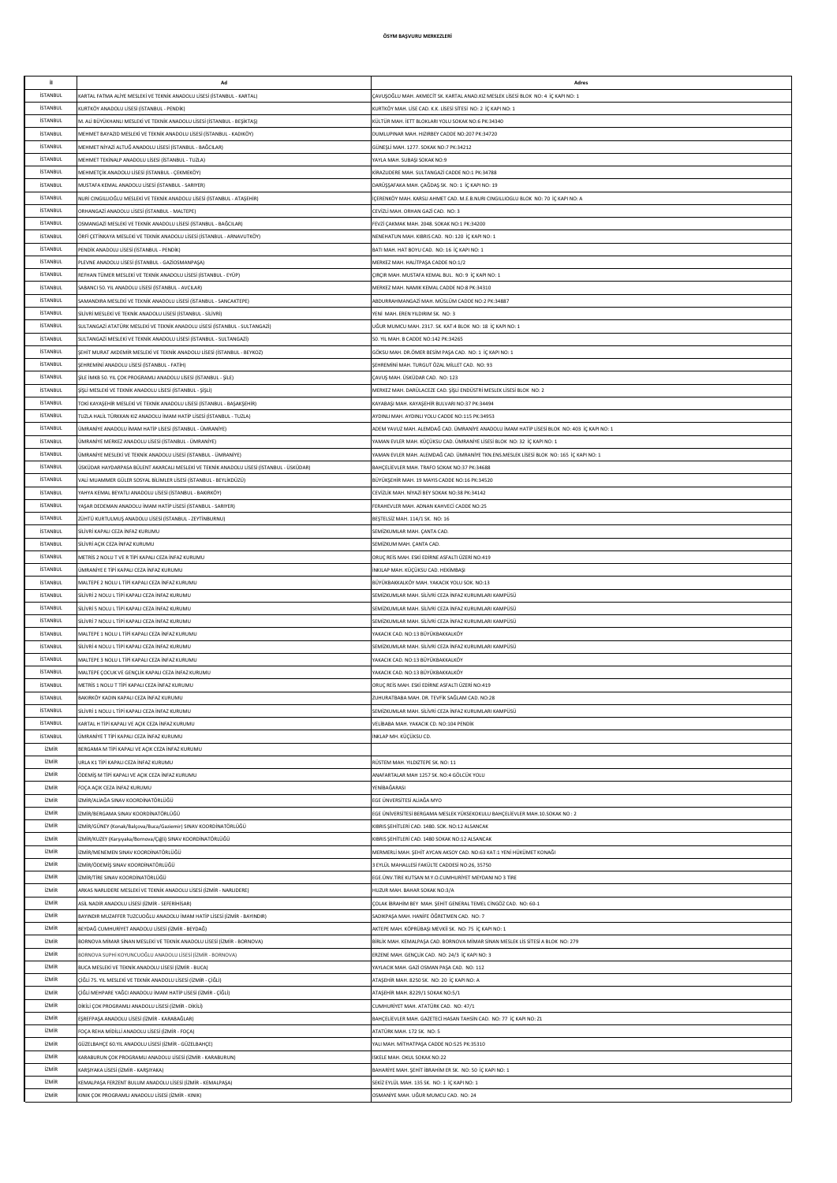# ÖSYM BAŞVURU MERKEZLERİ

| İl | Ad | Adres |
|---|---|---|
| İSTANBUL | KARTAL FATMA ALİYE MESLEKİ VE TEKNİK ANADOLU LİSESİ (İSTANBUL - KARTAL) | ÇAVUŞOĞLU MAH. AKMECİT SK. KARTAL ANAD.KIZ MESLEK LİSESİ BLOK NO: 4 İÇ KAPI NO: 1 |
| İSTANBUL | KURTKÖY ANADOLU LİSESİ (İSTANBUL - PENDİK) | KURTKÖY MAH. LİSE CAD. K.K. LİSESİ SİTESİ NO: 2 İÇ KAPI NO: 1 |
| İSTANBUL | M. ALİ BÜYÜKHANLI MESLEKİ VE TEKNİK ANADOLU LİSESİ (İSTANBUL - BEŞİKTAŞ) | KÜLTÜR MAH. İETT BLOKLARI YOLU SOKAK NO:6 PK:34340 |
| İSTANBUL | MEHMET BAYAZID MESLEKİ VE TEKNİK ANADOLU LİSESİ (İSTANBUL - KADIKÖY) | DUMLUPINAR MAH. HIZIRBEY CADDE NO:207 PK:34720 |
| İSTANBUL | MEHMET NİYAZİ ALTUĞ ANADOLU LİSESİ (İSTANBUL - BAĞCILAR) | GÜNEŞLİ MAH. 1277. SOKAK NO:7 PK:34212 |
| İSTANBUL | MEHMET TEKİNALP ANADOLU LİSESİ (İSTANBUL - TUZLA) | YAYLA MAH. SUBAŞI SOKAK NO:9 |
| İSTANBUL | MEHMETÇİK ANADOLU LİSESİ (İSTANBUL - ÇEKMEKÖY) | KİRAZLIDERE MAH. SULTANGAZİ CADDE NO:1 PK:34788 |
| İSTANBUL | MUSTAFA KEMAL ANADOLU LİSESİ (İSTANBUL - SARIYER) | DARÜŞŞAFAKA MAH. ÇAĞDAŞ SK. NO: 1 İÇ KAPI NO: 19 |
| İSTANBUL | NURİ CINGILLIOĞLU MESLEKİ VE TEKNİK ANADOLU LİSESİ (İSTANBUL - ATAŞEHİR) | İÇERENKÖY MAH. KARSLI AHMET CAD. M.E.B.NURI CINGILLIOGLU BLOK NO: 70 İÇ KAPI NO: A |
| İSTANBUL | ORHANGAZİ ANADOLU LİSESİ (İSTANBUL - MALTEPE) | CEVİZLİ MAH. ORHAN GAZİ CAD. NO: 3 |
| İSTANBUL | OSMANGAZİ MESLEKİ VE TEKNİK ANADOLU LİSESİ (İSTANBUL - BAĞCILAR) | FEVZİ ÇAKMAK MAH. 2048. SOKAK NO:1 PK:34200 |
| İSTANBUL | ÖRFİ ÇETİNKAYA MESLEKİ VE TEKNİK ANADOLU LİSESİ (İSTANBUL - ARNAVUTKÖY) | NENEHATUN MAH. KIBRIS CAD. NO: 120 İÇ KAPI NO: 1 |
| İSTANBUL | PENDİK ANADOLU LİSESİ (İSTANBUL - PENDİK) | BATI MAH. HAT BOYU CAD. NO: 16 İÇ KAPI NO: 1 |
| İSTANBUL | PLEVNE ANADOLU LİSESİ (İSTANBUL - GAZİOSMANPAŞA) | MERKEZ MAH. HALİTPAŞA CADDE NO:1/2 |
| İSTANBUL | REFHAN TÜMER MESLEKİ VE TEKNİK ANADOLU LİSESİ (İSTANBUL - EYÜP) | ÇIRÇIR MAH. MUSTAFA KEMAL BUL. NO: 9 İÇ KAPI NO: 1 |
| İSTANBUL | SABANCI 50. YIL ANADOLU LİSESİ (İSTANBUL - AVCILAR) | MERKEZ MAH. NAMIK KEMAL CADDE NO:8 PK:34310 |
| İSTANBUL | SAMANDIRA MESLEKİ VE TEKNİK ANADOLU LİSESİ (İSTANBUL - SANCAKTEPE) | ABDURRAHMANGAZİ MAH. MÜSLÜM CADDE NO:2 PK:34887 |
| İSTANBUL | SİLİVRİ MESLEKİ VE TEKNİK ANADOLU LİSESİ (İSTANBUL - SİLİVRİ) | YENİ MAH. EREN YILDIRIM SK. NO: 3 |
| İSTANBUL | SULTANGAZİ ATATÜRK MESLEKİ VE TEKNİK ANADOLU LİSESİ (İSTANBUL - SULTANGAZİ) | UĞUR MUMCU MAH. 2317. SK. KAT:4 BLOK NO: 18 İÇ KAPI NO: 1 |
| İSTANBUL | SULTANGAZİ MESLEKİ VE TEKNİK ANADOLU LİSESİ (İSTANBUL - SULTANGAZİ) | 50. YIL MAH. B CADDE NO:142 PK:34265 |
| İSTANBUL | ŞEHİT MURAT AKDEMİR MESLEKİ VE TEKNİK ANADOLU LİSESİ (İSTANBUL - BEYKOZ) | GÖKSU MAH. DR.ÖMER BESİM PAŞA CAD. NO: 1 İÇ KAPI NO: 1 |
| İSTANBUL | ŞEHREMİNİ ANADOLU LİSESİ (İSTANBUL - FATİH) | ŞEHREMİNİ MAH. TURGUT ÖZAL MILLET CAD. NO: 93 |
| İSTANBUL | ŞİLE İMKB 50. YIL ÇOK PROGRAMLI ANADOLU LİSESİ (İSTANBUL - ŞİLE) | ÇAVUŞ MAH. ÜSKÜDAR CAD. NO: 123 |
| İSTANBUL | ŞİŞLİ MESLEKİ VE TEKNİK ANADOLU LİSESİ (İSTANBUL - ŞİŞLİ) | MERKEZ MAH. DARÜLACEZE CAD. ŞİŞLİ ENDÜSTRİ MESLEK LİSESİ BLOK NO: 2 |
| İSTANBUL | TOKİ KAYAŞEHİR MESLEKİ VE TEKNİK ANADOLU LİSESİ (İSTANBUL - BAŞAKŞEHİR) | KAYABAŞI MAH. KAYAŞEHİR BULVARI NO:37 PK:34494 |
| İSTANBUL | TUZLA HALİL TÜRKKAN KIZ ANADOLU İMAM HATİP LİSESİ (İSTANBUL - TUZLA) | AYDINLI MAH. AYDINLI YOLU CADDE NO:115 PK:34953 |
| İSTANBUL | ÜMRANİYE ANADOLU İMAM HATİP LİSESİ (İSTANBUL - ÜMRANİYE) | ADEM YAVUZ MAH. ALEMDAĞ CAD. ÜMRANİYE ANADOLU İMAM HATİP LİSESİ BLOK NO: 403 İÇ KAPI NO: 1 |
| İSTANBUL | ÜMRANİYE MERKEZ ANADOLU LİSESİ (İSTANBUL - ÜMRANİYE) | YAMAN EVLER MAH. KÜÇÜKSU CAD. ÜMRANİYE LİSESİ BLOK NO: 32 İÇ KAPI NO: 1 |
| İSTANBUL | ÜMRANİYE MESLEKİ VE TEKNİK ANADOLU LİSESİ (İSTANBUL - ÜMRANİYE) | YAMAN EVLER MAH. ALEMDAĞ CAD. ÜMRANİYE TKN.ENS.MESLEK LİSESİ BLOK NO: 165 İÇ KAPI NO: 1 |
| İSTANBUL | ÜSKÜDAR HAYDARPAŞA BÜLENT AKARCALI MESLEKİ VE TEKNİK ANADOLU LİSESİ (İSTANBUL - ÜSKÜDAR) | BAHÇELİEVLER MAH. TRAFO SOKAK NO:37 PK:34688 |
| İSTANBUL | VALİ MUAMMER GÜLER SOSYAL BİLİMLER LİSESİ (İSTANBUL - BEYLİKDÜZÜ) | BÜYÜKŞEHİR MAH. 19 MAYIS CADDE NO:16 PK:34520 |
| İSTANBUL | YAHYA KEMAL BEYATLI ANADOLU LİSESİ (İSTANBUL - BAKIRKÖY) | CEVİZLİK MAH. NİYAZİ BEY SOKAK NO:38 PK:34142 |
| İSTANBUL | YAŞAR DEDEMAN ANADOLU İMAM HATİP LİSESİ (İSTANBUL - SARIYER) | FERAHEVLER MAH. ADNAN KAHVECİ CADDE NO:25 |
| İSTANBUL | ZÜHTÜ KURTULMUŞ ANADOLU LİSESİ (İSTANBUL - ZEYTİNBURNU) | BEŞTELSİZ MAH. 114/1 SK. NO: 16 |
| İSTANBUL | SİLİVRİ KAPALI CEZA İNFAZ KURUMU | SEMİZKUMLAR MAH. ÇANTA CAD. |
| İSTANBUL | SİLİVRİ AÇIK CEZA İNFAZ KURUMU | SEMİZKUM MAH. ÇANTA CAD. |
| İSTANBUL | METRİS 2 NOLU T VE R TİPİ KAPALI CEZA İNFAZ KURUMU | ORUÇ REİS MAH. ESKİ EDİRNE ASFALTI ÜZERİ NO:419 |
| İSTANBUL | ÜMRANİYE E TİPİ KAPALI CEZA İNFAZ KURUMU | İNKILAP MAH. KÜÇÜKSU CAD. HEKİMBAŞI |
| İSTANBUL | MALTEPE 2 NOLU L TİPİ KAPALI CEZA İNFAZ KURUMU | BÜYÜKBAKKALKÖY MAH. YAKACIK YOLU SOK. NO:13 |
| İSTANBUL | SİLİVRİ 2 NOLU L TİPİ KAPALI CEZA İNFAZ KURUMU | SEMİZKUMLAR MAH. SİLİVRİ CEZA İNFAZ KURUMLARI KAMPÜSÜ |
| İSTANBUL | SİLİVRİ 5 NOLU L TİPİ KAPALI CEZA İNFAZ KURUMU | SEMİZKUMLAR MAH. SİLİVRİ CEZA İNFAZ KURUMLARI KAMPÜSÜ |
| İSTANBUL | SİLİVRİ 7 NOLU L TİPİ KAPALI CEZA İNFAZ KURUMU | SEMİZKUMLAR MAH. SİLİVRİ CEZA İNFAZ KURUMLARI KAMPÜSÜ |
| İSTANBUL | MALTEPE 1 NOLU L TİPİ KAPALI CEZA İNFAZ KURUMU | YAKACIK CAD. NO:13 BÜYÜKBAKKALKÖY |
| İSTANBUL | SİLİVRİ 4 NOLU L TİPİ KAPALI CEZA İNFAZ KURUMU | SEMİZKUMLAR MAH. SİLİVRİ CEZA İNFAZ KURUMLARI KAMPÜSÜ |
| İSTANBUL | MALTEPE 3 NOLU L TİPİ KAPALI CEZA İNFAZ KURUMU | YAKACIK CAD. NO:13 BÜYÜKBAKKALKÖY |
| İSTANBUL | MALTEPE ÇOCUK VE GENÇLİK KAPALI CEZA İNFAZ KURUMU | YAKACIK CAD. NO:13 BÜYÜKBAKKALKÖY |
| İSTANBUL | METRİS 1 NOLU T TİPİ KAPALI CEZA İNFAZ KURUMU | ORUÇ REİS MAH. ESKİ EDİRNE ASFALTI ÜZERİ NO:419 |
| İSTANBUL | BAKIRKÖY KADIN KAPALI CEZA İNFAZ KURUMU | ZUHURATBABA MAH. DR. TEVFİK SAĞLAM CAD. NO:28 |
| İSTANBUL | SİLİVRİ 1 NOLU L TİPİ KAPALI CEZA İNFAZ KURUMU | SEMİZKUMLAR MAH. SİLİVRİ CEZA İNFAZ KURUMLARI KAMPÜSÜ |
| İSTANBUL | KARTAL H TİPİ KAPALI VE AÇIK CEZA İNFAZ KURUMU | VELİBABA MAH. YAKACIK CD. NO:104 PENDİK |
| İSTANBUL | ÜMRANİYE T TİPİ KAPALI CEZA İNFAZ KURUMU | İNKLAP MH. KÜÇÜKSU CD. |
| İZMİR | BERGAMA M TİPİ KAPALI VE AÇIK CEZA İNFAZ KURUMU | |
| İZMİR | URLA K1 TİPİ KAPALI CEZA İNFAZ KURUMU | RÜSTEM MAH. YILDIZTEPE SK. NO: 11 |
| İZMİR | ÖDEMİŞ M TİPİ KAPALI VE AÇIK CEZA İNFAZ KURUMU | ANAFARTALAR MAH 1257 SK. NO:4 GÖLCÜK YOLU |
| İZMİR | FOÇA AÇIK CEZA İNFAZ KURUMU | YENİBAĞARASI |
| İZMİR | İZMİR/ALİAĞA SINAV KOORDİNATÖRLÜĞÜ | EGE ÜNVERSİTESİ ALİAĞA MYO |
| İZMİR | İZMİR/BERGAMA SINAV KOORDİNATÖRLÜĞÜ | EGE ÜNİVERSİTESİ BERGAMA MESLEK YÜKSEKOKULU BAHÇELİEVLER MAH.10.SOKAK NO : 2 |
| İZMİR | İZMİR/GÜNEY (Konak/Balçova/Buca/Gaziemir) SINAV KOORDİNATÖRLÜĞÜ | KIBRIS ŞEHİTLERİ CAD. 1480. SOK. NO:12 ALSANCAK |
| İZMİR | İZMİR/KUZEY (Karşıyaka/Bornova/Çiğli) SINAV KOORDİNATÖRLÜĞÜ | KIBRIS ŞEHİTLERİ CAD. 1480 SOKAK NO:12 ALSANCAK |
| İZMİR | İZMİR/MENEMEN SINAV KOORDİNATÖRLÜĞÜ | MERMERLİ MAH. ŞEHİT AYCAN AKSOY CAD. NO:63 KAT:1 YENİ HÜKÜMET KONAĞI |
| İZMİR | İZMİR/ÖDEMİŞ SINAV KOORDİNATÖRLÜĞÜ | 3 EYLÜL MAHALLESİ FAKÜLTE CADDESİ NO:26, 35750 |
| İZMİR | İZMİR/TİRE SINAV KOORDİNATÖRLÜĞÜ | EGE.ÜNV.TİRE KUTSAN M.Y.O.CUMHURİYET MEYDANI NO 3 TİRE |
| İZMİR | ARKAS NARLIDERE MESLEKİ VE TEKNİK ANADOLU LİSESİ (İZMİR - NARLIDERE) | HUZUR MAH. BAHAR SOKAK NO:3/A |
| İZMİR | ASIL NADİR ANADOLU LİSESİ (İZMİR - SEFERİHİSAR) | ÇOLAK İBRAHİM BEY MAH. ŞEHİT GENERAL TEMEL CİNGÖZ CAD. NO: 60-1 |
| İZMİR | BAYINDIR MUZAFFER TUZCUOĞLU ANADOLU İMAM HATİP LİSESİ (İZMİR - BAYINDIR) | SADIKPAŞA MAH. HANİFE ÖĞRETMEN CAD. NO: 7 |
| İZMİR | BEYDAĞ CUMHURİYET ANADOLU LİSESİ (İZMİR - BEYDAĞ) | AKTEPE MAH. KÖPRÜBAŞI MEVKİİ SK. NO: 75 İÇ KAPI NO: 1 |
| İZMİR | BORNOVA MİMAR SİNAN MESLEKİ VE TEKNİK ANADOLU LİSESİ (İZMİR - BORNOVA) | BİRLİK MAH. KEMALPAŞA CAD. BORNOVA MİMAR SİNAN MESLEK LİS SİTESİ A BLOK NO: 279 |
| İZMİR | BORNOVA SUPHİ KOYUNCUOĞLU ANADOLU LİSESİ (İZMİR - BORNOVA) | ERZENE MAH. GENÇLİK CAD. NO: 24/3 İÇ KAPI NO: 3 |
| İZMİR | BUCA MESLEKİ VE TEKNİK ANADOLU LİSESİ (İZMİR - BUCA) | YAYLACIK MAH. GAZİ OSMAN PAŞA CAD. NO: 112 |
| İZMİR | ÇİĞLİ 75. YIL MESLEKİ VE TEKNİK ANADOLU LİSESİ (İZMİR - ÇİĞLİ) | ATAŞEHİR MAH. 8250 SK. NO: 20 İÇ KAPI NO: A |
| İZMİR | ÇİĞLİ MEHPARE YAĞCI ANADOLU İMAM HATİP LİSESİ (İZMİR - ÇİĞLİ) | ATAŞEHİR MAH. 8229/1 SOKAK NO:5/1 |
| İZMİR | DİKİLİ ÇOK PROGRAMLI ANADOLU LİSESİ (İZMİR - DİKİLİ) | CUMHURİYET MAH. ATATÜRK CAD. NO: 47/1 |
| İZMİR | EŞREFPAŞA ANADOLU LİSESİ (İZMİR - KARABAĞLAR) | BAHÇELİEVLER MAH. GAZETECİ HASAN TAHSİN CAD. NO: 77 İÇ KAPI NO: Z1 |
| İZMİR | FOÇA REHA MİDİLLİ ANADOLU LİSESİ (İZMİR - FOÇA) | ATATÜRK MAH. 172 SK. NO: 5 |
| İZMİR | GÜZELBAHÇE 60.YIL ANADOLU LİSESİ (İZMİR - GÜZELBAHÇE) | YALI MAH. MİTHATPAŞA CADDE NO:525 PK:35310 |
| İZMİR | KARABURUN ÇOK PROGRAMLI ANADOLU LİSESİ (İZMİR - KARABURUN) | İSKELE MAH. OKUL SOKAK NO:22 |
| İZMİR | KARŞIYAKA LİSESİ (İZMİR - KARŞIYAKA) | BAHARİYE MAH. ŞEHİT İBRAHİM ER SK. NO: 50 İÇ KAPI NO: 1 |
| İZMİR | KEMALPAŞA FERZENT BULUM ANADOLU LİSESİ (İZMİR - KEMALPAŞA) | SEKİZ EYLÜL MAH. 135 SK. NO: 1 İÇ KAPI NO: 1 |
| İZMİR | KINIK ÇOK PROGRAMLI ANADOLU LİSESİ (İZMİR - KINIK) | OSMANİYE MAH. UĞUR MUMCU CAD. NO: 24 |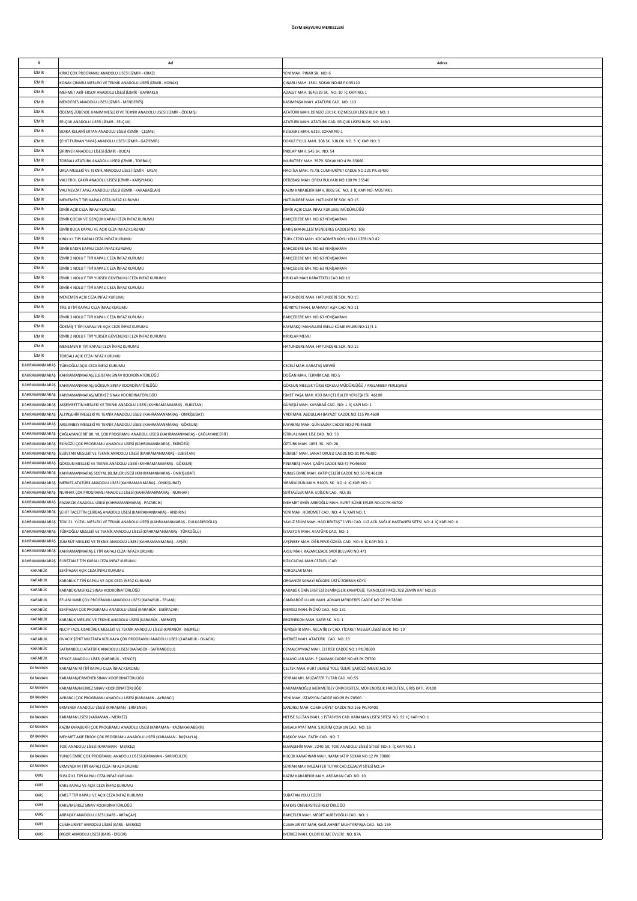**ÖSYM BAŞVURU MERKEZLERİ**

| İl | Ad | Adres |
|---|---|---|
| İZMİR | KİRAZ ÇOK PROGRAMLI ANADOLU LİSESİ (İZMİR - KİRAZ) | YENİ MAH. PINAR SK. NO: 6 |
| İZMİR | KONAK ÇINARLI MESLEKİ VE TEKNİK ANADOLU LİSESİ (İZMİR - KONAK) | ÇINARLI MAH. 1561. SOKAK NO:88 PK:35110 |
| İZMİR | MEHMET AKİF ERSOY ANADOLU LİSESİ (İZMİR - BAYRAKLI) | ADALET MAH. 1643/29 SK. NO: 10 İÇ KAPI NO: 1 |
| İZMİR | MENDERES ANADOLU LİSESİ (İZMİR - MENDERES) | KASIMPAŞA MAH. ATATÜRK CAD. NO: 113 |
| İZMİR | ÖDEMİŞ ZÜBEYDE HANIM MESLEKİ VE TEKNİK ANADOLU LİSESİ (İZMİR - ÖDEMİŞ) | ATATÜRK MAH. DENİZCİLER SK. KIZ MESLEK LİSESİ BLOK NO: 3 |
| İZMİR | SELÇUK ANADOLU LİSESİ (İZMİR - SELÇUK) | ATATÜRK MAH. ATATÜRK CAD. SELÇUK LİSESİ BLOK NO: 149/1 |
| İZMİR | SIDIKA-KELAMİ ERTAN ANADOLU LİSESİ (İZMİR - ÇEŞME) | REİSDERE MAH. 6119. SOKAK NO:1 |
| İZMİR | ŞEHİT FURKAN YAVAŞ ANADOLU LİSESİ (İZMİR - GAZİEMİR) | DOKUZ EYLÜL MAH. 308 SK. 3.BLOK NO: 3 İÇ KAPI NO: 3 |
| İZMİR | ŞİRİNYER ANADOLU LİSESİ (İZMİR - BUCA) | İNKILAP MAH. 545 SK. NO: 54 |
| İZMİR | TORBALI ATATÜRK ANADOLU LİSESİ (İZMİR - TORBALI) | MURATBEY MAH. 3579. SOKAK NO:4 PK:35860 |
| İZMİR | URLA MESLEKİ VE TEKNİK ANADOLU LİSESİ (İZMİR - URLA) | HACI İSA MAH. 75.YIL CUMHURİYET CADDE NO:125 PK:35430 |
| İZMİR | VALİ EROL ÇAKIR ANADOLU LİSESİ (İZMİR - KARŞIYAKA) | DEDEBAŞI MAH. ORDU BULVARI NO:100 PK:35540 |
| İZMİR | VALİ NEVZAT AYAZ ANADOLU LİSESİ (İZMİR - KARABAĞLAR) | KAZIM KARABEKİR MAH. 9002 SK. NO: 3 İÇ KAPI NO: MÜSTAKİL |
| İZMİR | MENEMEN T TİPİ KAPALI CEZA İNFAZ KURUMU | HATUNDERE MAH. HATUNDERE SOK. NO:15 |
| İZMİR | İZMİR AÇIK CEZA İNFAZ KURUMU | İZMİR AÇIK CEZA İNFAZ KURUMU MÜDÜRLÜĞÜ |
| İZMİR | İZMİR ÇOCUK VE GENÇLİK KAPALI CEZA İNFAZ KURUMU | BAHÇEDERE MH. NO:63 YENİŞAKRAN |
| İZMİR | İZMİR BUCA KAPALI VE AÇIK CEZA İNFAZ KURUMU | BARIŞ MAHALLESİ MENDERES CADDESİ NO: 108 |
| İZMİR | KINIK K1 TİPİ KAPALI CEZA İNFAZ KURUMU | TÜRK CEDİD MAH. KOCAÖMER KÖYÜ YOLU ÜZERİ NO:82 |
| İZMİR | İZMİR KADIN KAPALI CEZA İNFAZ KURUMU | BAHÇEDERE MH. NO:63 YENİŞAKRAN |
| İZMİR | İZMİR 2 NOLU T TİPİ KAPALI CEZA İNFAZ KURUMU | BAHÇEDERE MH. NO:63 YENİŞAKRAN |
| İZMİR | İZMİR 1 NOLU T TİPİ KAPALI CEZA İNFAZ KURUMU | BAHÇEDERE MH. NO:63 YENİŞAKRAN |
| İZMİR | İZMİR 1 NOLU F TİPİ YÜKSEK GÜVENLİKLİ CEZA İNFAZ KURUMU | KIRIKLAR MAH.KARATEKELİ CAD.NO:10 |
| İZMİR | İZMİR 4 NOLU T TİPİ KAPALI CEZA İNFAZ KURUMU | |
| İZMİR | MENEMEN AÇIK CEZA İNFAZ KURUMU | HATUNDERE MAH. HATUNDERE SOK. NO:15 |
| İZMİR | TİRE B TİPİ KAPALI CEZA İNFAZ KURUMU | HÜRRİYET MAH. MAHMUT AŞIK CAD. NO:11 |
| İZMİR | İZMİR 3 NOLU T TİPİ KAPALI CEZA İNFAZ KURUMU | BAHÇEDERE MH. NO:63 YENİŞAKRAN |
| İZMİR | ÖDEMİŞ T TİPİ KAPALI VE AÇIK CEZA İNFAZ KURUMU | KAYMAKÇI MAHALLESİ ESELLİ KÜME EVLERİ NO:11/4-1 |
| İZMİR | İZMİR 2 NOLU F TİPİ YÜKSEK GÜVENLİKLİ CEZA İNFAZ KURUMU | KIRIKLAR MEVKİ |
| İZMİR | MENEMEN R TİPİ KAPALI CEZA İNFAZ KURUMU | HATUNDERE MAH. HATUNDERE SOK. NO:15 |
| İZMİR | TORBALI AÇIK CEZA İNFAZ KURUMU | |
| KAHRAMANMARAŞ | TÜRKOĞLU AÇIK CEZA İNFAZ KURUMU | CECELİ MAH. KARATAŞ MEVKİİ |
| KAHRAMANMARAŞ | KAHRAMANMARAŞ/ELBİSTAN SINAV KOORDİNATÖRLÜĞÜ | DOĞAN MAH. TERMİK CAD. NO:5 |
| KAHRAMANMARAŞ | KAHRAMANMARAŞ/GÖKSUN SINAV KOORDİNATÖRLÜĞÜ | GÖKSUN MESLEK YÜKSEKOKULU MÜDÜRLÜĞÜ / ARSLANBEY YERLEŞKESİ |
| KAHRAMANMARAŞ | KAHRAMANMARAŞ/MERKEZ SINAV KOORDİNATÖRLÜĞÜ | İSMET PAŞA MAH. KSÜ BAHÇELİEVLER YERLEŞKESİ, 46100 |
| KAHRAMANMARAŞ | AKŞEMSETTİN MESLEKİ VE TEKNİK ANADOLU LİSESİ (KAHRAMANMARAŞ - ELBİSTAN) | GÜNEŞLİ MAH. KARABAĞ CAD. NO: 1 İÇ KAPI NO: 1 |
| KAHRAMANMARAŞ | ALTINŞEHİR MESLEKİ VE TEKNİK ANADOLU LİSESİ (KAHRAMANMARAŞ - ONİKİŞUBAT) | VADİ MAH. ABDULLAH BAYAZIT CADDE NO:115 PK:4600 |
| KAHRAMANMARAŞ | ARSLANBEY MESLEKİ VE TEKNİK ANADOLU LİSESİ (KAHRAMANMARAŞ - GÖKSUN) | KAYABAŞI MAH. GÜN SAZAK CADDE NO:2 PK:46600 |
| KAHRAMANMARAŞ | ÇAĞLAYANCERİT 80. YIL ÇOK PROGRAMLI ANADOLU LİSESİ (KAHRAMANMARAŞ - ÇAĞLAYANCERİT) | İSTİKLAL MAH. LİSE CAD. NO: 53 |
| KAHRAMANMARAŞ | EKİNÖZÜ ÇOK PROGRAMLI ANADOLU LİSESİ (KAHRAMANMARAŞ - EKİNÖZÜ) | ÖZTÜRK MAH. 1053. SK. NO: 20 |
| KAHRAMANMARAŞ | ELBİSTAN MESLEKİ VE TEKNİK ANADOLU LİSESİ (KAHRAMANMARAŞ - ELBİSTAN) | KÜMBET MAH. SANAT OKULU CADDE NO:01 PK:46300 |
| KAHRAMANMARAŞ | GÖKSUN MESLEKİ VE TEKNİK ANADOLU LİSESİ (KAHRAMANMARAŞ - GÖKSUN) | PINARBAŞI MAH. ÇAĞRI CADDE NO:47 PK:46600 |
| KAHRAMANMARAŞ | KAHRAMANMARAŞ SOSYAL BİLİMLER LİSESİ (KAHRAMANMARAŞ - ONİKİŞUBAT) | YUNUS EMRE MAH. KATİP ÇELEBİ CADDE NO:56 PK:46100 |
| KAHRAMANMARAŞ | MERKEZ ATATÜRK ANADOLU LİSESİ (KAHRAMANMARAŞ - ONİKİŞUBAT) | YİRMİİKİGÜN MAH. 91003. SK. NO: 4 İÇ KAPI NO: 1 |
| KAHRAMANMARAŞ | NURHAK ÇOK PROGRAMLI ANADOLU LİSESİ (KAHRAMANMARAŞ - NURHAK) | SEYİTALİLER MAH. EDİSON CAD. NO: 83 |
| KAHRAMANMARAŞ | PAZARCIK ANADOLU LİSESİ (KAHRAMANMARAŞ - PAZARCIK) | MEHMET EMİN ARIKOĞLU MAH. ALPET KÜME EVLER NO:10 PK:46700 |
| KAHRAMANMARAŞ | ŞEHİT TACETTİN ÇERİBAŞ ANADOLU LİSESİ (KAHRAMANMARAŞ - ANDIRIN) | YENİ MAH. HÜKÜMET CAD. NO: 4 İÇ KAPI NO: 1 |
| KAHRAMANMARAŞ | TOKİ 21. YÜZYIL MESLEKİ VE TEKNİK ANADOLU LİSESİ (KAHRAMANMARAŞ - DULKADİROĞLU) | YAVUZ SELİM MAH. HACI BEKTAŞ""I VELİ CAD. 112 ACİL SAĞLIK HASTANESİ SİTESİ NO: 4 İÇ KAPI NO: A |
| KAHRAMANMARAŞ | TÜRKOĞLU MESLEKİ VE TEKNİK ANADOLU LİSESİ (KAHRAMANMARAŞ - TÜRKOĞLU) | İSTASYON MAH. ATATÜRK CAD. NO: 1 |
| KAHRAMANMARAŞ | ZÜMRÜT MESLEKİ VE TEKNİK ANADOLU LİSESİ (KAHRAMANMARAŞ - AFŞİN) | AFŞİNBEY MAH. ÖĞR.FEVZİ ÖZGÜL CAD. NO: 6 İÇ KAPI NO: 1 |
| KAHRAMANMARAŞ | KAHRAMANMARAŞ E TİPİ KAPALI CEZA İNFAZ KURUMU | AKSU MAH. KAZANCIZADE SADİ BULVARI NO:4/1 |
| KAHRAMANMARAŞ | ELBİSTAN E TİPİ KAPALI CEZA İNFAZ KURUMU | KIZILCAOVA MAH.CEZAEVİ CAD. |
| KARABÜK | ESKİPAZAR AÇIK CEZA İNFAZ KURUMU | YORGALAR MAH. |
| KARABÜK | KARABÜK T TİPİ KAPALI VE AÇIK CEZA İNFAZ KURUMU | ORGANİZE SANAYİ BÖLGESİ ÜSTÜ ZOBRAN KÖYÜ |
| KARABÜK | KARABÜK/MERKEZ SINAV KOORDİNATÖRLÜĞÜ | KARABÜK ÜNİVERSİTESİ DEMİRÇELİK KAMPÜSÜ; TEKNOLOJİ FAKÜLTESİ ZEMİN KAT NO:25 |
| KARABÜK | EFLANİ İMKB ÇOK PROGRAMLI ANADOLU LİSESİ (KARABÜK - EFLANİ) | CANDAROĞULLARI MAH. ADNAN MENDERES CADDE NO:27 PK:78300 |
| KARABÜK | ESKİPAZAR ÇOK PROGRAMLI ANADOLU LİSESİ (KARABÜK - ESKİPAZAR) | MERKEZ MAH. İNÖNÜ CAD. NO: 131 |
| KARABÜK | KARABÜK MESLEKİ VE TEKNİK ANADOLU LİSESİ (KARABÜK - MERKEZ) | ERGENEKON MAH. SAFİR SK. NO: 1 |
| KARABÜK | NECİP FAZIL KISAKÜREK MESLEKİ VE TEKNİK ANADOLU LİSESİ (KARABÜK - MERKEZ) | YENİŞEHİR MAH. NECATİBEY CAD. TİCARET MESLEK LİSESİ BLOK NO: 19 |
| KARABÜK | OVACIK ŞEHİT MUSTAFA KIZILKAYA ÇOK PROGRAMLI ANADOLU LİSESİ (KARABÜK - OVACIK) | MERKEZ MAH. ATATÜRK CAD. NO: 23 |
| KARABÜK | SAFRANBOLU ATATÜRK ANADOLU LİSESİ (KARABÜK - SAFRANBOLU) | CEMALCAYMAZ MAH. ELFİREK CADDE NO:1 PK:78600 |
| KARABÜK | YENİCE ANADOLU LİSESİ (KARABÜK - YENİCE) | KALAYCILAR MAH. F.ÇAKMAK CADDE NO:43 PK:78700 |
| KARAMAN | KARAMAN M TİPİ KAPALI CEZA İNFAZ KURUMU | ÇELTEK MAH. KURT DERESİ YOLU ÜZERİ, ŞARÖZÜ MEVKİ,NO:20 |
| KARAMAN | KARAMAN/ERMENEK SINAV KOORDİNATÖRLÜĞÜ | SEYRAN MH. MUZAFFER TUTAR CAD. NO:55 |
| KARAMAN | KARAMAN/MERKEZ SINAV KOORDİNATÖRLÜĞÜ | KARAMANOĞLU MEHMETBEY ÜNİVERSİTESİ, MÜHENDİSLİK FAKÜLTESİ, GİRİŞ KATI, 70100 |
| KARAMAN | AYRANCI ÇOK PROGRAMLI ANADOLU LİSESİ (KARAMAN - AYRANCI) | YENİ MAH. İSTASYON CADDE NO:29 PK:70500 |
| KARAMAN | ERMENEK ANADOLU LİSESİ (KARAMAN - ERMENEK) | SANDIKLI MAH. CUMHURİYET CADDE NO:166 PK:70400 |
| KARAMAN | KARAMAN LİSESİ (KARAMAN - MERKEZ) | NEFİSE SULTAN MAH. 1.İSTASYON CAD. KARAMAN LİSESİ SİTESİ NO: 92 İÇ KAPI NO: 1 |
| KARAMAN | KAZIMKARABEKİR ÇOK PROGRAMLI ANADOLU LİSESİ (KARAMAN - KAZIMKARABEKİR) | EMSALHAYAT MAH. Ş.KERİM ÇOŞKUN CAD. NO: 18 |
| KARAMAN | MEHMET AKİF ERSOY ÇOK PROGRAMLI ANADOLU LİSESİ (KARAMAN - BAŞYAYLA) | BAŞKÖY MAH. FATİH CAD. NO: 7 |
| KARAMAN | TOKİ ANADOLU LİSESİ (KARAMAN - MERKEZ) | ELMAŞEHİR MAH. 2240. SK. TOKİ ANADOLU LİSESİ SİTESİ NO: 5 İÇ KAPI NO: 1 |
| KARAMAN | YUNUS EMRE ÇOK PROGRAMLI ANADOLU LİSESİ (KARAMAN - SARIVELİLER) | KÜÇÜK KARAPINAR MAH. İMAMHATİP SOKAK NO:12 PK:70800 |
| KARAMAN | ERMENEK M TİPİ KAPALI CEZA İNFAZ KURUMU | SEYRAN MAH MUZAFFER TUTAR CAD.CEZAEVİ SİTESİ NO:24 |
| KARS | SUSUZ K1 TİPİ KAPALI CEZA İNFAZ KURUMU | KAZIM KARABEKİR MAH. ARDAHAN CAD. NO: 10 |
| KARS | KARS KAPALI VE AÇIK CEZA İNFAZ KURUMU | |
| KARS | KARS T TİPİ KAPALI VE AÇIK CEZA İNFAZ KURUMU | SUBATAN YOLU ÜZERİ |
| KARS | KARS/MERKEZ SINAV KOORDİNATÖRLÜĞÜ | KAFKAS ÜNİVERSİTESİ REKTÖRLÜĞÜ |
| KARS | ARPAÇAY ANADOLU LİSESİ (KARS - ARPAÇAY) | BAHÇELER MAH. MEDET ALİBEYOĞLU CAD. NO: 1 |
| KARS | CUMHURİYET ANADOLU LİSESİ (KARS - MERKEZ) | CUMHURİYET MAH. GAZİ AHMET MUHTARPAŞA CAD. NO: 159 |
| KARS | DİGOR ANADOLU LİSESİ (KARS - DİGOR) | MERKEZ MAH. ÇILDIR KÜME EVLERİ NO: 87A |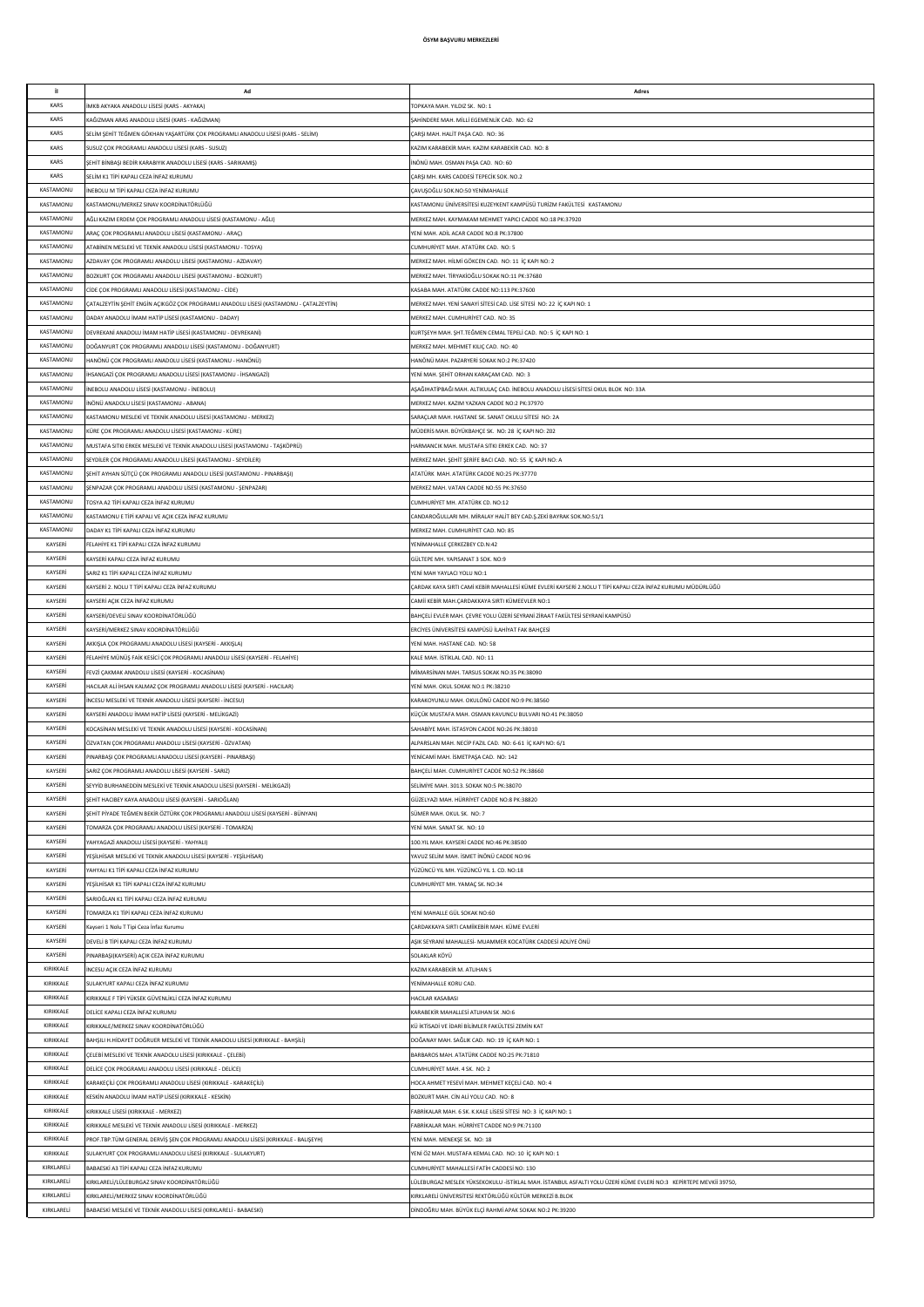# ÖSYM BAŞVURU MERKEZLERİ

| İl | Ad | Adres |
|---|---|---|
| KARS | İMKB AKYAKA ANADOLU LİSESİ (KARS - AKYAKA) | TOPKAYA MAH. YILDIZ SK. NO: 1 |
| KARS | KAĞIZMAN ARAS ANADOLU LİSESİ (KARS - KAĞIZMAN) | ŞAHİNDERE MAH. MİLLİ EGEMENLİK CAD. NO: 62 |
| KARS | SELİM ŞEHİT TEĞMEN GÖKHAN YAŞARTÜRK ÇOK PROGRAMLI ANADOLU LİSESİ (KARS - SELİM) | ÇARŞI MAH. HALİT PAŞA CAD. NO: 36 |
| KARS | SUSUZ ÇOK PROGRAMLI ANADOLU LİSESİ (KARS - SUSUZ) | KAZIM KARABEKİR MAH. KAZIM KARABEKİR CAD. NO: 8 |
| KARS | ŞEHİT BİNBAŞI BEDİR KARABIYIK ANADOLU LİSESİ (KARS - SARIKAMIŞ) | İNÖNÜ MAH. OSMAN PAŞA CAD. NO: 60 |
| KARS | SELİM K1 TİPİ KAPALI CEZA İNFAZ KURUMU | ÇARŞI MH. KARS CADDESİ TEPECİK SOK. NO.2 |
| KASTAMONU | İNEBOLU M TİPİ KAPALI CEZA İNFAZ KURUMU | ÇAVUŞOĞLU SOK.NO:50 YENİMAHALLE |
| KASTAMONU | KASTAMONU/MERKEZ SINAV KOORDİNATÖRLÜĞÜ | KASTAMONU ÜNİVERSİTESİ KUZEYKENT KAMPÜSÜ TURİZM FAKÜLTESİ KASTAMONU |
| KASTAMONU | AĞLI KAZIM ERDEM ÇOK PROGRAMLI ANADOLU LİSESİ (KASTAMONU - AĞLI) | MERKEZ MAH. KAYMAKAM MEHMET YAPICI CADDE NO:18 PK:37920 |
| KASTAMONU | ARAÇ ÇOK PROGRAMLI ANADOLU LİSESİ (KASTAMONU - ARAÇ) | YENİ MAH. ADİL ACAR CADDE NO:8 PK:37800 |
| KASTAMONU | ATABİNEN MESLEKİ VE TEKNİK ANADOLU LİSESİ (KASTAMONU - TOSYA) | CUMHURİYET MAH. ATATÜRK CAD. NO: 5 |
| KASTAMONU | AZDAVAY ÇOK PROGRAMLI ANADOLU LİSESİ (KASTAMONU - AZDAVAY) | MERKEZ MAH. HİLMİ GÖKCEN CAD. NO: 11 İÇ KAPI NO: 2 |
| KASTAMONU | BOZKURT ÇOK PROGRAMLI ANADOLU LİSESİ (KASTAMONU - BOZKURT) | MERKEZ MAH. TİRYAKİOĞLU SOKAK NO:11 PK:37680 |
| KASTAMONU | CİDE ÇOK PROGRAMLI ANADOLU LİSESİ (KASTAMONU - CİDE) | KASABA MAH. ATATÜRK CADDE NO:113 PK:37600 |
| KASTAMONU | ÇATALZEYTİN ŞEHİT ENGİN AÇIKGÖZ ÇOK PROGRAMLI ANADOLU LİSESİ (KASTAMONU - ÇATALZEYTİN) | MERKEZ MAH. YENİ SANAYİ SİTESİ CAD. LİSE SİTESİ NO: 22 İÇ KAPI NO: 1 |
| KASTAMONU | DADAY ANADOLU İMAM HATİP LİSESİ (KASTAMONU - DADAY) | MERKEZ MAH. CUMHURİYET CAD. NO: 35 |
| KASTAMONU | DEVREKANİ ANADOLU İMAM HATİP LİSESİ (KASTAMONU - DEVREKANİ) | KURTŞEYH MAH. ŞHT.TEĞMEN CEMAL TEPELİ CAD. NO: 5 İÇ KAPI NO: 1 |
| KASTAMONU | DOĞANYURT ÇOK PROGRAMLI ANADOLU LİSESİ (KASTAMONU - DOĞANYURT) | MERKEZ MAH. MEHMET KILIÇ CAD. NO: 40 |
| KASTAMONU | HANÖNÜ ÇOK PROGRAMLI ANADOLU LİSESİ (KASTAMONU - HANÖNÜ) | HANÖNÜ MAH. PAZARYERİ SOKAK NO:2 PK:37420 |
| KASTAMONU | İHSANGAZİ ÇOK PROGRAMLI ANADOLU LİSESİ (KASTAMONU - İHSANGAZİ) | YENİ MAH. ŞEHİT ORHAN KARAÇAM CAD. NO: 3 |
| KASTAMONU | İNEBOLU ANADOLU LİSESİ (KASTAMONU - İNEBOLU) | AŞAĞIHATİPBAĞI MAH. ALTIKULAÇ CAD. İNEBOLU ANADOLU LİSESİ SİTESİ OKUL BLOK NO: 33A |
| KASTAMONU | İNÖNÜ ANADOLU LİSESİ (KASTAMONU - ABANA) | MERKEZ MAH. KAZIM YAZKAN CADDE NO:2 PK:37970 |
| KASTAMONU | KASTAMONU MESLEKİ VE TEKNİK ANADOLU LİSESİ (KASTAMONU - MERKEZ) | SARAÇLAR MAH. HASTANE SK. SANAT OKULU SİTESİ NO: 2A |
| KASTAMONU | KÜRE ÇOK PROGRAMLI ANADOLU LİSESİ (KASTAMONU - KÜRE) | MÜDERİS MAH. BÜYÜKBAHÇE SK. NO: 28 İÇ KAPI NO: Z02 |
| KASTAMONU | MUSTAFA SITKI ERKEK MESLEKİ VE TEKNİK ANADOLU LİSESİ (KASTAMONU - TAŞKÖPRÜ) | HARMANCIK MAH. MUSTAFA SITKI ERKEK CAD. NO: 37 |
| KASTAMONU | SEYDİLER ÇOK PROGRAMLI ANADOLU LİSESİ (KASTAMONU - SEYDİLER) | MERKEZ MAH. ŞEHİT ŞERİFE BACI CAD. NO: 55 İÇ KAPI NO: A |
| KASTAMONU | ŞEHİT AYHAN SÜTÇÜ ÇOK PROGRAMLI ANADOLU LİSESİ (KASTAMONU - PINARBAŞI) | ATATÜRK MAH. ATATÜRK CADDE NO:25 PK:37770 |
| KASTAMONU | ŞENPAZAR ÇOK PROGRAMLI ANADOLU LİSESİ (KASTAMONU - ŞENPAZAR) | MERKEZ MAH. VATAN CADDE NO:55 PK:37650 |
| KASTAMONU | TOSYA A2 TİPİ KAPALI CEZA İNFAZ KURUMU | CUMHURİYET MH. ATATÜRK CD. NO:12 |
| KASTAMONU | KASTAMONU E TİPİ KAPALI VE AÇIK CEZA İNFAZ KURUMU | CANDAROĞULLARI MH. MİRALAY HALİT BEY CAD.Ş.ZEKİ BAYRAK SOK.NO:51/1 |
| KASTAMONU | DADAY K1 TİPİ KAPALI CEZA İNFAZ KURUMU | MERKEZ MAH. CUMHURİYET CAD. NO: 85 |
| KAYSERİ | FELAHİYE K1 TİPİ KAPALI CEZA İNFAZ KURUMU | YENİMAHALLE ÇERKEZBEY CD.N:42 |
| KAYSERİ | KAYSERİ KAPALI CEZA İNFAZ KURUMU | GÜLTEPE MH. YAPISANAT 3 SOK. NO:9 |
| KAYSERİ | SARIZ K1 TİPİ KAPALI CEZA İNFAZ KURUMU | YENİ MAH YAYLACI YOLU NO:1 |
| KAYSERİ | KAYSERİ 2. NOLU T TİPİ KAPALI CEZA İNFAZ KURUMU | ÇARDAK KAYA SIRTI CAMİ KEBİR MAHALLESİ KÜME EVLERİ KAYSERİ 2.NOLU T TİPİ KAPALI CEZA İNFAZ KURUMU MÜDÜRLÜĞÜ |
| KAYSERİ | KAYSERİ AÇIK CEZA İNFAZ KURUMU | CAMİİ KEBİR MAH.ÇARDAKKAYA SIRTI KÜMEEVLER NO:1 |
| KAYSERİ | KAYSERİ/DEVELİ SINAV KOORDİNATÖRLÜĞÜ | BAHÇELİ EVLER MAH. ÇEVRE YOLU ÜZERİ SEYRANİ ZİRAAT FAKÜLTESİ SEYRANİ KAMPÜSÜ |
| KAYSERİ | KAYSERİ/MERKEZ SINAV KOORDİNATÖRLÜĞÜ | ERCİYES ÜNİVERSİTESİ KAMPÜSÜ İLAHİYAT FAK BAHÇESİ |
| KAYSERİ | AKKIŞLA ÇOK PROGRAMLI ANADOLU LİSESİ (KAYSERİ - AKKIŞLA) | YENİ MAH. HASTANE CAD. NO: 58 |
| KAYSERİ | FELAHİYE MÜNÜŞ FAİK KESİCİ ÇOK PROGRAMLI ANADOLU LİSESİ (KAYSERİ - FELAHİYE) | KALE MAH. İSTİKLAL CAD. NO: 11 |
| KAYSERİ | FEVZİ ÇAKMAK ANADOLU LİSESİ (KAYSERİ - KOCASİNAN) | MİMARSİNAN MAH. TARSUS SOKAK NO:35 PK:38090 |
| KAYSERİ | HACILAR ALİ İHSAN KALMAZ ÇOK PROGRAMLI ANADOLU LİSESİ (KAYSERİ - HACILAR) | YENİ MAH. OKUL SOKAK NO:1 PK:38210 |
| KAYSERİ | İNCESU MESLEKİ VE TEKNİK ANADOLU LİSESİ (KAYSERİ - İNCESU) | KARAKOYUNLU MAH. OKULÖNÜ CADDE NO:9 PK:38560 |
| KAYSERİ | KAYSERİ ANADOLU İMAM HATİP LİSESİ (KAYSERİ - MELİKGAZİ) | KÜÇÜK MUSTAFA MAH. OSMAN KAVUNCU BULVARI NO:41 PK:38050 |
| KAYSERİ | KOCASİNAN MESLEKİ VE TEKNİK ANADOLU LİSESİ (KAYSERİ - KOCASİNAN) | SAHABİYE MAH. İSTASYON CADDE NO:26 PK:38010 |
| KAYSERİ | ÖZVATAN ÇOK PROGRAMLI ANADOLU LİSESİ (KAYSERİ - ÖZVATAN) | ALPARSLAN MAH. NECİP FAZIL CAD. NO: 6-61 İÇ KAPI NO: 6/1 |
| KAYSERİ | PINARBAŞI ÇOK PROGRAMLI ANADOLU LİSESİ (KAYSERİ - PINARBAŞI) | YENİCAMİ MAH. İSMETPAŞA CAD. NO: 142 |
| KAYSERİ | SARIZ ÇOK PROGRAMLI ANADOLU LİSESİ (KAYSERİ - SARIZ) | BAHÇELİ MAH. CUMHURİYET CADDE NO:52 PK:38660 |
| KAYSERİ | SEYYİD BURHANEDDİN MESLEKİ VE TEKNİK ANADOLU LİSESİ (KAYSERİ - MELİKGAZİ) | SELİMİYE MAH. 3013. SOKAK NO:5 PK:38070 |
| KAYSERİ | ŞEHİT HACIBEY KAYA ANADOLU LİSESİ (KAYSERİ - SARIOĞLAN) | GÜZELYAZI MAH. HÜRRİYET CADDE NO:8 PK:38820 |
| KAYSERİ | ŞEHİT PİYADE TEĞMEN BEKİR ÖZTÜRK ÇOK PROGRAMLI ANADOLU LİSESİ (KAYSERİ - BÜNYAN) | SÜMER MAH. OKUL SK. NO: 7 |
| KAYSERİ | TOMARZA ÇOK PROGRAMLI ANADOLU LİSESİ (KAYSERİ - TOMARZA) | YENİ MAH. SANAT SK. NO: 10 |
| KAYSERİ | YAHYAGAZİ ANADOLU LİSESİ (KAYSERİ - YAHYALI) | 100.YIL MAH. KAYSERİ CADDE NO:46 PK:38500 |
| KAYSERİ | YEŞİLHİSAR MESLEKİ VE TEKNİK ANADOLU LİSESİ (KAYSERİ - YEŞİLHİSAR) | YAVUZ SELİM MAH. İSMET İNÖNÜ CADDE NO:96 |
| KAYSERİ | YAHYALI K1 TİPİ KAPALI CEZA İNFAZ KURUMU | YÜZÜNCÜ YIL MH. YÜZÜNCÜ YIL 1. CD. NO:18 |
| KAYSERİ | YEŞİLHİSAR K1 TİPİ KAPALI CEZA İNFAZ KURUMU | CUMHURİYET MH. YAMAÇ SK. NO:34 |
| KAYSERİ | SARIOĞLAN K1 TİPİ KAPALI CEZA İNFAZ KURUMU | |
| KAYSERİ | TOMARZA K1 TİPİ KAPALI CEZA İNFAZ KURUMU | YENİ MAHALLE GÜL SOKAK NO:60 |
| KAYSERİ | Kayseri 1 Nolu T Tipi Ceza İnfaz Kurumu | ÇARDAKKAYA SIRTI CAMİKEBİR MAH. KÜME EVLERİ |
| KAYSERİ | DEVELİ B TİPİ KAPALI CEZA İNFAZ KURUMU | AŞIK SEYRANİ MAHALLESİ- MUAMMER KOCATÜRK CADDESİ ADLİYE ÖNÜ |
| KAYSERİ | PINARBAŞI(KAYSERİ) AÇIK CEZA İNFAZ KURUMU | SOLAKLAR KÖYÜ |
| KIRIKKALE | İNCESU AÇIK CEZA İNFAZ KURUMU | KAZIM KARABEKİR M. ATLIHAN S |
| KIRIKKALE | SULAKYURT KAPALI CEZA İNFAZ KURUMU | YENİMAHALLE KORU CAD. |
| KIRIKKALE | KIRIKKALE F TİPİ YÜKSEK GÜVENLİKLİ CEZA İNFAZ KURUMU | HACILAR KASABASI |
| KIRIKKALE | DELİCE KAPALI CEZA İNFAZ KURUMU | KARABEKİR MAHALLESİ ATLIHAN SK .NO:6 |
| KIRIKKALE | KIRIKKALE/MERKEZ SINAV KOORDİNATÖRLÜĞÜ | KÜ İKTİSADİ VE İDARİ BİLİMLER FAKÜLTESİ ZEMİN KAT |
| KIRIKKALE | BAHŞILI H.HİDAYET DOĞRUER MESLEKİ VE TEKNİK ANADOLU LİSESİ (KIRIKKALE - BAHŞILI) | DOĞANAY MAH. SAĞLIK CAD. NO: 19 İÇ KAPI NO: 1 |
| KIRIKKALE | ÇELEBİ MESLEKİ VE TEKNİK ANADOLU LİSESİ (KIRIKKALE - ÇELEBİ) | BARBAROS MAH. ATATÜRK CADDE NO:25 PK:71810 |
| KIRIKKALE | DELİCE ÇOK PROGRAMLI ANADOLU LİSESİ (KIRIKKALE - DELİCE) | CUMHURİYET MAH. 4 SK. NO: 2 |
| KIRIKKALE | KARAKEÇİLİ ÇOK PROGRAMLI ANADOLU LİSESİ (KIRIKKALE - KARAKEÇİLİ) | HOCA AHMET YESEVİ MAH. MEHMET KEÇELİ CAD. NO: 4 |
| KIRIKKALE | KESKİN ANADOLU İMAM HATİP LİSESİ (KIRIKKALE - KESKİN) | BOZKURT MAH. CİN ALİ YOLU CAD. NO: 8 |
| KIRIKKALE | KIRIKKALE LİSESİ (KIRIKKALE - MERKEZ) | FABRİKALAR MAH. 6 SK. K.KALE LİSESİ SİTESİ NO: 3 İÇ KAPI NO: 1 |
| KIRIKKALE | KIRIKKALE MESLEKİ VE TEKNİK ANADOLU LİSESİ (KIRIKKALE - MERKEZ) | FABRİKALAR MAH. HÜRRİYET CADDE NO:9 PK:71100 |
| KIRIKKALE | PROF.TBP.TÜM GENERAL DERVİŞ ŞEN ÇOK PROGRAMLI ANADOLU LİSESİ (KIRIKKALE - BALIŞEYH) | YENİ MAH. MENEKŞE SK. NO: 18 |
| KIRIKKALE | SULAKYURT ÇOK PROGRAMLI ANADOLU LİSESİ (KIRIKKALE - SULAKYURT) | YENİ ÖZ MAH. MUSTAFA KEMAL CAD. NO: 10 İÇ KAPI NO: 1 |
| KIRKLARELİ | BABAESKİ A3 TİPİ KAPALI CEZA İNFAZ KURUMU | CUMHURİYET MAHALLESİ FATİH CADDESİ NO: 130 |
| KIRKLARELİ | KIRKLARELİ/LÜLEBURGAZ SINAV KOORDİNATÖRLÜĞÜ | LÜLEBURGAZ MESLEK YÜKSEKOKULU -İSTİKLAL MAH. İSTANBUL ASFALTI YOLU ÜZERİ KÜME EVLERİ NO:3 KEPİRTEPE MEVKİİ 39750, |
| KIRKLARELİ | KIRKLARELİ/MERKEZ SINAV KOORDİNATÖRLÜĞÜ | KIRKLARELİ ÜNİVERSİTESİ REKTÖRLÜĞÜ KÜLTÜR MERKEZİ B.BLOK |
| KIRKLARELİ | BABAESKİ MESLEKİ VE TEKNİK ANADOLU LİSESİ (KIRKLARELİ - BABAESKİ) | DİNDOĞRU MAH. BÜYÜK ELÇİ RAHMİ APAK SOKAK NO:2 PK:39200 |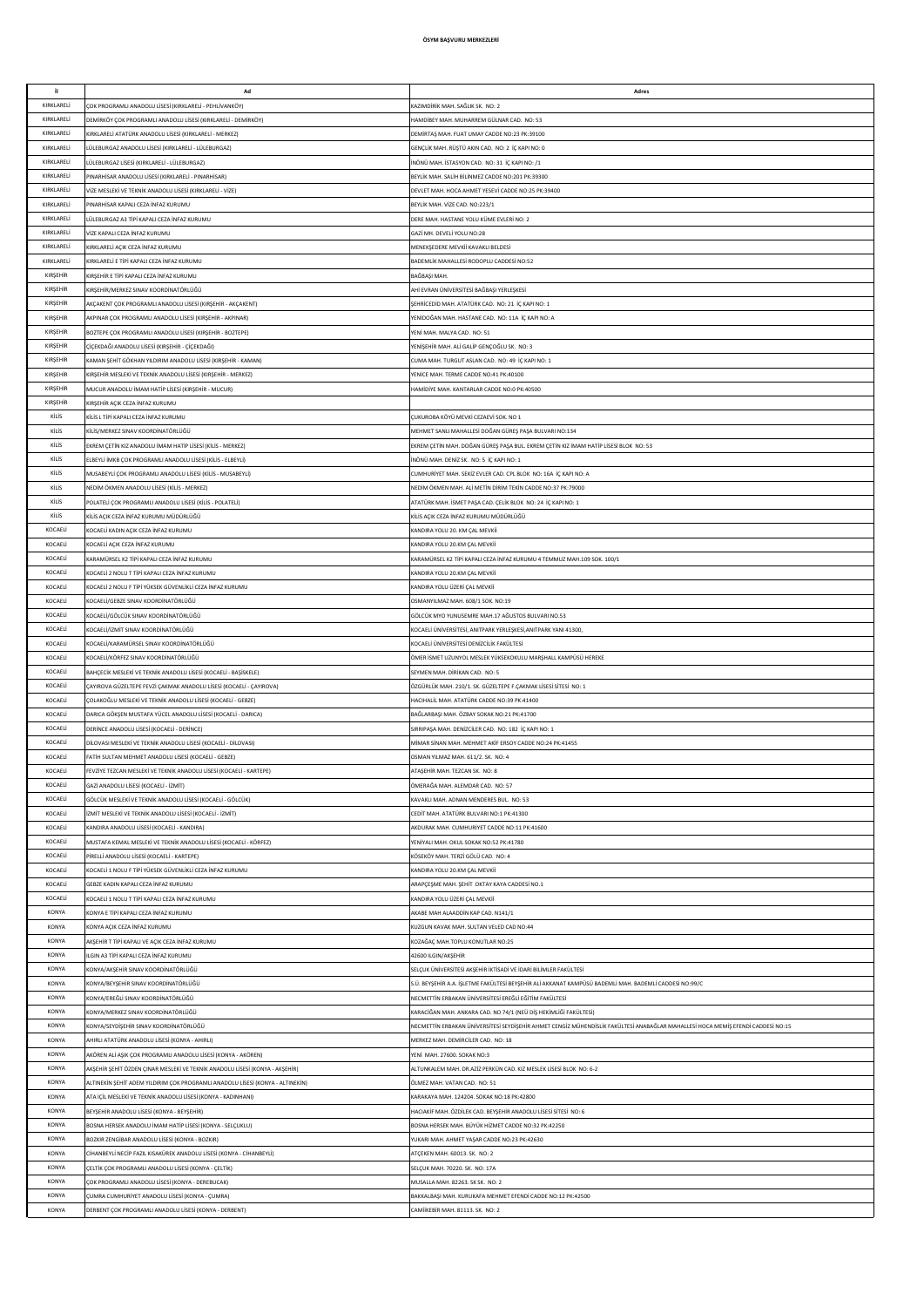**ÖSYM BAŞVURU MERKEZLERİ**

| İl | Ad | Adres |
|---|---|---|
| KIRKLARELİ | ÇOK PROGRAMLI ANADOLU LİSESİ (KIRKLARELİ - PEHLİVANKÖY) | KAZIMDİRİK MAH. SAĞLIK SK. NO: 2 |
| KIRKLARELİ | DEMİRKÖY ÇOK PROGRAMLI ANADOLU LİSESİ (KIRKLARELİ - DEMİRKÖY) | HAMDİBEY MAH. MUHARREM GÜLNAR CAD. NO: 53 |
| KIRKLARELİ | KIRKLARELİ ATATÜRK ANADOLU LİSESİ (KIRKLARELİ - MERKEZ) | DEMİRTAŞ MAH. FUAT UMAY CADDE NO:23 PK:39100 |
| KIRKLARELİ | LÜLEBURGAZ ANADOLU LİSESİ (KIRKLARELİ - LÜLEBURGAZ) | GENÇLİK MAH. RÜŞTÜ AKIN CAD. NO: 2 İÇ KAPI NO: 0 |
| KIRKLARELİ | LÜLEBURGAZ LİSESİ (KIRKLARELİ - LÜLEBURGAZ) | İNÖNÜ MAH. İSTASYON CAD. NO: 31 İÇ KAPI NO: /1 |
| KIRKLARELİ | PINARHİSAR ANADOLU LİSESİ (KIRKLARELİ - PINARHİSAR) | BEYLİK MAH. SALİH BİLİNMEZ CADDE NO:201 PK:39300 |
| KIRKLARELİ | VİZE MESLEKİ VE TEKNİK ANADOLU LİSESİ (KIRKLARELİ - VİZE) | DEVLET MAH. HOCA AHMET YESEVİ CADDE NO:25 PK:39400 |
| KIRKLARELİ | PINARHİSAR KAPALI CEZA İNFAZ KURUMU | BEYLİK MAH. VİZE CAD. NO:223/1 |
| KIRKLARELİ | LÜLEBURGAZ A3 TİPİ KAPALI CEZA İNFAZ KURUMU | DERE MAH. HASTANE YOLU KÜME EVLERİ NO: 2 |
| KIRKLARELİ | VİZE KAPALI CEZA İNFAZ KURUMU | GAZİ MH. DEVELİ YOLU NO:28 |
| KIRKLARELİ | KIRKLARELİ AÇIK CEZA İNFAZ KURUMU | MENEKŞEDERE MEVKİİ KAVAKLI BELDESİ |
| KIRKLARELİ | KIRKLARELİ E TİPİ KAPALI CEZA İNFAZ KURUMU | BADEMLİK MAHALLESİ RODOPLU CADDESİ NO:52 |
| KIRŞEHİR | KIRŞEHİR E TİPİ KAPALI CEZA İNFAZ KURUMU | BAĞBAŞI MAH. |
| KIRŞEHİR | KIRŞEHİR/MERKEZ SINAV KOORDİNATÖRLÜĞÜ | AHİ EVRAN ÜNİVERSİTESİ BAĞBAŞI YERLEŞKESİ |
| KIRŞEHİR | AKÇAKENT ÇOK PROGRAMLI ANADOLU LİSESİ (KIRŞEHİR - AKÇAKENT) | ŞEHRİCEDİD MAH. ATATÜRK CAD. NO: 21 İÇ KAPI NO: 1 |
| KIRŞEHİR | AKPINAR ÇOK PROGRAMLI ANADOLU LİSESİ (KIRŞEHİR - AKPINAR) | YENİDOĞAN MAH. HASTANE CAD. NO: 11A İÇ KAPI NO: A |
| KIRŞEHİR | BOZTEPE ÇOK PROGRAMLI ANADOLU LİSESİ (KIRŞEHİR - BOZTEPE) | YENİ MAH. MALYA CAD. NO: 51 |
| KIRŞEHİR | ÇİÇEKDAĞI ANADOLU LİSESİ (KIRŞEHİR - ÇİÇEKDAĞI) | YENİŞEHİR MAH. ALİ GALİP GENÇOĞLU SK. NO: 3 |
| KIRŞEHİR | KAMAN ŞEHİT GÖKHAN YILDIRIM ANADOLU LİSESİ (KIRŞEHİR - KAMAN) | CUMA MAH. TURGUT ASLAN CAD. NO: 49 İÇ KAPI NO: 1 |
| KIRŞEHİR | KIRŞEHİR MESLEKİ VE TEKNİK ANADOLU LİSESİ (KIRŞEHİR - MERKEZ) | YENİCE MAH. TERME CADDE NO:41 PK:40100 |
| KIRŞEHİR | MUCUR ANADOLU İMAM HATİP LİSESİ (KIRŞEHİR - MUCUR) | HAMİDİYE MAH. KANTARLAR CADDE NO:0 PK:40500 |
| KIRŞEHİR | KIRŞEHİR AÇIK CEZA İNFAZ KURUMU | |
| KİLİS | KİLİS L TİPİ KAPALI CEZA İNFAZ KURUMU | ÇUKUROBA KÖYÜ MEVKİ CEZAEVİ SOK. NO 1 |
| KİLİS | KİLİS/MERKEZ SINAV KOORDİNATÖRLÜĞÜ | MEHMET SANLI MAHALLESİ DOĞAN GÜREŞ PAŞA BULVARI NO:134 |
| KİLİS | EKREM ÇETİN KIZ ANADOLU İMAM HATİP LİSESİ (KİLİS - MERKEZ) | EKREM ÇETİN MAH. DOĞAN GÜREŞ PAŞA BUL. EKREM ÇETİN KIZ İMAM HATİP LİSESİ BLOK NO: 53 |
| KİLİS | ELBEYLİ İMKB ÇOK PROGRAMLI ANADOLU LİSESİ (KİLİS - ELBEYLİ) | İNÖNÜ MAH. DENİZ SK. NO: 5 İÇ KAPI NO: 1 |
| KİLİS | MUSABEYLİ ÇOK PROGRAMLI ANADOLU LİSESİ (KİLİS - MUSABEYLİ) | CUMHURİYET MAH. SEKİZ EVLER CAD. CPL BLOK NO: 16A İÇ KAPI NO: A |
| KİLİS | NEDİM ÖKMEN ANADOLU LİSESİ (KİLİS - MERKEZ) | NEDİM ÖKMEN MAH. ALİ METİN DİRİM TEKİN CADDE NO:37 PK:79000 |
| KİLİS | POLATELİ ÇOK PROGRAMLI ANADOLU LİSESİ (KİLİS - POLATELİ) | ATATÜRK MAH. İSMET PAŞA CAD. ÇELİK BLOK NO: 24 İÇ KAPI NO: 1 |
| KİLİS | KİLİS AÇIK CEZA İNFAZ KURUMU MÜDÜRLÜĞÜ | KİLİS AÇIK CEZA İNFAZ KURUMU MÜDÜRLÜĞÜ |
| KOCAELİ | KOCAELİ KADIN AÇIK CEZA İNFAZ KURUMU | KANDIRA YOLU 20. KM ÇAL MEVKİİ |
| KOCAELİ | KOCAELİ AÇIK CEZA İNFAZ KURUMU | KANDIRA YOLU 20.KM ÇAL MEVKİİ |
| KOCAELİ | KARAMÜRSEL K2 TİPİ KAPALI CEZA İNFAZ KURUMU | KARAMÜRSEL K2 TİPİ KAPALI CEZA İNFAZ KURUMU 4 TEMMUZ MAH.109 SOK. 100/1 |
| KOCAELİ | KOCAELİ 2 NOLU T TİPİ KAPALI CEZA İNFAZ KURUMU | KANDIRA YOLU 20.KM ÇAL MEVKİİ |
| KOCAELİ | KOCAELİ 2 NOLU F TİPİ YÜKSEK GÜVENLİKLİ CEZA İNFAZ KURUMU | KANDIRA YOLU ÜZERİ ÇAL MEVKİİ |
| KOCAELİ | KOCAELİ/GEBZE SINAV KOORDİNATÖRLÜĞÜ | OSMANYILMAZ MAH. 608/1 SOK. NO:19 |
| KOCAELİ | KOCAELİ/GÖLCÜK SINAV KOORDİNATÖRLÜĞÜ | GÖLCÜK MYO YUNUSEMRE MAH.17 AĞUSTOS BULVARI NO.53 |
| KOCAELİ | KOCAELİ/İZMİT SINAV KOORDİNATÖRLÜĞÜ | KOCAELİ ÜNİVERSİTESİ, ANITPARK YERLEŞKESİ,ANITPARK YANI 41300, |
| KOCAELİ | KOCAELİ/KARAMÜRSEL SINAV KOORDİNATÖRLÜĞÜ | KOCAELİ ÜNİVERSİTESİ DENİZCİLİK FAKÜLTESİ |
| KOCAELİ | KOCAELİ/KÖRFEZ SINAV KOORDİNATÖRLÜĞÜ | ÖMER İSMET UZUNYOL MESLEK YÜKSEKOKULU MARŞHALL KAMPÜSÜ HEREKE |
| KOCAELİ | BAHÇECİK MESLEKİ VE TEKNİK ANADOLU LİSESİ (KOCAELİ - BAŞİSKELE) | SEYMEN MAH. DİRİKAN CAD. NO: 5 |
| KOCAELİ | ÇAYIROVA GÜZELTEPE FEVZİ ÇAKMAK ANADOLU LİSESİ (KOCAELİ - ÇAYIROVA) | ÖZGÜRLÜK MAH. 210/1. SK. GÜZELTEPE F.ÇAKMAK LİSESİ SİTESİ NO: 1 |
| KOCAELİ | ÇOLAKOĞLU MESLEKİ VE TEKNİK ANADOLU LİSESİ (KOCAELİ - GEBZE) | HACIHALİL MAH. ATATÜRK CADDE NO:39 PK:41400 |
| KOCAELİ | DARICA GÖKŞEN MUSTAFA YÜCEL ANADOLU LİSESİ (KOCAELİ - DARICA) | BAĞLARBAŞI MAH. ÖZBAY SOKAK NO:21 PK:41700 |
| KOCAELİ | DERİNCE ANADOLU LİSESİ (KOCAELİ - DERİNCE) | SIRRIPAŞA MAH. DENİZCİLER CAD. NO: 182 İÇ KAPI NO: 1 |
| KOCAELİ | DİLOVASI MESLEKİ VE TEKNİK ANADOLU LİSESİ (KOCAELİ - DİLOVASI) | MİMAR SİNAN MAH. MEHMET AKİF ERSOY CADDE NO:24 PK:41455 |
| KOCAELİ | FATİH SULTAN MEHMET ANADOLU LİSESİ (KOCAELİ - GEBZE) | OSMAN YILMAZ MAH. 611/2. SK. NO: 4 |
| KOCAELİ | FEVZİYE TEZCAN MESLEKİ VE TEKNİK ANADOLU LİSESİ (KOCAELİ - KARTEPE) | ATAŞEHİR MAH. TEZCAN SK. NO: 8 |
| KOCAELİ | GAZİ ANADOLU LİSESİ (KOCAELİ - İZMİT) | ÖMERAĞA MAH. ALEMDAR CAD. NO: 57 |
| KOCAELİ | GÖLCÜK MESLEKİ VE TEKNİK ANADOLU LİSESİ (KOCAELİ - GÖLCÜK) | KAVAKLI MAH. ADNAN MENDERES BUL. NO: 53 |
| KOCAELİ | İZMİT MESLEKİ VE TEKNİK ANADOLU LİSESİ (KOCAELİ - İZMİT) | CEDİT MAH. ATATÜRK BULVARI NO:1 PK:41300 |
| KOCAELİ | KANDIRA ANADOLU LİSESİ (KOCAELİ - KANDIRA) | AKDURAK MAH. CUMHURİYET CADDE NO:11 PK:41600 |
| KOCAELİ | MUSTAFA KEMAL MESLEKİ VE TEKNİK ANADOLU LİSESİ (KOCAELİ - KÖRFEZ) | YENİYALI MAH. OKUL SOKAK NO:52 PK:41780 |
| KOCAELİ | PİRELLİ ANADOLU LİSESİ (KOCAELİ - KARTEPE) | KÖSEKÖY MAH. TERZİ GÖLÜ CAD. NO: 4 |
| KOCAELİ | KOCAELİ 1 NOLU F TİPİ YÜKSEK GÜVENLİKLİ CEZA İNFAZ KURUMU | KANDIRA YOLU 20.KM ÇAL MEVKİİ |
| KOCAELİ | GEBZE KADIN KAPALI CEZA İNFAZ KURUMU | ARAPÇEŞME MAH. ŞEHİT OKTAY KAYA CADDESİ NO.1 |
| KOCAELİ | KOCAELİ 1 NOLU T TİPİ KAPALI CEZA İNFAZ KURUMU | KANDIRA YOLU ÜZERİ ÇAL MEVKİİ |
| KONYA | KONYA E TİPİ KAPALI CEZA İNFAZ KURUMU | AKABE MAH ALAADDİN KAP CAD. N141/1 |
| KONYA | KONYA AÇIK CEZA İNFAZ KURUMU | KUZGUN KAVAK MAH. SULTAN VELED CAD NO:44 |
| KONYA | AKŞEHİR T TİPİ KAPALI VE AÇIK CEZA İNFAZ KURUMU | KOZAĞAÇ MAH.TOPLU KONUTLAR NO:25 |
| KONYA | ILGIN A3 TİPİ KAPALI CEZA İNFAZ KURUMU | 42600 ILGIN/AKŞEHİR |
| KONYA | KONYA/AKŞEHİR SINAV KOORDİNATÖRLÜĞÜ | SELÇUK ÜNİVERSİTESİ AKŞEHİR İKTİSADİ VE İDARİ BİLİMLER FAKÜLTESİ |
| KONYA | KONYA/BEYŞEHİR SINAV KOORDİNATÖRLÜĞÜ | S.Ü. BEYŞEHİR A.A. İŞLETME FAKÜLTESİ BEYŞEHİR ALİ AKKANAT KAMPÜSÜ BADEMLİ MAH. BADEMLİ CADDESİ NO:99/C |
| KONYA | KONYA/EREĞLİ SINAV KOORDİNATÖRLÜĞÜ | NECMETTİN ERBAKAN ÜNİVERSİTESİ EREĞLİ EĞİTİM FAKÜLTESİ |
| KONYA | KONYA/MERKEZ SINAV KOORDİNATÖRLÜĞÜ | KARACIĞAN MAH. ANKARA CAD. NO 74/1 (NEÜ DİŞ HEKİMLİĞİ FAKÜLTESİ) |
| KONYA | KONYA/SEYDİŞEHİR SINAV KOORDİNATÖRLÜĞÜ | NECMETTİN ERBAKAN ÜNİVERSİTESİ SEYDİŞEHİR AHMET CENGİZ MÜHENDİSLİK FAKÜLTESİ ANABAĞLAR MAHALLESİ HOCA MEMİŞ EFENDİ CADDESİ NO:15 |
| KONYA | AHIRLI ATATÜRK ANADOLU LİSESİ (KONYA - AHIRLI) | MERKEZ MAH. DEMİRCİLER CAD. NO: 18 |
| KONYA | AKÖREN ALİ AŞIK ÇOK PROGRAMLI ANADOLU LİSESİ (KONYA - AKÖREN) | YENİ MAH. 27600. SOKAK NO:3 |
| KONYA | AKŞEHİR ŞEHİT ÖZDEN ÇINAR MESLEKİ VE TEKNİK ANADOLU LİSESİ (KONYA - AKŞEHİR) | ALTUNKALEM MAH. DR.AZİZ PERKÜN CAD. KIZ MESLEK LİSESİ BLOK NO: 6-2 |
| KONYA | ALTINEKİN ŞEHİT ADEM YILDIRIM ÇOK PROGRAMLI ANADOLU LİSESİ (KONYA - ALTINEKİN) | ÖLMEZ MAH. VATAN CAD. NO: 51 |
| KONYA | ATA İÇLİ MESLEKİ VE TEKNİK ANADOLU LİSESİ (KONYA - KADINHANI) | KARAKAYA MAH. 124204. SOKAK NO:18 PK:42800 |
| KONYA | BEYŞEHİR ANADOLU LİSESİ (KONYA - BEYŞEHİR) | HACIAKİF MAH. ÖZDİLEK CAD. BEYŞEHİR ANADOLU LİSESİ SİTESİ NO: 6 |
| KONYA | BOSNA HERSEK ANADOLU İMAM HATİP LİSESİ (KONYA - SELÇUKLU) | BOSNA HERSEK MAH. BÜYÜK HİZMET CADDE NO:32 PK:42250 |
| KONYA | BOZKIR ZENGİBAR ANADOLU LİSESİ (KONYA - BOZKIR) | YUKARI MAH. AHMET YAŞAR CADDE NO:23 PK:42630 |
| KONYA | CİHANBEYLİ NECİP FAZIL KISAKÜREK ANADOLU LİSESİ (KONYA - CİHANBEYLİ) | ATÇEKEN MAH. 60013. SK. NO: 2 |
| KONYA | ÇELTİK ÇOK PROGRAMLI ANADOLU LİSESİ (KONYA - ÇELTİK) | SELÇUK MAH. 70220. SK. NO: 17A |
| KONYA | ÇOK PROGRAMLI ANADOLU LİSESİ (KONYA - DEREBUCAK) | MUSALLA MAH. 82263. SK SK. NO: 2 |
| KONYA | ÇUMRA CUMHURİYET ANADOLU LİSESİ (KONYA - ÇUMRA) | BAKKALBAŞI MAH. KURUKAFA MEHMET EFENDİ CADDE NO:12 PK:42500 |
| KONYA | DERBENT ÇOK PROGRAMLI ANADOLU LİSESİ (KONYA - DERBENT) | CAMİİKEBİR MAH. 81113. SK. NO: 2 |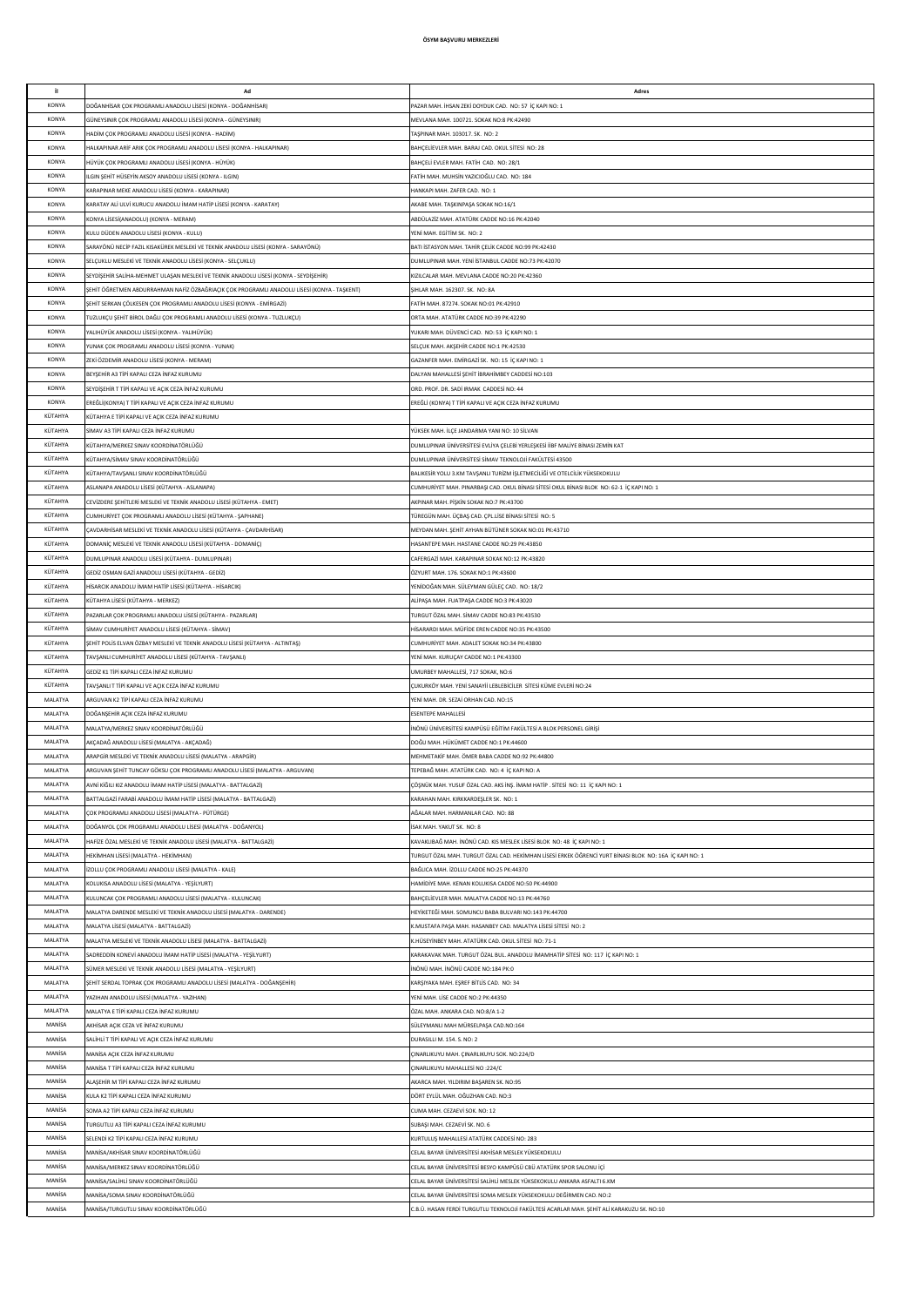**ÖSYM BAŞVURU MERKEZLERİ**

| İl | Ad | Adres |
|---|---|---|
| KONYA | DOĞANHİSAR ÇOK PROGRAMLI ANADOLU LİSESİ (KONYA - DOĞANHİSAR) | PAZAR MAH. İHSAN ZEKİ DOYDUK CAD. NO: 57 İÇ KAPI NO: 1 |
| KONYA | GÜNEYSINIR ÇOK PROGRAMLI ANADOLU LİSESİ (KONYA - GÜNEYSINIR) | MEVLANA MAH. 100721. SOKAK NO:8 PK:42490 |
| KONYA | HADİM ÇOK PROGRAMLI ANADOLU LİSESİ (KONYA - HADİM) | TAŞPINAR MAH. 103017. SK. NO: 2 |
| KONYA | HALKAPINAR ARİF ARIK ÇOK PROGRAMLI ANADOLU LİSESİ (KONYA - HALKAPINAR) | BAHÇELİEVLER MAH. BARAJ CAD. OKUL SİTESİ NO: 28 |
| KONYA | HÜYÜK ÇOK PROGRAMLI ANADOLU LİSESİ (KONYA - HÜYÜK) | BAHÇELİ EVLER MAH. FATİH CAD. NO: 28/1 |
| KONYA | ILGIN ŞEHİT HÜSEYİN AKSOY ANADOLU LİSESİ (KONYA - ILGIN) | FATİH MAH. MUHSİN YAZICIOĞLU CAD. NO: 184 |
| KONYA | KARAPINAR MEKE ANADOLU LİSESİ (KONYA - KARAPINAR) | HANKAPI MAH. ZAFER CAD. NO: 1 |
| KONYA | KARATAY ALİ ULVİ KURUCU ANADOLU İMAM HATİP LİSESİ (KONYA - KARATAY) | AKABE MAH. TAŞKINPAŞA SOKAK NO:16/1 |
| KONYA | KONYA LİSESİ(ANADOLU) (KONYA - MERAM) | ABDÜLAZİZ MAH. ATATÜRK CADDE NO:16 PK:42040 |
| KONYA | KULU DÜDEN ANADOLU LİSESİ (KONYA - KULU) | YENİ MAH. EĞİTİM SK. NO: 2 |
| KONYA | SARAYÖNÜ NECİP FAZIL KISAKÜREK MESLEKİ VE TEKNİK ANADOLU LİSESİ (KONYA - SARAYÖNÜ) | BATI İSTASYON MAH. TAHİR ÇELİK CADDE NO:99 PK:42430 |
| KONYA | SELÇUKLU MESLEKİ VE TEKNİK ANADOLU LİSESİ (KONYA - SELÇUKLU) | DUMLUPINAR MAH. YENİ İSTANBUL CADDE NO:73 PK:42070 |
| KONYA | SEYDİŞEHİR SALİHA-MEHMET ULAŞAN MESLEKİ VE TEKNİK ANADOLU LİSESİ (KONYA - SEYDİŞEHİR) | KIZILCALAR MAH. MEVLANA CADDE NO:20 PK:42360 |
| KONYA | ŞEHİT ÖĞRETMEN ABDURRAHMAN NAFİZ ÖZBAĞRIAÇIK ÇOK PROGRAMLI ANADOLU LİSESİ (KONYA - TAŞKENT) | ŞIHLAR MAH. 162307. SK. NO: 8A |
| KONYA | ŞEHİT SERKAN ÇÖLKESEN ÇOK PROGRAMLI ANADOLU LİSESİ (KONYA - EMİRGAZİ) | FATİH MAH. 87274. SOKAK NO:01 PK:42910 |
| KONYA | TUZLUKÇU ŞEHİT BİROL DAĞLI ÇOK PROGRAMLI ANADOLU LİSESİ (KONYA - TUZLUKÇU) | ORTA MAH. ATATÜRK CADDE NO:39 PK:42290 |
| KONYA | YALIHÜYÜK ANADOLU LİSESİ (KONYA - YALIHÜYÜK) | YUKARI MAH. DÜVENCİ CAD. NO: 53 İÇ KAPI NO: 1 |
| KONYA | YUNAK ÇOK PROGRAMLI ANADOLU LİSESİ (KONYA - YUNAK) | SELÇUK MAH. AKŞEHİR CADDE NO:1 PK:42530 |
| KONYA | ZEKİ ÖZDEMİR ANADOLU LİSESİ (KONYA - MERAM) | GAZANFER MAH. EMİRGAZİ SK. NO: 15 İÇ KAPI NO: 1 |
| KONYA | BEYŞEHİR A3 TİPİ KAPALI CEZA İNFAZ KURUMU | DALYAN MAHALLESİ ŞEHİT İBRAHİMBEY CADDESİ NO:103 |
| KONYA | SEYDİŞEHİR T TİPİ KAPALI VE AÇIK CEZA İNFAZ KURUMU | ORD. PROF. DR. SADİ IRMAK CADDESİ NO: 44 |
| KONYA | EREĞLİ(KONYA) T TİPİ KAPALI VE AÇIK CEZA İNFAZ KURUMU | EREĞLİ (KONYA) T TİPİ KAPALI VE AÇIK CEZA İNFAZ KURUMU |
| KÜTAHYA | KÜTAHYA E TİPİ KAPALI VE AÇIK CEZA İNFAZ KURUMU | |
| KÜTAHYA | SİMAV A3 TİPİ KAPALI CEZA İNFAZ KURUMU | YÜKSEK MAH. İLÇE JANDARMA YANI NO: 10 SİLVAN |
| KÜTAHYA | KÜTAHYA/MERKEZ SINAV KOORDİNATÖRLÜĞÜ | DUMLUPINAR ÜNİVERSİTESİ EVLİYA ÇELEBİ YERLEŞKESİ İİBF MALİYE BİNASI ZEMİN KAT |
| KÜTAHYA | KÜTAHYA/SİMAV SINAV KOORDİNATÖRLÜĞÜ | DUMLUPINAR ÜNİVERSİTESİ SİMAV TEKNOLOJİ FAKÜLTESİ 43500 |
| KÜTAHYA | KÜTAHYA/TAVŞANLI SINAV KOORDİNATÖRLÜĞÜ | BALIKESİR YOLU 3.KM TAVŞANLI TURİZM İŞLETMECİLİĞİ VE OTELCİLİK YÜKSEKOKULU |
| KÜTAHYA | ASLANAPA ANADOLU LİSESİ (KÜTAHYA - ASLANAPA) | CUMHURİYET MAH. PINARBAŞI CAD. OKUL BİNASI SİTESİ OKUL BİNASI BLOK NO: 62-1 İÇ KAPI NO: 1 |
| KÜTAHYA | CEVİZDERE ŞEHİTLERİ MESLEKİ VE TEKNİK ANADOLU LİSESİ (KÜTAHYA - EMET) | AKPINAR MAH. PİŞKİN SOKAK NO:7 PK:43700 |
| KÜTAHYA | CUMHURİYET ÇOK PROGRAMLI ANADOLU LİSESİ (KÜTAHYA - ŞAPHANE) | TÜREGÜN MAH. ÜÇBAŞ CAD. ÇPL.LİSE BİNASI SİTESİ NO: 5 |
| KÜTAHYA | ÇAVDARHİSAR MESLEKİ VE TEKNİK ANADOLU LİSESİ (KÜTAHYA - ÇAVDARHİSAR) | MEYDAN MAH. ŞEHİT AYHAN BÜTÜNER SOKAK NO:01 PK:43710 |
| KÜTAHYA | DOMANİÇ MESLEKİ VE TEKNİK ANADOLU LİSESİ (KÜTAHYA - DOMANİÇ) | HASANTEPE MAH. HASTANE CADDE NO:29 PK:43850 |
| KÜTAHYA | DUMLUPINAR ANADOLU LİSESİ (KÜTAHYA - DUMLUPINAR) | CAFERGAZİ MAH. KARAPINAR SOKAK NO:12 PK:43820 |
| KÜTAHYA | GEDİZ OSMAN GAZİ ANADOLU LİSESİ (KÜTAHYA - GEDİZ) | ÖZYURT MAH. 176. SOKAK NO:1 PK:43600 |
| KÜTAHYA | HİSARCIK ANADOLU İMAM HATİP LİSESİ (KÜTAHYA - HİSARCIK) | YENİDOĞAN MAH. SÜLEYMAN GÜLEÇ CAD. NO: 18/2 |
| KÜTAHYA | KÜTAHYA LİSESİ (KÜTAHYA - MERKEZ) | ALİPAŞA MAH. FUATPAŞA CADDE NO:3 PK:43020 |
| KÜTAHYA | PAZARLAR ÇOK PROGRAMLI ANADOLU LİSESİ (KÜTAHYA - PAZARLAR) | TURGUT ÖZAL MAH. SİMAV CADDE NO:83 PK:43530 |
| KÜTAHYA | SİMAV CUMHURİYET ANADOLU LİSESİ (KÜTAHYA - SİMAV) | HİSARARDI MAH. MÜFİDE EREN CADDE NO:35 PK:43500 |
| KÜTAHYA | ŞEHİT POLİS ELVAN ÖZBAY MESLEKİ VE TEKNİK ANADOLU LİSESİ (KÜTAHYA - ALTINTAŞ) | CUMHURİYET MAH. ADALET SOKAK NO:34 PK:43800 |
| KÜTAHYA | TAVŞANLI CUMHURİYET ANADOLU LİSESİ (KÜTAHYA - TAVŞANLI) | YENİ MAH. KURUÇAY CADDE NO:1 PK:43300 |
| KÜTAHYA | GEDİZ K1 TİPİ KAPALI CEZA İNFAZ KURUMU | UMURBEY MAHALLESİ, 717 SOKAK, NO:6 |
| KÜTAHYA | TAVŞANLI T TİPİ KAPALI VE AÇIK CEZA İNFAZ KURUMU | ÇUKURKÖY MAH. YENİ SANAYİİ LEBLEBİCİLER SİTESİ KÜME EVLERİ NO:24 |
| MALATYA | ARGUVAN K2 TİPİ KAPALI CEZA İNFAZ KURUMU | YENİ MAH. DR. SEZAİ ORHAN CAD. NO:15 |
| MALATYA | DOĞANŞEHİR AÇIK CEZA İNFAZ KURUMU | ESENTEPE MAHALLESİ |
| MALATYA | MALATYA/MERKEZ SINAV KOORDİNATÖRLÜĞÜ | İNÖNÜ ÜNİVERSİTESİ KAMPÜSÜ EĞİTİM FAKÜLTESİ A BLOK PERSONEL GİRİŞİ |
| MALATYA | AKÇADAĞ ANADOLU LİSESİ (MALATYA - AKÇADAĞ) | DOĞU MAH. HÜKÜMET CADDE NO:1 PK:44600 |
| MALATYA | ARAPGİR MESLEKİ VE TEKNİK ANADOLU LİSESİ (MALATYA - ARAPGİR) | MEHMETAKİF MAH. ÖMER BABA CADDE NO:92 PK:44800 |
| MALATYA | ARGUVAN ŞEHİT TUNCAY GÖKSU ÇOK PROGRAMLI ANADOLU LİSESİ (MALATYA - ARGUVAN) | TEPEBAĞ MAH. ATATÜRK CAD. NO: 4 İÇ KAPI NO: A |
| MALATYA | AVNİ KİĞILI KIZ ANADOLU İMAM HATİP LİSESİ (MALATYA - BATTALGAZİ) | ÇÖŞNÜK MAH. YUSUF ÖZAL CAD. AKS İNŞ. İMAM HATİP . SİTESİ NO: 11 İÇ KAPI NO: 1 |
| MALATYA | BATTALGAZİ FARABİ ANADOLU İMAM HATİP LİSESİ (MALATYA - BATTALGAZİ) | KARAHAN MAH. KIRKKARDEŞLER SK. NO: 1 |
| MALATYA | ÇOK PROGRAMLI ANADOLU LİSESİ (MALATYA - PÜTÜRGE) | AĞALAR MAH. HARMANLAR CAD. NO: 88 |
| MALATYA | DOĞANYOL ÇOK PROGRAMLI ANADOLU LİSESİ (MALATYA - DOĞANYOL) | İSAK MAH. YAKUT SK. NO: 8 |
| MALATYA | HAFİZE ÖZAL MESLEKİ VE TEKNİK ANADOLU LİSESİ (MALATYA - BATTALGAZİ) | KAVAKLIBAĞ MAH. İNÖNÜ CAD. KIS MESLEK LİSESİ BLOK NO: 48 İÇ KAPI NO: 1 |
| MALATYA | HEKİMHAN LİSESİ (MALATYA - HEKİMHAN) | TURGUT ÖZAL MAH. TURGUT ÖZAL CAD. HEKİMHAN LİSESİ ERKEK ÖĞRENCİ YURT BİNASI BLOK NO: 16A İÇ KAPI NO: 1 |
| MALATYA | İZOLLU ÇOK PROGRAMLI ANADOLU LİSESİ (MALATYA - KALE) | BAĞLICA MAH. İZOLLU CADDE NO:25 PK:44370 |
| MALATYA | KOLUKISA ANADOLU LİSESİ (MALATYA - YEŞİLYURT) | HAMİDİYE MAH. KENAN KOLUKISA CADDE NO:50 PK:44900 |
| MALATYA | KULUNCAK ÇOK PROGRAMLI ANADOLU LİSESİ (MALATYA - KULUNCAK) | BAHÇELİEVLER MAH. MALATYA CADDE NO:13 PK:44760 |
| MALATYA | MALATYA DARENDE MESLEKİ VE TEKNİK ANADOLU LİSESİ (MALATYA - DARENDE) | HEYİKETEĞİ MAH. SOMUNCU BABA BULVARI NO:143 PK:44700 |
| MALATYA | MALATYA LİSESİ (MALATYA - BATTALGAZİ) | K.MUSTAFA PAŞA MAH. HASANBEY CAD. MALATYA LİSESİ SİTESİ NO: 2 |
| MALATYA | MALATYA MESLEKİ VE TEKNİK ANADOLU LİSESİ (MALATYA - BATTALGAZİ) | K.HÜSEYİNBEY MAH. ATATÜRK CAD. OKUL SİTESİ NO: 71-1 |
| MALATYA | SADREDDİN KONEVİ ANADOLU İMAM HATİP LİSESİ (MALATYA - YEŞİLYURT) | KARAKAVAK MAH. TURGUT ÖZAL BUL. ANADOLU İMAMHATİP SİTESİ NO: 117 İÇ KAPI NO: 1 |
| MALATYA | SÜMER MESLEKİ VE TEKNİK ANADOLU LİSESİ (MALATYA - YEŞİLYURT) | İNÖNÜ MAH. İNÖNÜ CADDE NO:184 PK:0 |
| MALATYA | ŞEHİT SERDAL TOPRAK ÇOK PROGRAMLI ANADOLU LİSESİ (MALATYA - DOĞANŞEHİR) | KARŞIYAKA MAH. EŞREF BİTLİS CAD. NO: 34 |
| MALATYA | YAZIHAN ANADOLU LİSESİ (MALATYA - YAZIHAN) | YENİ MAH. LİSE CADDE NO:2 PK:44350 |
| MALATYA | MALATYA E TİPİ KAPALI CEZA İNFAZ KURUMU | ÖZAL MAH. ANKARA CAD. NO:8/A 1-2 |
| MANİSA | AKHİSAR AÇIK CEZA VE İNFAZ KURUMU | SÜLEYMANLI MAH MÜRSELPAŞA CAD.NO:164 |
| MANİSA | SALİHLİ T TİPİ KAPALI VE AÇIK CEZA İNFAZ KURUMU | DURASILLI M. 154. S. NO: 2 |
| MANİSA | MANİSA AÇIK CEZA İNFAZ KURUMU | ÇINARLIKUYU MAH. ÇINARLIKUYU SOK. NO:224/D |
| MANİSA | MANİSA T TİPİ KAPALI CEZA İNFAZ KURUMU | ÇINARLIKUYU MAHALLESİ NO :224/C |
| MANİSA | ALAŞEHİR M TİPİ KAPALI CEZA İNFAZ KURUMU | AKARCA MAH. YILDIRIM BAŞAREN SK. NO:95 |
| MANİSA | KULA K2 TİPİ KAPALI CEZA İNFAZ KURUMU | DÖRT EYLÜL MAH. OĞUZHAN CAD. NO:3 |
| MANİSA | SOMA A2 TİPİ KAPALI CEZA İNFAZ KURUMU | CUMA MAH. CEZAEVİ SOK. NO: 12 |
| MANİSA | TURGUTLU A3 TİPİ KAPALI CEZA İNFAZ KURUMU | SUBAŞI MAH. CEZAEVİ SK. NO. 6 |
| MANİSA | SELENDİ K2 TİPİ KAPALI CEZA İNFAZ KURUMU | KURTULUŞ MAHALLESİ ATATÜRK CADDESİ NO: 283 |
| MANİSA | MANİSA/AKHİSAR SINAV KOORDİNATÖRLÜĞÜ | CELAL BAYAR ÜNİVERSİTESİ AKHİSAR MESLEK YÜKSEKOKULU |
| MANİSA | MANİSA/MERKEZ SINAV KOORDİNATÖRLÜĞÜ | CELAL BAYAR ÜNİVERSİTESİ BESYO KAMPÜSÜ CBÜ ATATÜRK SPOR SALONU İÇİ |
| MANİSA | MANİSA/SALİHLİ SINAV KOORDİNATÖRLÜĞÜ | CELAL BAYAR ÜNİVERSİTESİ SALİHLİ MESLEK YÜKSEKOKULU ANKARA ASFALTI 6.KM |
| MANİSA | MANİSA/SOMA SINAV KOORDİNATÖRLÜĞÜ | CELAL BAYAR ÜNİVERSİTESİ SOMA MESLEK YÜKSEKOKULU DEĞİRMEN CAD. NO:2 |
| MANİSA | MANİSA/TURGUTLU SINAV KOORDİNATÖRLÜĞÜ | C.B.Ü. HASAN FERDİ TURGUTLU TEKNOLOJİ FAKÜLTESİ ACARLAR MAH. ŞEHİT ALİ KARAKUZU SK. NO:10 |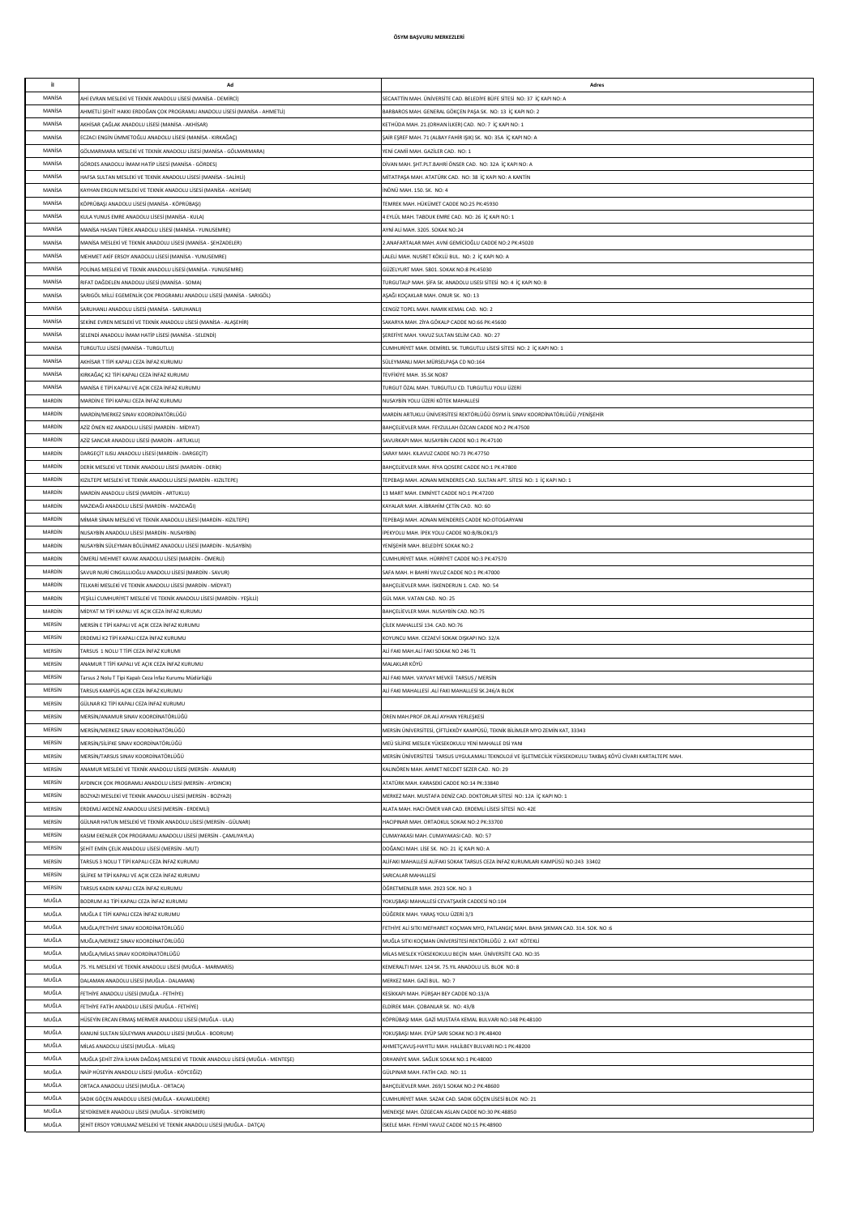# ÖSYM BAŞVURU MERKEZLERİ

| İl | Ad | Adres |
|---|---|---|
| MANİSA | AHİ EVRAN MESLEKİ VE TEKNİK ANADOLU LİSESİ (MANİSA - DEMİRCİ) | SECAATTİN MAH. ÜNİVERSİTE CAD. BELEDİYE BÜFE SİTESİ NO: 37 İÇ KAPI NO: A |
| MANİSA | AHMETLİ ŞEHİT HAKKI ERDOĞAN ÇOK PROGRAMLI ANADOLU LİSESİ (MANİSA - AHMETLİ) | BARBAROS MAH. GENERAL GÖKÇEN PAŞA SK. NO: 13 İÇ KAPI NO: 2 |
| MANİSA | AKHİSAR ÇAĞLAK ANADOLU LİSESİ (MANİSA - AKHİSAR) | KETHÜDA MAH. 21.(ORHAN İLKER) CAD. NO: 7 İÇ KAPI NO: 1 |
| MANİSA | ECZACI ENGİN ÜMMETOĞLU ANADOLU LİSESİ (MANİSA - KIRKAĞAÇ) | ŞAİR EŞREF MAH. 71 (ALBAY FAHİR IŞIK) SK. NO: 35A İÇ KAPI NO: A |
| MANİSA | GÖLMARMARA MESLEKİ VE TEKNİK ANADOLU LİSESİ (MANİSA - GÖLMARMARA) | YENİ CAMİİ MAH. GAZİLER CAD. NO: 1 |
| MANİSA | GÖRDES ANADOLU İMAM HATİP LİSESİ (MANİSA - GÖRDES) | DİVAN MAH. ŞHT.PLT.BAHRİ ÖNSER CAD. NO: 32A İÇ KAPI NO: A |
| MANİSA | HAFSA SULTAN MESLEKİ VE TEKNİK ANADOLU LİSESİ (MANİSA - SALİHLİ) | MİTATPAŞA MAH. ATATÜRK CAD. NO: 38 İÇ KAPI NO: A KANTİN |
| MANİSA | KAYHAN ERGUN MESLEKİ VE TEKNİK ANADOLU LİSESİ (MANİSA - AKHİSAR) | İNÖNÜ MAH. 150. SK. NO: 4 |
| MANİSA | KÖPRÜBAŞI ANADOLU LİSESİ (MANİSA - KÖPRÜBAŞI) | TEMREK MAH. HÜKÜMET CADDE NO:25 PK:45930 |
| MANİSA | KULA YUNUS EMRE ANADOLU LİSESİ (MANİSA - KULA) | 4 EYLÜL MAH. TABDUK EMRE CAD. NO: 26 İÇ KAPI NO: 1 |
| MANİSA | MANİSA HASAN TÜREK ANADOLU LİSESİ (MANİSA - YUNUSEMRE) | AYNİ ALİ MAH. 3205. SOKAK NO:24 |
| MANİSA | MANİSA MESLEKİ VE TEKNİK ANADOLU LİSESİ (MANİSA - ŞEHZADELER) | 2.ANAFARTALAR MAH. AVNİ GEMİCİOĞLU CADDE NO:2 PK:45020 |
| MANİSA | MEHMET AKİF ERSOY ANADOLU LİSESİ (MANİSA - YUNUSEMRE) | LALELİ MAH. NUSRET KÖKLÜ BUL. NO: 2 İÇ KAPI NO: A |
| MANİSA | POLİNAS MESLEKİ VE TEKNİK ANADOLU LİSESİ (MANİSA - YUNUSEMRE) | GÜZELYURT MAH. 5801. SOKAK NO:8 PK:45030 |
| MANİSA | RIFAT DAĞDELEN ANADOLU LİSESİ (MANİSA - SOMA) | TURGUTALP MAH. ŞİFA SK. ANADOLU LİSESİ SİTESİ NO: 4 İÇ KAPI NO: B |
| MANİSA | SARIGÖL MİLLİ EGEMENLİK ÇOK PROGRAMLI ANADOLU LİSESİ (MANİSA - SARIGÖL) | AŞAĞI KOÇAKLAR MAH. ONUR SK. NO: 13 |
| MANİSA | SARUHANLI ANADOLU LİSESİ (MANİSA - SARUHANLI) | CENGİZ TOPEL MAH. NAMIK KEMAL CAD. NO: 2 |
| MANİSA | SEKİNE EVREN MESLEKİ VE TEKNİK ANADOLU LİSESİ (MANİSA - ALAŞEHİR) | SAKARYA MAH. ZİYA GÖKALP CADDE NO:66 PK:45600 |
| MANİSA | SELENDİ ANADOLU İMAM HATİP LİSESİ (MANİSA - SELENDİ) | ŞEREFİYE MAH. YAVUZ SULTAN SELİM CAD. NO: 27 |
| MANİSA | TURGUTLU LİSESİ (MANİSA - TURGUTLU) | CUMHURİYET MAH. DEMİREL SK. TURGUTLU LİSESİ SİTESİ NO: 2 İÇ KAPI NO: 1 |
| MANİSA | AKHİSAR T TİPİ KAPALI CEZA İNFAZ KURUMU | SÜLEYMANLI MAH.MÜRSELPAŞA CD NO:164 |
| MANİSA | KIRKAĞAÇ K2 TİPİ KAPALI CEZA İNFAZ KURUMU | TEVFİKİYE MAH. 35.SK NO87 |
| MANİSA | MANİSA E TİPİ KAPALI VE AÇIK CEZA İNFAZ KURUMU | TURGUT ÖZAL MAH. TURGUTLU CD. TURGUTLU YOLU ÜZERİ |
| MARDİN | MARDİN E TİPİ KAPALI CEZA İNFAZ KURUMU | NUSAYBİN YOLU ÜZERİ KÖTEK MAHALLESİ |
| MARDİN | MARDİN/MERKEZ SINAV KOORDİNATÖRLÜĞÜ | MARDİN ARTUKLU ÜNİVERSİTESİ REKTÖRLÜĞÜ ÖSYM İL SINAV KOORDİNATÖRLÜĞÜ /YENİŞEHİR |
| MARDİN | AZİZ ÖNEN KIZ ANADOLU LİSESİ (MARDİN - MİDYAT) | BAHÇELİEVLER MAH. FEYZULLAH ÖZCAN CADDE NO:2 PK:47500 |
| MARDİN | AZİZ SANCAR ANADOLU LİSESİ (MARDİN - ARTUKLU) | SAVURKAPI MAH. NUSAYBİN CADDE NO:1 PK:47100 |
| MARDİN | DARGEÇİT ILISU ANADOLU LİSESİ (MARDİN - DARGEÇİT) | SARAY MAH. KILAVUZ CADDE NO:73 PK:47750 |
| MARDİN | DERİK MESLEKİ VE TEKNİK ANADOLU LİSESİ (MARDİN - DERİK) | BAHÇELİEVLER MAH. RİYA QOSERE CADDE NO:1 PK:47800 |
| MARDİN | KIZILTEPE MESLEKİ VE TEKNİK ANADOLU LİSESİ (MARDİN - KIZILTEPE) | TEPEBAŞI MAH. ADNAN MENDERES CAD. SULTAN APT. SİTESİ NO: 1 İÇ KAPI NO: 1 |
| MARDİN | MARDİN ANADOLU LİSESİ (MARDİN - ARTUKLU) | 13 MART MAH. EMNİYET CADDE NO:1 PK:47200 |
| MARDİN | MAZIDAĞI ANADOLU LİSESİ (MARDİN - MAZIDAĞI) | KAYALAR MAH. A.İBRAHİM ÇETİN CAD. NO: 60 |
| MARDİN | MİMAR SİNAN MESLEKİ VE TEKNİK ANADOLU LİSESİ (MARDİN - KIZILTEPE) | TEPEBAŞI MAH. ADNAN MENDERES CADDE NO:OTOGARYANI |
| MARDİN | NUSAYBİN ANADOLU LİSESİ (MARDİN - NUSAYBİN) | İPEKYOLU MAH. İPEK YOLU CADDE NO:8/BLOK1/3 |
| MARDİN | NUSAYBİN SÜLEYMAN BÖLÜNMEZ ANADOLU LİSESİ (MARDİN - NUSAYBİN) | YENİŞEHİR MAH. BELEDİYE SOKAK NO:2 |
| MARDİN | ÖMERLİ MEHMET KAVAK ANADOLU LİSESİ (MARDİN - ÖMERLİ) | CUMHURİYET MAH. HÜRRİYET CADDE NO:3 PK:47570 |
| MARDİN | SAVUR NURİ CINGILLIOĞLU ANADOLU LİSESİ (MARDİN - SAVUR) | SAFA MAH. H BAHRİ YAVUZ CADDE NO:1 PK:47000 |
| MARDİN | TELKARİ MESLEKİ VE TEKNİK ANADOLU LİSESİ (MARDİN - MİDYAT) | BAHÇELİEVLER MAH. İSKENDERUN 1. CAD. NO: 54 |
| MARDİN | YEŞİLLİ CUMHURİYET MESLEKİ VE TEKNİK ANADOLU LİSESİ (MARDİN - YEŞİLLİ) | GÜL MAH. VATAN CAD. NO: 25 |
| MARDİN | MİDYAT M TİPİ KAPALI VE AÇIK CEZA İNFAZ KURUMU | BAHÇELİEVLER MAH. NUSAYBİN CAD. NO:75 |
| MERSİN | MERSİN E TİPİ KAPALI VE AÇIK CEZA İNFAZ KURUMU | ÇİLEK MAHALLESİ 134. CAD. NO:76 |
| MERSİN | ERDEMLİ K2 TİPİ KAPALI CEZA İNFAZ KURUMU | KOYUNCU MAH. CEZAEVİ SOKAK DIŞKAPI NO: 32/A |
| MERSİN | TARSUS 1 NOLU T TİPİ CEZA İNFAZ KURUMI | ALİ FAKI MAH.ALİ FAKI SOKAK NO 246 T1 |
| MERSİN | ANAMUR T TİPİ KAPALI VE AÇIK CEZA İNFAZ KURUMU | MALAKLAR KÖYÜ |
| MERSİN | Tarsus 2 Nolu T Tipi Kapalı Ceza İnfaz Kurumu Müdürlüğü | ALİ FAKI MAH. VAYVAY MEVKİİ TARSUS / MERSİN |
| MERSİN | TARSUS KAMPÜS AÇIK CEZA İNFAZ KURUMU | ALİ FAKI MAHALLESİ .ALİ FAKI MAHALLESİ SK.246/A BLOK |
| MERSİN | GÜLNAR K2 TİPİ KAPALI CEZA İNFAZ KURUMU | |
| MERSİN | MERSİN/ANAMUR SINAV KOORDİNATÖRLÜĞÜ | ÖREN MAH.PROF.DR.ALİ AYHAN YERLEŞKESİ |
| MERSİN | MERSİN/MERKEZ SINAV KOORDİNATÖRLÜĞÜ | MERSİN ÜNİVERSİTESİ, ÇİFTLİKKÖY KAMPÜSÜ, TEKNİK BİLİMLER MYO ZEMİN KAT, 33343 |
| MERSİN | MERSİN/SİLİFKE SINAV KOORDİNATÖRLÜĞÜ | MEÜ SİLİFKE MESLEK YÜKSEKOKULU YENİ MAHALLE DSİ YANI |
| MERSİN | MERSİN/TARSUS SINAV KOORDİNATÖRLÜĞÜ | MERSİN ÜNİVERSİTESİ TARSUS UYGULAMALI TEKNOLOJİ VE İŞLETMECİLİK YÜKSEKOKULU TAKBAŞ KÖYÜ CİVARI KARTALTEPE MAH. |
| MERSİN | ANAMUR MESLEKİ VE TEKNİK ANADOLU LİSESİ (MERSİN - ANAMUR) | KALINÖREN MAH. AHMET NECDET SEZER CAD. NO: 29 |
| MERSİN | AYDINCIK ÇOK PROGRAMLI ANADOLU LİSESİ (MERSİN - AYDINCIK) | ATATÜRK MAH. KARASEKİ CADDE NO:14 PK:33840 |
| MERSİN | BOZYAZI MESLEKİ VE TEKNİK ANADOLU LİSESİ (MERSİN - BOZYAZI) | MERKEZ MAH. MUSTAFA DENİZ CAD. DOKTORLAR SİTESİ NO: 12A İÇ KAPI NO: 1 |
| MERSİN | ERDEMLİ AKDENİZ ANADOLU LİSESİ (MERSİN - ERDEMLİ) | ALATA MAH. HACI ÖMER VAR CAD. ERDEMLİ LİSESİ SİTESİ NO: 42E |
| MERSİN | GÜLNAR HATUN MESLEKİ VE TEKNİK ANADOLU LİSESİ (MERSİN - GÜLNAR) | HACIPINAR MAH. ORTAOKUL SOKAK NO:2 PK:33700 |
| MERSİN | KASIM EKENLER ÇOK PROGRAMLI ANADOLU LİSESİ (MERSİN - ÇAMLIYAYLA) | CUMAYAKASI MAH. CUMAYAKASI CAD. NO: 57 |
| MERSİN | ŞEHİT EMİN ÇELİK ANADOLU LİSESİ (MERSİN - MUT) | DOĞANCI MAH. LİSE SK. NO: 21 İÇ KAPI NO: A |
| MERSİN | TARSUS 3 NOLU T TİPİ KAPALI CEZA İNFAZ KURUMU | ALİFAKI MAHALLESİ ALİFAKI SOKAK TARSUS CEZA İNFAZ KURUMLARI KAMPÜSÜ NO:243 33402 |
| MERSİN | SİLİFKE M TİPİ KAPALI VE AÇIK CEZA İNFAZ KURUMU | SARICALAR MAHALLESİ |
| MERSİN | TARSUS KADIN KAPALI CEZA İNFAZ KURUMU | ÖĞRETMENLER MAH. 2923 SOK. NO: 3 |
| MUĞLA | BODRUM A1 TİPİ KAPALI CEZA İNFAZ KURUMU | YOKUŞBAŞI MAHALLESİ CEVATŞAKİR CADDESİ NO:104 |
| MUĞLA | MUĞLA E TİPİ KAPALI CEZA İNFAZ KURUMU | DÜĞEREK MAH. YARAŞ YOLU ÜZERİ 3/3 |
| MUĞLA | MUĞLA/FETHİYE SINAV KOORDİNATÖRLÜĞÜ | FETHİYE ALİ SITKI MEFHARET KOÇMAN MYO, PATLANGIÇ MAH. BAHA ŞIKMAN CAD. 314. SOK. NO :6 |
| MUĞLA | MUĞLA/MERKEZ SINAV KOORDİNATÖRLÜĞÜ | MUĞLA SITKI KOÇMAN ÜNİVERSİTESİ REKTÖRLÜĞÜ 2. KAT KÖTEKLİ |
| MUĞLA | MUĞLA/MİLAS SINAV KOORDİNATÖRLÜĞÜ | MİLAS MESLEK YÜKSEKOKULU BEÇİN MAH. ÜNİVERSİTE CAD. NO:35 |
| MUĞLA | 75. YIL MESLEKİ VE TEKNİK ANADOLU LİSESİ (MUĞLA - MARMARİS) | KEMERALTI MAH. 124 SK. 75.YIL ANADOLU LİS. BLOK NO: 8 |
| MUĞLA | DALAMAN ANADOLU LİSESİ (MUĞLA - DALAMAN) | MERKEZ MAH. GAZİ BUL. NO: 7 |
| MUĞLA | FETHİYE ANADOLU LİSESİ (MUĞLA - FETHİYE) | KESİKKAPI MAH. PÜRŞAH BEY CADDE NO:13/A |
| MUĞLA | FETHİYE FATİH ANADOLU LİSESİ (MUĞLA - FETHİYE) | ELDİREK MAH. ÇOBANLAR SK. NO: 43/B |
| MUĞLA | HÜSEYİN ERCAN ERMAŞ MERMER ANADOLU LİSESİ (MUĞLA - ULA) | KÖPRÜBAŞI MAH. GAZİ MUSTAFA KEMAL BULVARI NO:148 PK:48100 |
| MUĞLA | KANUNİ SULTAN SÜLEYMAN ANADOLU LİSESİ (MUĞLA - BODRUM) | YOKUŞBAŞI MAH. EYÜP SARI SOKAK NO:3 PK:48400 |
| MUĞLA | MİLAS ANADOLU LİSESİ (MUĞLA - MİLAS) | AHMETÇAVUŞ-HAYITLI MAH. HALİLBEY BULVARI NO:1 PK:48200 |
| MUĞLA | MUĞLA ŞEHİT ZİYA İLHAN DAĞDAŞ MESLEKİ VE TEKNİK ANADOLU LİSESİ (MUĞLA - MENTEŞE) | ORHANİYE MAH. SAĞLIK SOKAK NO:1 PK:48000 |
| MUĞLA | NAİP HÜSEYİN ANADOLU LİSESİ (MUĞLA - KÖYCEĞİZ) | GÜLPINAR MAH. FATİH CAD. NO: 11 |
| MUĞLA | ORTACA ANADOLU LİSESİ (MUĞLA - ORTACA) | BAHÇELİEVLER MAH. 269/1 SOKAK NO:2 PK:48600 |
| MUĞLA | SADIK GÖÇEN ANADOLU LİSESİ (MUĞLA - KAVAKLIDERE) | CUMHURİYET MAH. SAZAK CAD. SADIK GÖÇEN LİSESİ BLOK NO: 21 |
| MUĞLA | SEYDİKEMER ANADOLU LİSESİ (MUĞLA - SEYDİKEMER) | MENEKŞE MAH. ÖZGECAN ASLAN CADDE NO:30 PK:48850 |
| MUĞLA | ŞEHİT ERSOY YORULMAZ MESLEKİ VE TEKNİK ANADOLU LİSESİ (MUĞLA - DATÇA) | İSKELE MAH. FEHMİ YAVUZ CADDE NO:15 PK:48900 |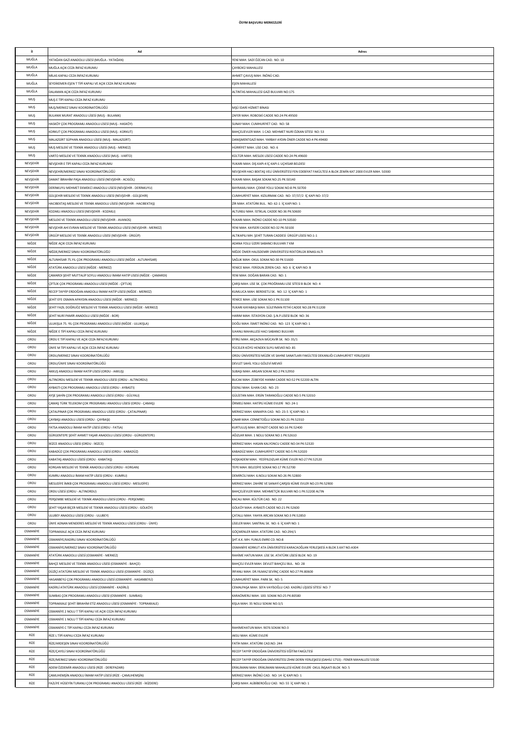# ÖSYM BAŞVURU MERKEZLERİ

| İl | Ad | Adres |
|---|---|---|
| MUĞLA | YATAĞAN GAZİ ANADOLU LİSESİ (MUĞLA - YATAĞAN) | YENİ MAH. SADİ ÖZCAN CAD. NO: 10 |
| MUĞLA | MUĞLA AÇIK CEZA İNFAZ KURUMU | ÇAYBÜKÜ MAHALLESİ |
| MUĞLA | MİLAS KAPALI CEZA İNFAZ KURUMU | AHMET ÇAVUŞ MAH. İNÖNÜ CAD. |
| MUĞLA | SEYDİKEMER-EŞEN T TİPİ KAPALI VE AÇIK CEZA İNFAZ KURUMU | EŞEN MAHALLESİ |
| MUĞLA | DALAMAN AÇIK CEZA İNFAZ KURUMU | ALTINTAS MAHALLESİ GAZİ BULVARI NO:175 |
| MUŞ | MUŞ E TİPİ KAPALI CEZA İNFAZ KURUMU | |
| MUŞ | MUŞ/MERKEZ SINAV KOORDİNATÖRLÜĞÜ | MŞÜ İDARİ HİZMET BİNASI |
| MUŞ | BULANIK MURAT ANADOLU LİSESİ (MUŞ - BULANIK) | ZAFER MAH. ROBOSKİ CADDE NO:24 PK:49500 |
| MUŞ | HASKÖY ÇOK PROGRAMLI ANADOLU LİSESİ (MUŞ - HASKÖY) | SUNAY MAH. CUMHURİYET CAD. NO: 58 |
| MUŞ | KORKUT ÇOK PROGRAMLI ANADOLU LİSESİ (MUŞ - KORKUT) | BAHÇELİEVLER MAH. 1 CAD. MEHMET NURİ ÖZKAN SİTESİ NO: 53 |
| MUŞ | MALAZGİRT SÜPHAN ANADOLU LİSESİ (MUŞ - MALAZGİRT) | DANIŞMENTGAZİ MAH. YARBAY AYDIN ÖNER CADDE NO:4 PK:49400 |
| MUŞ | MUŞ MESLEKİ VE TEKNİK ANADOLU LİSESİ (MUŞ - MERKEZ) | HÜRRİYET MAH. LİSE CAD. NO: 6 |
| MUŞ | VARTO MESLEKİ VE TEKNİK ANADOLU LİSESİ (MUŞ - VARTO) | KÜLTÜR MAH. MESLEK LİSESİ CADDE NO:24 PK:49600 |
| NEVŞEHİR | NEVŞEHİR E TİPİ KAPALI CEZA İNFAZ KURUMU | YUKARI MAH. DIŞ KAPI:4 İÇ KAPI:1 UÇHİSAR BELDESİ |
| NEVŞEHİR | NEVŞEHİR/MERKEZ SINAV KOORDİNATÖRLÜĞÜ | NEVŞEHİR HACI BEKTAŞ VELİ ÜNİVERSİTESİ FEN EDEBİYAT FAKÜLTESİ A BLOK ZEMİN KAT 2000 EVLER MAH. 50300 |
| NEVŞEHİR | DAMAT İBRAHİM PAŞA ANADOLU LİSESİ (NEVŞEHİR - ACIGÖL) | YUKARI MAH. BAŞAK SOKAK NO:25 PK:50140 |
| NEVŞEHİR | DERİNKUYU MEHMET EKMEKCİ ANADOLU LİSESİ (NEVŞEHİR - DERİNKUYU) | BAYRAMLI MAH. ÇEKMİ YOLU SOKAK NO:8 PK:50700 |
| NEVŞEHİR | GÜLŞEHİR MESLEKİ VE TEKNİK ANADOLU LİSESİ (NEVŞEHİR - GÜLŞEHİR) | CUMHURİYET MAH. KIZILIRMAK CAD. NO: 37/37/2 İÇ KAPI NO: 37/2 |
| NEVŞEHİR | HACIBEKTAŞ MESLEKİ VE TEKNİK ANADOLU LİSESİ (NEVŞEHİR - HACIBEKTAŞ) | ZİR MAH. ATATÜRK BUL. NO: 62-1 İÇ KAPI NO: 1 |
| NEVŞEHİR | KOZAKLI ANADOLU LİSESİ (NEVŞEHİR - KOZAKLI) | ALTUNSU MAH. İSTİKLAL CADDE NO:36 PK:50600 |
| NEVŞEHİR | MESLEKİ VE TEKNİK ANADOLU LİSESİ (NEVŞEHİR - AVANOS) | YUKARI MAH. İNÖNÜ CADDE NO:10 PK:50500 |
| NEVŞEHİR | NEVŞEHİR AHİ EVRAN MESLEKİ VE TEKNİK ANADOLU LİSESİ (NEVŞEHİR - MERKEZ) | YENİ MAH. KAYSERİ CADDE NO:32 PK:50100 |
| NEVŞEHİR | ÜRGÜP MESLEKİ VE TEKNİK ANADOLU LİSESİ (NEVŞEHİR - ÜRGÜP) | ALTIKAPILI MH. ŞEHİT TURAN CADDESİ ÜRGÜP LİSESİ NO:1-1 |
| NİĞDE | NİĞDE AÇIK CEZA İNFAZ KURUMU | ADANA YOLU ÜZERİ SABANCI BULVARI 7 KM |
| NİĞDE | NİĞDE/MERKEZ SINAV KOORDİNATÖRLÜĞÜ | NİĞDE ÖMER HALİSDEMİR ÜNİVERSİTESİ REKTÖRLÜK BİNASI ALTI |
| NİĞDE | ALTUNHİSAR 75.YIL ÇOK PROGRAMLI ANADOLU LİSESİ (NİĞDE - ALTUNHİSAR) | SAĞLIK MAH. OKUL SOKAK NO:30 PK:51600 |
| NİĞDE | ATATÜRK ANADOLU LİSESİ (NİĞDE - MERKEZ) | YENİCE MAH. FERİDUN ZEREN CAD. NO: 6 İÇ KAPI NO: B |
| NİĞDE | ÇAMARDI ŞEHİT MUTTALİP SOYLU ANADOLU İMAM HATİP LİSESİ (NİĞDE - ÇAMARDI) | YENİ MAH. DOĞAN BARAN CAD. NO: 1 |
| NİĞDE | ÇİFTLİK ÇOK PROGRAMLI ANADOLU LİSESİ (NİĞDE - ÇİFTLİK) | ÇARŞI MAH. LİSE SK. ÇOK PROĞRAMLI LİSE SİTESİ B BLOK NO: 4 |
| NİĞDE | RECEP TAYYİP ERDOĞAN ANADOLU İMAM HATİP LİSESİ (NİĞDE - MERKEZ) | KUMLUCA MAH. BEREKETLİ SK. NO: 12 İÇ KAPI NO: 1 |
| NİĞDE | ŞEHİT EFE OSMAN APAYDIN ANADOLU LİSESİ (NİĞDE - MERKEZ) | YENİCE MAH. LİSE SOKAK NO:1 PK:51100 |
| NİĞDE | ŞEHİT FAZIL DOĞRUÖZ MESLEKİ VE TEKNİK ANADOLU LİSESİ (NİĞDE - MERKEZ) | YUKARI KAYABAŞI MAH. SÜLEYMAN FETHİ CADDE NO:28 PK:51200 |
| NİĞDE | ŞEHİT NURİ PAMİR ANADOLU LİSESİ (NİĞDE - BOR) | HARIM MAH. İSTASYON CAD. Ş.N.P.LİSESİ BLOK NO: 36 |
| NİĞDE | ULUKIŞLA 75. YIL ÇOK PROGRAMLI ANADOLU LİSESİ (NİĞDE - ULUKIŞLA) | DOĞU MAH. İSMET İNÖNÜ CAD. NO: 123 İÇ KAPI NO: 1 |
| NİĞDE | NİĞDE E TİPİ KAPALI CEZA İNFAZ KURUMU | İLHANLI MAHALLESİ HACI SABANCI BULVARI |
| ORDU | ORDU E TİPİ KAPALI VE AÇIK CEZA İNFAZ KURUMU | EFİRLİ MAH. AKÇAOVA MÜCAVİR SK. NO: 35/1 |
| ORDU | ÜNYE M TİPİ KAPALI VE AÇIK CEZA İNFAZ KURUMU | YÜCELER KÖYÜ HENDEK SUYU MEVKİİ NO: 85 |
| ORDU | ORDU/MERKEZ SINAV KOORDİNATÖRLÜĞÜ | ORDU ÜNİVERSİTESİ MÜZİK VE SAHNE SANATLARI FAKÜLTESİ DEKANLIĞI CUMHURİYET YERLEŞKESİ |
| ORDU | ORDU/ÜNYE SINAV KOORDİNATÖRLÜĞÜ | DEVLET SAHİL YOLU GÖLEVİ MEVKİİ |
| ORDU | AKKUŞ ANADOLU İMAM HATİP LİSESİ (ORDU - AKKUŞ) | SUBAŞI MAH. ARGAN SOKAK NO:2 PK:52950 |
| ORDU | ALTINORDU MESLEKİ VE TEKNİK ANADOLU LİSESİ (ORDU - ALTINORDU) | BUCAK MAH. ZÜBEYDE HANIM CADDE NO:52 PK:52200 ALTIN |
| ORDU | AYBASTI ÇOK PROGRAMLI ANADOLU LİSESİ (ORDU - AYBASTI) | ESENLİ MAH. İLHAN CAD. NO: 23 |
| ORDU | AYŞE ŞAHİN ÇOK PROGRAMLI ANADOLU LİSESİ (ORDU - GÜLYALI) | GÜLİSTAN MAH. ERSİN TARANOĞLU CADDE NO:5 PK:52010 |
| ORDU | ÇAMAŞ TÜRK TELEKOM ÇOK PROGRAMLI ANADOLU LİSESİ (ORDU - ÇAMAŞ) | ÖRMELİ MAH. HATİPLİ KÜME EVLERİ NO: 24-1 |
| ORDU | ÇATALPINAR ÇOK PROGRAMLI ANADOLU LİSESİ (ORDU - ÇATALPINAR) | MERKEZ MAH. KANARYA CAD. NO: 23-5 İÇ KAPI NO: 1 |
| ORDU | ÇAYBAŞI ANADOLU LİSESİ (ORDU - ÇAYBAŞI) | ÇINAR MAH. CENNETOĞLU SOKAK NO:21 PK:52310 |
| ORDU | FATSA ANADOLU İMAM HATİP LİSESİ (ORDU - FATSA) | KURTULUŞ MAH. BEYAZIT CADDE NO:16 PK:52400 |
| ORDU | GÜRGENTEPE ŞEHİT AHMET YAŞAR ANADOLU LİSESİ (ORDU - GÜRGENTEPE) | AĞIZLAR MAH. 1 NOLU SOKAK NO:1 PK:52610 |
| ORDU | İKİZCE ANADOLU LİSESİ (ORDU - İKİZCE) | MERKEZ MAH. HASAN KALYONCU CADDE NO:34 PK:52320 |
| ORDU | KABADÜZ ÇOK PROGRAMLI ANADOLU LİSESİ (ORDU - KABADÜZ) | KABADÜZ MAH. CUMHURİYET CADDE NO:5 PK:52020 |
| ORDU | KABATAŞ ANADOLU LİSESİ (ORDU - KABATAŞ) | HOŞKADEM MAH. YEDİYILDIZLAR KÜME EVLER NO:27 PK:52520 |
| ORDU | KORGAN MESLEKİ VE TEKNİK ANADOLU LİSESİ (ORDU - KORGAN) | TEPE MAH. BELEDİYE SOKAK NO:17 PK:52700 |
| ORDU | KUMRU ANADOLU İMAM HATİP LİSESİ (ORDU - KUMRU) | DEMİRCİLİ MAH. 6.NOLU SOKAK NO:26 PK:52800 |
| ORDU | MESUDİYE İMKB ÇOK PROGRAMLI ANADOLU LİSESİ (ORDU - MESUDİYE) | MERKEZ MAH. ZAHİRE VE SANAYİ ÇARŞISI KÜME EVLER NO:23 PK:52900 |
| ORDU | ORDU LİSESİ (ORDU - ALTINORDU) | BAHÇELİEVLER MAH. MEHMETÇİK BULVARI NO:1 PK:52200 ALTIN |
| ORDU | PERŞEMBE MESLEKİ VE TEKNİK ANADOLU LİSESİ (ORDU - PERŞEMBE) | KACALI MAH. KÜLTÜR CAD. NO: 22 |
| ORDU | ŞEHİT YAŞAR BİÇER MESLEKİ VE TEKNİK ANADOLU LİSESİ (ORDU - GÖLKÖY) | GÖLKÖY MAH. AYBASTI CADDE NO:21 PK:52600 |
| ORDU | ULUBEY ANADOLU LİSESİ (ORDU - ULUBEY) | ÇATALLI MAH. YAHYA ARCAN SOKAK NO:3 PK:52850 |
| ORDU | ÜNYE ADNAN MENDERES MESLEKİ VE TEKNİK ANADOLU LİSESİ (ORDU - ÜNYE) | LİSELER MAH. SANTRAL SK. NO: 6 İÇ KAPI NO: 1 |
| OSMANİYE | TOPRAKKALE AÇIK CEZA İNFAZ KURUMU | GÖÇMENLER MAH. ATATÜRK CAD. NO:294/1 |
| OSMANİYE | OSMANİYE/KADİRLİ SINAV KOORDİNATÖRLÜĞÜ | ŞHT.K.K. MH. YUNUS EMRE CD. NO:8 |
| OSMANİYE | OSMANİYE/MERKEZ SINAV KOORDİNATÖRLÜĞÜ | OSMANİYE KORKUT ATA ÜNİVERSİTESİ KARACAOĞLAN YERLEŞKESİ A BLOK 3.KAT NO:A304 |
| OSMANİYE | ATATÜRK ANADOLU LİSESİ (OSMANİYE - MERKEZ) | RAHİME HATUN MAH. LİSE SK. ATATÜRK LİSESİ BLOK NO: 19 |
| OSMANİYE | BAHÇE MESLEKİ VE TEKNİK ANADOLU LİSESİ (OSMANİYE - BAHÇE) | BAHÇELİ EVLER MAH. DEVLET BAHÇELİ BUL. NO: 28 |
| OSMANİYE | DÜZİÇİ ATATÜRK MESLEKİ VE TEKNİK ANADOLU LİSESİ (OSMANİYE - DÜZİÇİ) | İRFANLI MAH. DR.YILMAZ SEVİNÇ CADDE NO:27 PK:80600 |
| OSMANİYE | HASANBEYLİ ÇOK PROGRAMLI ANADOLU LİSESİ (OSMANİYE - HASANBEYLİ) | CUMHURİYET MAH. PARK SK. NO: 5 |
| OSMANİYE | KADİRLİ ATATÜRK ANADOLU LİSESİ (OSMANİYE - KADİRLİ) | CEMALPAŞA MAH. SEFA VAYİSOĞLU CAD. KADİRLİ LİŞSESİ SİTESİ NO: 7 |
| OSMANİYE | SUMBAS ÇOK PROGRAMLI ANADOLU LİSESİ (OSMANİYE - SUMBAS) | KARAÖMERLİ MAH. 100. SOKAK NO:25 PK:80580 |
| OSMANİYE | TOPRAKKALE ŞEHİT İBRAHİM ETİZ ANADOLU LİSESİ (OSMANİYE - TOPRAKKALE) | KIŞLA MAH. 35 NOLU SOKAK NO:3/1 |
| OSMANİYE | OSMANİYE 2 NOLU T TİPİ KAPALI VE AÇIK CEZA İNFAZ KURUMU | |
| OSMANİYE | OSMANİYE 1 NOLU T TİPİ KAPALI CEZA İNFAZ KURUMU | |
| OSMANİYE | OSMANİYE C TİPİ KAPALI CEZA İNFAZ KURUMU | RAHİMEHATUN MAH. 9076 SOKAK NO:3 |
| RİZE | RİZE L TİPİ KAPALI CEZA İNFAZ KURUMU | AKSU MAH. KÜME EVLERİ |
| RİZE | RİZE/ARDEŞEN SINAV KOORDİNATÖRLÜĞÜ | FATİH MAH. ATATÜRK CAD.NO: 244 |
| RİZE | RİZE/ÇAYELİ SINAV KOORDİNATÖRLÜĞÜ | RECEP TAYYİP ERDOĞAN ÜNİVERSİTESİ EĞİTİM FAKÜLTESİ |
| RİZE | RİZE/MERKEZ SINAV KOORDİNATÖRLÜĞÜ | RECEP TAYYİP ERDOĞAN ÜNİVERSİTESİ ZİHNİ DERİN YERLEŞKESİ (DAHİLİ 1753) - FENER MAHALLESİ 53100 |
| RİZE | ADEM ÖZDEMİR ANADOLU LİSESİ (RİZE - DEREPAZARI) | ERİKLİMANI MAH. ERİKLİMANI MAHALLESİ KÜME EVLERİ OKUL İNŞAATI BLOK NO: 5 |
| RİZE | ÇAMLIHEMŞİN ANADOLU İMAM HATİP LİSESİ (RİZE - ÇAMLIHEMŞİN) | MERKEZ MAH. İNÖNÜ CAD. NO: 14 İÇ KAPI NO: 1 |
| RİZE | FAZLIYE HÜSEYİN TURANLI ÇOK PROGRAMLI ANADOLU LİSESİ (RİZE - İKİZDERE) | ÇARŞI MAH. ALİBİBEROĞLU CAD. NO: 55 İÇ KAPI NO: 1 |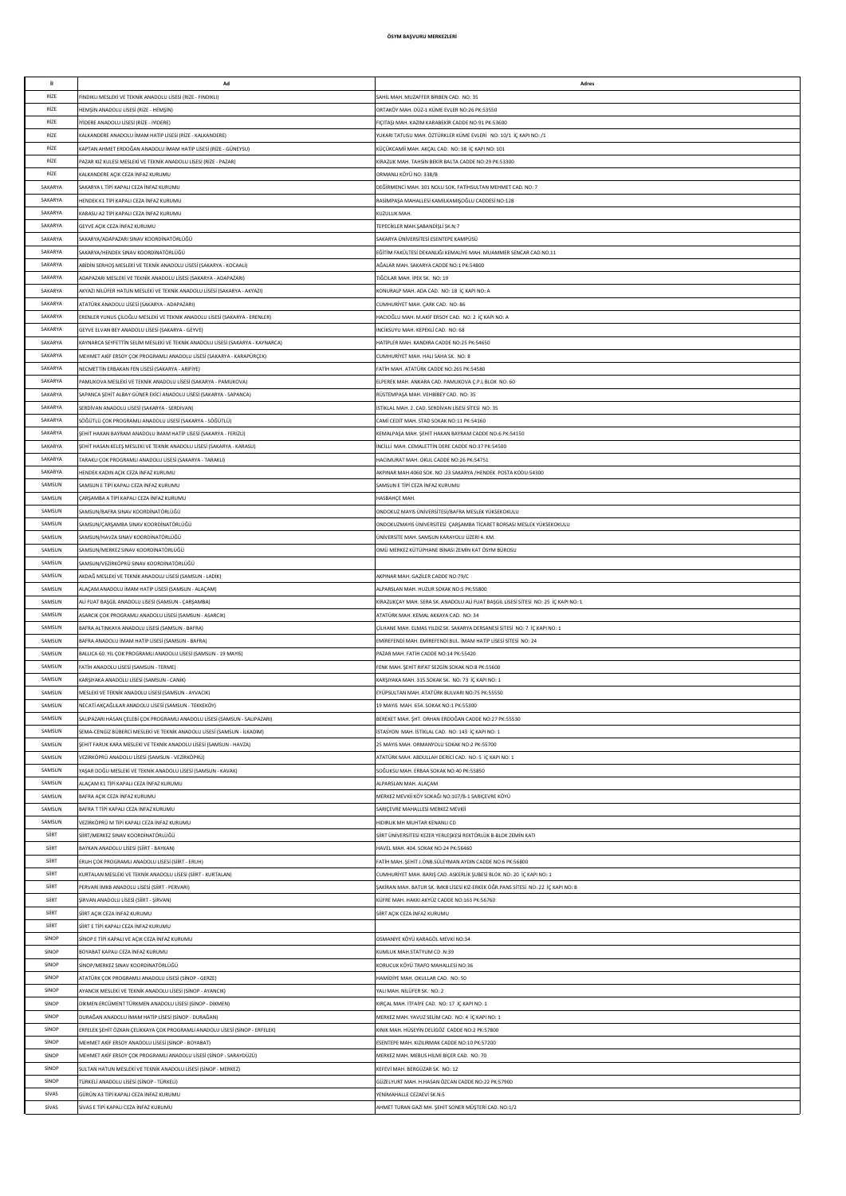**ÖSYM BAŞVURU MERKEZLERİ**

| İl | Ad | Adres |
|---|---|---|
| RİZE | FINDIKLI MESLEKİ VE TEKNİK ANADOLU LİSESİ (RİZE - FINDIKLI) | SAHİL MAH. MUZAFFER BİRBEN CAD. NO: 35 |
| RİZE | HEMŞİN ANADOLU LİSESİ (RİZE - HEMŞİN) | ORTAKÖY MAH. DÜZ-1 KÜME EVLER NO:26 PK:53550 |
| RİZE | İYİDERE ANADOLU LİSESİ (RİZE - İYİDERE) | FIÇITAŞI MAH. KAZIM KARABEKİR CADDE NO:91 PK:53600 |
| RİZE | KALKANDERE ANADOLU İMAM HATİP LİSESİ (RİZE - KALKANDERE) | YUKARI TATLISU MAH. ÖZTÜRKLER KÜME EVLERİ NO: 10/1 İÇ KAPI NO: /1 |
| RİZE | KAPTAN AHMET ERDOĞAN ANADOLU İMAM HATİP LİSESİ (RİZE - GÜNEYSU) | KÜÇÜKCAMİİ MAH. AKÇAL CAD. NO: 38 İÇ KAPI NO: 101 |
| RİZE | PAZAR KIZ KULESİ MESLEKİ VE TEKNİK ANADOLU LİSESİ (RİZE - PAZAR) | KİRAZUK MAH. TAHSİN BEKİR BALTA CADDE NO:29 PK:53300 |
| RİZE | KALKANDERE AÇIK CEZA İNFAZ KURUMU | ORMANLI KÖYÜ NO: 338/B |
| SAKARYA | SAKARYA L TİPİ KAPALI CEZA İNFAZ KURUMU | DEĞİRMENCİ MAH. 301 NOLU SOK. FATİHSULTAN MEHMET CAD. NO: 7 |
| SAKARYA | HENDEK K1 TİPİ KAPALI CEZA İNFAZ KURUMU | RASİMPAŞA MAHALLESİ KAMİLKAMIŞOĞLU CADDESİ NO:128 |
| SAKARYA | KARASU A2 TİPİ KAPALI CEZA İNFAZ KURUMU | KUZULUK MAH. |
| SAKARYA | GEYVE AÇIK CEZA İNFAZ KURUMU | TEPECİKLER MAH.ŞABANDİŞLİ SK.N:7 |
| SAKARYA | SAKARYA/ADAPAZARI SINAV KOORDİNATÖRLÜĞÜ | SAKARYA ÜNİVERSİTESİ ESENTEPE KAMPÜSÜ |
| SAKARYA | SAKARYA/HENDEK SINAV KOORDİNATÖRLÜĞÜ | EĞİTİM FAKÜLTESİ DEKANLIĞI KEMALİYE MAH. MUAMMER SENCAR CAD.NO.11 |
| SAKARYA | ABİDİN SERHOŞ MESLEKİ VE TEKNİK ANADOLU LİSESİ (SAKARYA - KOCAALİ) | AĞALAR MAH. SAKARYA CADDE NO:1 PK:54800 |
| SAKARYA | ADAPAZARI MESLEKİ VE TEKNİK ANADOLU LİSESİ (SAKARYA - ADAPAZARI) | TIĞCILAR MAH. İPEK SK. NO: 19 |
| SAKARYA | AKYAZI NİLÜFER HATUN MESLEKİ VE TEKNİK ANADOLU LİSESİ (SAKARYA - AKYAZI) | KONURALP MAH. ADA CAD. NO: 18 İÇ KAPI NO: A |
| SAKARYA | ATATÜRK ANADOLU LİSESİ (SAKARYA - ADAPAZARI) | CUMHURİYET MAH. ÇARK CAD. NO: 86 |
| SAKARYA | ERENLER YUNUS ÇİLOĞLU MESLEKİ VE TEKNİK ANADOLU LİSESİ (SAKARYA - ERENLER) | HACIOĞLU MAH. M.AKİF ERSOY CAD. NO: 2 İÇ KAPI NO: A |
| SAKARYA | GEYVE ELVAN BEY ANADOLU LİSESİ (SAKARYA - GEYVE) | İNCİKSUYU MAH. KEPEKLİ CAD. NO: 68 |
| SAKARYA | KAYNARCA SEYFETTİN SELİM MESLEKİ VE TEKNİK ANADOLU LİSESİ (SAKARYA - KAYNARCA) | HATİPLER MAH. KANDIRA CADDE NO:25 PK:54650 |
| SAKARYA | MEHMET AKİF ERSOY ÇOK PROGRAMLI ANADOLU LİSESİ (SAKARYA - KARAPÜRÇEK) | CUMHURİYET MAH. HALI SAHA SK. NO: 8 |
| SAKARYA | NECMETTİN ERBAKAN FEN LİSESİ (SAKARYA - ARİFİYE) | FATİH MAH. ATATÜRK CADDE NO:265 PK:54580 |
| SAKARYA | PAMUKOVA MESLEKİ VE TEKNİK ANADOLU LİSESİ (SAKARYA - PAMUKOVA) | ELPEREK MAH. ANKARA CAD. PAMUKOVA Ç.P.L BLOK NO: 60 |
| SAKARYA | SAPANCA ŞEHİT ALBAY GÜNER EKİCİ ANADOLU LİSESİ (SAKARYA - SAPANCA) | RÜSTEMPAŞA MAH. VEHBİBEY CAD. NO: 35 |
| SAKARYA | SERDİVAN ANADOLU LİSESİ (SAKARYA - SERDİVAN) | İSTİKLAL MAH. 2. CAD. SERDİVAN LİSESİ SİTESİ NO: 35 |
| SAKARYA | SÖĞÜTLÜ ÇOK PROGRAMLI ANADOLU LİSESİ (SAKARYA - SÖĞÜTLÜ) | CAMİ CEDİT MAH. STAD SOKAK NO:11 PK:54160 |
| SAKARYA | ŞEHİT HAKAN BAYRAM ANADOLU İMAM HATİP LİSESİ (SAKARYA - FERİZLİ) | KEMALPAŞA MAH. ŞEHİT HAKAN BAYRAM CADDE NO:6 PK:54150 |
| SAKARYA | ŞEHİT HASAN KELEŞ MESLEKİ VE TEKNİK ANADOLU LİSESİ (SAKARYA - KARASU) | İNCİLLİ MAH. CEMALETTİN DERE CADDE NO:37 PK:54500 |
| SAKARYA | TARAKLI ÇOK PROGRAMLI ANADOLU LİSESİ (SAKARYA - TARAKLI) | HACIMURAT MAH. OKUL CADDE NO:26 PK:54751 |
| SAKARYA | HENDEK KADIN AÇIK CEZA İNFAZ KURUMU | AKPINAR MAH.4060 SOK. NO :23 SAKARYA /HENDEK POSTA KODU:54300 |
| SAMSUN | SAMSUN E TİPİ KAPALI CEZA İNFAZ KURUMU | SAMSUN E TİPİ CEZA İNFAZ KURUMU |
| SAMSUN | ÇARŞAMBA A TİPİ KAPALI CEZA İNFAZ KURUMU | HASBAHÇE MAH. |
| SAMSUN | SAMSUN/BAFRA SINAV KOORDİNATÖRLÜĞÜ | ONDOKUZ MAYIS ÜNİVERSİTESİ/BAFRA MESLEK YÜKSEKOKULU |
| SAMSUN | SAMSUN/ÇARŞAMBA SINAV KOORDİNATÖRLÜĞÜ | ONDOKUZMAYIS ÜNİVERSİTESİ ÇARŞAMBA TİCARET BORSASI MESLEK YÜKSEKOKULU |
| SAMSUN | SAMSUN/HAVZA SINAV KOORDİNATÖRLÜĞÜ | ÜNİVERSİTE MAH. SAMSUN KARAYOLU ÜZERİ 4. KM. |
| SAMSUN | SAMSUN/MERKEZ SINAV KOORDİNATÖRLÜĞÜ | OMÜ MERKEZ KÜTÜPHANE BİNASI ZEMİN KAT ÖSYM BÜROSU |
| SAMSUN | SAMSUN/VEZİRKÖPRÜ SINAV KOORDİNATÖRLÜĞÜ | |
| SAMSUN | AKDAĞ MESLEKİ VE TEKNİK ANADOLU LİSESİ (SAMSUN - LADİK) | AKPINAR MAH. GAZİLER CADDE NO:79/C |
| SAMSUN | ALAÇAM ANADOLU İMAM HATİP LİSESİ (SAMSUN - ALAÇAM) | ALPARSLAN MAH. HUZUR SOKAK NO:5 PK:55800 |
| SAMSUN | ALİ FUAT BAŞGİL ANADOLU LİSESİ (SAMSUN - ÇARŞAMBA) | KİRAZLIKÇAY MAH. SERA SK. ANADOLU ALİ FUAT BAŞGİL LİSESİ SİTESİ NO: 25 İÇ KAPI NO: 1 |
| SAMSUN | ASARCIK ÇOK PROGRAMLI ANADOLU LİSESİ (SAMSUN - ASARCIK) | ATATÜRK MAH. KEMAL AKKAYA CAD. NO: 34 |
| SAMSUN | BAFRA ALTINKAYA ANADOLU LİSESİ (SAMSUN - BAFRA) | ÇİLHANE MAH. ELMAS YILDIZ SK. SAKARYA DERSANESİ SİTESİ NO: 7 İÇ KAPI NO: 1 |
| SAMSUN | BAFRA ANADOLU İMAM HATİP LİSESİ (SAMSUN - BAFRA) | EMİREFENDİ MAH. EMİREFENDİ BUL. İMAM HATİP LİSESİ SİTESİ NO: 24 |
| SAMSUN | BALLICA 60. YIL ÇOK PROGRAMLI ANADOLU LİSESİ (SAMSUN - 19 MAYIS) | PAZAR MAH. FATİH CADDE NO:14 PK:55420 |
| SAMSUN | FATİH ANADOLU LİSESİ (SAMSUN - TERME) | FENK MAH. ŞEHİT RIFAT SEZGİN SOKAK NO:8 PK:55600 |
| SAMSUN | KARŞIYAKA ANADOLU LİSESİ (SAMSUN - CANİK) | KARŞIYAKA MAH. 315.SOKAK SK. NO: 73 İÇ KAPI NO: 1 |
| SAMSUN | MESLEKİ VE TEKNİK ANADOLU LİSESİ (SAMSUN - AYVACIK) | EYÜPSULTAN MAH. ATATÜRK BULVARI NO:75 PK:55550 |
| SAMSUN | NECATİ AKÇAĞLILAR ANADOLU LİSESİ (SAMSUN - TEKKEKÖY) | 19 MAYIS MAH. 654. SOKAK NO:1 PK:55300 |
| SAMSUN | SALIPAZARI HASAN ÇELEBİ ÇOK PROGRAMLI ANADOLU LİSESİ (SAMSUN - SALIPAZARI) | BEREKET MAH. ŞHT. ORHAN ERDOĞAN CADDE NO:27 PK:55530 |
| SAMSUN | SEMA-CENGİZ BÜBERCİ MESLEKİ VE TEKNİK ANADOLU LİSESİ (SAMSUN - İLKADIM) | İSTASYON MAH. İSTİKLAL CAD. NO: 143 İÇ KAPI NO: 1 |
| SAMSUN | ŞEHİT FARUK KARA MESLEKİ VE TEKNİK ANADOLU LİSESİ (SAMSUN - HAVZA) | 25 MAYIS MAH. ORMANYOLU SOKAK NO:2 PK:55700 |
| SAMSUN | VEZİRKÖPRÜ ANADOLU LİSESİ (SAMSUN - VEZİRKÖPRÜ) | ATATÜRK MAH. ABDULLAH DERİCİ CAD. NO: 5 İÇ KAPI NO: 1 |
| SAMSUN | YAŞAR DOĞU MESLEKİ VE TEKNİK ANADOLU LİSESİ (SAMSUN - KAVAK) | SOĞUKSU MAH. ERBAA SOKAK NO:40 PK:55850 |
| SAMSUN | ALAÇAM K1 TİPİ KAPALI CEZA İNFAZ KURUMU | ALPARSLAN MAH. ALAÇAM |
| SAMSUN | BAFRA AÇIK CEZA İNFAZ KURUMU | MERKEZ MEVKİİ KÖY SOKAĞI NO:107/B-1 SARIÇEVRE KÖYÜ |
| SAMSUN | BAFRA T TİPİ KAPALI CEZA İNFAZ KURUMU | SARIÇEVRE MAHALLESİ MERKEZ MEVKİİ |
| SAMSUN | VEZİRKÖPRÜ M TİPİ KAPALI CEZA İNFAZ KURUMU | HIDIRLIK MH MUHTAR KENANLI CD |
| SİİRT | SİİRT/MERKEZ SINAV KOORDİNATÖRLÜĞÜ | SİİRT ÜNİVERSİTESİ KEZER YERLEŞKESİ REKTÖRLÜK B-BLOK ZEMİN KATI |
| SİİRT | BAYKAN ANADOLU LİSESİ (SİİRT - BAYKAN) | HAVEL MAH. 404. SOKAK NO:24 PK:56460 |
| SİİRT | ERUH ÇOK PROGRAMLI ANADOLU LİSESİ (SİİRT - ERUH) | FATİH MAH. ŞEHİT J.ONB.SÜLEYMAN AYDIN CADDE NO:6 PK:56800 |
| SİİRT | KURTALAN MESLEKİ VE TEKNİK ANADOLU LİSESİ (SİİRT - KURTALAN) | CUMHURİYET MAH. BARIŞ CAD. ASKERLİK ŞUBESİ BLOK NO: 20 İÇ KAPI NO: 1 |
| SİİRT | PERVARİ İMKB ANADOLU LİSESİ (SİİRT - PERVARİ) | ŞAKİRAN MAH. BATUR SK. İMKB LİSESİ KIZ-ERKEK ÖĞR.PANS SİTESİ NO: 22 İÇ KAPI NO: B |
| SİİRT | ŞİRVAN ANADOLU LİSESİ (SİİRT - ŞİRVAN) | KÜFRE MAH. HAKKI AKYÜZ CADDE NO:163 PK:56760 |
| SİİRT | SİİRT AÇIK CEZA İNFAZ KURUMU | SİİRT AÇIK CEZA İNFAZ KURUMU |
| SİİRT | SİİRT E TİPİ KAPALI CEZA İNFAZ KURUMU | |
| SİNOP | SİNOP E TİPİ KAPALI VE AÇIK CEZA İNFAZ KURUMU | OSMANİYE KÖYÜ KARAGÖL MEVKİ NO:34 |
| SİNOP | BOYABAT KAPALI CEZA İNFAZ KURUMU | KUMLUK MAH.STATYUM CD .N:39 |
| SİNOP | SİNOP/MERKEZ SINAV KOORDİNATÖRLÜĞÜ | KORUCUK KÖYÜ TRAFO MAHALLESİ NO:36 |
| SİNOP | ATATÜRK ÇOK PROGRAMLI ANADOLU LİSESİ (SİNOP - GERZE) | HAMİDİYE MAH. OKULLAR CAD. NO: 50 |
| SİNOP | AYANCIK MESLEKİ VE TEKNİK ANADOLU LİSESİ (SİNOP - AYANCIK) | YALI MAH. NİLÜFER SK. NO: 2 |
| SİNOP | DİKMEN ERCÜMENT TÜRKMEN ANADOLU LİSESİ (SİNOP - DİKMEN) | KIRÇAL MAH. İTFAİYE CAD. NO: 17 İÇ KAPI NO: 1 |
| SİNOP | DURAĞAN ANADOLU İMAM HATİP LİSESİ (SİNOP - DURAĞAN) | MERKEZ MAH. YAVUZ SELİM CAD. NO: 4 İÇ KAPI NO: 1 |
| SİNOP | ERFELEK ŞEHİT ÖZKAN ÇELİKKAYA ÇOK PROGRAMLI ANADOLU LİSESİ (SİNOP - ERFELEK) | KINIK MAH. HÜSEYİN DELİGÖZ CADDE NO:2 PK:57800 |
| SİNOP | MEHMET AKİF ERSOY ANADOLU LİSESİ (SİNOP - BOYABAT) | ESENTEPE MAH. KIZILIRMAK CADDE NO:10 PK:57200 |
| SİNOP | MEHMET AKİF ERSOY ÇOK PROGRAMLI ANADOLU LİSESİ (SİNOP - SARAYDÜZÜ) | MERKEZ MAH. MEBUS HİLMİ BİÇER CAD. NO: 70 |
| SİNOP | SULTAN HATUN MESLEKİ VE TEKNİK ANADOLU LİSESİ (SİNOP - MERKEZ) | KEFEVİ MAH. BERGÜZAR SK. NO: 12 |
| SİNOP | TÜRKELİ ANADOLU LİSESİ (SİNOP - TÜRKELİ) | GÜZELYURT MAH. H.HASAN ÖZCAN CADDE NO:22 PK:57900 |
| SİVAS | GÜRÜN A3 TİPİ KAPALI CEZA İNFAZ KURUMU | YENİMAHALLE CEZAEVİ SK.N:5 |
| SİVAS | SİVAS E TİPİ KAPALI CEZA İNFAZ KURUMU | AHMET TURAN GAZİ MH. ŞEHİT SONER MÜŞTERİ CAD. NO:1/2 |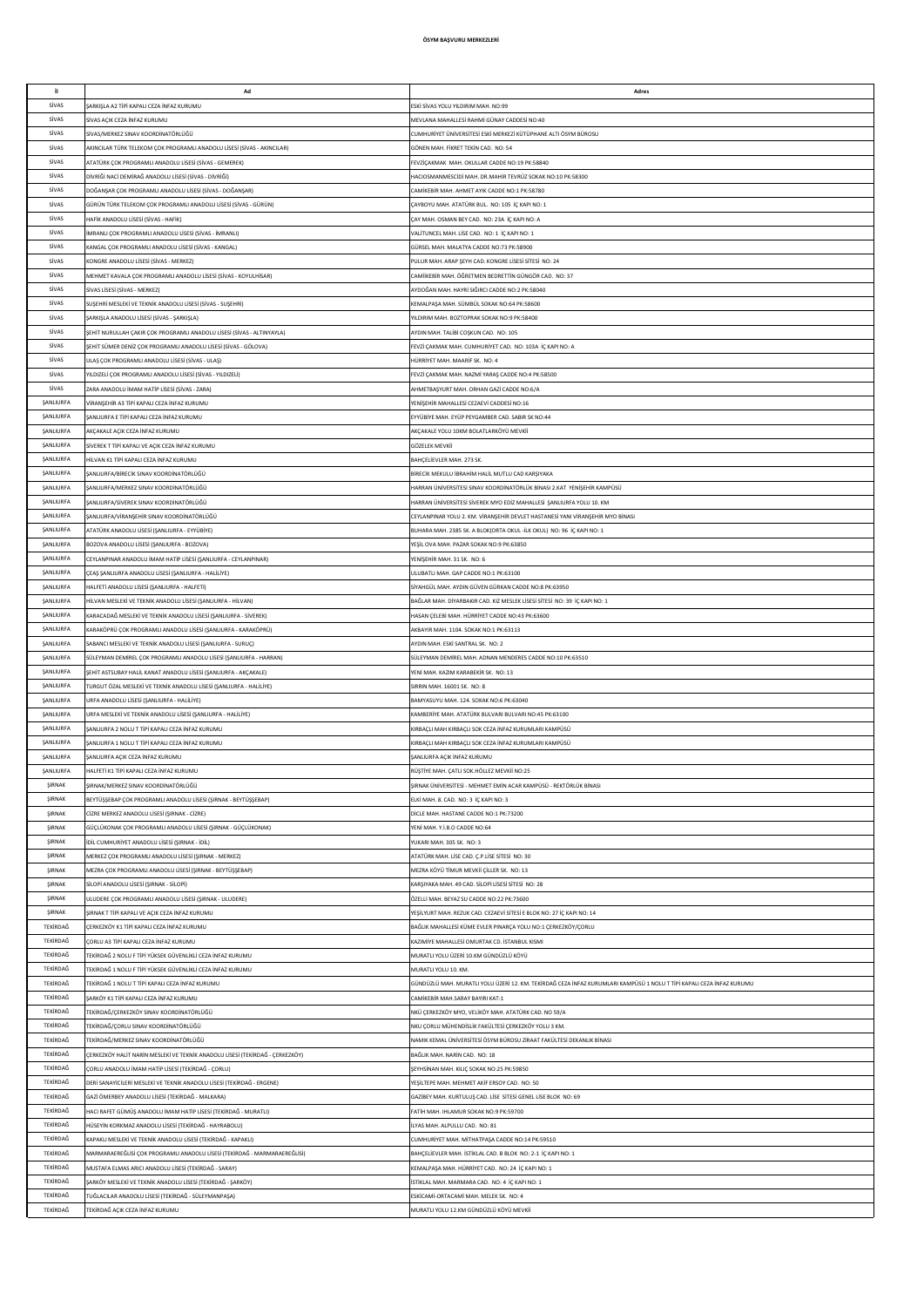**ÖSYM BAŞVURU MERKEZLERİ**

| İl | Ad | Adres |
|---|---|---|
| SİVAS | ŞARKIŞLA A2 TİPİ KAPALI CEZA İNFAZ KURUMU | ESKİ SİVAS YOLU YILDIRIM MAH. NO:99 |
| SİVAS | SİVAS AÇIK CEZA İNFAZ KURUMU | MEVLANA MAHALLESİ RAHMİ GÜNAY CADDESİ NO:40 |
| SİVAS | SİVAS/MERKEZ SINAV KOORDİNATÖRLÜĞÜ | CUMHURİYET ÜNİVERSİTESİ ESKİ MERKEZİ KÜTÜPHANE ALTI ÖSYM BÜROSU |
| SİVAS | AKINCILAR TÜRK TELEKOM ÇOK PROGRAMLI ANADOLU LİSESİ (SİVAS - AKINCILAR) | GÖNEN MAH. FİKRET TEKİN CAD. NO: 54 |
| SİVAS | ATATÜRK ÇOK PROGRAMLI ANADOLU LİSESİ (SİVAS - GEMEREK) | FEVZİÇAKMAK MAH. OKULLAR CADDE NO:19 PK:58840 |
| SİVAS | DİVRİĞİ NACİ DEMİRAĞ ANADOLU LİSESİ (SİVAS - DİVRİĞİ) | HACIOSMANMESCİDİ MAH. DR.MAHİR TEVRÜZ SOKAK NO:10 PK:58300 |
| SİVAS | DOĞANŞAR ÇOK PROGRAMLI ANADOLU LİSESİ (SİVAS - DOĞANŞAR) | CAMİKEBİR MAH. AHMET AYIK CADDE NO:1 PK:58780 |
| SİVAS | GÜRÜN TÜRK TELEKOM ÇOK PROGRAMLI ANADOLU LİSESİ (SİVAS - GÜRÜN) | ÇAYBOYU MAH. ATATÜRK BUL. NO: 105 İÇ KAPI NO: 1 |
| SİVAS | HAFİK ANADOLU LİSESİ (SİVAS - HAFİK) | ÇAY MAH. OSMAN BEY CAD. NO: 23A İÇ KAPI NO: A |
| SİVAS | İMRANLI ÇOK PROGRAMLI ANADOLU LİSESİ (SİVAS - İMRANLI) | VALİTUNCEL MAH. LİSE CAD. NO: 1 İÇ KAPI NO: 1 |
| SİVAS | KANGAL ÇOK PROGRAMLI ANADOLU LİSESİ (SİVAS - KANGAL) | GÜRSEL MAH. MALATYA CADDE NO:73 PK:58900 |
| SİVAS | KONGRE ANADOLU LİSESİ (SİVAS - MERKEZ) | PULUR MAH. ARAP ŞEYH CAD. KONGRE LİSESİ SİTESİ NO: 24 |
| SİVAS | MEHMET KAVALA ÇOK PROGRAMLI ANADOLU LİSESİ (SİVAS - KOYULHİSAR) | CAMİKEBİR MAH. ÖĞRETMEN BEDRETTİN GÜNGÖR CAD. NO: 37 |
| SİVAS | SİVAS LİSESİ (SİVAS - MERKEZ) | AYDOĞAN MAH. HAYRİ SIĞIRCI CADDE NO:2 PK:58040 |
| SİVAS | SUŞEHRİ MESLEKİ VE TEKNİK ANADOLU LİSESİ (SİVAS - SUŞEHRİ) | KEMALPAŞA MAH. SÜMBÜL SOKAK NO:64 PK:58600 |
| SİVAS | ŞARKIŞLA ANADOLU LİSESİ (SİVAS - ŞARKIŞLA) | YILDIRIM MAH. BOZTOPRAK SOKAK NO:9 PK:58400 |
| SİVAS | ŞEHİT NURULLAH ÇAKIR ÇOK PROGRAMLI ANADOLU LİSESİ (SİVAS - ALTINYAYLA) | AYDIN MAH. TALİBİ COŞKUN CAD. NO: 105 |
| SİVAS | ŞEHİT SÜMER DENİZ ÇOK PROGRAMLI ANADOLU LİSESİ (SİVAS - GÖLOVA) | FEVZİ ÇAKMAK MAH. CUMHURİYET CAD. NO: 103A İÇ KAPI NO: A |
| SİVAS | ULAŞ ÇOK PROGRAMLI ANADOLU LİSESİ (SİVAS - ULAŞ) | HÜRRİYET MAH. MAARİF SK. NO: 4 |
| SİVAS | YILDIZELİ ÇOK PROGRAMLI ANADOLU LİSESİ (SİVAS - YILDIZELİ) | FEVZİ ÇAKMAK MAH. NAZMİ YARAŞ CADDE NO:4 PK:58500 |
| SİVAS | ZARA ANADOLU İMAM HATİP LİSESİ (SİVAS - ZARA) | AHMETBAŞYURT MAH. ORHAN GAZİ CADDE NO:6/A |
| ŞANLIURFA | VİRANŞEHİR A3 TİPİ KAPALI CEZA İNFAZ KURUMU | YENİŞEHİR MAHALLESİ CEZAEVİ CADDESİ NO:16 |
| ŞANLIURFA | ŞANLIURFA E TİPİ KAPALI CEZA İNFAZ KURUMU | EYYÜBİYE MAH. EYÜP PEYGAMBER CAD. SABIR SK NO:44 |
| ŞANLIURFA | AKÇAKALE AÇIK CEZA İNFAZ KURUMU | AKÇAKALE YOLU 10KM BOLATLARKÖYÜ MEVKİİ |
| ŞANLIURFA | SİVEREK T TİPİ KAPALI VE AÇIK CEZA İNFAZ KURUMU | GÖZELEK MEVKİİ |
| ŞANLIURFA | HİLVAN K1 TİPİ KAPALI CEZA İNFAZ KURUMU | BAHÇELİEVLER MAH. 273 SK. |
| ŞANLIURFA | ŞANLIURFA/BİRECİK SINAV KOORDİNATÖRLÜĞÜ | BİRECİK MEKULU İBRAHİM HALİL MUTLU CAD KARŞIYAKA |
| ŞANLIURFA | ŞANLIURFA/MERKEZ SINAV KOORDİNATÖRLÜĞÜ | HARRAN ÜNİVERSİTESİ SINAV KOORDİNATÖRLÜK BİNASI 2.KAT YENİŞEHİR KAMPÜSÜ |
| ŞANLIURFA | ŞANLIURFA/SİVEREK SINAV KOORDİNATÖRLÜĞÜ | HARRAN ÜNİVERSİTESİ SİVEREK MYO EDİZ MAHALLESİ ŞANLIURFA YOLU 10. KM |
| ŞANLIURFA | ŞANLIURFA/VİRANŞEHİR SINAV KOORDİNATÖRLÜĞÜ | CEYLANPINAR YOLU 2. KM. VİRANŞEHİR DEVLET HASTANESİ YANI VİRANŞEHİR MYO BİNASI |
| ŞANLIURFA | ATATÜRK ANADOLU LİSESİ (ŞANLIURFA - EYYÜBİYE) | BUHARA MAH. 2385 SK. A BLOK(ORTA OKUL -İLK OKUL) NO: 96 İÇ KAPI NO: 1 |
| ŞANLIURFA | BOZOVA ANADOLU LİSESİ (ŞANLIURFA - BOZOVA) | YEŞİL OVA MAH. PAZAR SOKAK NO:9 PK:63850 |
| ŞANLIURFA | CEYLANPINAR ANADOLU İMAM HATİP LİSESİ (ŞANLIURFA - CEYLANPINAR) | YENİŞEHİR MAH. 31 SK. NO: 6 |
| ŞANLIURFA | ÇEAŞ ŞANLIURFA ANADOLU LİSESİ (ŞANLIURFA - HALİLİYE) | ULUBATLI MAH. GAP CADDE NO:1 PK:63100 |
| ŞANLIURFA | HALFETİ ANADOLU LİSESİ (ŞANLIURFA - HALFETİ) | SİYAHGÜL MAH. AYDIN GÜVEN GÜRKAN CADDE NO:8 PK:63950 |
| ŞANLIURFA | HİLVAN MESLEKİ VE TEKNİK ANADOLU LİSESİ (ŞANLIURFA - HİLVAN) | BAĞLAR MAH. DİYARBAKIR CAD. KIZ MESLEK LİSESİ SİTESİ NO: 39 İÇ KAPI NO: 1 |
| ŞANLIURFA | KARACADAĞ MESLEKİ VE TEKNİK ANADOLU LİSESİ (ŞANLIURFA - SİVEREK) | HASAN ÇELEBİ MAH. HÜRRİYET CADDE NO:43 PK:63600 |
| ŞANLIURFA | KARAKÖPRÜ ÇOK PROGRAMLI ANADOLU LİSESİ (ŞANLIURFA - KARAKÖPRÜ) | AKBAYIR MAH. 1104. SOKAK NO:1 PK:63113 |
| ŞANLIURFA | SABANCI MESLEKİ VE TEKNİK ANADOLU LİSESİ (ŞANLIURFA - SURUÇ) | AYDIN MAH. ESKİ SANTRAL SK. NO: 2 |
| ŞANLIURFA | SÜLEYMAN DEMİREL ÇOK PROGRAMLI ANADOLU LİSESİ (ŞANLIURFA - HARRAN) | SÜLEYMAN DEMİREL MAH. ADNAN MENDERES CADDE NO:10 PK:63510 |
| ŞANLIURFA | ŞEHİT ASTSUBAY HALİL KANAT ANADOLU LİSESİ (ŞANLIURFA - AKÇAKALE) | YENİ MAH. KAZIM KARABEKİR SK. NO: 13 |
| ŞANLIURFA | TURGUT ÖZAL MESLEKİ VE TEKNİK ANADOLU LİSESİ (ŞANLIURFA - HALİLİYE) | SIRRIN MAH. 16001 SK. NO: 8 |
| ŞANLIURFA | URFA ANADOLU LİSESİ (ŞANLIURFA - HALİLİYE) | BAMYASUYU MAH. 124. SOKAK NO:6 PK:63040 |
| ŞANLIURFA | URFA MESLEKİ VE TEKNİK ANADOLU LİSESİ (ŞANLIURFA - HALİLİYE) | KAMBERİYE MAH. ATATÜRK BULVARI BULVARI NO:45 PK:63100 |
| ŞANLIURFA | ŞANLIURFA 2 NOLU T TİPİ KAPALI CEZA İNFAZ KURUMU | KIRBAÇLI MAH KIRBAÇLI SOK CEZA İNFAZ KURUMLARI KAMPÜSÜ |
| ŞANLIURFA | ŞANLIURFA 1 NOLU T TİPİ KAPALI CEZA İNFAZ KURUMU | KIRBAÇLI MAH KIRBAÇLI SOK CEZA İNFAZ KURUMLARI KAMPÜSÜ |
| ŞANLIURFA | ŞANLIURFA AÇIK CEZA İNFAZ KURUMU | ŞANLIURFA AÇIK İNFAZ KURUMU |
| ŞANLIURFA | HALFETİ K1 TİPİ KAPALI CEZA İNFAZ KURUMU | RÜŞTİYE MAH. ÇATLI SOK.HÖLLEZ MEVKİİ NO:25 |
| ŞIRNAK | ŞIRNAK/MERKEZ SINAV KOORDİNATÖRLÜĞÜ | ŞIRNAK ÜNİVERSİTESİ - MEHMET EMİN ACAR KAMPÜSÜ - REKTÖRLÜK BİNASI |
| ŞIRNAK | BEYTÜŞŞEBAP ÇOK PROGRAMLI ANADOLU LİSESİ (ŞIRNAK - BEYTÜŞŞEBAP) | ELKİ MAH. 8. CAD. NO: 3 İÇ KAPI NO: 3 |
| ŞIRNAK | CİZRE MERKEZ ANADOLU LİSESİ (ŞIRNAK - CİZRE) | DİCLE MAH. HASTANE CADDE NO:1 PK:73200 |
| ŞIRNAK | GÜÇLÜKONAK ÇOK PROGRAMLI ANADOLU LİSESİ (ŞIRNAK - GÜÇLÜKONAK) | YENİ MAH. Y.İ.B.O CADDE NO:64 |
| ŞIRNAK | İDİL CUMHURİYET ANADOLU LİSESİ (ŞIRNAK - İDİL) | YUKARI MAH. 305 SK. NO: 3 |
| ŞIRNAK | MERKEZ ÇOK PROGRAMLI ANADOLU LİSESİ (ŞIRNAK - MERKEZ) | ATATÜRK MAH. LİSE CAD. Ç.P.LİSE SİTESİ NO: 30 |
| ŞIRNAK | MEZRA ÇOK PROGRAMU ANADOLU LİSESİ (ŞIRNAK - BEYTÜŞŞEBAP) | MEZRA KÖYÜ TİMUR MEVKİİ ÇİLLER SK. NO: 13 |
| ŞIRNAK | SİLOPİ ANADOLU LİSESİ (ŞIRNAK - SİLOPİ) | KARŞIYAKA MAH. 49 CAD. SİLOPİ LİSESİ SİTESİ NO: 28 |
| ŞIRNAK | ULUDERE ÇOK PROGRAMLI ANADOLU LİSESİ (ŞIRNAK - ULUDERE) | ÖZELLİ MAH. BEYAZ SU CADDE NO:22 PK:73600 |
| ŞIRNAK | ŞIRNAK T TİPİ KAPALI VE AÇIK CEZA İNFAZ KURUMU | YEŞİLYURT MAH. REZUK CAD. CEZAEVİ SİTESİ E BLOK NO: 27 İÇ KAPI NO: 14 |
| TEKİRDAĞ | ÇERKEZKÖY K1 TİPİ KAPALI CEZA İNFAZ KURUMU | BAĞLIK MAHALLESİ KÜME EVLER PINARÇA YOLU NO:1 ÇERKEZKÖY/ÇORLU |
| TEKİRDAĞ | ÇORLU A3 TİPİ KAPALI CEZA İNFAZ KURUMU | KAZIMİYE MAHALLESİ OMURTAK CD. İSTANBUL KISMI |
| TEKİRDAĞ | TEKİRDAĞ 2 NOLU F TİPİ YÜKSEK GÜVENLİKLİ CEZA İNFAZ KURUMU | MURATLI YOLU ÜZERİ 10.KM GÜNDÜZLÜ KÖYÜ |
| TEKİRDAĞ | TEKİRDAĞ 1 NOLU F TİPİ YÜKSEK GÜVENLİKLİ CEZA İNFAZ KURUMU | MURATLI YOLU 10. KM. |
| TEKİRDAĞ | TEKİRDAĞ 1 NOLU T TİPİ KAPALI CEZA İNFAZ KURUMU | GÜNDÜZLÜ MAH. MURATLI YOLU ÜZERİ 12. KM. TEKİRDAĞ CEZA İNFAZ KURUMLARI KAMPÜSÜ 1 NOLU T TİPİ KAPALI CEZA İNFAZ KURUMU |
| TEKİRDAĞ | ŞARKÖY K1 TİPİ KAPALI CEZA İNFAZ KURUMU | CAMİKEBİR MAH.SARAY BAYIRI KAT:1 |
| TEKİRDAĞ | TEKİRDAĞ/ÇERKEZKÖY SINAV KOORDİNATÖRLÜĞÜ | NKÜ ÇERKEZKÖY MYO, VELİKÖY MAH. ATATÜRK CAD. NO 59/A |
| TEKİRDAĞ | TEKİRDAĞ/ÇORLU SINAV KOORDİNATÖRLÜĞÜ | NKU ÇORLU MÜHENDİSLİK FAKÜLTESİ ÇERKEZKÖY YOLU 3 KM. |
| TEKİRDAĞ | TEKİRDAĞ/MERKEZ SINAV KOORDİNATÖRLÜĞÜ | NAMIK KEMAL ÜNİVERSİTESİ ÖSYM BÜROSU ZİRAAT FAKÜLTESİ DEKANLIK BİNASI |
| TEKİRDAĞ | ÇERKEZKÖY HALİT NARİN MESLEKİ VE TEKNİK ANADOLU LİSESİ (TEKİRDAĞ - ÇERKEZKÖY) | BAĞLIK MAH. NARİN CAD. NO: 18 |
| TEKİRDAĞ | ÇORLU ANADOLU İMAM HATİP LİSESİ (TEKİRDAĞ - ÇORLU) | ŞEYHSİNAN MAH. KILIÇ SOKAK NO:25 PK:59850 |
| TEKİRDAĞ | DERİ SANAYİCİLERİ MESLEKİ VE TEKNİK ANADOLU LİSESİ (TEKİRDAĞ - ERGENE) | YEŞİLTEPE MAH. MEHMET AKİF ERSOY CAD. NO: 50 |
| TEKİRDAĞ | GAZİ ÖMERBEY ANADOLU LİSESİ (TEKİRDAĞ - MALKARA) | GAZİBEY MAH. KURTULUŞ CAD. LİSE SİTESİ GENEL LİSE BLOK NO: 69 |
| TEKİRDAĞ | HACI RAFET GÜMÜŞ ANADOLU İMAM HATİP LİSESİ (TEKİRDAĞ - MURATLI) | FATİH MAH. IHLAMUR SOKAK NO:9 PK:59700 |
| TEKİRDAĞ | HÜSEYİN KORKMAZ ANADOLU LİSESİ (TEKİRDAĞ - HAYRABOLU) | İLYAS MAH. ALPULLU CAD. NO: 81 |
| TEKİRDAĞ | KAPAKLI MESLEKİ VE TEKNİK ANADOLU LİSESİ (TEKİRDAĞ - KAPAKLI) | CUMHURİYET MAH. MİTHATPAŞA CADDE NO:14 PK:59510 |
| TEKİRDAĞ | MARMARAEREĞLİSİ ÇOK PROGRAMLI ANADOLU LİSESİ (TEKİRDAĞ - MARMARAEREĞLİSİ) | BAHÇELİEVLER MAH. İSTİKLAL CAD. B BLOK NO: 2-1 İÇ KAPI NO: 1 |
| TEKİRDAĞ | MUSTAFA ELMAS ARICI ANADOLU LİSESİ (TEKİRDAĞ - SARAY) | KEMALPAŞA MAH. HÜRRİYET CAD. NO: 24 İÇ KAPI NO: 1 |
| TEKİRDAĞ | ŞARKÖY MESLEKİ VE TEKNİK ANADOLU LİSESİ (TEKİRDAĞ - ŞARKÖY) | İSTİKLAL MAH. MARMARA CAD. NO: 4 İÇ KAPI NO: 1 |
| TEKİRDAĞ | TUĞLACILAR ANADOLU LİSESİ (TEKİRDAĞ - SÜLEYMANPAŞA) | ESKİCAMİ-ORTACAMİ MAH. MELEK SK. NO: 4 |
| TEKİRDAĞ | TEKİRDAĞ AÇIK CEZA İNFAZ KURUMU | MURATLI YOLU 12.KM GÜNDÜZLÜ KÖYÜ MEVKİİ |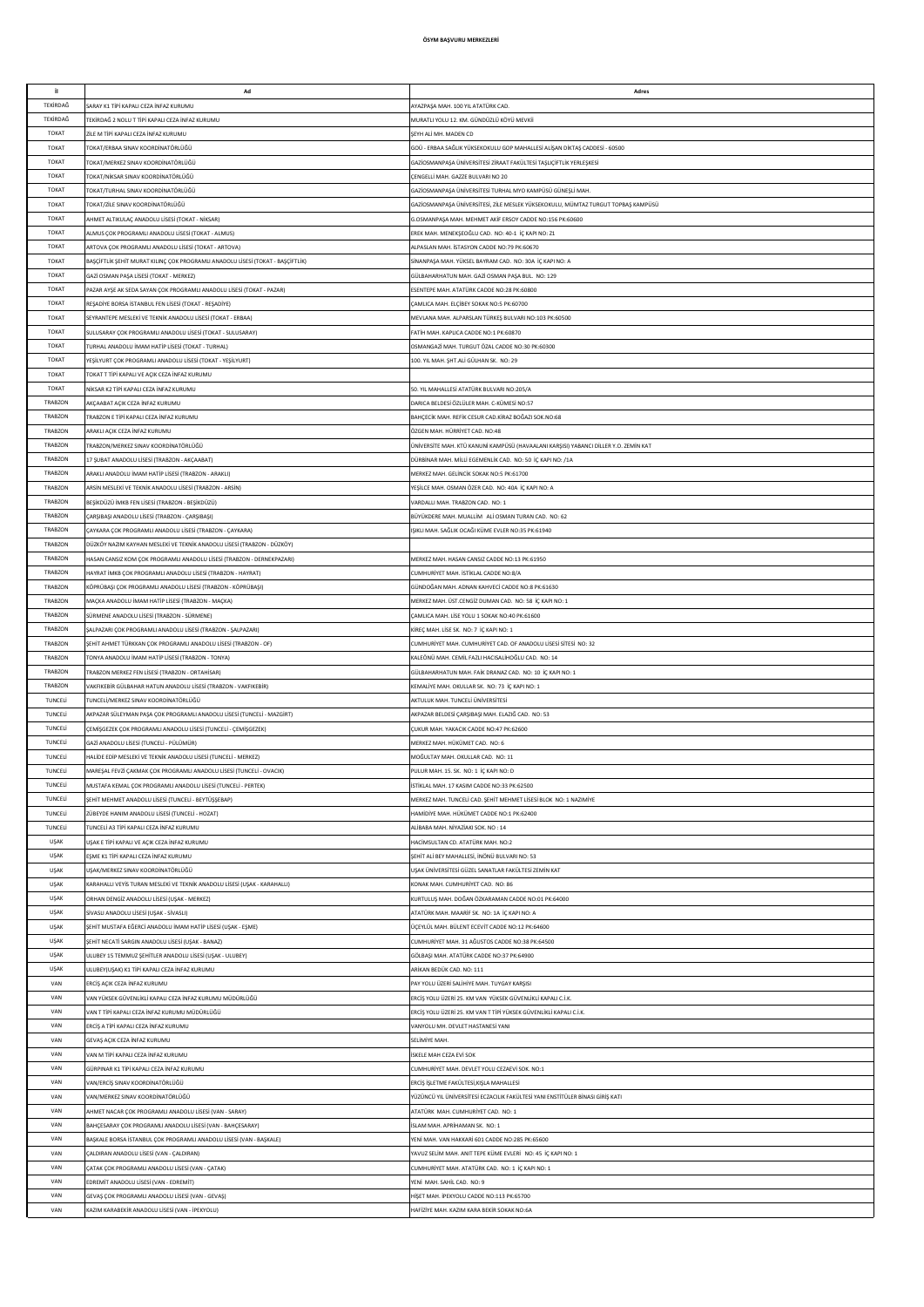# ÖSYM BAŞVURU MERKEZLERİ

| İl | Ad | Adres |
|---|---|---|
| TEKİRDAĞ | SARAY K1 TİPİ KAPALI CEZA İNFAZ KURUMU | AYAZPAŞA MAH. 100 YIL ATATÜRK CAD. |
| TEKİRDAĞ | TEKİRDAĞ 2 NOLU T TİPİ KAPALI CEZA İNFAZ KURUMU | MURATLI YOLU 12. KM. GÜNDÜZLÜ KÖYÜ MEVKİİ |
| TOKAT | ZİLE M TİPİ KAPALI CEZA İNFAZ KURUMU | ŞEYH ALİ MH. MADEN CD |
| TOKAT | TOKAT/ERBAA SINAV KOORDİNATÖRLÜĞÜ | GOÜ - ERBAA SAĞLIK YÜKSEKOKULU GOP MAHALLESİ ALİŞAN DİKTAŞ CADDESİ - 60500 |
| TOKAT | TOKAT/MERKEZ SINAV KOORDİNATÖRLÜĞÜ | GAZİOSMANPAŞA ÜNİVERSİTESİ ZİRAAT FAKÜLTESİ TAŞLIÇİFTLİK YERLEŞKESİ |
| TOKAT | TOKAT/NİKSAR SINAV KOORDİNATÖRLÜĞÜ | ÇENGELLİ MAH. GAZZE BULVARI NO 20 |
| TOKAT | TOKAT/TURHAL SINAV KOORDİNATÖRLÜĞÜ | GAZİOSMANPAŞA ÜNİVERSİTESİ TURHAL MYO KAMPÜSÜ GÜNEŞLİ MAH. |
| TOKAT | TOKAT/ZİLE SINAV KOORDİNATÖRLÜĞÜ | GAZİOSMANPAŞA ÜNİVERSİTESİ, ZİLE MESLEK YÜKSEKOKULU, MÜMTAZ TURGUT TOPBAŞ KAMPÜSÜ |
| TOKAT | AHMET ALTIKULAÇ ANADOLU LİSESİ (TOKAT - NİKSAR) | G.OSMANPAŞA MAH. MEHMET AKİF ERSOY CADDE NO:156 PK:60600 |
| TOKAT | ALMUS ÇOK PROGRAMLI ANADOLU LİSESİ (TOKAT - ALMUS) | EREK MAH. MENEKŞEOĞLU CAD. NO: 40-1 İÇ KAPI NO: Z1 |
| TOKAT | ARTOVA ÇOK PROGRAMLI ANADOLU LİSESİ (TOKAT - ARTOVA) | ALPASLAN MAH. İSTASYON CADDE NO:79 PK:60670 |
| TOKAT | BAŞÇİFTLİK ŞEHİT MURAT KILINÇ ÇOK PROGRAMLI ANADOLU LİSESİ (TOKAT - BAŞÇİFTLİK) | SİNANPAŞA MAH. YÜKSEL BAYRAM CAD. NO: 30A İÇ KAPI NO: A |
| TOKAT | GAZİ OSMAN PAŞA LİSESİ (TOKAT - MERKEZ) | GÜLBAHARHATUN MAH. GAZİ OSMAN PAŞA BUL. NO: 129 |
| TOKAT | PAZAR AYŞE AK SEDA SAYAN ÇOK PROGRAMLI ANADOLU LİSESİ (TOKAT - PAZAR) | ESENTEPE MAH. ATATÜRK CADDE NO:28 PK:60800 |
| TOKAT | REŞADİYE BORSA İSTANBUL FEN LİSESİ (TOKAT - REŞADİYE) | ÇAMLICA MAH. ELÇİBEY SOKAK NO:5 PK:60700 |
| TOKAT | SEYRANTEPE MESLEKİ VE TEKNİK ANADOLU LİSESİ (TOKAT - ERBAA) | MEVLANA MAH. ALPARSLAN TÜRKEŞ BULVARI NO:103 PK:60500 |
| TOKAT | SULUSARAY ÇOK PROGRAMLI ANADOLU LİSESİ (TOKAT - SULUSARAY) | FATİH MAH. KAPLICA CADDE NO:1 PK:60870 |
| TOKAT | TURHAL ANADOLU İMAM HATİP LİSESİ (TOKAT - TURHAL) | OSMANGAZİ MAH. TURGUT ÖZAL CADDE NO:30 PK:60300 |
| TOKAT | YEŞİLYURT ÇOK PROGRAMLI ANADOLU LİSESİ (TOKAT - YEŞİLYURT) | 100. YIL MAH. ŞHT.ALİ GÜLHAN SK. NO: 29 |
| TOKAT | TOKAT T TİPİ KAPALI VE AÇIK CEZA İNFAZ KURUMU | |
| TOKAT | NİKSAR K2 TİPİ KAPALI CEZA İNFAZ KURUMU | 50. YIL MAHALLESİ ATATÜRK BULVARI NO:205/A |
| TRABZON | AKÇAABAT AÇIK CEZA İNFAZ KURUMU | DARICA BELDESİ ÖZLÜLER MAH. C-KÜMESİ NO:57 |
| TRABZON | TRABZON E TİPİ KAPALI CEZA İNFAZ KURUMU | BAHÇECİK MAH. REFİK CESUR CAD.KİRAZ BOĞAZI SOK.NO:68 |
| TRABZON | ARAKLI AÇIK CEZA İNFAZ KURUMU | ÖZGEN MAH. HÜRRİYET CAD. NO:48 |
| TRABZON | TRABZON/MERKEZ SINAV KOORDİNATÖRLÜĞÜ | ÜNİVERSİTE MAH. KTÜ KANUNİ KAMPÜSÜ (HAVAALANI KARŞISI) YABANCI DİLLER Y.O. ZEMİN KAT |
| TRABZON | 17 ŞUBAT ANADOLU LİSESİ (TRABZON - AKÇAABAT) | DÜRBİNAR MAH. MİLLİ EGEMENLİK CAD. NO: 50 İÇ KAPI NO: /1A |
| TRABZON | ARAKLI ANADOLU İMAM HATİP LİSESİ (TRABZON - ARAKLI) | MERKEZ MAH. GELİNCİK SOKAK NO:5 PK:61700 |
| TRABZON | ARSİN MESLEKİ VE TEKNİK ANADOLU LİSESİ (TRABZON - ARSİN) | YEŞİLCE MAH. OSMAN ÖZER CAD. NO: 40A İÇ KAPI NO: A |
| TRABZON | BEŞİKDÜZÜ İMKB FEN LİSESİ (TRABZON - BEŞİKDÜZÜ) | VARDALLI MAH. TRABZON CAD. NO: 1 |
| TRABZON | ÇARŞIBAŞI ANADOLU LİSESİ (TRABZON - ÇARŞIBAŞI) | BÜYÜKDERE MAH. MUALLİM ALİ OSMAN TURAN CAD. NO: 62 |
| TRABZON | ÇAYKARA ÇOK PROGRAMLI ANADOLU LİSESİ (TRABZON - ÇAYKARA) | IŞIKLI MAH. SAĞLIK OCAĞI KÜME EVLER NO:35 PK:61940 |
| TRABZON | DÜZKÖY NAZIM KAYHAN MESLEKİ VE TEKNİK ANADOLU LİSESİ (TRABZON - DÜZKÖY) | |
| TRABZON | HASAN CANSIZ KOM ÇOK PROGRAMLI ANADOLU LİSESİ (TRABZON - DERNEKPAZARI) | MERKEZ MAH. HASAN CANSIZ CADDE NO:13 PK:61950 |
| TRABZON | HAYRAT İMKB ÇOK PROGRAMLI ANADOLU LİSESİ (TRABZON - HAYRAT) | CUMHURİYET MAH. İSTİKLAL CADDE NO:8/A |
| TRABZON | KÖPRÜBAŞI ÇOK PROGRAMLI ANADOLU LİSESİ (TRABZON - KÖPRÜBAŞI) | GÜNDOĞAN MAH. ADNAN KAHVECİ CADDE NO:8 PK:61630 |
| TRABZON | MAÇKA ANADOLU İMAM HATİP LİSESİ (TRABZON - MAÇKA) | MERKEZ MAH. ÜST.CENGİZ DUMAN CAD. NO: 58 İÇ KAPI NO: 1 |
| TRABZON | SÜRMENE ANADOLU LİSESİ (TRABZON - SÜRMENE) | ÇAMLICA MAH. LİSE YOLU 1 SOKAK NO:40 PK:61600 |
| TRABZON | ŞALPAZARI ÇOK PROGRAMLI ANADOLU LİSESİ (TRABZON - ŞALPAZARI) | KİREÇ MAH. LİSE SK. NO: 7 İÇ KAPI NO: 1 |
| TRABZON | ŞEHİT AHMET TÜRKKAN ÇOK PROGRAMLI ANADOLU LİSESİ (TRABZON - OF) | CUMHURİYET MAH. CUMHURİYET CAD. OF ANADOLU LİSESİ SİTESİ NO: 32 |
| TRABZON | TONYA ANADOLU İMAM HATİP LİSESİ (TRABZON - TONYA) | KALEÖNÜ MAH. CEMİL FAZLI HACISALİHOĞLU CAD. NO: 14 |
| TRABZON | TRABZON MERKEZ FEN LİSESİ (TRABZON - ORTAHİSAR) | GÜLBAHARHATUN MAH. FAİK DRANAZ CAD. NO: 10 İÇ KAPI NO: 1 |
| TRABZON | VAKFIKEBİR GÜLBAHAR HATUN ANADOLU LİSESİ (TRABZON - VAKFIKEBİR) | KEMALİYE MAH. OKULLAR SK. NO: 73 İÇ KAPI NO: 1 |
| TUNCELİ | TUNCELİ/MERKEZ SINAV KOORDİNATÖRLÜĞÜ | AKTULUK MAH. TUNCELİ ÜNİVERSİTESİ |
| TUNCELİ | AKPAZAR SÜLEYMAN PAŞA ÇOK PROGRAMLI ANADOLU LİSESİ (TUNCELİ - MAZGİRT) | AKPAZAR BELDESİ ÇARŞIBAŞI MAH. ELAZIĞ CAD. NO: 53 |
| TUNCELİ | ÇEMİŞGEZEK ÇOK PROGRAMLI ANADOLU LİSESİ (TUNCELİ - ÇEMİŞGEZEK) | ÇUKUR MAH. YAKACIK CADDE NO:47 PK:62600 |
| TUNCELİ | GAZİ ANADOLU LİSESİ (TUNCELİ - PÜLÜMÜR) | MERKEZ MAH. HÜKÜMET CAD. NO: 6 |
| TUNCELİ | HALİDE EDİP MESLEKİ VE TEKNİK ANADOLU LİSESİ (TUNCELİ - MERKEZ) | MOĞULTAY MAH. OKULLAR CAD. NO: 11 |
| TUNCELİ | MAREŞAL FEVZİ ÇAKMAK ÇOK PROGRAMLI ANADOLU LİSESİ (TUNCELİ - OVACIK) | PULUR MAH. 15. SK. NO: 1 İÇ KAPI NO: D |
| TUNCELİ | MUSTAFA KEMAL ÇOK PROGRAMLI ANADOLU LİSESİ (TUNCELİ - PERTEK) | İSTİKLAL MAH. 17 KASIM CADDE NO:33 PK:62500 |
| TUNCELİ | ŞEHİT MEHMET ANADOLU LİSESİ (TUNCELİ - BEYTÜŞŞEBAP) | MERKEZ MAH. TUNCELİ CAD. ŞEHİT MEHMET LİSESİ BLOK NO: 1 NAZIMİYE |
| TUNCELİ | ZÜBEYDE HANIM ANADOLU LİSESİ (TUNCELİ - HOZAT) | HAMİDİYE MAH. HÜKÜMET CADDE NO:1 PK:62400 |
| TUNCELİ | TUNCELİ A3 TİPİ KAPALI CEZA İNFAZ KURUMU | ALİBABA MAH. NİYAZİAKI SOK. NO : 14 |
| UŞAK | UŞAK E TİPİ KAPALI VE AÇIK CEZA İNFAZ KURUMU | HACIMSULTAN CD. ATATÜRK MAH. NO:2 |
| UŞAK | EŞME K1 TİPİ KAPALI CEZA İNFAZ KURUMU | ŞEHİT ALİ BEY MAHALLESİ, İNÖNÜ BULVARI NO: 53 |
| UŞAK | UŞAK/MERKEZ SINAV KOORDİNATÖRLÜĞÜ | UŞAK ÜNİVERSİTESİ GÜZEL SANATLAR FAKÜLTESİ ZEMİN KAT |
| UŞAK | KARAHALLI VEYİS TURAN MESLEKİ VE TEKNİK ANADOLU LİSESİ (UŞAK - KARAHALLI) | KONAK MAH. CUMHURİYET CAD. NO: 86 |
| UŞAK | ORHAN DENGİZ ANADOLU LİSESİ (UŞAK - MERKEZ) | KURTULUŞ MAH. DOĞAN ÖZKARAMAN CADDE NO:01 PK:64000 |
| UŞAK | SİVASLI ANADOLU LİSESİ (UŞAK - SİVASLI) | ATATÜRK MAH. MAARİF SK. NO: 1A İÇ KAPI NO: A |
| UŞAK | ŞEHİT MUSTAFA EĞERCİ ANADOLU İMAM HATİP LİSESİ (UŞAK - EŞME) | ÜÇEYLÜL MAH. BÜLENT ECEVİT CADDE NO:12 PK:64600 |
| UŞAK | ŞEHİT NECATİ SARGIN ANADOLU LİSESİ (UŞAK - BANAZ) | CUMHURİYET MAH. 31 AĞUSTOS CADDE NO:38 PK:64500 |
| UŞAK | ULUBEY 15 TEMMUZ ŞEHİTLER ANADOLU LİSESİ (UŞAK - ULUBEY) | GÖLBAŞI MAH. ATATÜRK CADDE NO:37 PK:64900 |
| UŞAK | ULUBEY(UŞAK) K1 TİPİ KAPALI CEZA İNFAZ KURUMU | ARİKAN BEDÜK CAD. NO: 111 |
| VAN | ERCİŞ AÇIK CEZA İNFAZ KURUMU | PAY YOLU ÜZERİ SALİHİYE MAH. TUYGAY KARŞISI |
| VAN | VAN YÜKSEK GÜVENLİKLİ KAPALI CEZA İNFAZ KURUMU MÜDÜRLÜĞÜ | ERCİŞ YOLU ÜZERİ 25. KM VAN YÜKSEK GÜVENLİKLİ KAPALI C.İ.K. |
| VAN | VAN T TİPİ KAPALI CEZA İNFAZ KURUMU MÜDÜRLÜĞÜ | ERCİŞ YOLU ÜZERİ 25. KM VAN T TİPİ YÜKSEK GÜVENLİKLİ KAPALI C.İ.K. |
| VAN | ERCİŞ A TİPİ KAPALI CEZA İNFAZ KURUMU | VANYOLU MH. DEVLET HASTANESİ YANI |
| VAN | GEVAŞ AÇIK CEZA İNFAZ KURUMU | SELİMİYE MAH. |
| VAN | VAN M TİPİ KAPALI CEZA İNFAZ KURUMU | İSKELE MAH CEZA EVİ SOK |
| VAN | GÜRPINAR K1 TİPİ KAPALI CEZA İNFAZ KURUMU | CUMHURİYET MAH. DEVLET YOLU CEZAEVİ SOK. NO:1 |
| VAN | VAN/ERCİŞ SINAV KOORDİNATÖRLÜĞÜ | ERCİŞ İŞLETME FAKÜLTESİ,KIŞLA MAHALLESİ |
| VAN | VAN/MERKEZ SINAV KOORDİNATÖRLÜĞÜ | YÜZÜNCÜ YIL ÜNİVERSİTESİ ECZACILIK FAKÜLTESİ YANI ENSTİTÜLER BİNASI GİRİŞ KATI |
| VAN | AHMET NACAR ÇOK PROGRAMLI ANADOLU LİSESİ (VAN - SARAY) | ATATÜRK MAH. CUMHURİYET CAD. NO: 1 |
| VAN | BAHÇESARAY ÇOK PROGRAMLI ANADOLU LİSESİ (VAN - BAHÇESARAY) | İSLAM MAH. APRİHAMAN SK. NO: 1 |
| VAN | BAŞKALE BORSA İSTANBUL ÇOK PROGRAMLI ANADOLU LİSESİ (VAN - BAŞKALE) | YENİ MAH. VAN HAKKARİ 601 CADDE NO:285 PK:65600 |
| VAN | ÇALDIRAN ANADOLU LİSESİ (VAN - ÇALDIRAN) | YAVUZ SELİM MAH. ANIT TEPE KÜME EVLERİ NO: 45 İÇ KAPI NO: 1 |
| VAN | ÇATAK ÇOK PROGRAMLI ANADOLU LİSESİ (VAN - ÇATAK) | CUMHURİYET MAH. ATATÜRK CAD. NO: 1 İÇ KAPI NO: 1 |
| VAN | EDREMİT ANADOLU LİSESİ (VAN - EDREMİT) | YENİ MAH. SAHİL CAD. NO: 9 |
| VAN | GEVAŞ ÇOK PROGRAMLI ANADOLU LİSESİ (VAN - GEVAŞ) | HİŞET MAH. İPEKYOLU CADDE NO:113 PK:65700 |
| VAN | KAZIM KARABEKİR ANADOLU LİSESİ (VAN - İPEKYOLU) | HAFİZİYE MAH. KAZIM KARA BEKİR SOKAK NO:6A |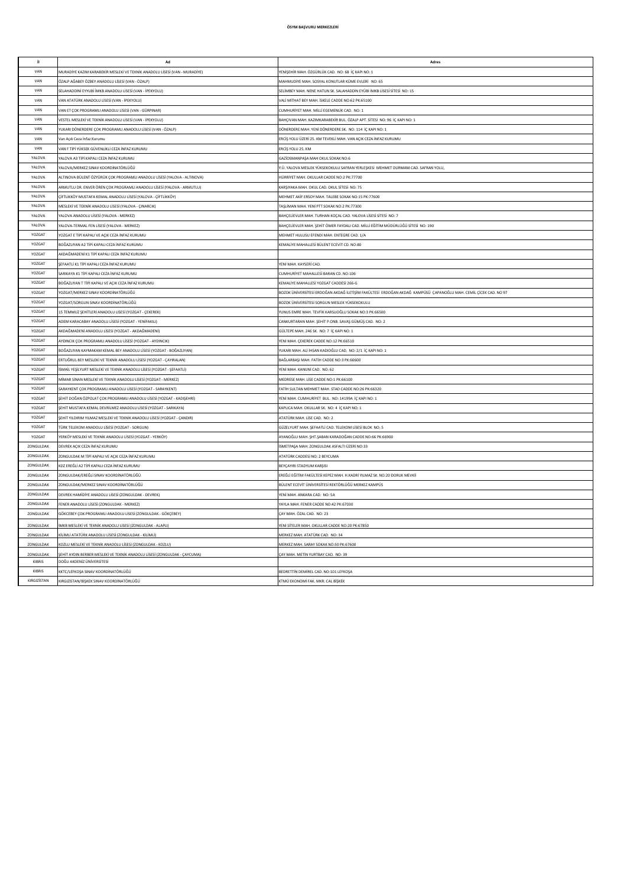**ÖSYM BAŞVURU MERKEZLERİ**

| İl | Ad | Adres |
|---|---|---|
| VAN | MURADİYE KAZIM KARABEKİR MESLEKİ VE TEKNİK ANADOLU LİSESİ (VAN - MURADİYE) | YENİŞEHİR MAH. ÖZGÜRLÜK CAD. NO: 68 İÇ KAPI NO: 1 |
| VAN | ÖZALP AĞABEY ÖZBEY ANADOLU LİSESİ (VAN - ÖZALP) | MAHMUDİYE MAH. SOSYAL KONUTLAR KÜME EVLERİ NO: 65 |
| VAN | SELAHADDİNİ EYYUBİ İMKB ANADOLU LİSESİ (VAN - İPEKYOLU) | SELİMBEY MAH. NENE HATUN SK. SALAHADDİN EYÜBİ İMKB LİSESİ SİTESİ NO: 15 |
| VAN | VAN ATATÜRK ANADOLU LİSESİ (VAN - İPEKYOLU) | VALİ MİTHAT BEY MAH. İSKELE CADDE NO:62 PK:65100 |
| VAN | VAN ET ÇOK PROGRAMLI ANADOLU LİSESİ (VAN - GÜRPINAR) | CUMHURİYET MAH. MİLLİ EGEMENLİK CAD. NO: 1 |
| VAN | VESTEL MESLEKİ VE TEKNİK ANADOLU LİSESİ (VAN - İPEKYOLU) | BAHÇIVAN MAH. KAZIMKARABEKİR BUL. ÖZALP APT. SİTESİ NO: 96 İÇ KAPI NO: 1 |
| VAN | YUKARI DÖNERDERE ÇOK PROGRAMLI ANADOLU LİSESİ (VAN - ÖZALP) | DÖNERDERE MAH. YENİ DÖNERDERE SK. NO: 114 İÇ KAPI NO: 1 |
| VAN | Van Açık Ceza İnfaz Kurumu | ERCİŞ YOLU ÜZERİ 25. KM TEVEKLİ MAH. VAN AÇIK CEZA İNFAZ KURUMU |
| VAN | VAN F TİPİ YÜKSEK GÜVENLİKLİ CEZA İNFAZ KURUMU | ERCİŞ YOLU 25. KM |
| YALOVA | YALOVA A3 TİPİ KAPALI CEZA İNFAZ KURUMU | GAZİOSMANPAŞA MAH OKUL SOKAK NO:6 |
| YALOVA | YALOVA/MERKEZ SINAV KOORDİNATÖRLÜĞÜ | Y.Ü. YALOVA MESLEK YÜKSEKOKULU SAFRAN YERLEŞKESİ MEHMET DURMAM CAD. SAFRAN YOLU, |
| YALOVA | ALTINOVA BÜLENT ÖZYÜRÜK ÇOK PROGRAMLI ANADOLU LİSESİ (YALOVA - ALTINOVA) | HÜRRİYET MAH. OKULLAR CADDE NO:2 PK:77700 |
| YALOVA | ARMUTLU DR. ENVER ÖREN ÇOK PROGRAMLI ANADOLU LİSESİ (YALOVA - ARMUTLU) | KARŞIYAKA MAH. OKUL CAD. OKUL SİTESİ NO: 75 |
| YALOVA | ÇİFTLİKKÖY MUSTAFA KEMAL ANADOLU LİSESİ (YALOVA - ÇİFTLİKKÖY) | MEHMET AKİF ERSOY MAH. TALEBE SOKAK NO:15 PK:77600 |
| YALOVA | MESLEKİ VE TEKNİK ANADOLU LİSESİ (YALOVA - ÇINARCIK) | TAŞLİMAN MAH. YENİ PTT SOKAK NO:2 PK:77300 |
| YALOVA | YALOVA ANADOLU LİSESİ (YALOVA - MERKEZ) | BAHÇELİEVLER MAH. TURHAN KOÇAL CAD. YALOVA LİSESİ SİTESİ NO: 7 |
| YALOVA | YALOVA-TERMAL FEN LİSESİ (YALOVA - MERKEZ) | BAHÇELİEVLER MAH. ŞEHİT ÖMER FAYDALI CAD. MİLLİ EĞİTİM MÜDÜRLÜĞÜ SİTESİ NO: 190 |
| YOZGAT | YOZGAT E TİPİ KAPALI VE AÇIK CEZA İNFAZ KURUMU | MEHMET HULUSU EFENDİ MAH. ENTEGRE CAD. 1/A |
| YOZGAT | BOĞAZLIYAN A2 TİPİ KAPALI CEZA İNFAZ KURUMU | KEMALİYE MAHALLESİ BÜLENT ECEVİT CD. NO:80 |
| YOZGAT | AKDAĞMADENİ K1 TİPİ KAPALI CEZA İNFAZ KURUMU | |
| YOZGAT | ŞEFAATLİ K1 TİPİ KAPALI CEZA İNFAZ KURUMU | YENİ MAH. KAYSERİ CAD. |
| YOZGAT | SARIKAYA K1 TİPİ KAPALI CEZA İNFAZ KURUMU | CUMHURİYET MAHALLESİ BARAN CD. NO:106 |
| YOZGAT | BOĞAZLIYAN T TİPİ KAPALI VE AÇIK CEZA İNFAZ KURUMU | KEMALİYE MAHALLESİ YOZGAT CADDESİ 266-G |
| YOZGAT | YOZGAT/MERKEZ SINAV KOORDİNATÖRLÜĞÜ | BOZOK ÜNİVERSİTESİ ERDOĞAN AKDAĞ İLETİŞİM FAKÜLTESİ ERDOĞAN AKDAĞ KAMPÜSÜ ÇAPANOĞLU MAH. CEMİL ÇİCEK CAD. NO 97 |
| YOZGAT | YOZGAT/SORGUN SINAV KOORDİNATÖRLÜĞÜ | BOZOK ÜNİVERSİTESİ SORGUN MESLEK YÜKSEKOKULU |
| YOZGAT | 15 TEMMUZ ŞEHİTLERİ ANADOLU LİSESİ (YOZGAT - ÇEKEREK) | YUNUS EMRE MAH. TEVFİK KARSLIOĞLU SOKAK NO:3 PK:66500 |
| YOZGAT | ADEM KARACABAY ANADOLU LİSESİ (YOZGAT - YENİFAKILI) | CANKURTARAN MAH. ŞEHİT P.ONB. SAVAŞ GÜMÜŞ CAD. NO: 2 |
| YOZGAT | AKDAĞMADENİ ANADOLU LİSESİ (YOZGAT - AKDAĞMADENİ) | GÜLTEPE MAH. 246 SK. NO: 7 İÇ KAPI NO: 1 |
| YOZGAT | AYDINCIK ÇOK PROGRAMLI ANADOLU LİSESİ (YOZGAT - AYDINCIK) | YENİ MAH. ÇEKEREK CADDE NO:12 PK:66510 |
| YOZGAT | BOĞAZLIYAN KAYMAKAM KEMAL BEY ANADOLU LİSESİ (YOZGAT - BOĞAZLIYAN) | YUKARI MAH. ALİ İHSAN KADIOĞLU CAD. NO: 2/1 İÇ KAPI NO: 1 |
| YOZGAT | ERTUĞRUL BEY MESLEKİ VE TEKNİK ANADOLU LİSESİ (YOZGAT - ÇAYIRALAN) | BAĞLARBAŞI MAH. FATİH CADDE NO:3 PK:66600 |
| YOZGAT | İSMAİL YEŞİLYURT MESLEKİ VE TEKNİK ANADOLU LİSESİ (YOZGAT - ŞEFAATLİ) | YENİ MAH. KANUNİ CAD. NO: 62 |
| YOZGAT | MİMAR SİNAN MESLEKİ VE TEKNİK ANADOLU LİSESİ (YOZGAT - MERKEZ) | MEDRESE MAH. LİSE CADDE NO:1 PK:66100 |
| YOZGAT | SARAYKENT ÇOK PROGRAMLI ANADOLU LİSESİ (YOZGAT - SARAYKENT) | FATİH SULTAN MEHMET MAH. STAD CADDE NO:26 PK:66320 |
| YOZGAT | ŞEHİT DOĞAN ÖZPOLAT ÇOK PROGRAMLI ANADOLU LİSESİ (YOZGAT - KADIŞEHRİ) | YENİ MAH. CUMHURİYET BUL. NO: 14199A İÇ KAPI NO: 1 |
| YOZGAT | ŞEHİT MUSTAFA KEMAL DEVRİLMEZ ANADOLU LİSESİ (YOZGAT - SARIKAYA) | KAPLICA MAH. OKULLAR SK. NO: 4 İÇ KAPI NO: 1 |
| YOZGAT | ŞEHİT YILDIRIM YILMAZ MESLEKİ VE TEKNİK ANADOLU LİSESİ (YOZGAT - ÇANDIR) | ATATÜRK MAH. LİSE CAD. NO: 2 |
| YOZGAT | TÜRK TELEKOM ANADOLU LİSESİ (YOZGAT - SORGUN) | GÜZELYURT MAH. ŞEFAATLİ CAD. TELEKOM LİSESİ BLOK NO: 5 |
| YOZGAT | YERKÖY MESLEKİ VE TEKNİK ANADOLU LİSESİ (YOZGAT - YERKÖY) | AYANOĞLU MAH. ŞHT.ŞABAN KARADOĞAN CADDE NO:66 PK:66900 |
| ZONGULDAK | DEVREK AÇIK CEZA İNFAZ KURUMU | İSMETPAŞA MAH. ZONGULDAK ASFALTI ÜZERİ NO:33 |
| ZONGULDAK | ZONGULDAK M TİPİ KAPALI VE AÇIK CEZA İNFAZ KURUMU | ATATÜRK CADDESİ NO: 2 BEYCUMA |
| ZONGULDAK | KDZ EREĞLİ A2 TİPİ KAPALI CEZA İNFAZ KURUMU | BEYÇAYIRI STADYUM KARŞISI |
| ZONGULDAK | ZONGULDAK/EREĞLİ SINAV KOORDİNATÖRLÜĞÜ | EREĞLİ EĞİTİM FAKÜLTESİ KEPEZ MAH. H.KADRİ YILMAZ SK. NO:20 DORUK MEVKİİ |
| ZONGULDAK | ZONGULDAK/MERKEZ SINAV KOORDİNATÖRLÜĞÜ | BÜLENT ECEVİT ÜNİVERSİTESİ REKTÖRLÜĞÜ MERKEZ KAMPÜS |
| ZONGULDAK | DEVREK HAMİDİYE ANADOLU LİSESİ (ZONGULDAK - DEVREK) | YENİ MAH. ANKARA CAD. NO: 5A |
| ZONGULDAK | FENER ANADOLU LİSESİ (ZONGULDAK - MERKEZ) | YAYLA MAH. FENER CADDE NO:42 PK:67030 |
| ZONGULDAK | GÖKÇEBEY ÇOK PROGRAMLI ANADOLU LİSESİ (ZONGULDAK - GÖKÇEBEY) | ÇAY MAH. ÖZAL CAD. NO: 23 |
| ZONGULDAK | İMKB MESLEKİ VE TEKNİK ANADOLU LİSESİ (ZONGULDAK - ALAPLI) | YENİ SİTELER MAH. OKULLAR CADDE NO:20 PK:67850 |
| ZONGULDAK | KİLİMLİ ATATÜRK ANADOLU LİSESİ (ZONGULDAK - KİLİMLİ) | MERKEZ MAH. ATATÜRK CAD. NO: 34 |
| ZONGULDAK | KOZLU MESLEKİ VE TEKNİK ANADOLU LİSESİ (ZONGULDAK - KOZLU) | MERKEZ MAH. SARAY SOKAK NO:50 PK:67600 |
| ZONGULDAK | ŞEHİT AYDIN BERBER MESLEKİ VE TEKNİK ANADOLU LİSESİ (ZONGULDAK - ÇAYCUMA) | ÇAY MAH. METİN YURTBAY CAD. NO: 39 |
| KIBRIS | DOĞU AKDENİZ ÜNİVERSİTESİ | |
| KIBRIS | KKTC/LEFKOŞA SINAV KOORDİNATÖRLÜĞÜ | BEDRETTİN DEMİREL CAD. NO:101 LEFKOŞA |
| KIRGIZİSTAN | KIRGIZİSTAN/BİŞKEK SINAV KOORDİNATÖRLÜĞÜ | KTMÜ EKONOMİ FAK. MKR. CAL BİŞKEK |